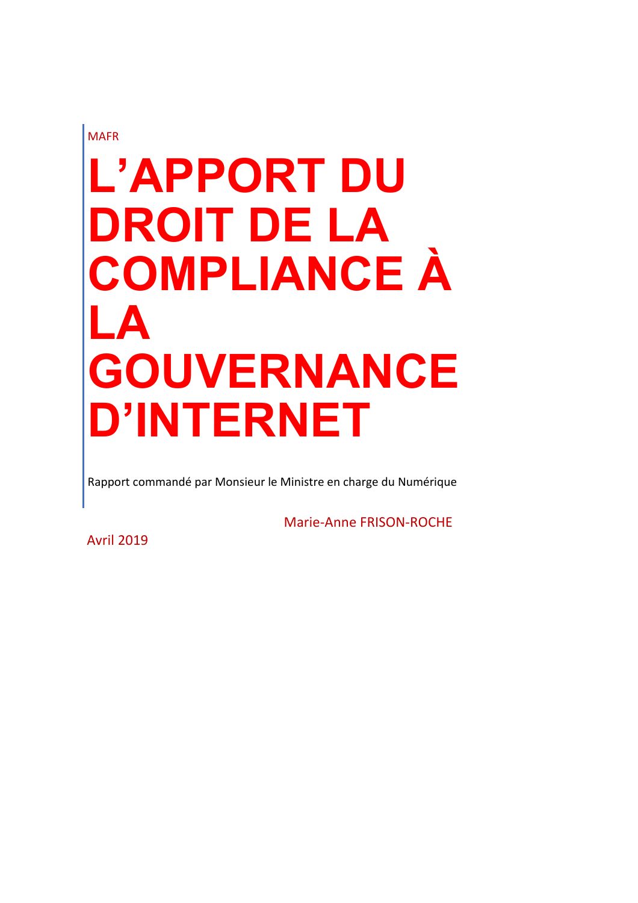MAFR

# L'APPORT DU DROIT DE LA COMPLIANCE À LA GOUVERNANCE D'INTERNET

Rapport commandé par Monsieur le Ministre en charge du Numérique

Marie-Anne FRISON-ROCHE

Avril 2019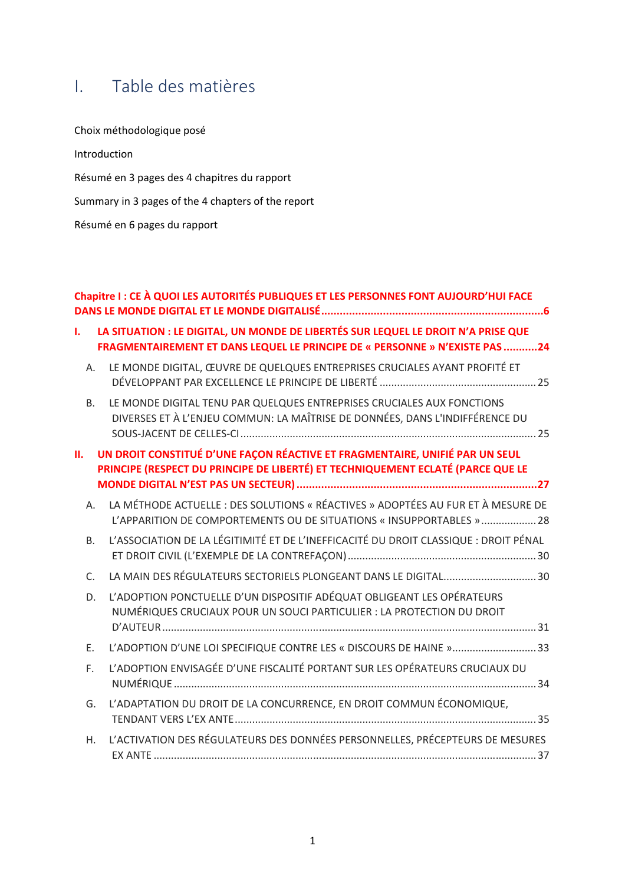# I. Table des matières

Choix méthodologique posé

Introduction

Résumé en 3 pages des 4 chapitres du rapport

Summary in 3 pages of the 4 chapters of the report

Résumé en 6 pages du rapport

**Chapitre I : CE À QUOI LES AUTORITÉS PUBLIQUES ET LES PERSONNES FONT AUJOURD'HUI FACE DANS LE MONDE DIGITAL ET LE MONDE DIGITALISÉ ........................................................................ 6**

**I. LA SITUATION : LE DIGITAL, UN MONDE DE LIBERTÉS SUR LEQUEL LE DROIT N'A PRISE QUE FRAGMENTAIREMENT ET DANS LEQUEL LE PRINCIPE DE « PERSONNE » N'EXISTE PAS ........... 24**

A. LE MONDE DIGITAL, ŒUVRE DE QUELQUES ENTREPRISES CRUCIALES AYANT PROFITÉ ET DÉVELOPPANT PAR EXCELLENCE LE PRINCIPE DE LIBERTÉ ...................................................... 25

B. LE MONDE DIGITAL TENU PAR QUELQUES ENTREPRISES CRUCIALES AUX FONCTIONS DIVERSES ET À L'ENJEU COMMUN: LA MAÎTRISE DE DONNÉES, DANS L'INDIFFÉRENCE DU SOUS-JACENT DE CELLES-CI ..................................................................................................... 25

**II. UN DROIT CONSTITUÉ D'UNE FAÇON RÉACTIVE ET FRAGMENTAIRE, UNIFIÉ PAR UN SEUL PRINCIPE (RESPECT DU PRINCIPE DE LIBERTÉ) ET TECHNIQUEMENT ECLATÉ (PARCE QUE LE MONDE DIGITAL N'EST PAS UN SECTEUR) .............................................................................. 27**

A. LA MÉTHODE ACTUELLE : DES SOLUTIONS « RÉACTIVES » ADOPTÉES AU FUR ET À MESURE DE L'APPARITION DE COMPORTEMENTS OU DE SITUATIONS « INSUPPORTABLES » ................... 28

B. L'ASSOCIATION DE LA LÉGITIMITÉ ET DE L'INEFFICACITÉ DU DROIT CLASSIQUE : DROIT PÉNAL ET DROIT CIVIL (L'EXEMPLE DE LA CONTREFAÇON) ................................................................. 30

C. LA MAIN DES RÉGULATEURS SECTORIELS PLONGEANT DANS LE DIGITAL................................ 30

D. L'ADOPTION PONCTUELLE D'UN DISPOSITIF ADÉQUAT OBLIGEANT LES OPÉRATEURS NUMÉRIQUES CRUCIAUX POUR UN SOUCI PARTICULIER : LA PROTECTION DU DROIT D'AUTEUR .................................................................................................................................... 31

E. L'ADOPTION D'UNE LOI SPECIFIQUE CONTRE LES « DISCOURS DE HAINE » ............................ 33

F. L'ADOPTION ENVISAGÉE D'UNE FISCALITÉ PORTANT SUR LES OPÉRATEURS CRUCIAUX DU NUMÉRIQUE ............................................................................................................................. 34

G. L'ADAPTATION DU DROIT DE LA CONCURRENCE, EN DROIT COMMUN ÉCONOMIQUE, TENDANT VERS L'EX ANTE ....................................................................................................... 35

H. L'ACTIVATION DES RÉGULATEURS DES DONNÉES PERSONNELLES, PRÉCEPTEURS DE MESURES EX ANTE ................................................................................................................................... 37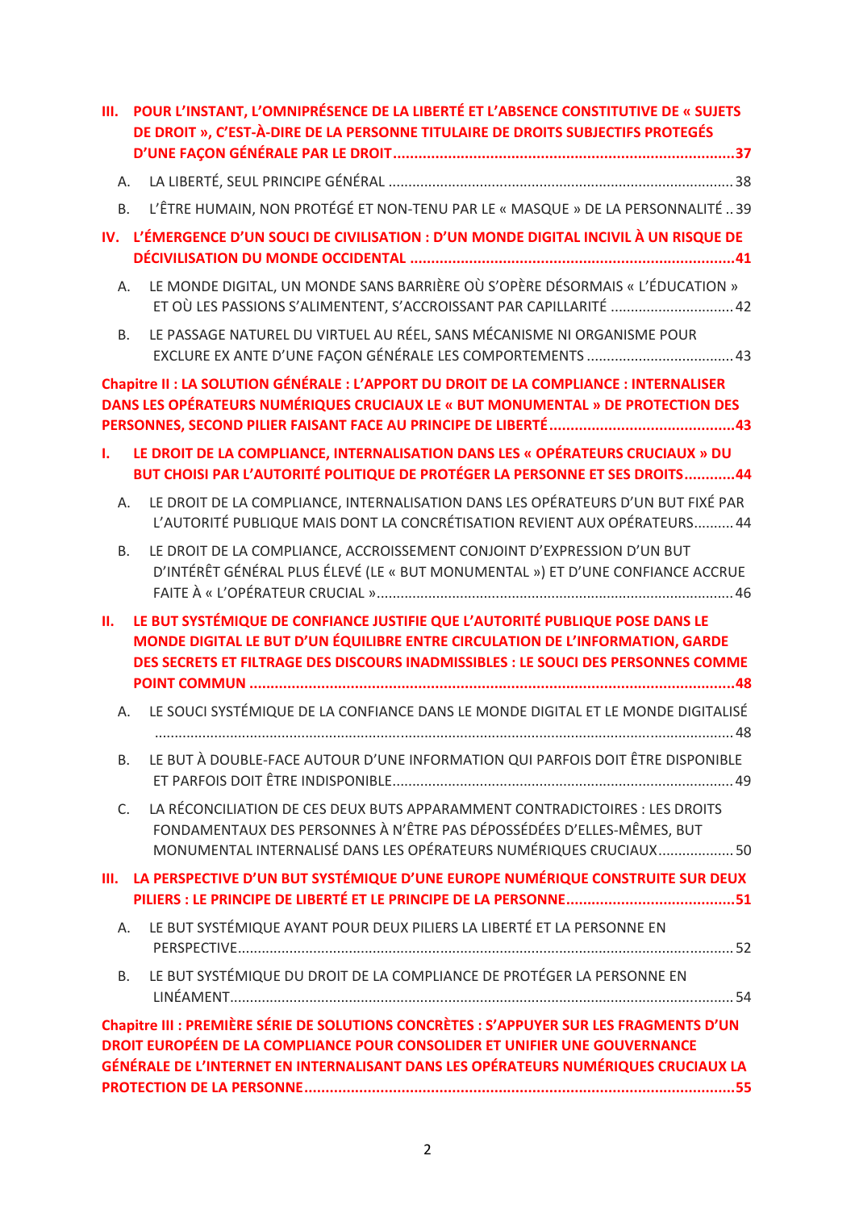**III. POUR L'INSTANT, L'OMNIPRÉSENCE DE LA LIBERTÉ ET L'ABSENCE CONSTITUTIVE DE « SUJETS DE DROIT », C'EST-À-DIRE DE LA PERSONNE TITULAIRE DE DROITS SUBJECTIFS PROTEGÉS D'UNE FAÇON GÉNÉRALE PAR LE DROIT .......... 37**

A. LA LIBERTÉ, SEUL PRINCIPE GÉNÉRAL .......... 38

B. L'ÊTRE HUMAIN, NON PROTÉGÉ ET NON-TENU PAR LE « MASQUE » DE LA PERSONNALITÉ .. 39

**IV. L'ÉMERGENCE D'UN SOUCI DE CIVILISATION : D'UN MONDE DIGITAL INCIVIL À UN RISQUE DE DÉCIVILISATION DU MONDE OCCIDENTAL .......... 41**

A. LE MONDE DIGITAL, UN MONDE SANS BARRIÈRE OÙ S'OPÈRE DÉSORMAIS « L'ÉDUCATION » ET OÙ LES PASSIONS S'ALIMENTENT, S'ACCROISSANT PAR CAPILLARITÉ .......... 42

B. LE PASSAGE NATUREL DU VIRTUEL AU RÉEL, SANS MÉCANISME NI ORGANISME POUR EXCLURE EX ANTE D'UNE FAÇON GÉNÉRALE LES COMPORTEMENTS .......... 43

**Chapitre II : LA SOLUTION GÉNÉRALE : L'APPORT DU DROIT DE LA COMPLIANCE : INTERNALISER DANS LES OPÉRATEURS NUMÉRIQUES CRUCIAUX LE « BUT MONUMENTAL » DE PROTECTION DES PERSONNES, SECOND PILIER FAISANT FACE AU PRINCIPE DE LIBERTÉ .......... 43**

**I. LE DROIT DE LA COMPLIANCE, INTERNALISATION DANS LES « OPÉRATEURS CRUCIAUX » DU BUT CHOISI PAR L'AUTORITÉ POLITIQUE DE PROTÉGER LA PERSONNE ET SES DROITS .......... 44**

A. LE DROIT DE LA COMPLIANCE, INTERNALISATION DANS LES OPÉRATEURS D'UN BUT FIXÉ PAR L'AUTORITÉ PUBLIQUE MAIS DONT LA CONCRÉTISATION REVIENT AUX OPÉRATEURS .......... 44

B. LE DROIT DE LA COMPLIANCE, ACCROISSEMENT CONJOINT D'EXPRESSION D'UN BUT D'INTÉRÊT GÉNÉRAL PLUS ÉLEVÉ (LE « BUT MONUMENTAL ») ET D'UNE CONFIANCE ACCRUE FAITE À « L'OPÉRATEUR CRUCIAL » .......... 46

**II. LE BUT SYSTÉMIQUE DE CONFIANCE JUSTIFIE QUE L'AUTORITÉ PUBLIQUE POSE DANS LE MONDE DIGITAL LE BUT D'UN ÉQUILIBRE ENTRE CIRCULATION DE L'INFORMATION, GARDE DES SECRETS ET FILTRAGE DES DISCOURS INADMISSIBLES : LE SOUCI DES PERSONNES COMME POINT COMMUN .......... 48**

A. LE SOUCI SYSTÉMIQUE DE LA CONFIANCE DANS LE MONDE DIGITAL ET LE MONDE DIGITALISÉ .......... 48

B. LE BUT À DOUBLE-FACE AUTOUR D'UNE INFORMATION QUI PARFOIS DOIT ÊTRE DISPONIBLE ET PARFOIS DOIT ÊTRE INDISPONIBLE .......... 49

C. LA RÉCONCILIATION DE CES DEUX BUTS APPARAMMENT CONTRADICTOIRES : LES DROITS FONDAMENTAUX DES PERSONNES À N'ÊTRE PAS DÉPOSSÉDÉES D'ELLES-MÊMES, BUT MONUMENTAL INTERNALISÉ DANS LES OPÉRATEURS NUMÉRIQUES CRUCIAUX .......... 50

**III. LA PERSPECTIVE D'UN BUT SYSTÉMIQUE D'UNE EUROPE NUMÉRIQUE CONSTRUITE SUR DEUX PILIERS : LE PRINCIPE DE LIBERTÉ ET LE PRINCIPE DE LA PERSONNE .......... 51**

A. LE BUT SYSTÉMIQUE AYANT POUR DEUX PILIERS LA LIBERTÉ ET LA PERSONNE EN PERSPECTIVE .......... 52

B. LE BUT SYSTÉMIQUE DU DROIT DE LA COMPLIANCE DE PROTÉGER LA PERSONNE EN LINÉAMENT .......... 54

**Chapitre III : PREMIÈRE SÉRIE DE SOLUTIONS CONCRÈTES : S'APPUYER SUR LES FRAGMENTS D'UN DROIT EUROPÉEN DE LA COMPLIANCE POUR CONSOLIDER ET UNIFIER UNE GOUVERNANCE GÉNÉRALE DE L'INTERNET EN INTERNALISANT DANS LES OPÉRATEURS NUMÉRIQUES CRUCIAUX LA PROTECTION DE LA PERSONNE .......... 55**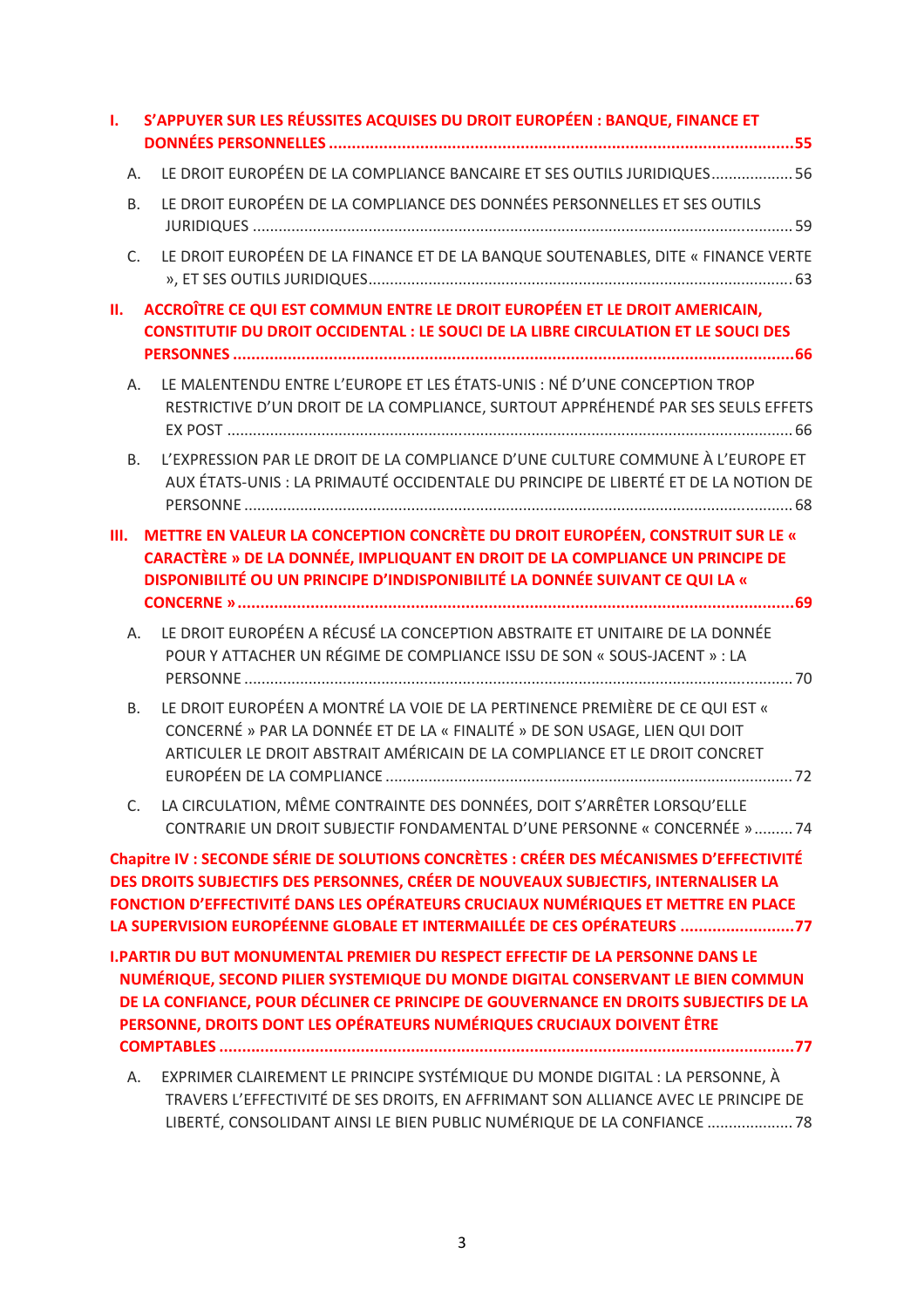**I. S'APPUYER SUR LES RÉUSSITES ACQUISES DU DROIT EUROPÉEN : BANQUE, FINANCE ET DONNÉES PERSONNELLES ......................................................................................................55**

A. LE DROIT EUROPÉEN DE LA COMPLIANCE BANCAIRE ET SES OUTILS JURIDIQUES................... 56

B. LE DROIT EUROPÉEN DE LA COMPLIANCE DES DONNÉES PERSONNELLES ET SES OUTILS JURIDIQUES ............................................................................................................................. 59

C. LE DROIT EUROPÉEN DE LA FINANCE ET DE LA BANQUE SOUTENABLES, DITE « FINANCE VERTE », ET SES OUTILS JURIDIQUES................................................................................................. 63

**II. ACCROÎTRE CE QUI EST COMMUN ENTRE LE DROIT EUROPÉEN ET LE DROIT AMERICAIN, CONSTITUTIF DU DROIT OCCIDENTAL : LE SOUCI DE LA LIBRE CIRCULATION ET LE SOUCI DES PERSONNES ..........................................................................................................................66**

A. LE MALENTENDU ENTRE L'EUROPE ET LES ÉTATS-UNIS : NÉ D'UNE CONCEPTION TROP RESTRICTIVE D'UN DROIT DE LA COMPLIANCE, SURTOUT APPRÉHENDÉ PAR SES SEULS EFFETS EX POST ................................................................................................................................... 66

B. L'EXPRESSION PAR LE DROIT DE LA COMPLIANCE D'UNE CULTURE COMMUNE À L'EUROPE ET AUX ÉTATS-UNIS : LA PRIMAUTÉ OCCIDENTALE DU PRINCIPE DE LIBERTÉ ET DE LA NOTION DE PERSONNE ............................................................................................................................... 68

**III. METTRE EN VALEUR LA CONCEPTION CONCRÈTE DU DROIT EUROPÉEN, CONSTRUIT SUR LE « CARACTÈRE » DE LA DONNÉE, IMPLIQUANT EN DROIT DE LA COMPLIANCE UN PRINCIPE DE DISPONIBILITÉ OU UN PRINCIPE D'INDISPONIBILITÉ LA DONNÉE SUIVANT CE QUI LA « CONCERNE » ........................................................................................................................69**

A. LE DROIT EUROPÉEN A RÉCUSÉ LA CONCEPTION ABSTRAITE ET UNITAIRE DE LA DONNÉE POUR Y ATTACHER UN RÉGIME DE COMPLIANCE ISSU DE SON « SOUS-JACENT » : LA PERSONNE ............................................................................................................................... 70

B. LE DROIT EUROPÉEN A MONTRÉ LA VOIE DE LA PERTINENCE PREMIÈRE DE CE QUI EST « CONCERNÉ » PAR LA DONNÉE ET DE LA « FINALITÉ » DE SON USAGE, LIEN QUI DOIT ARTICULER LE DROIT ABSTRAIT AMÉRICAIN DE LA COMPLIANCE ET LE DROIT CONCRET EUROPÉEN DE LA COMPLIANCE .............................................................................................. 72

C. LA CIRCULATION, MÊME CONTRAINTE DES DONNÉES, DOIT S'ARRÊTER LORSQU'ELLE CONTRARIE UN DROIT SUBJECTIF FONDAMENTAL D'UNE PERSONNE « CONCERNÉE » ......... 74

**Chapitre IV : SECONDE SÉRIE DE SOLUTIONS CONCRÈTES : CRÉER DES MÉCANISMES D'EFFECTIVITÉ DES DROITS SUBJECTIFS DES PERSONNES, CRÉER DE NOUVEAUX SUBJECTIFS, INTERNALISER LA FONCTION D'EFFECTIVITÉ DANS LES OPÉRATEURS CRUCIAUX NUMÉRIQUES ET METTRE EN PLACE LA SUPERVISION EUROPÉENNE GLOBALE ET INTERMAILLÉE DE CES OPÉRATEURS .........................77**

**I. PARTIR DU BUT MONUMENTAL PREMIER DU RESPECT EFFECTIF DE LA PERSONNE DANS LE NUMÉRIQUE, SECOND PILIER SYSTEMIQUE DU MONDE DIGITAL CONSERVANT LE BIEN COMMUN DE LA CONFIANCE, POUR DÉCLINER CE PRINCIPE DE GOUVERNANCE EN DROITS SUBJECTIFS DE LA PERSONNE, DROITS DONT LES OPÉRATEURS NUMÉRIQUES CRUCIAUX DOIVENT ÊTRE COMPTABLES ..............................................................................................................................77**

A. EXPRIMER CLAIREMENT LE PRINCIPE SYSTÉMIQUE DU MONDE DIGITAL : LA PERSONNE, À TRAVERS L'EFFECTIVITÉ DE SES DROITS, EN AFFIRMANT SON ALLIANCE AVEC LE PRINCIPE DE LIBERTÉ, CONSOLIDANT AINSI LE BIEN PUBLIC NUMÉRIQUE DE LA CONFIANCE .................... 78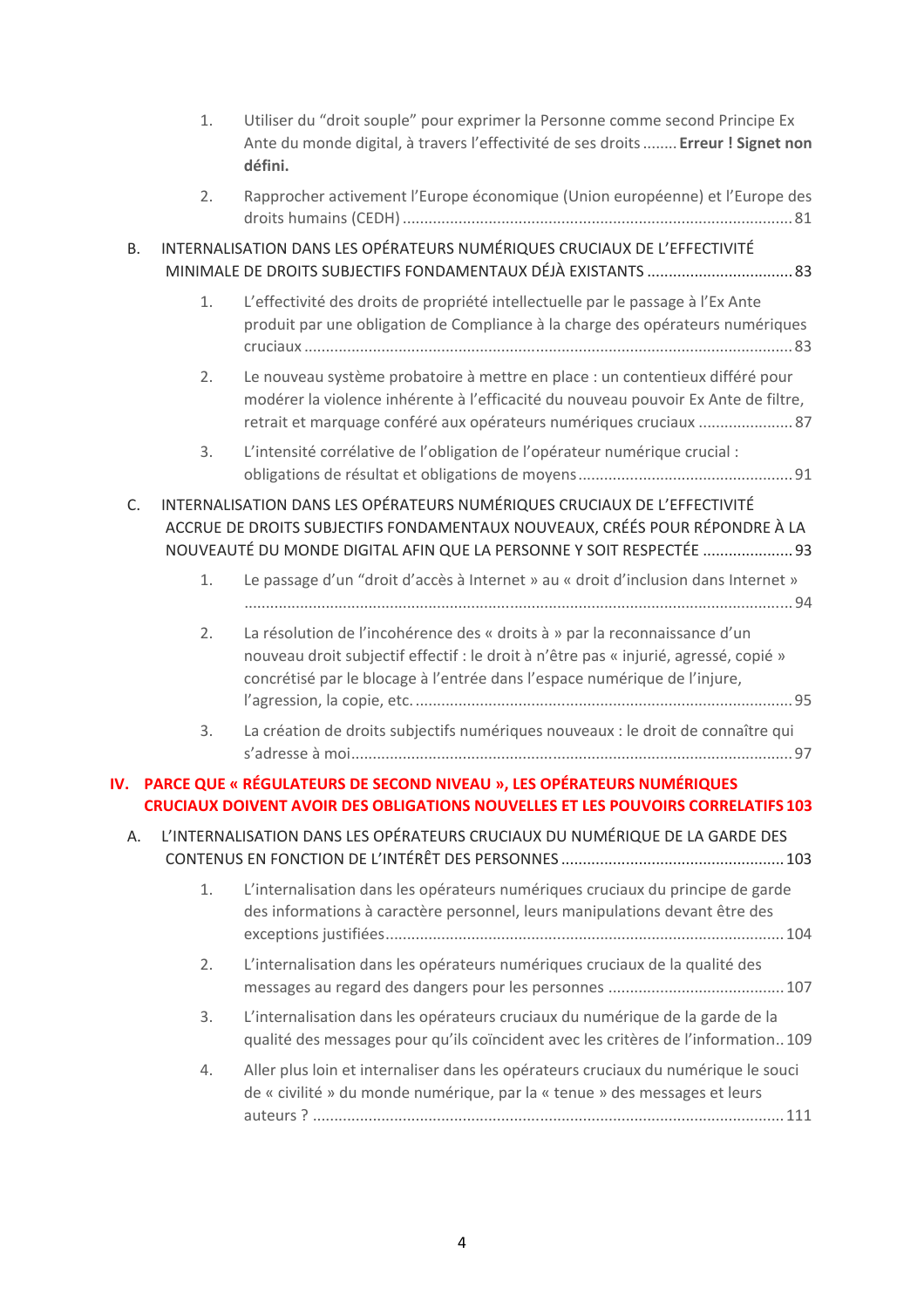1. Utiliser du “droit souple” pour exprimer la Personne comme second Principe Ex Ante du monde digital, à travers l’effectivité de ses droits ........ **Erreur ! Signet non défini.**

2. Rapprocher activement l’Europe économique (Union européenne) et l’Europe des droits humains (CEDH) .......................................................................................... 81

B. INTERNALISATION DANS LES OPÉRATEURS NUMÉRIQUES CRUCIAUX DE L’EFFECTIVITÉ MINIMALE DE DROITS SUBJECTIFS FONDAMENTAUX DÉJÀ EXISTANTS ................................. 83

1. L’effectivité des droits de propriété intellectuelle par le passage à l’Ex Ante produit par une obligation de Compliance à la charge des opérateurs numériques cruciaux ................................................................................................................. 83

2. Le nouveau système probatoire à mettre en place : un contentieux différé pour modérer la violence inhérente à l’efficacité du nouveau pouvoir Ex Ante de filtre, retrait et marquage conféré aux opérateurs numériques cruciaux ...................... 87

3. L’intensité corrélative de l’obligation de l’opérateur numérique crucial : obligations de résultat et obligations de moyens ................................................. 91

C. INTERNALISATION DANS LES OPÉRATEURS NUMÉRIQUES CRUCIAUX DE L’EFFECTIVITÉ ACCRUE DE DROITS SUBJECTIFS FONDAMENTAUX NOUVEAUX, CRÉÉS POUR RÉPONDRE À LA NOUVEAUTÉ DU MONDE DIGITAL AFIN QUE LA PERSONNE Y SOIT RESPECTÉE ..................... 93

1. Le passage d’un “droit d’accès à Internet » au « droit d’inclusion dans Internet » .............................................................................................................................. 94

2. La résolution de l’incohérence des « droits à » par la reconnaissance d’un nouveau droit subjectif effectif : le droit à n’être pas « injurié, agressé, copié » concrétisé par le blocage à l’entrée dans l’espace numérique de l’injure, l’agression, la copie, etc. ....................................................................................... 95

3. La création de droits subjectifs numériques nouveaux : le droit de connaître qui s’adresse à moi...................................................................................................... 97

## IV. PARCE QUE « RÉGULATEURS DE SECOND NIVEAU », LES OPÉRATEURS NUMÉRIQUES CRUCIAUX DOIVENT AVOIR DES OBLIGATIONS NOUVELLES ET LES POUVOIRS CORRELATIFS 103

A. L’INTERNALISATION DANS LES OPÉRATEURS CRUCIAUX DU NUMÉRIQUE DE LA GARDE DES CONTENUS EN FONCTION DE L’INTÉRÊT DES PERSONNES ................................................... 103

1. L’internalisation dans les opérateurs numériques cruciaux du principe de garde des informations à caractère personnel, leurs manipulations devant être des exceptions justifiées............................................................................................ 104

2. L’internalisation dans les opérateurs numériques cruciaux de la qualité des messages au regard des dangers pour les personnes ......................................... 107

3. L’internalisation dans les opérateurs cruciaux du numérique de la garde de la qualité des messages pour qu’ils coïncident avec les critères de l’information.. 109

4. Aller plus loin et internaliser dans les opérateurs cruciaux du numérique le souci de « civilité » du monde numérique, par la « tenue » des messages et leurs auteurs ? ............................................................................................................. 111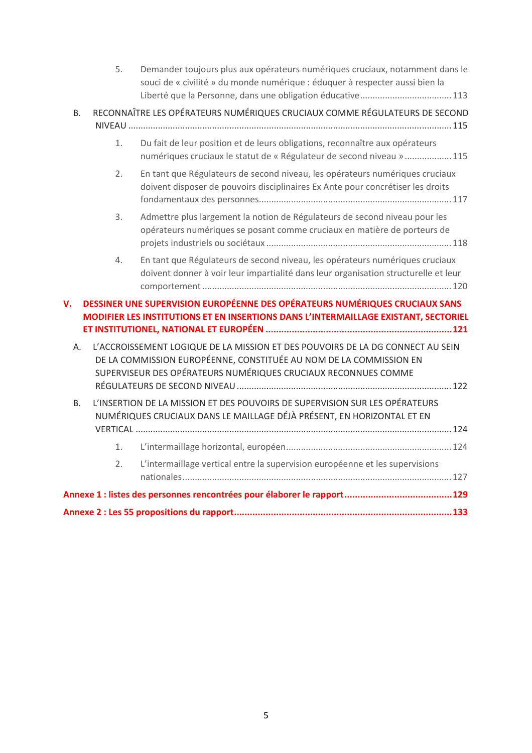5. Demander toujours plus aux opérateurs numériques cruciaux, notamment dans le souci de « civilité » du monde numérique : éduquer à respecter aussi bien la Liberté que la Personne, dans une obligation éducative .................................... 113

B. RECONNAÎTRE LES OPÉRATEURS NUMÉRIQUES CRUCIAUX COMME RÉGULATEURS DE SECOND NIVEAU ................................................................................................................................ 115

1. Du fait de leur position et de leurs obligations, reconnaître aux opérateurs numériques cruciaux le statut de « Régulateur de second niveau » .................. 115

2. En tant que Régulateurs de second niveau, les opérateurs numériques cruciaux doivent disposer de pouvoirs disciplinaires Ex Ante pour concrétiser les droits fondamentaux des personnes............................................................................ 117

3. Admettre plus largement la notion de Régulateurs de second niveau pour les opérateurs numériques se posant comme cruciaux en matière de porteurs de projets industriels ou sociétaux ......................................................................... 118

4. En tant que Régulateurs de second niveau, les opérateurs numériques cruciaux doivent donner à voir leur impartialité dans leur organisation structurelle et leur comportement ................................................................................................... 120

**V. DESSINER UNE SUPERVISION EUROPÉENNE DES OPÉRATEURS NUMÉRIQUES CRUCIAUX SANS MODIFIER LES INSTITUTIONS ET EN INSERTIONS DANS L'INTERMAILLAGE EXISTANT, SECTORIEL ET INSTITUTIONEL, NATIONAL ET EUROPÉEN ...................................................................... 121**

A. L'ACCROISSEMENT LOGIQUE DE LA MISSION ET DES POUVOIRS DE LA DG CONNECT AU SEIN DE LA COMMISSION EUROPÉENNE, CONSTITUÉE AU NOM DE LA COMMISSION EN SUPERVISEUR DES OPÉRATEURS NUMÉRIQUES CRUCIAUX RECONNUES COMME RÉGULATEURS DE SECOND NIVEAU ..................................................................................... 122

B. L'INSERTION DE LA MISSION ET DES POUVOIRS DE SUPERVISION SUR LES OPÉRATEURS NUMÉRIQUES CRUCIAUX DANS LE MAILLAGE DÉJÀ PRÉSENT, EN HORIZONTAL ET EN VERTICAL ............................................................................................................................ 124

1. L'intermaillage horizontal, européen................................................................. 124

2. L'intermaillage vertical entre la supervision européenne et les supervisions nationales........................................................................................................... 127

**Annexe 1 : listes des personnes rencontrées pour élaborer le rapport ........................................ 129**

**Annexe 2 : Les 55 propositions du rapport................................................................................ 133**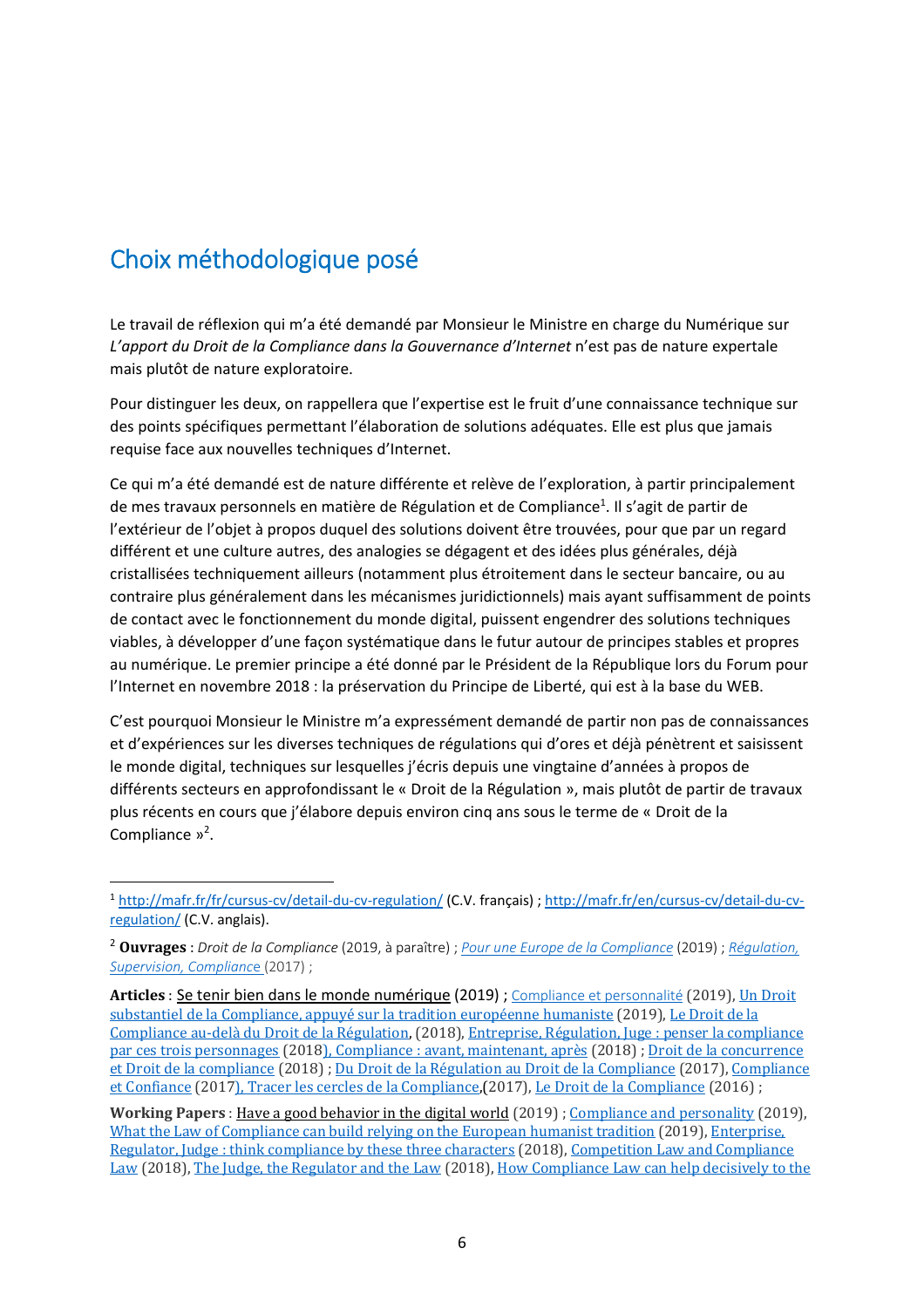# Choix méthodologique posé

Le travail de réflexion qui m'a été demandé par Monsieur le Ministre en charge du Numérique sur *L'apport du Droit de la Compliance dans la Gouvernance d'Internet* n'est pas de nature expertale mais plutôt de nature exploratoire.

Pour distinguer les deux, on rappellera que l'expertise est le fruit d'une connaissance technique sur des points spécifiques permettant l'élaboration de solutions adéquates. Elle est plus que jamais requise face aux nouvelles techniques d'Internet.

Ce qui m'a été demandé est de nature différente et relève de l'exploration, à partir principalement de mes travaux personnels en matière de Régulation et de Compliance[1]. Il s'agit de partir de l'extérieur de l'objet à propos duquel des solutions doivent être trouvées, pour que par un regard différent et une culture autres, des analogies se dégagent et des idées plus générales, déjà cristallisées techniquement ailleurs (notamment plus étroitement dans le secteur bancaire, ou au contraire plus généralement dans les mécanismes juridictionnels) mais ayant suffisamment de points de contact avec le fonctionnement du monde digital, puissent engendrer des solutions techniques viables, à développer d'une façon systématique dans le futur autour de principes stables et propres au numérique. Le premier principe a été donné par le Président de la République lors du Forum pour l'Internet en novembre 2018 : la préservation du Principe de Liberté, qui est à la base du WEB.

C'est pourquoi Monsieur le Ministre m'a expressément demandé de partir non pas de connaissances et d'expériences sur les diverses techniques de régulations qui d'ores et déjà pénètrent et saisissent le monde digital, techniques sur lesquelles j'écris depuis une vingtaine d'années à propos de différents secteurs en approfondissant le « Droit de la Régulation », mais plutôt de partir de travaux plus récents en cours que j'élabore depuis environ cinq ans sous le terme de « Droit de la Compliance »[2].

---

[1] http://mafr.fr/fr/cursus-cv/detail-du-cv-regulation/ (C.V. français) ; http://mafr.fr/en/cursus-cv/detail-du-cv-regulation/ (C.V. anglais).

[2] **Ouvrages** : *Droit de la Compliance* (2019, à paraître) ; *Pour une Europe de la Compliance* (2019) ; *Régulation, Supervision, Compliance* (2017) ;

**Articles** : Se tenir bien dans le monde numérique (2019) ; Compliance et personnalité (2019), Un Droit substantiel de la Compliance, appuyé sur la tradition européenne humaniste (2019), Le Droit de la Compliance au-delà du Droit de la Régulation, (2018), Entreprise, Régulation, Juge : penser la compliance par ces trois personnages (2018), Compliance : avant, maintenant, après (2018) ; Droit de la concurrence et Droit de la compliance (2018) ; Du Droit de la Régulation au Droit de la Compliance (2017), Compliance et Confiance (2017), Tracer les cercles de la Compliance,(2017), Le Droit de la Compliance (2016) ;

**Working Papers** : Have a good behavior in the digital world (2019) ; Compliance and personality (2019), What the Law of Compliance can build relying on the European humanist tradition (2019), Enterprise, Regulator, Judge : think compliance by these three characters (2018), Competition Law and Compliance Law (2018), The Judge, the Regulator and the Law (2018), How Compliance Law can help decisively to the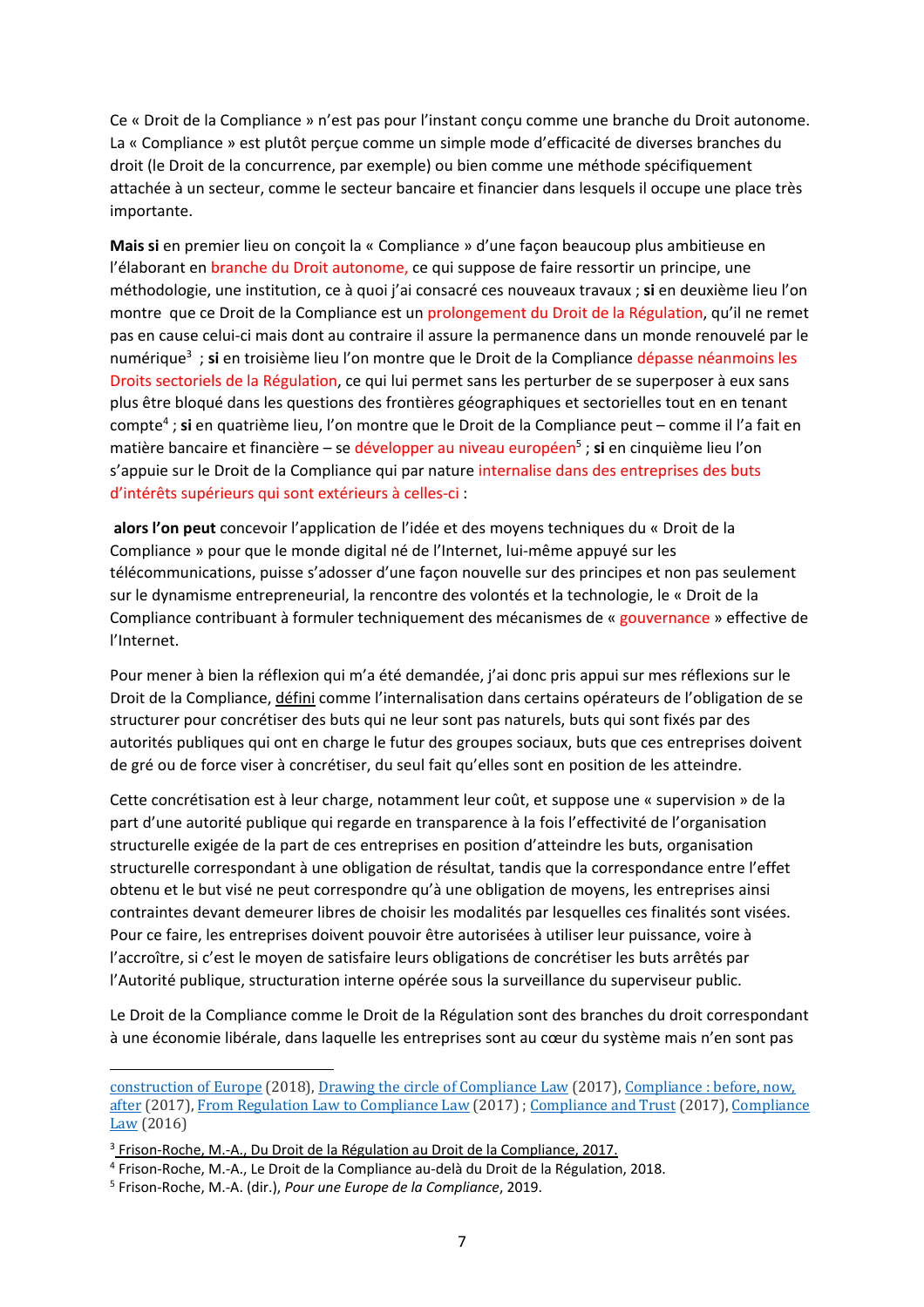Ce « Droit de la Compliance » n'est pas pour l'instant conçu comme une branche du Droit autonome. La « Compliance » est plutôt perçue comme un simple mode d'efficacité de diverses branches du droit (le Droit de la concurrence, par exemple) ou bien comme une méthode spécifiquement attachée à un secteur, comme le secteur bancaire et financier dans lesquels il occupe une place très importante.

**Mais si** en premier lieu on conçoit la « Compliance » d'une façon beaucoup plus ambitieuse en l'élaborant en branche du Droit autonome, ce qui suppose de faire ressortir un principe, une méthodologie, une institution, ce à quoi j'ai consacré ces nouveaux travaux ; **si** en deuxième lieu l'on montre que ce Droit de la Compliance est un prolongement du Droit de la Régulation, qu'il ne remet pas en cause celui-ci mais dont au contraire il assure la permanence dans un monde renouvelé par le numérique[3] ; **si** en troisième lieu l'on montre que le Droit de la Compliance dépasse néanmoins les Droits sectoriels de la Régulation, ce qui lui permet sans les perturber de se superposer à eux sans plus être bloqué dans les questions des frontières géographiques et sectorielles tout en en tenant compte[4] ; **si** en quatrième lieu, l'on montre que le Droit de la Compliance peut – comme il l'a fait en matière bancaire et financière – se développer au niveau européen[5] ; **si** en cinquième lieu l'on s'appuie sur le Droit de la Compliance qui par nature internalise dans des entreprises des buts d'intérêts supérieurs qui sont extérieurs à celles-ci :

**alors l'on peut** concevoir l'application de l'idée et des moyens techniques du « Droit de la Compliance » pour que le monde digital né de l'Internet, lui-même appuyé sur les télécommunications, puisse s'adosser d'une façon nouvelle sur des principes et non pas seulement sur le dynamisme entrepreneurial, la rencontre des volontés et la technologie, le « Droit de la Compliance contribuant à formuler techniquement des mécanismes de « gouvernance » effective de l'Internet.

Pour mener à bien la réflexion qui m'a été demandée, j'ai donc pris appui sur mes réflexions sur le Droit de la Compliance, défini comme l'internalisation dans certains opérateurs de l'obligation de se structurer pour concrétiser des buts qui ne leur sont pas naturels, buts qui sont fixés par des autorités publiques qui ont en charge le futur des groupes sociaux, buts que ces entreprises doivent de gré ou de force viser à concrétiser, du seul fait qu'elles sont en position de les atteindre.

Cette concrétisation est à leur charge, notamment leur coût, et suppose une « supervision » de la part d'une autorité publique qui regarde en transparence à la fois l'effectivité de l'organisation structurelle exigée de la part de ces entreprises en position d'atteindre les buts, organisation structurelle correspondant à une obligation de résultat, tandis que la correspondance entre l'effet obtenu et le but visé ne peut correspondre qu'à une obligation de moyens, les entreprises ainsi contraintes devant demeurer libres de choisir les modalités par lesquelles ces finalités sont visées. Pour ce faire, les entreprises doivent pouvoir être autorisées à utiliser leur puissance, voire à l'accroître, si c'est le moyen de satisfaire leurs obligations de concrétiser les buts arrêtés par l'Autorité publique, structuration interne opérée sous la surveillance du superviseur public.

Le Droit de la Compliance comme le Droit de la Régulation sont des branches du droit correspondant à une économie libérale, dans laquelle les entreprises sont au cœur du système mais n'en sont pas

---

construction of Europe (2018), Drawing the circle of Compliance Law (2017), Compliance : before, now, after (2017), From Regulation Law to Compliance Law (2017) ; Compliance and Trust (2017), Compliance Law (2016)

[3] Frison-Roche, M.-A., Du Droit de la Régulation au Droit de la Compliance, 2017.

[4] Frison-Roche, M.-A., Le Droit de la Compliance au-delà du Droit de la Régulation, 2018.

[5] Frison-Roche, M.-A. (dir.), *Pour une Europe de la Compliance*, 2019.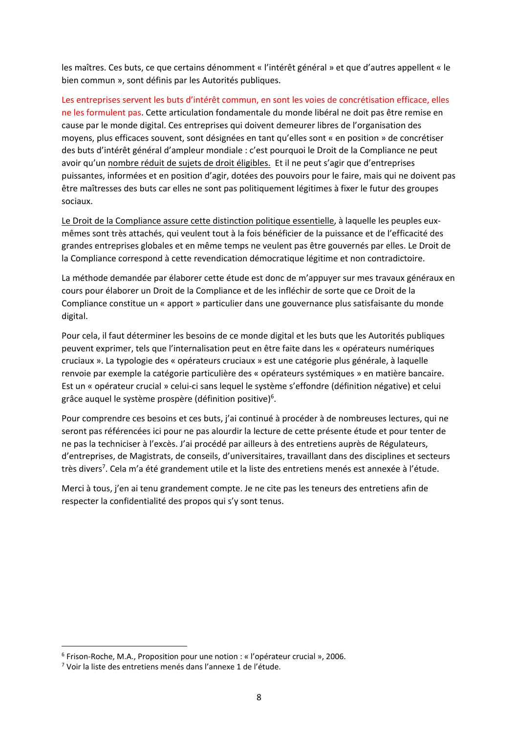les maîtres. Ces buts, ce que certains dénomment « l'intérêt général » et que d'autres appellent « le bien commun », sont définis par les Autorités publiques.

Les entreprises servent les buts d'intérêt commun, en sont les voies de concrétisation efficace, elles ne les formulent pas. Cette articulation fondamentale du monde libéral ne doit pas être remise en cause par le monde digital. Ces entreprises qui doivent demeurer libres de l'organisation des moyens, plus efficaces souvent, sont désignées en tant qu'elles sont « en position » de concrétiser des buts d'intérêt général d'ampleur mondiale : c'est pourquoi le Droit de la Compliance ne peut avoir qu'un nombre réduit de sujets de droit éligibles. Et il ne peut s'agir que d'entreprises puissantes, informées et en position d'agir, dotées des pouvoirs pour le faire, mais qui ne doivent pas être maîtresses des buts car elles ne sont pas politiquement légitimes à fixer le futur des groupes sociaux.

Le Droit de la Compliance assure cette distinction politique essentielle, à laquelle les peuples eux-mêmes sont très attachés, qui veulent tout à la fois bénéficier de la puissance et de l'efficacité des grandes entreprises globales et en même temps ne veulent pas être gouvernés par elles. Le Droit de la Compliance correspond à cette revendication démocratique légitime et non contradictoire.

La méthode demandée par élaborer cette étude est donc de m'appuyer sur mes travaux généraux en cours pour élaborer un Droit de la Compliance et de les infléchir de sorte que ce Droit de la Compliance constitue un « apport » particulier dans une gouvernance plus satisfaisante du monde digital.

Pour cela, il faut déterminer les besoins de ce monde digital et les buts que les Autorités publiques peuvent exprimer, tels que l'internalisation peut en être faite dans les « opérateurs numériques cruciaux ». La typologie des « opérateurs cruciaux » est une catégorie plus générale, à laquelle renvoie par exemple la catégorie particulière des « opérateurs systémiques » en matière bancaire. Est un « opérateur crucial » celui-ci sans lequel le système s'effondre (définition négative) et celui grâce auquel le système prospère (définition positive)[6].

Pour comprendre ces besoins et ces buts, j'ai continué à procéder à de nombreuses lectures, qui ne seront pas référencées ici pour ne pas alourdir la lecture de cette présente étude et pour tenter de ne pas la techniciser à l'excès. J'ai procédé par ailleurs à des entretiens auprès de Régulateurs, d'entreprises, de Magistrats, de conseils, d'universitaires, travaillant dans des disciplines et secteurs très divers[7]. Cela m'a été grandement utile et la liste des entretiens menés est annexée à l'étude.

Merci à tous, j'en ai tenu grandement compte. Je ne cite pas les teneurs des entretiens afin de respecter la confidentialité des propos qui s'y sont tenus.

[6] Frison-Roche, M.A., Proposition pour une notion : « l'opérateur crucial », 2006.

[7] Voir la liste des entretiens menés dans l'annexe 1 de l'étude.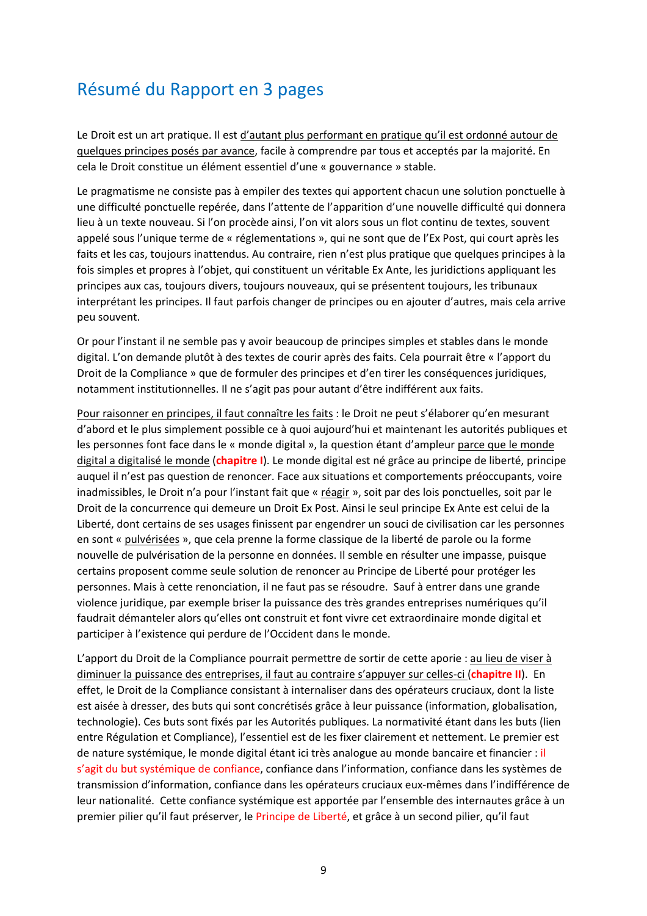## Résumé du Rapport en 3 pages

Le Droit est un art pratique. Il est d'autant plus performant en pratique qu'il est ordonné autour de quelques principes posés par avance, facile à comprendre par tous et acceptés par la majorité. En cela le Droit constitue un élément essentiel d'une « gouvernance » stable.

Le pragmatisme ne consiste pas à empiler des textes qui apportent chacun une solution ponctuelle à une difficulté ponctuelle repérée, dans l'attente de l'apparition d'une nouvelle difficulté qui donnera lieu à un texte nouveau. Si l'on procède ainsi, l'on vit alors sous un flot continu de textes, souvent appelé sous l'unique terme de « réglementations », qui ne sont que de l'Ex Post, qui court après les faits et les cas, toujours inattendus. Au contraire, rien n'est plus pratique que quelques principes à la fois simples et propres à l'objet, qui constituent un véritable Ex Ante, les juridictions appliquant les principes aux cas, toujours divers, toujours nouveaux, qui se présentent toujours, les tribunaux interprétant les principes. Il faut parfois changer de principes ou en ajouter d'autres, mais cela arrive peu souvent.

Or pour l'instant il ne semble pas y avoir beaucoup de principes simples et stables dans le monde digital. L'on demande plutôt à des textes de courir après des faits. Cela pourrait être « l'apport du Droit de la Compliance » que de formuler des principes et d'en tirer les conséquences juridiques, notamment institutionnelles. Il ne s'agit pas pour autant d'être indifférent aux faits.

Pour raisonner en principes, il faut connaître les faits : le Droit ne peut s'élaborer qu'en mesurant d'abord et le plus simplement possible ce à quoi aujourd'hui et maintenant les autorités publiques et les personnes font face dans le « monde digital », la question étant d'ampleur parce que le monde digital a digitalisé le monde (**chapitre I**). Le monde digital est né grâce au principe de liberté, principe auquel il n'est pas question de renoncer. Face aux situations et comportements préoccupants, voire inadmissibles, le Droit n'a pour l'instant fait que « réagir », soit par des lois ponctuelles, soit par le Droit de la concurrence qui demeure un Droit Ex Post. Ainsi le seul principe Ex Ante est celui de la Liberté, dont certains de ses usages finissent par engendrer un souci de civilisation car les personnes en sont « pulvérisées », que cela prenne la forme classique de la liberté de parole ou la forme nouvelle de pulvérisation de la personne en données. Il semble en résulter une impasse, puisque certains proposent comme seule solution de renoncer au Principe de Liberté pour protéger les personnes. Mais à cette renonciation, il ne faut pas se résoudre. Sauf à entrer dans une grande violence juridique, par exemple briser la puissance des très grandes entreprises numériques qu'il faudrait démanteler alors qu'elles ont construit et font vivre cet extraordinaire monde digital et participer à l'existence qui perdure de l'Occident dans le monde.

L'apport du Droit de la Compliance pourrait permettre de sortir de cette aporie : au lieu de viser à diminuer la puissance des entreprises, il faut au contraire s'appuyer sur celles-ci (**chapitre II**). En effet, le Droit de la Compliance consistant à internaliser dans des opérateurs cruciaux, dont la liste est aisée à dresser, des buts qui sont concrétisés grâce à leur puissance (information, globalisation, technologie). Ces buts sont fixés par les Autorités publiques. La normativité étant dans les buts (lien entre Régulation et Compliance), l'essentiel est de les fixer clairement et nettement. Le premier est de nature systémique, le monde digital étant ici très analogue au monde bancaire et financier : il s'agit du but systémique de confiance, confiance dans l'information, confiance dans les systèmes de transmission d'information, confiance dans les opérateurs cruciaux eux-mêmes dans l'indifférence de leur nationalité. Cette confiance systémique est apportée par l'ensemble des internautes grâce à un premier pilier qu'il faut préserver, le Principe de Liberté, et grâce à un second pilier, qu'il faut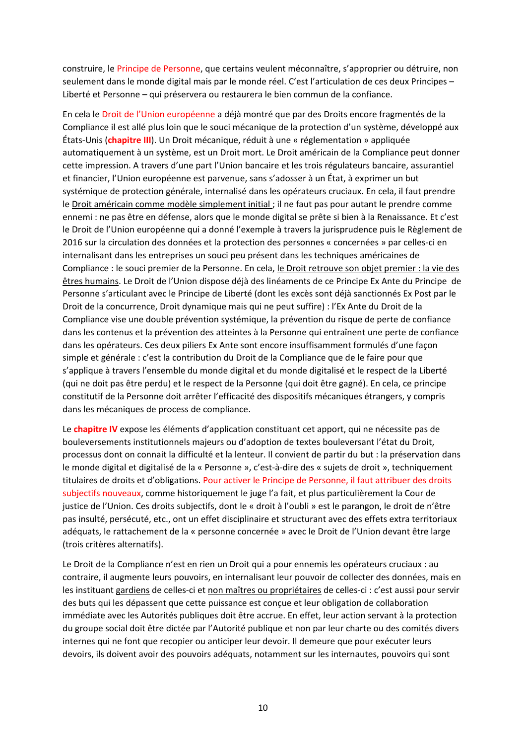construire, le Principe de Personne, que certains veulent méconnaître, s'approprier ou détruire, non seulement dans le monde digital mais par le monde réel. C'est l'articulation de ces deux Principes – Liberté et Personne – qui préservera ou restaurera le bien commun de la confiance.

En cela le Droit de l'Union européenne a déjà montré que par des Droits encore fragmentés de la Compliance il est allé plus loin que le souci mécanique de la protection d'un système, développé aux États-Unis (**chapitre III**). Un Droit mécanique, réduit à une « réglementation » appliquée automatiquement à un système, est un Droit mort. Le Droit américain de la Compliance peut donner cette impression. A travers d'une part l'Union bancaire et les trois régulateurs bancaire, assurantiel et financier, l'Union européenne est parvenue, sans s'adosser à un État, à exprimer un but systémique de protection générale, internalisé dans les opérateurs cruciaux. En cela, il faut prendre le Droit américain comme modèle simplement initial ; il ne faut pas pour autant le prendre comme ennemi : ne pas être en défense, alors que le monde digital se prête si bien à la Renaissance. Et c'est le Droit de l'Union européenne qui a donné l'exemple à travers la jurisprudence puis le Règlement de 2016 sur la circulation des données et la protection des personnes « concernées » par celles-ci en internalisant dans les entreprises un souci peu présent dans les techniques américaines de Compliance : le souci premier de la Personne. En cela, le Droit retrouve son objet premier : la vie des êtres humains. Le Droit de l'Union dispose déjà des linéaments de ce Principe Ex Ante du Principe de Personne s'articulant avec le Principe de Liberté (dont les excès sont déjà sanctionnés Ex Post par le Droit de la concurrence, Droit dynamique mais qui ne peut suffire) : l'Ex Ante du Droit de la Compliance vise une double prévention systémique, la prévention du risque de perte de confiance dans les contenus et la prévention des atteintes à la Personne qui entraînent une perte de confiance dans les opérateurs. Ces deux piliers Ex Ante sont encore insuffisamment formulés d'une façon simple et générale : c'est la contribution du Droit de la Compliance que de le faire pour que s'applique à travers l'ensemble du monde digital et du monde digitalisé et le respect de la Liberté (qui ne doit pas être perdu) et le respect de la Personne (qui doit être gagné). En cela, ce principe constitutif de la Personne doit arrêter l'efficacité des dispositifs mécaniques étrangers, y compris dans les mécaniques de process de compliance.

Le **chapitre IV** expose les éléments d'application constituant cet apport, qui ne nécessite pas de bouleversements institutionnels majeurs ou d'adoption de textes bouleversant l'état du Droit, processus dont on connait la difficulté et la lenteur. Il convient de partir du but : la préservation dans le monde digital et digitalisé de la « Personne », c'est-à-dire des « sujets de droit », techniquement titulaires de droits et d'obligations. Pour activer le Principe de Personne, il faut attribuer des droits subjectifs nouveaux, comme historiquement le juge l'a fait, et plus particulièrement la Cour de justice de l'Union. Ces droits subjectifs, dont le « droit à l'oubli » est le parangon, le droit de n'être pas insulté, persécuté, etc., ont un effet disciplinaire et structurant avec des effets extra territoriaux adéquats, le rattachement de la « personne concernée » avec le Droit de l'Union devant être large (trois critères alternatifs).

Le Droit de la Compliance n'est en rien un Droit qui a pour ennemis les opérateurs cruciaux : au contraire, il augmente leurs pouvoirs, en internalisant leur pouvoir de collecter des données, mais en les instituant gardiens de celles-ci et non maîtres ou propriétaires de celles-ci : c'est aussi pour servir des buts qui les dépassent que cette puissance est conçue et leur obligation de collaboration immédiate avec les Autorités publiques doit être accrue. En effet, leur action servant à la protection du groupe social doit être dictée par l'Autorité publique et non par leur charte ou des comités divers internes qui ne font que recopier ou anticiper leur devoir. Il demeure que pour exécuter leurs devoirs, ils doivent avoir des pouvoirs adéquats, notamment sur les internautes, pouvoirs qui sont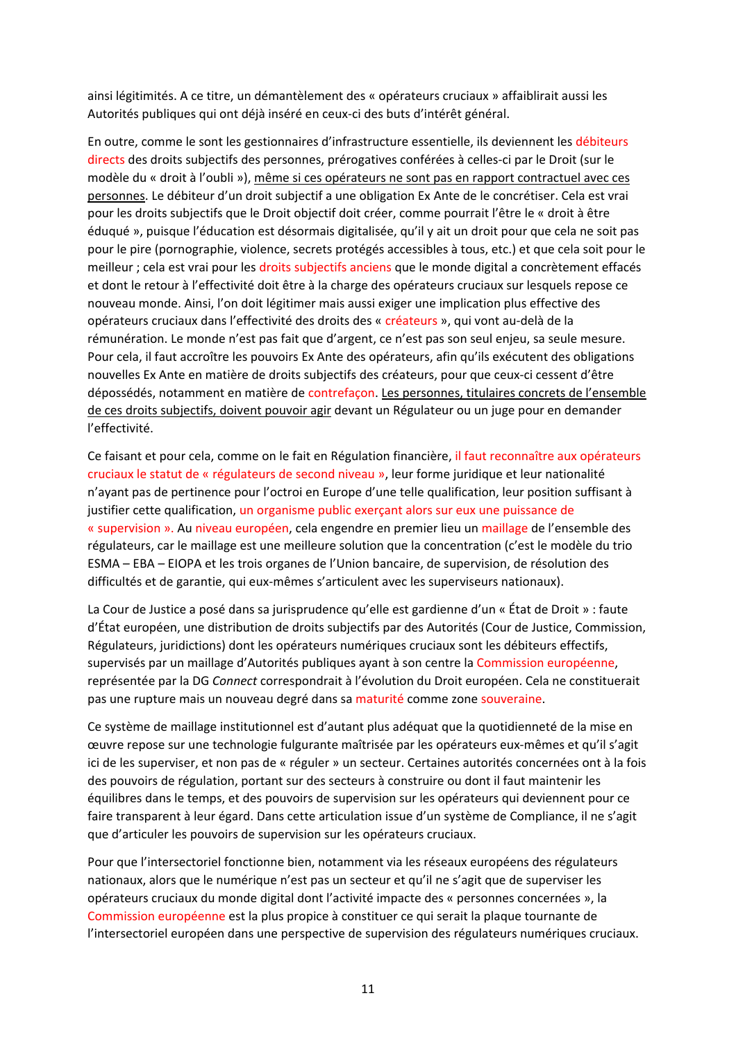ainsi légitimités. A ce titre, un démantèlement des « opérateurs cruciaux » affaiblirait aussi les Autorités publiques qui ont déjà inséré en ceux-ci des buts d'intérêt général.

En outre, comme le sont les gestionnaires d'infrastructure essentielle, ils deviennent les débiteurs directs des droits subjectifs des personnes, prérogatives conférées à celles-ci par le Droit (sur le modèle du « droit à l'oubli »), même si ces opérateurs ne sont pas en rapport contractuel avec ces personnes. Le débiteur d'un droit subjectif a une obligation Ex Ante de le concrétiser. Cela est vrai pour les droits subjectifs que le Droit objectif doit créer, comme pourrait l'être le « droit à être éduqué », puisque l'éducation est désormais digitalisée, qu'il y ait un droit pour que cela ne soit pas pour le pire (pornographie, violence, secrets protégés accessibles à tous, etc.) et que cela soit pour le meilleur ; cela est vrai pour les droits subjectifs anciens que le monde digital a concrètement effacés et dont le retour à l'effectivité doit être à la charge des opérateurs cruciaux sur lesquels repose ce nouveau monde. Ainsi, l'on doit légitimer mais aussi exiger une implication plus effective des opérateurs cruciaux dans l'effectivité des droits des « créateurs », qui vont au-delà de la rémunération. Le monde n'est pas fait que d'argent, ce n'est pas son seul enjeu, sa seule mesure. Pour cela, il faut accroître les pouvoirs Ex Ante des opérateurs, afin qu'ils exécutent des obligations nouvelles Ex Ante en matière de droits subjectifs des créateurs, pour que ceux-ci cessent d'être dépossédés, notamment en matière de contrefaçon. Les personnes, titulaires concrets de l'ensemble de ces droits subjectifs, doivent pouvoir agir devant un Régulateur ou un juge pour en demander l'effectivité.

Ce faisant et pour cela, comme on le fait en Régulation financière, il faut reconnaître aux opérateurs cruciaux le statut de « régulateurs de second niveau », leur forme juridique et leur nationalité n'ayant pas de pertinence pour l'octroi en Europe d'une telle qualification, leur position suffisant à justifier cette qualification, un organisme public exerçant alors sur eux une puissance de « supervision ». Au niveau européen, cela engendre en premier lieu un maillage de l'ensemble des régulateurs, car le maillage est une meilleure solution que la concentration (c'est le modèle du trio ESMA – EBA – EIOPA et les trois organes de l'Union bancaire, de supervision, de résolution des difficultés et de garantie, qui eux-mêmes s'articulent avec les superviseurs nationaux).

La Cour de Justice a posé dans sa jurisprudence qu'elle est gardienne d'un « État de Droit » : faute d'État européen, une distribution de droits subjectifs par des Autorités (Cour de Justice, Commission, Régulateurs, juridictions) dont les opérateurs numériques cruciaux sont les débiteurs effectifs, supervisés par un maillage d'Autorités publiques ayant à son centre la Commission européenne, représentée par la DG *Connect* correspondrait à l'évolution du Droit européen. Cela ne constituerait pas une rupture mais un nouveau degré dans sa maturité comme zone souveraine.

Ce système de maillage institutionnel est d'autant plus adéquat que la quotidienneté de la mise en œuvre repose sur une technologie fulgurante maîtrisée par les opérateurs eux-mêmes et qu'il s'agit ici de les superviser, et non pas de « réguler » un secteur. Certaines autorités concernées ont à la fois des pouvoirs de régulation, portant sur des secteurs à construire ou dont il faut maintenir les équilibres dans le temps, et des pouvoirs de supervision sur les opérateurs qui deviennent pour ce faire transparent à leur égard. Dans cette articulation issue d'un système de Compliance, il ne s'agit que d'articuler les pouvoirs de supervision sur les opérateurs cruciaux.

Pour que l'intersectoriel fonctionne bien, notamment via les réseaux européens des régulateurs nationaux, alors que le numérique n'est pas un secteur et qu'il ne s'agit que de superviser les opérateurs cruciaux du monde digital dont l'activité impacte des « personnes concernées », la Commission européenne est la plus propice à constituer ce qui serait la plaque tournante de l'intersectoriel européen dans une perspective de supervision des régulateurs numériques cruciaux.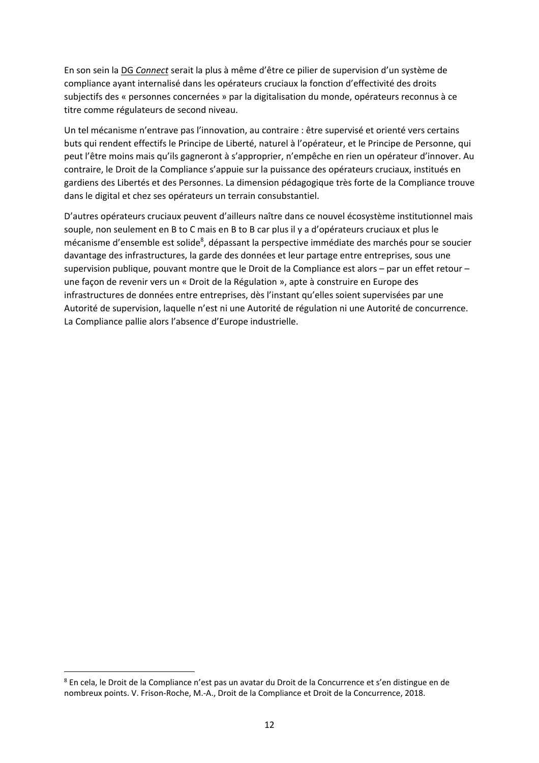En son sein la DG *Connect* serait la plus à même d'être ce pilier de supervision d'un système de compliance ayant internalisé dans les opérateurs cruciaux la fonction d'effectivité des droits subjectifs des « personnes concernées » par la digitalisation du monde, opérateurs reconnus à ce titre comme régulateurs de second niveau.

Un tel mécanisme n'entrave pas l'innovation, au contraire : être supervisé et orienté vers certains buts qui rendent effectifs le Principe de Liberté, naturel à l'opérateur, et le Principe de Personne, qui peut l'être moins mais qu'ils gagneront à s'approprier, n'empêche en rien un opérateur d'innover. Au contraire, le Droit de la Compliance s'appuie sur la puissance des opérateurs cruciaux, institués en gardiens des Libertés et des Personnes. La dimension pédagogique très forte de la Compliance trouve dans le digital et chez ses opérateurs un terrain consubstantiel.

D'autres opérateurs cruciaux peuvent d'ailleurs naître dans ce nouvel écosystème institutionnel mais souple, non seulement en B to C mais en B to B car plus il y a d'opérateurs cruciaux et plus le mécanisme d'ensemble est solide[8], dépassant la perspective immédiate des marchés pour se soucier davantage des infrastructures, la garde des données et leur partage entre entreprises, sous une supervision publique, pouvant montre que le Droit de la Compliance est alors – par un effet retour – une façon de revenir vers un « Droit de la Régulation », apte à construire en Europe des infrastructures de données entre entreprises, dès l'instant qu'elles soient supervisées par une Autorité de supervision, laquelle n'est ni une Autorité de régulation ni une Autorité de concurrence. La Compliance pallie alors l'absence d'Europe industrielle.

[8] En cela, le Droit de la Compliance n'est pas un avatar du Droit de la Concurrence et s'en distingue en de nombreux points. V. Frison-Roche, M.-A., Droit de la Compliance et Droit de la Concurrence, 2018.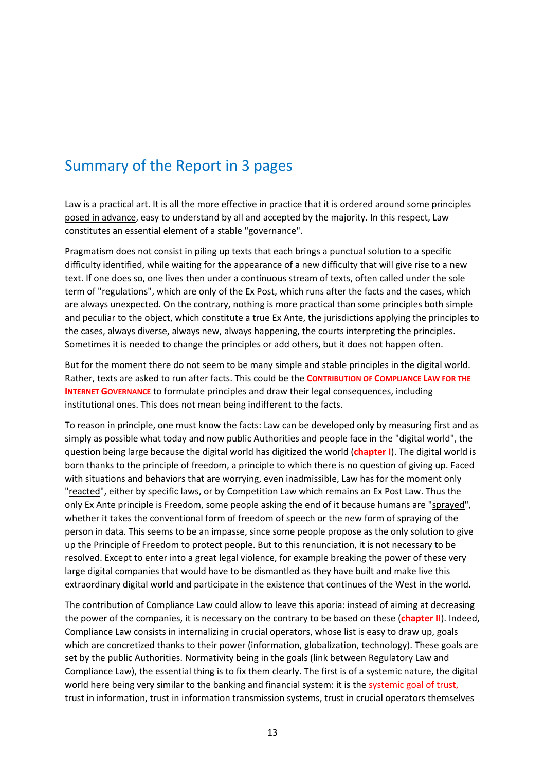## Summary of the Report in 3 pages

Law is a practical art. It is all the more effective in practice that it is ordered around some principles posed in advance, easy to understand by all and accepted by the majority. In this respect, Law constitutes an essential element of a stable "governance".

Pragmatism does not consist in piling up texts that each brings a punctual solution to a specific difficulty identified, while waiting for the appearance of a new difficulty that will give rise to a new text. If one does so, one lives then under a continuous stream of texts, often called under the sole term of "regulations", which are only of the Ex Post, which runs after the facts and the cases, which are always unexpected. On the contrary, nothing is more practical than some principles both simple and peculiar to the object, which constitute a true Ex Ante, the jurisdictions applying the principles to the cases, always diverse, always new, always happening, the courts interpreting the principles. Sometimes it is needed to change the principles or add others, but it does not happen often.

But for the moment there do not seem to be many simple and stable principles in the digital world. Rather, texts are asked to run after facts. This could be the **CONTRIBUTION OF COMPLIANCE LAW FOR THE INTERNET GOVERNANCE** to formulate principles and draw their legal consequences, including institutional ones. This does not mean being indifferent to the facts.

To reason in principle, one must know the facts: Law can be developed only by measuring first and as simply as possible what today and now public Authorities and people face in the "digital world", the question being large because the digital world has digitized the world (**chapter I**). The digital world is born thanks to the principle of freedom, a principle to which there is no question of giving up. Faced with situations and behaviors that are worrying, even inadmissible, Law has for the moment only "reacted", either by specific laws, or by Competition Law which remains an Ex Post Law. Thus the only Ex Ante principle is Freedom, some people asking the end of it because humans are "sprayed", whether it takes the conventional form of freedom of speech or the new form of spraying of the person in data. This seems to be an impasse, since some people propose as the only solution to give up the Principle of Freedom to protect people. But to this renunciation, it is not necessary to be resolved. Except to enter into a great legal violence, for example breaking the power of these very large digital companies that would have to be dismantled as they have built and make live this extraordinary digital world and participate in the existence that continues of the West in the world.

The contribution of Compliance Law could allow to leave this aporia: instead of aiming at decreasing the power of the companies, it is necessary on the contrary to be based on these (**chapter II**). Indeed, Compliance Law consists in internalizing in crucial operators, whose list is easy to draw up, goals which are concretized thanks to their power (information, globalization, technology). These goals are set by the public Authorities. Normativity being in the goals (link between Regulatory Law and Compliance Law), the essential thing is to fix them clearly. The first is of a systemic nature, the digital world here being very similar to the banking and financial system: it is the systemic goal of trust, trust in information, trust in information transmission systems, trust in crucial operators themselves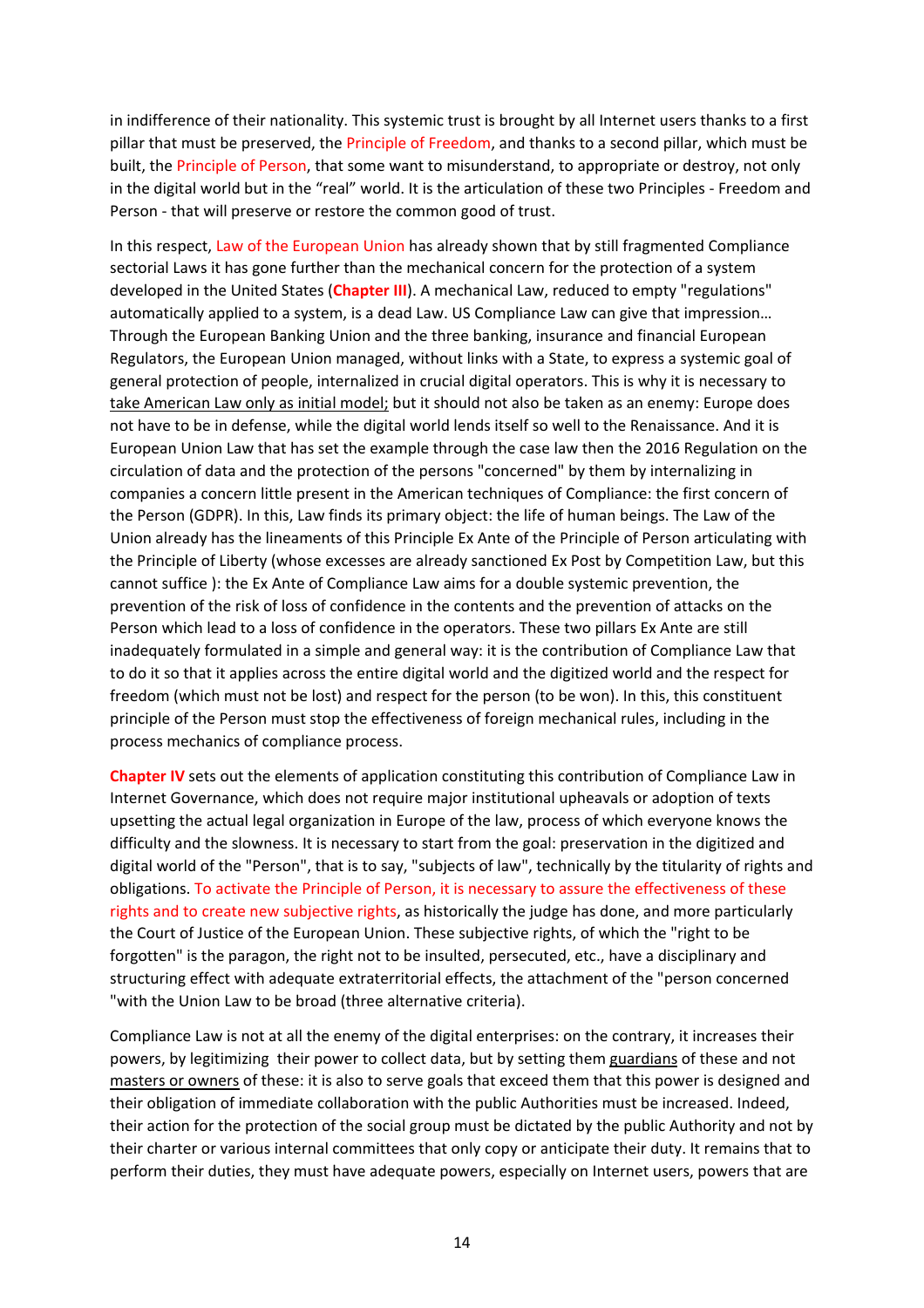in indifference of their nationality. This systemic trust is brought by all Internet users thanks to a first pillar that must be preserved, the Principle of Freedom, and thanks to a second pillar, which must be built, the Principle of Person, that some want to misunderstand, to appropriate or destroy, not only in the digital world but in the "real" world. It is the articulation of these two Principles - Freedom and Person - that will preserve or restore the common good of trust.

In this respect, Law of the European Union has already shown that by still fragmented Compliance sectorial Laws it has gone further than the mechanical concern for the protection of a system developed in the United States (**Chapter III**). A mechanical Law, reduced to empty "regulations" automatically applied to a system, is a dead Law. US Compliance Law can give that impression… Through the European Banking Union and the three banking, insurance and financial European Regulators, the European Union managed, without links with a State, to express a systemic goal of general protection of people, internalized in crucial digital operators. This is why it is necessary to take American Law only as initial model; but it should not also be taken as an enemy: Europe does not have to be in defense, while the digital world lends itself so well to the Renaissance. And it is European Union Law that has set the example through the case law then the 2016 Regulation on the circulation of data and the protection of the persons "concerned" by them by internalizing in companies a concern little present in the American techniques of Compliance: the first concern of the Person (GDPR). In this, Law finds its primary object: the life of human beings. The Law of the Union already has the lineaments of this Principle Ex Ante of the Principle of Person articulating with the Principle of Liberty (whose excesses are already sanctioned Ex Post by Competition Law, but this cannot suffice ): the Ex Ante of Compliance Law aims for a double systemic prevention, the prevention of the risk of loss of confidence in the contents and the prevention of attacks on the Person which lead to a loss of confidence in the operators. These two pillars Ex Ante are still inadequately formulated in a simple and general way: it is the contribution of Compliance Law that to do it so that it applies across the entire digital world and the digitized world and the respect for freedom (which must not be lost) and respect for the person (to be won). In this, this constituent principle of the Person must stop the effectiveness of foreign mechanical rules, including in the process mechanics of compliance process.

**Chapter IV** sets out the elements of application constituting this contribution of Compliance Law in Internet Governance, which does not require major institutional upheavals or adoption of texts upsetting the actual legal organization in Europe of the law, process of which everyone knows the difficulty and the slowness. It is necessary to start from the goal: preservation in the digitized and digital world of the "Person", that is to say, "subjects of law", technically by the titularity of rights and obligations. To activate the Principle of Person, it is necessary to assure the effectiveness of these rights and to create new subjective rights, as historically the judge has done, and more particularly the Court of Justice of the European Union. These subjective rights, of which the "right to be forgotten" is the paragon, the right not to be insulted, persecuted, etc., have a disciplinary and structuring effect with adequate extraterritorial effects, the attachment of the "person concerned "with the Union Law to be broad (three alternative criteria).

Compliance Law is not at all the enemy of the digital enterprises: on the contrary, it increases their powers, by legitimizing their power to collect data, but by setting them guardians of these and not masters or owners of these: it is also to serve goals that exceed them that this power is designed and their obligation of immediate collaboration with the public Authorities must be increased. Indeed, their action for the protection of the social group must be dictated by the public Authority and not by their charter or various internal committees that only copy or anticipate their duty. It remains that to perform their duties, they must have adequate powers, especially on Internet users, powers that are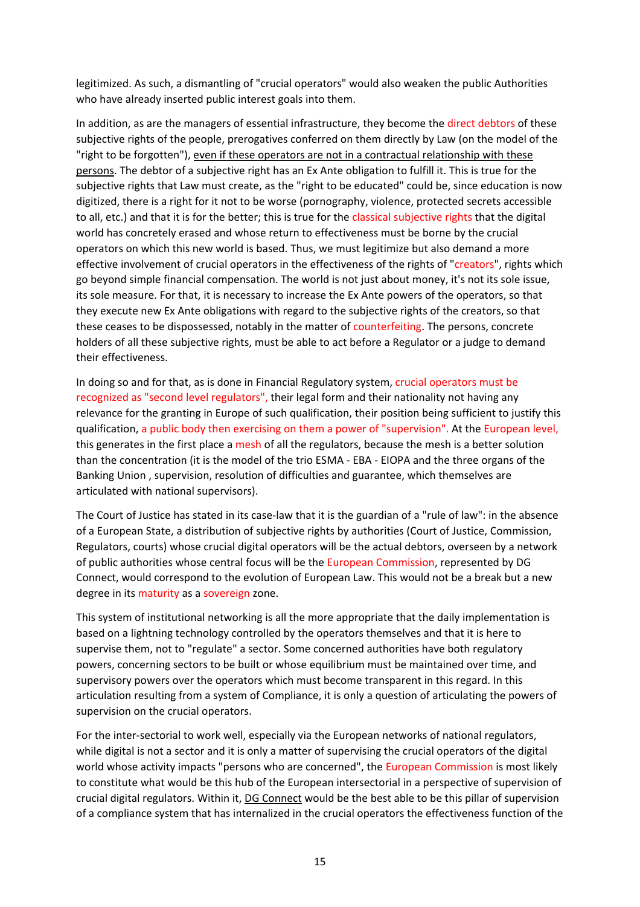legitimized. As such, a dismantling of "crucial operators" would also weaken the public Authorities who have already inserted public interest goals into them.

In addition, as are the managers of essential infrastructure, they become the direct debtors of these subjective rights of the people, prerogatives conferred on them directly by Law (on the model of the "right to be forgotten"), <u>even if these operators are not in a contractual relationship with these persons</u>. The debtor of a subjective right has an Ex Ante obligation to fulfill it. This is true for the subjective rights that Law must create, as the "right to be educated" could be, since education is now digitized, there is a right for it not to be worse (pornography, violence, protected secrets accessible to all, etc.) and that it is for the better; this is true for the classical subjective rights that the digital world has concretely erased and whose return to effectiveness must be borne by the crucial operators on which this new world is based. Thus, we must legitimize but also demand a more effective involvement of crucial operators in the effectiveness of the rights of "creators", rights which go beyond simple financial compensation. The world is not just about money, it's not its sole issue, its sole measure. For that, it is necessary to increase the Ex Ante powers of the operators, so that they execute new Ex Ante obligations with regard to the subjective rights of the creators, so that these ceases to be dispossessed, notably in the matter of counterfeiting. The persons, concrete holders of all these subjective rights, must be able to act before a Regulator or a judge to demand their effectiveness.

In doing so and for that, as is done in Financial Regulatory system, crucial operators must be recognized as "second level regulators", their legal form and their nationality not having any relevance for the granting in Europe of such qualification, their position being sufficient to justify this qualification, a public body then exercising on them a power of "supervision". At the European level, this generates in the first place a mesh of all the regulators, because the mesh is a better solution than the concentration (it is the model of the trio ESMA - EBA - EIOPA and the three organs of the Banking Union , supervision, resolution of difficulties and guarantee, which themselves are articulated with national supervisors).

The Court of Justice has stated in its case-law that it is the guardian of a "rule of law": in the absence of a European State, a distribution of subjective rights by authorities (Court of Justice, Commission, Regulators, courts) whose crucial digital operators will be the actual debtors, overseen by a network of public authorities whose central focus will be the European Commission, represented by DG Connect, would correspond to the evolution of European Law. This would not be a break but a new degree in its maturity as a sovereign zone.

This system of institutional networking is all the more appropriate that the daily implementation is based on a lightning technology controlled by the operators themselves and that it is here to supervise them, not to "regulate" a sector. Some concerned authorities have both regulatory powers, concerning sectors to be built or whose equilibrium must be maintained over time, and supervisory powers over the operators which must become transparent in this regard. In this articulation resulting from a system of Compliance, it is only a question of articulating the powers of supervision on the crucial operators.

For the inter-sectorial to work well, especially via the European networks of national regulators, while digital is not a sector and it is only a matter of supervising the crucial operators of the digital world whose activity impacts "persons who are concerned", the European Commission is most likely to constitute what would be this hub of the European intersectorial in a perspective of supervision of crucial digital regulators. Within it, <u>DG Connect</u> would be the best able to be this pillar of supervision of a compliance system that has internalized in the crucial operators the effectiveness function of the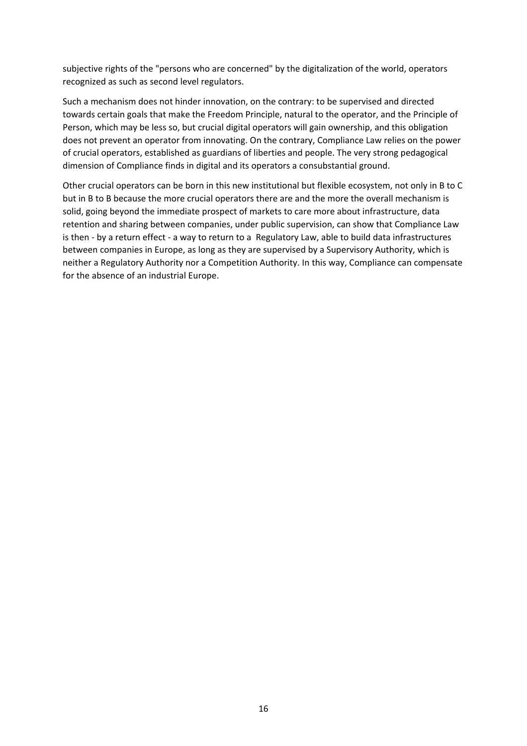subjective rights of the "persons who are concerned" by the digitalization of the world, operators recognized as such as second level regulators.

Such a mechanism does not hinder innovation, on the contrary: to be supervised and directed towards certain goals that make the Freedom Principle, natural to the operator, and the Principle of Person, which may be less so, but crucial digital operators will gain ownership, and this obligation does not prevent an operator from innovating. On the contrary, Compliance Law relies on the power of crucial operators, established as guardians of liberties and people. The very strong pedagogical dimension of Compliance finds in digital and its operators a consubstantial ground.

Other crucial operators can be born in this new institutional but flexible ecosystem, not only in B to C but in B to B because the more crucial operators there are and the more the overall mechanism is solid, going beyond the immediate prospect of markets to care more about infrastructure, data retention and sharing between companies, under public supervision, can show that Compliance Law is then - by a return effect - a way to return to a  Regulatory Law, able to build data infrastructures between companies in Europe, as long as they are supervised by a Supervisory Authority, which is neither a Regulatory Authority nor a Competition Authority. In this way, Compliance can compensate for the absence of an industrial Europe.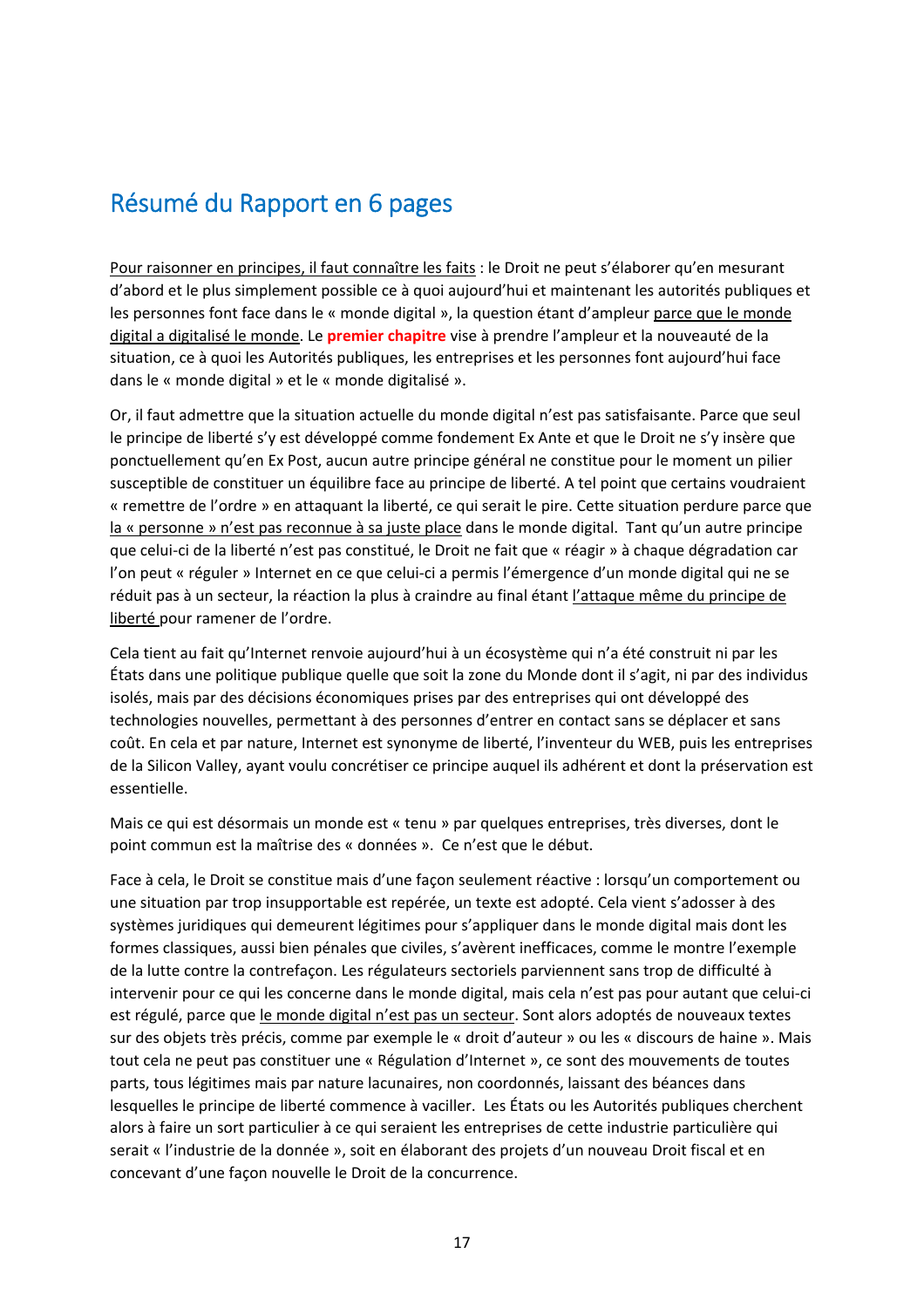# Résumé du Rapport en 6 pages

Pour raisonner en principes, il faut connaître les faits : le Droit ne peut s'élaborer qu'en mesurant d'abord et le plus simplement possible ce à quoi aujourd'hui et maintenant les autorités publiques et les personnes font face dans le « monde digital », la question étant d'ampleur parce que le monde digital a digitalisé le monde. Le **premier chapitre** vise à prendre l'ampleur et la nouveauté de la situation, ce à quoi les Autorités publiques, les entreprises et les personnes font aujourd'hui face dans le « monde digital » et le « monde digitalisé ».

Or, il faut admettre que la situation actuelle du monde digital n'est pas satisfaisante. Parce que seul le principe de liberté s'y est développé comme fondement Ex Ante et que le Droit ne s'y insère que ponctuellement qu'en Ex Post, aucun autre principe général ne constitue pour le moment un pilier susceptible de constituer un équilibre face au principe de liberté. A tel point que certains voudraient « remettre de l'ordre » en attaquant la liberté, ce qui serait le pire. Cette situation perdure parce que la « personne » n'est pas reconnue à sa juste place dans le monde digital. Tant qu'un autre principe que celui-ci de la liberté n'est pas constitué, le Droit ne fait que « réagir » à chaque dégradation car l'on peut « réguler » Internet en ce que celui-ci a permis l'émergence d'un monde digital qui ne se réduit pas à un secteur, la réaction la plus à craindre au final étant l'attaque même du principe de liberté pour ramener de l'ordre.

Cela tient au fait qu'Internet renvoie aujourd'hui à un écosystème qui n'a été construit ni par les États dans une politique publique quelle que soit la zone du Monde dont il s'agit, ni par des individus isolés, mais par des décisions économiques prises par des entreprises qui ont développé des technologies nouvelles, permettant à des personnes d'entrer en contact sans se déplacer et sans coût. En cela et par nature, Internet est synonyme de liberté, l'inventeur du WEB, puis les entreprises de la Silicon Valley, ayant voulu concrétiser ce principe auquel ils adhérent et dont la préservation est essentielle.

Mais ce qui est désormais un monde est « tenu » par quelques entreprises, très diverses, dont le point commun est la maîtrise des « données ». Ce n'est que le début.

Face à cela, le Droit se constitue mais d'une façon seulement réactive : lorsqu'un comportement ou une situation par trop insupportable est repérée, un texte est adopté. Cela vient s'adosser à des systèmes juridiques qui demeurent légitimes pour s'appliquer dans le monde digital mais dont les formes classiques, aussi bien pénales que civiles, s'avèrent inefficaces, comme le montre l'exemple de la lutte contre la contrefaçon. Les régulateurs sectoriels parviennent sans trop de difficulté à intervenir pour ce qui les concerne dans le monde digital, mais cela n'est pas pour autant que celui-ci est régulé, parce que le monde digital n'est pas un secteur. Sont alors adoptés de nouveaux textes sur des objets très précis, comme par exemple le « droit d'auteur » ou les « discours de haine ». Mais tout cela ne peut pas constituer une « Régulation d'Internet », ce sont des mouvements de toutes parts, tous légitimes mais par nature lacunaires, non coordonnés, laissant des béances dans lesquelles le principe de liberté commence à vaciller. Les États ou les Autorités publiques cherchent alors à faire un sort particulier à ce qui seraient les entreprises de cette industrie particulière qui serait « l'industrie de la donnée », soit en élaborant des projets d'un nouveau Droit fiscal et en concevant d'une façon nouvelle le Droit de la concurrence.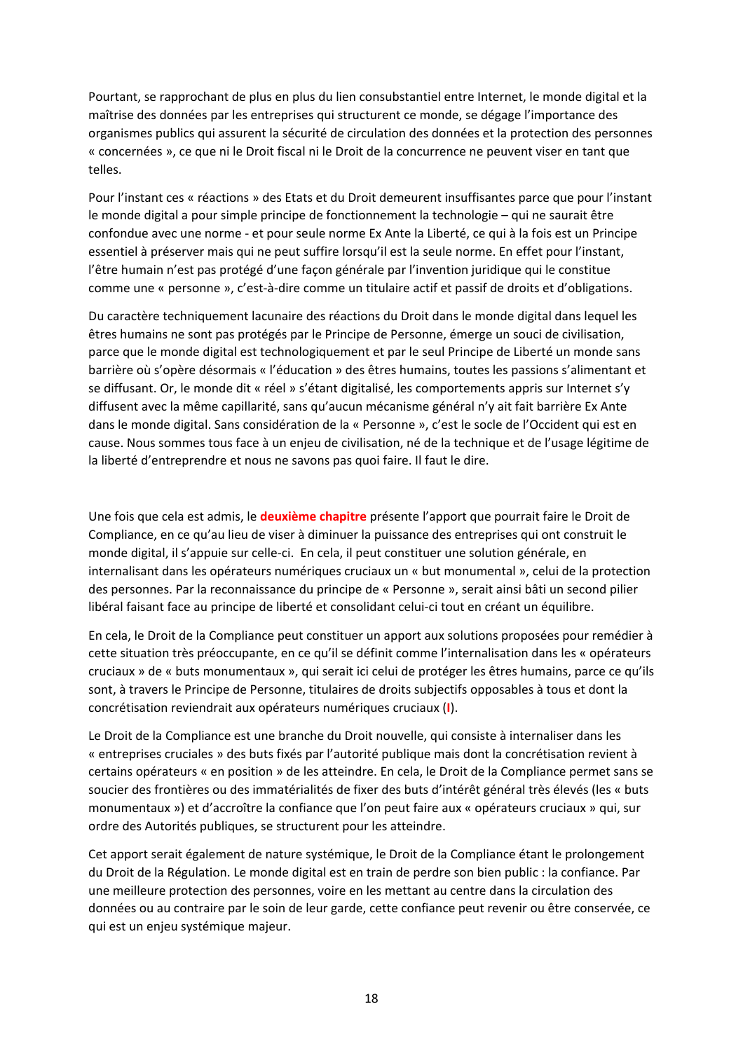Pourtant, se rapprochant de plus en plus du lien consubstantiel entre Internet, le monde digital et la maîtrise des données par les entreprises qui structurent ce monde, se dégage l'importance des organismes publics qui assurent la sécurité de circulation des données et la protection des personnes « concernées », ce que ni le Droit fiscal ni le Droit de la concurrence ne peuvent viser en tant que telles.

Pour l'instant ces « réactions » des Etats et du Droit demeurent insuffisantes parce que pour l'instant le monde digital a pour simple principe de fonctionnement la technologie – qui ne saurait être confondue avec une norme - et pour seule norme Ex Ante la Liberté, ce qui à la fois est un Principe essentiel à préserver mais qui ne peut suffire lorsqu'il est la seule norme. En effet pour l'instant, l'être humain n'est pas protégé d'une façon générale par l'invention juridique qui le constitue comme une « personne », c'est-à-dire comme un titulaire actif et passif de droits et d'obligations.

Du caractère techniquement lacunaire des réactions du Droit dans le monde digital dans lequel les êtres humains ne sont pas protégés par le Principe de Personne, émerge un souci de civilisation, parce que le monde digital est technologiquement et par le seul Principe de Liberté un monde sans barrière où s'opère désormais « l'éducation » des êtres humains, toutes les passions s'alimentant et se diffusant. Or, le monde dit « réel » s'étant digitalisé, les comportements appris sur Internet s'y diffusent avec la même capillarité, sans qu'aucun mécanisme général n'y ait fait barrière Ex Ante dans le monde digital. Sans considération de la « Personne », c'est le socle de l'Occident qui est en cause. Nous sommes tous face à un enjeu de civilisation, né de la technique et de l'usage légitime de la liberté d'entreprendre et nous ne savons pas quoi faire. Il faut le dire.

Une fois que cela est admis, le **deuxième chapitre** présente l'apport que pourrait faire le Droit de Compliance, en ce qu'au lieu de viser à diminuer la puissance des entreprises qui ont construit le monde digital, il s'appuie sur celle-ci. En cela, il peut constituer une solution générale, en internalisant dans les opérateurs numériques cruciaux un « but monumental », celui de la protection des personnes. Par la reconnaissance du principe de « Personne », serait ainsi bâti un second pilier libéral faisant face au principe de liberté et consolidant celui-ci tout en créant un équilibre.

En cela, le Droit de la Compliance peut constituer un apport aux solutions proposées pour remédier à cette situation très préoccupante, en ce qu'il se définit comme l'internalisation dans les « opérateurs cruciaux » de « buts monumentaux », qui serait ici celui de protéger les êtres humains, parce ce qu'ils sont, à travers le Principe de Personne, titulaires de droits subjectifs opposables à tous et dont la concrétisation reviendrait aux opérateurs numériques cruciaux (**I**).

Le Droit de la Compliance est une branche du Droit nouvelle, qui consiste à internaliser dans les « entreprises cruciales » des buts fixés par l'autorité publique mais dont la concrétisation revient à certains opérateurs « en position » de les atteindre. En cela, le Droit de la Compliance permet sans se soucier des frontières ou des immatérialités de fixer des buts d'intérêt général très élevés (les « buts monumentaux ») et d'accroître la confiance que l'on peut faire aux « opérateurs cruciaux » qui, sur ordre des Autorités publiques, se structurent pour les atteindre.

Cet apport serait également de nature systémique, le Droit de la Compliance étant le prolongement du Droit de la Régulation. Le monde digital est en train de perdre son bien public : la confiance. Par une meilleure protection des personnes, voire en les mettant au centre dans la circulation des données ou au contraire par le soin de leur garde, cette confiance peut revenir ou être conservée, ce qui est un enjeu systémique majeur.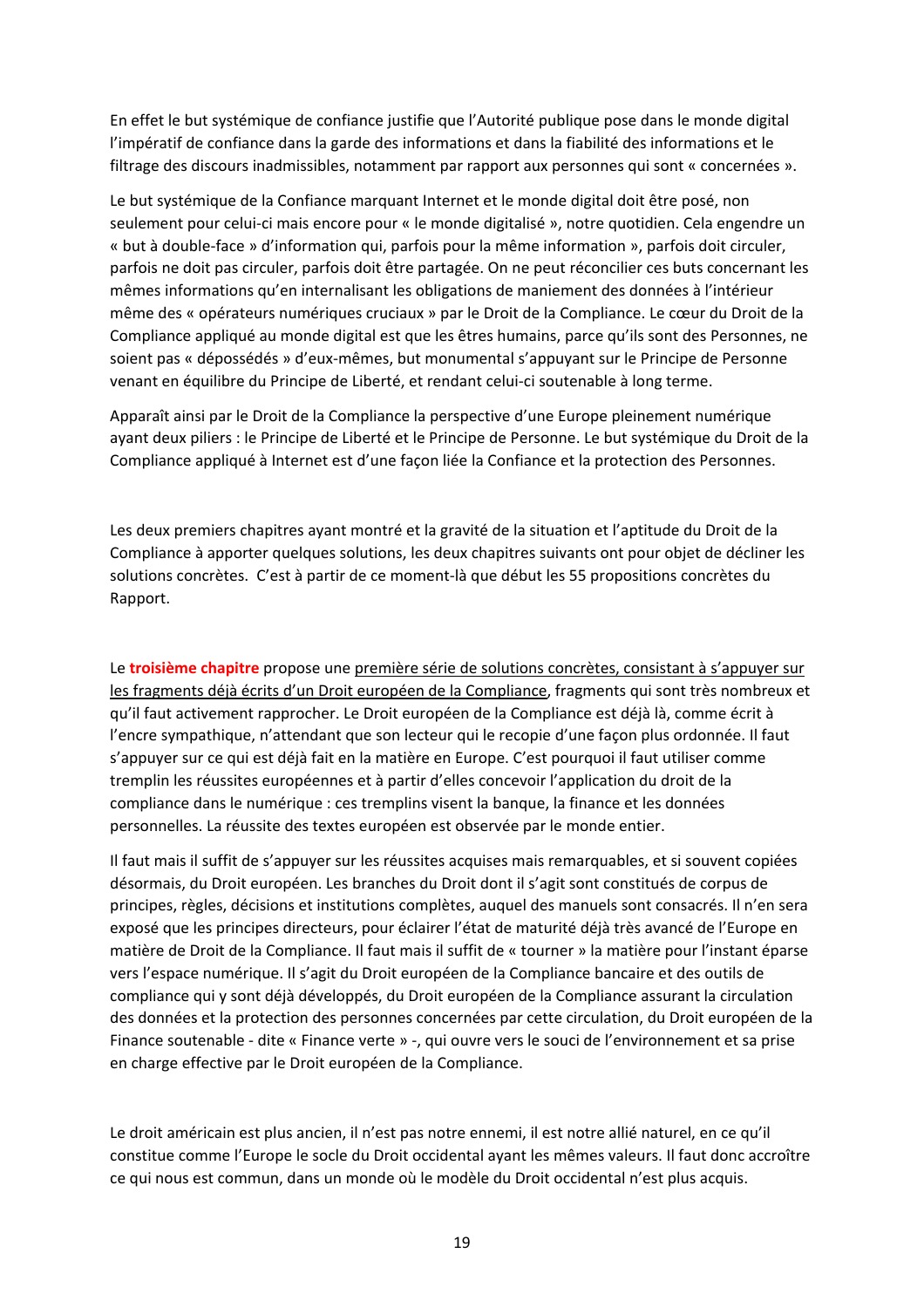En effet le but systémique de confiance justifie que l'Autorité publique pose dans le monde digital l'impératif de confiance dans la garde des informations et dans la fiabilité des informations et le filtrage des discours inadmissibles, notamment par rapport aux personnes qui sont « concernées ».

Le but systémique de la Confiance marquant Internet et le monde digital doit être posé, non seulement pour celui-ci mais encore pour « le monde digitalisé », notre quotidien. Cela engendre un « but à double-face » d'information qui, parfois pour la même information », parfois doit circuler, parfois ne doit pas circuler, parfois doit être partagée. On ne peut réconcilier ces buts concernant les mêmes informations qu'en internalisant les obligations de maniement des données à l'intérieur même des « opérateurs numériques cruciaux » par le Droit de la Compliance. Le cœur du Droit de la Compliance appliqué au monde digital est que les êtres humains, parce qu'ils sont des Personnes, ne soient pas « dépossédés » d'eux-mêmes, but monumental s'appuyant sur le Principe de Personne venant en équilibre du Principe de Liberté, et rendant celui-ci soutenable à long terme.

Apparaît ainsi par le Droit de la Compliance la perspective d'une Europe pleinement numérique ayant deux piliers : le Principe de Liberté et le Principe de Personne. Le but systémique du Droit de la Compliance appliqué à Internet est d'une façon liée la Confiance et la protection des Personnes.

Les deux premiers chapitres ayant montré et la gravité de la situation et l'aptitude du Droit de la Compliance à apporter quelques solutions, les deux chapitres suivants ont pour objet de décliner les solutions concrètes. C'est à partir de ce moment-là que début les 55 propositions concrètes du Rapport.

Le **troisième chapitre** propose une première série de solutions concrètes, consistant à s'appuyer sur les fragments déjà écrits d'un Droit européen de la Compliance, fragments qui sont très nombreux et qu'il faut activement rapprocher. Le Droit européen de la Compliance est déjà là, comme écrit à l'encre sympathique, n'attendant que son lecteur qui le recopie d'une façon plus ordonnée. Il faut s'appuyer sur ce qui est déjà fait en la matière en Europe. C'est pourquoi il faut utiliser comme tremplin les réussites européennes et à partir d'elles concevoir l'application du droit de la compliance dans le numérique : ces tremplins visent la banque, la finance et les données personnelles. La réussite des textes européen est observée par le monde entier.

Il faut mais il suffit de s'appuyer sur les réussites acquises mais remarquables, et si souvent copiées désormais, du Droit européen. Les branches du Droit dont il s'agit sont constitués de corpus de principes, règles, décisions et institutions complètes, auquel des manuels sont consacrés. Il n'en sera exposé que les principes directeurs, pour éclairer l'état de maturité déjà très avancé de l'Europe en matière de Droit de la Compliance. Il faut mais il suffit de « tourner » la matière pour l'instant éparse vers l'espace numérique. Il s'agit du Droit européen de la Compliance bancaire et des outils de compliance qui y sont déjà développés, du Droit européen de la Compliance assurant la circulation des données et la protection des personnes concernées par cette circulation, du Droit européen de la Finance soutenable - dite « Finance verte » -, qui ouvre vers le souci de l'environnement et sa prise en charge effective par le Droit européen de la Compliance.

Le droit américain est plus ancien, il n'est pas notre ennemi, il est notre allié naturel, en ce qu'il constitue comme l'Europe le socle du Droit occidental ayant les mêmes valeurs. Il faut donc accroître ce qui nous est commun, dans un monde où le modèle du Droit occidental n'est plus acquis.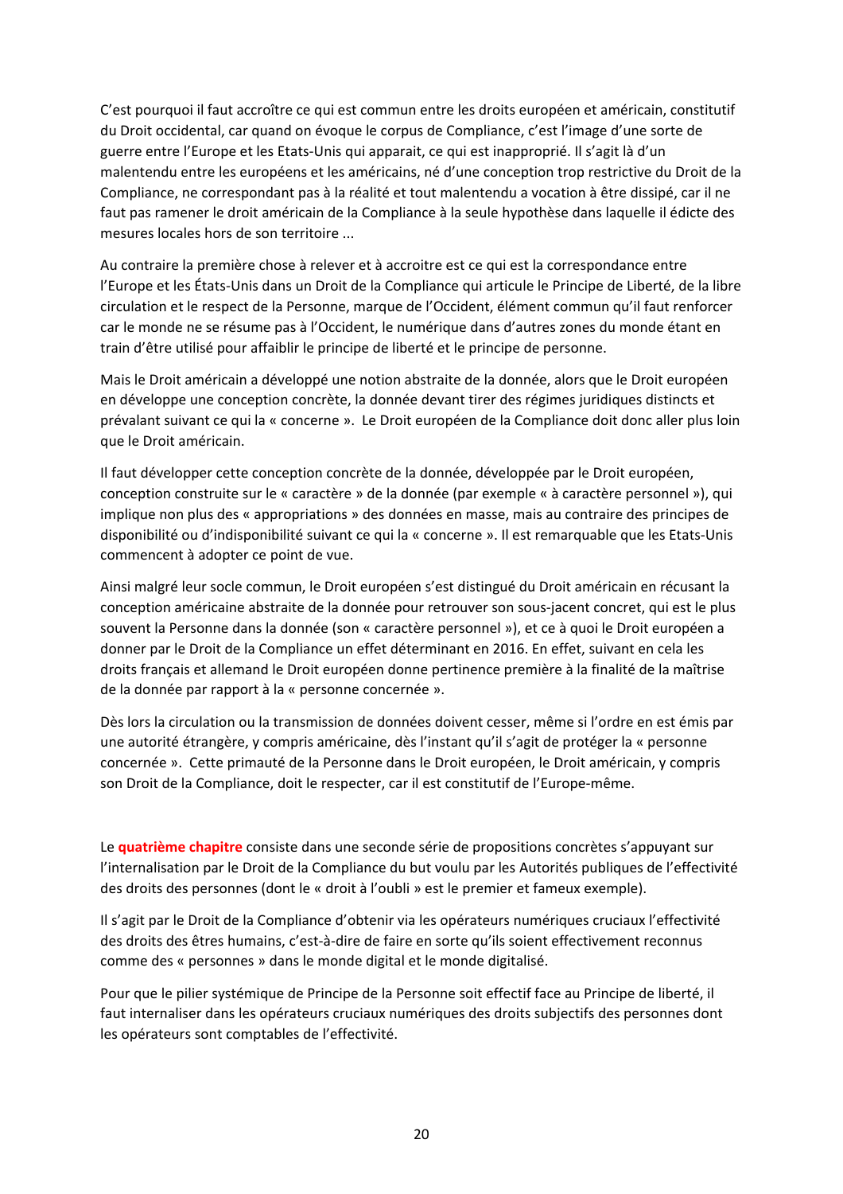C'est pourquoi il faut accroître ce qui est commun entre les droits européen et américain, constitutif du Droit occidental, car quand on évoque le corpus de Compliance, c'est l'image d'une sorte de guerre entre l'Europe et les Etats-Unis qui apparait, ce qui est inapproprié. Il s'agit là d'un malentendu entre les européens et les américains, né d'une conception trop restrictive du Droit de la Compliance, ne correspondant pas à la réalité et tout malentendu a vocation à être dissipé, car il ne faut pas ramener le droit américain de la Compliance à la seule hypothèse dans laquelle il édicte des mesures locales hors de son territoire ...

Au contraire la première chose à relever et à accroitre est ce qui est la correspondance entre l'Europe et les États-Unis dans un Droit de la Compliance qui articule le Principe de Liberté, de la libre circulation et le respect de la Personne, marque de l'Occident, élément commun qu'il faut renforcer car le monde ne se résume pas à l'Occident, le numérique dans d'autres zones du monde étant en train d'être utilisé pour affaiblir le principe de liberté et le principe de personne.

Mais le Droit américain a développé une notion abstraite de la donnée, alors que le Droit européen en développe une conception concrète, la donnée devant tirer des régimes juridiques distincts et prévalant suivant ce qui la « concerne ». Le Droit européen de la Compliance doit donc aller plus loin que le Droit américain.

Il faut développer cette conception concrète de la donnée, développée par le Droit européen, conception construite sur le « caractère » de la donnée (par exemple « à caractère personnel »), qui implique non plus des « appropriations » des données en masse, mais au contraire des principes de disponibilité ou d'indisponibilité suivant ce qui la « concerne ». Il est remarquable que les Etats-Unis commencent à adopter ce point de vue.

Ainsi malgré leur socle commun, le Droit européen s'est distingué du Droit américain en récusant la conception américaine abstraite de la donnée pour retrouver son sous-jacent concret, qui est le plus souvent la Personne dans la donnée (son « caractère personnel »), et ce à quoi le Droit européen a donner par le Droit de la Compliance un effet déterminant en 2016. En effet, suivant en cela les droits français et allemand le Droit européen donne pertinence première à la finalité de la maîtrise de la donnée par rapport à la « personne concernée ».

Dès lors la circulation ou la transmission de données doivent cesser, même si l'ordre en est émis par une autorité étrangère, y compris américaine, dès l'instant qu'il s'agit de protéger la « personne concernée ». Cette primauté de la Personne dans le Droit européen, le Droit américain, y compris son Droit de la Compliance, doit le respecter, car il est constitutif de l'Europe-même.

Le **quatrième chapitre** consiste dans une seconde série de propositions concrètes s'appuyant sur l'internalisation par le Droit de la Compliance du but voulu par les Autorités publiques de l'effectivité des droits des personnes (dont le « droit à l'oubli » est le premier et fameux exemple).

Il s'agit par le Droit de la Compliance d'obtenir via les opérateurs numériques cruciaux l'effectivité des droits des êtres humains, c'est-à-dire de faire en sorte qu'ils soient effectivement reconnus comme des « personnes » dans le monde digital et le monde digitalisé.

Pour que le pilier systémique de Principe de la Personne soit effectif face au Principe de liberté, il faut internaliser dans les opérateurs cruciaux numériques des droits subjectifs des personnes dont les opérateurs sont comptables de l'effectivité.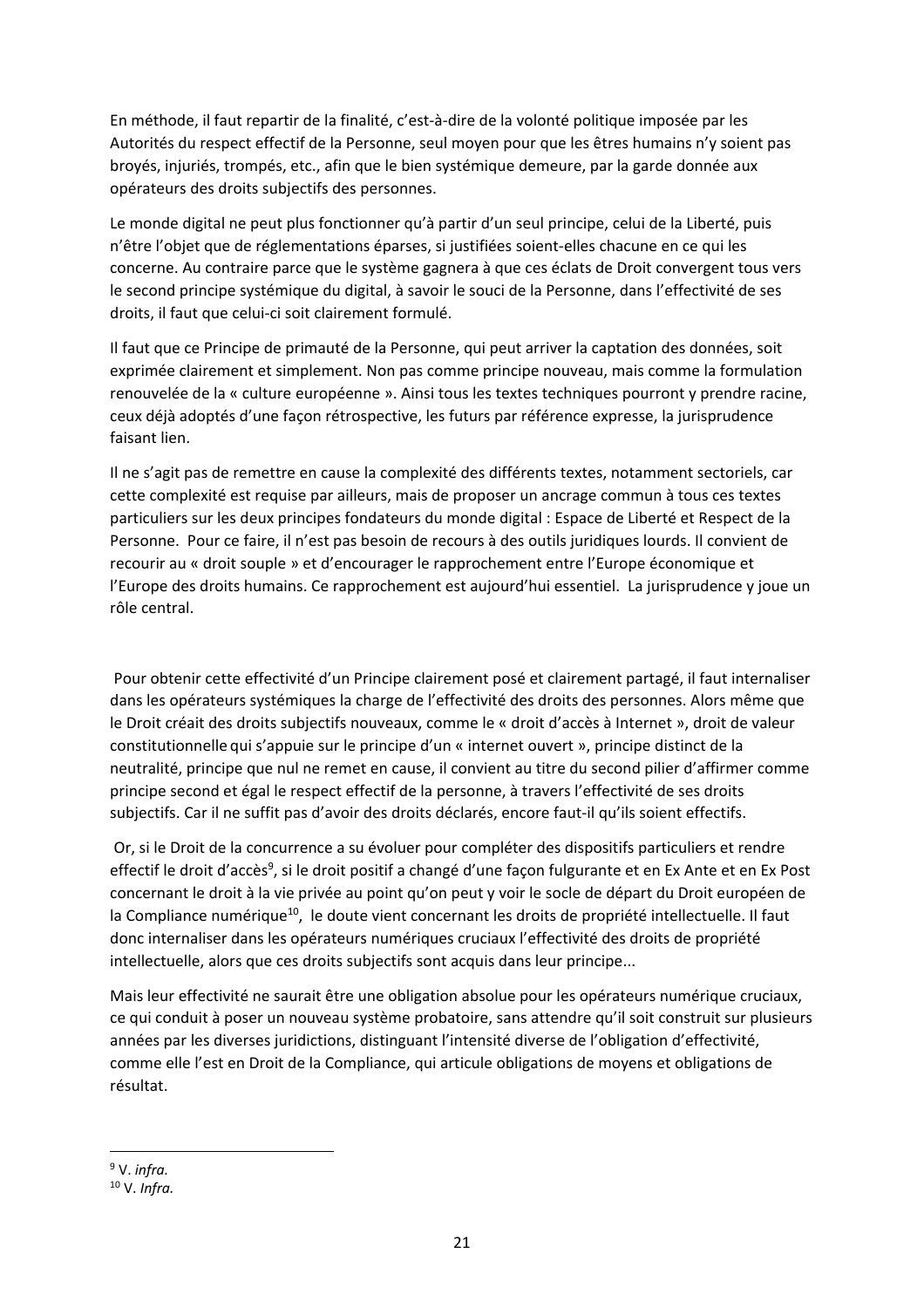En méthode, il faut repartir de la finalité, c'est-à-dire de la volonté politique imposée par les Autorités du respect effectif de la Personne, seul moyen pour que les êtres humains n'y soient pas broyés, injuriés, trompés, etc., afin que le bien systémique demeure, par la garde donnée aux opérateurs des droits subjectifs des personnes.

Le monde digital ne peut plus fonctionner qu'à partir d'un seul principe, celui de la Liberté, puis n'être l'objet que de réglementations éparses, si justifiées soient-elles chacune en ce qui les concerne. Au contraire parce que le système gagnera à que ces éclats de Droit convergent tous vers le second principe systémique du digital, à savoir le souci de la Personne, dans l'effectivité de ses droits, il faut que celui-ci soit clairement formulé.

Il faut que ce Principe de primauté de la Personne, qui peut arriver la captation des données, soit exprimée clairement et simplement. Non pas comme principe nouveau, mais comme la formulation renouvelée de la « culture européenne ». Ainsi tous les textes techniques pourront y prendre racine, ceux déjà adoptés d'une façon rétrospective, les futurs par référence expresse, la jurisprudence faisant lien.

Il ne s'agit pas de remettre en cause la complexité des différents textes, notamment sectoriels, car cette complexité est requise par ailleurs, mais de proposer un ancrage commun à tous ces textes particuliers sur les deux principes fondateurs du monde digital : Espace de Liberté et Respect de la Personne. Pour ce faire, il n'est pas besoin de recours à des outils juridiques lourds. Il convient de recourir au « droit souple » et d'encourager le rapprochement entre l'Europe économique et l'Europe des droits humains. Ce rapprochement est aujourd'hui essentiel. La jurisprudence y joue un rôle central.

Pour obtenir cette effectivité d'un Principe clairement posé et clairement partagé, il faut internaliser dans les opérateurs systémiques la charge de l'effectivité des droits des personnes. Alors même que le Droit créait des droits subjectifs nouveaux, comme le « droit d'accès à Internet », droit de valeur constitutionnelle qui s'appuie sur le principe d'un « internet ouvert », principe distinct de la neutralité, principe que nul ne remet en cause, il convient au titre du second pilier d'affirmer comme principe second et égal le respect effectif de la personne, à travers l'effectivité de ses droits subjectifs. Car il ne suffit pas d'avoir des droits déclarés, encore faut-il qu'ils soient effectifs.

Or, si le Droit de la concurrence a su évoluer pour compléter des dispositifs particuliers et rendre effectif le droit d'accès[9], si le droit positif a changé d'une façon fulgurante et en Ex Ante et en Ex Post concernant le droit à la vie privée au point qu'on peut y voir le socle de départ du Droit européen de la Compliance numérique[10], le doute vient concernant les droits de propriété intellectuelle. Il faut donc internaliser dans les opérateurs numériques cruciaux l'effectivité des droits de propriété intellectuelle, alors que ces droits subjectifs sont acquis dans leur principe...

Mais leur effectivité ne saurait être une obligation absolue pour les opérateurs numérique cruciaux, ce qui conduit à poser un nouveau système probatoire, sans attendre qu'il soit construit sur plusieurs années par les diverses juridictions, distinguant l'intensité diverse de l'obligation d'effectivité, comme elle l'est en Droit de la Compliance, qui articule obligations de moyens et obligations de résultat.

---

[9] V. *infra.*

[10] V. *Infra.*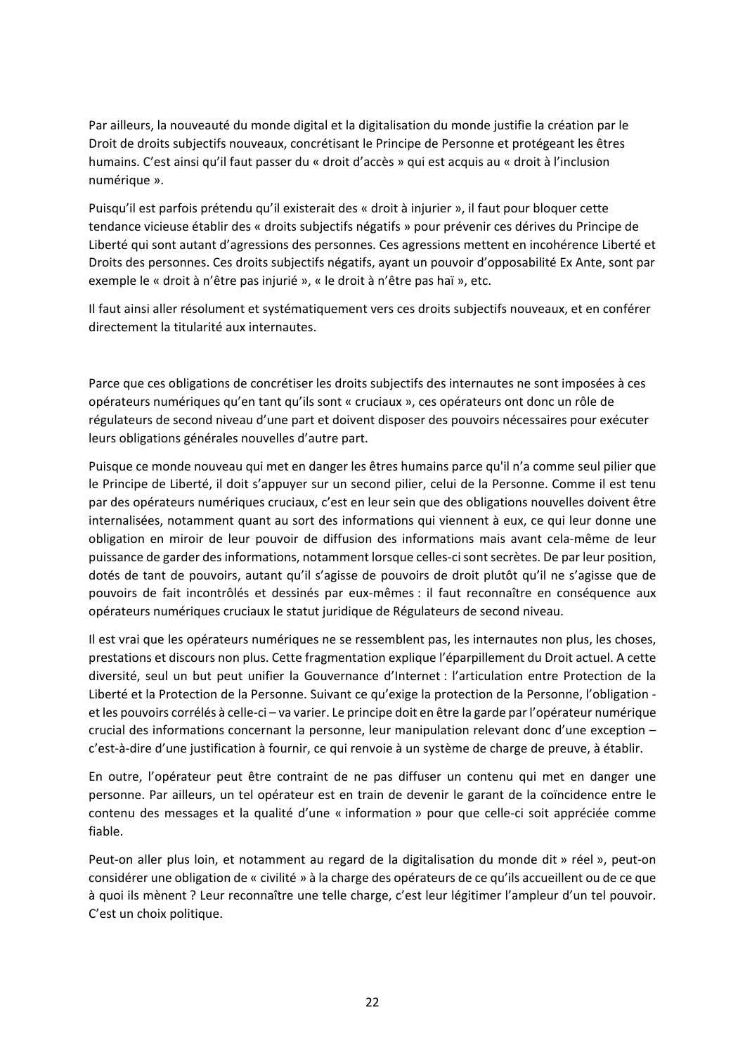Par ailleurs, la nouveauté du monde digital et la digitalisation du monde justifie la création par le Droit de droits subjectifs nouveaux, concrétisant le Principe de Personne et protégeant les êtres humains. C'est ainsi qu'il faut passer du « droit d'accès » qui est acquis au « droit à l'inclusion numérique ».

Puisqu'il est parfois prétendu qu'il existerait des « droit à injurier », il faut pour bloquer cette tendance vicieuse établir des « droits subjectifs négatifs » pour prévenir ces dérives du Principe de Liberté qui sont autant d'agressions des personnes. Ces agressions mettent en incohérence Liberté et Droits des personnes. Ces droits subjectifs négatifs, ayant un pouvoir d'opposabilité Ex Ante, sont par exemple le « droit à n'être pas injurié », « le droit à n'être pas haï », etc.

Il faut ainsi aller résolument et systématiquement vers ces droits subjectifs nouveaux, et en conférer directement la titularité aux internautes.

Parce que ces obligations de concrétiser les droits subjectifs des internautes ne sont imposées à ces opérateurs numériques qu'en tant qu'ils sont « cruciaux », ces opérateurs ont donc un rôle de régulateurs de second niveau d'une part et doivent disposer des pouvoirs nécessaires pour exécuter leurs obligations générales nouvelles d'autre part.

Puisque ce monde nouveau qui met en danger les êtres humains parce qu'il n'a comme seul pilier que le Principe de Liberté, il doit s'appuyer sur un second pilier, celui de la Personne. Comme il est tenu par des opérateurs numériques cruciaux, c'est en leur sein que des obligations nouvelles doivent être internalisées, notamment quant au sort des informations qui viennent à eux, ce qui leur donne une obligation en miroir de leur pouvoir de diffusion des informations mais avant cela-même de leur puissance de garder des informations, notamment lorsque celles-ci sont secrètes. De par leur position, dotés de tant de pouvoirs, autant qu'il s'agisse de pouvoirs de droit plutôt qu'il ne s'agisse que de pouvoirs de fait incontrôlés et dessinés par eux-mêmes : il faut reconnaître en conséquence aux opérateurs numériques cruciaux le statut juridique de Régulateurs de second niveau.

Il est vrai que les opérateurs numériques ne se ressemblent pas, les internautes non plus, les choses, prestations et discours non plus. Cette fragmentation explique l'éparpillement du Droit actuel. A cette diversité, seul un but peut unifier la Gouvernance d'Internet : l'articulation entre Protection de la Liberté et la Protection de la Personne. Suivant ce qu'exige la protection de la Personne, l'obligation - et les pouvoirs corrélés à celle-ci – va varier. Le principe doit en être la garde par l'opérateur numérique crucial des informations concernant la personne, leur manipulation relevant donc d'une exception – c'est-à-dire d'une justification à fournir, ce qui renvoie à un système de charge de preuve, à établir.

En outre, l'opérateur peut être contraint de ne pas diffuser un contenu qui met en danger une personne. Par ailleurs, un tel opérateur est en train de devenir le garant de la coïncidence entre le contenu des messages et la qualité d'une « information » pour que celle-ci soit appréciée comme fiable.

Peut-on aller plus loin, et notamment au regard de la digitalisation du monde dit » réel », peut-on considérer une obligation de « civilité » à la charge des opérateurs de ce qu'ils accueillent ou de ce que à quoi ils mènent ? Leur reconnaître une telle charge, c'est leur légitimer l'ampleur d'un tel pouvoir. C'est un choix politique.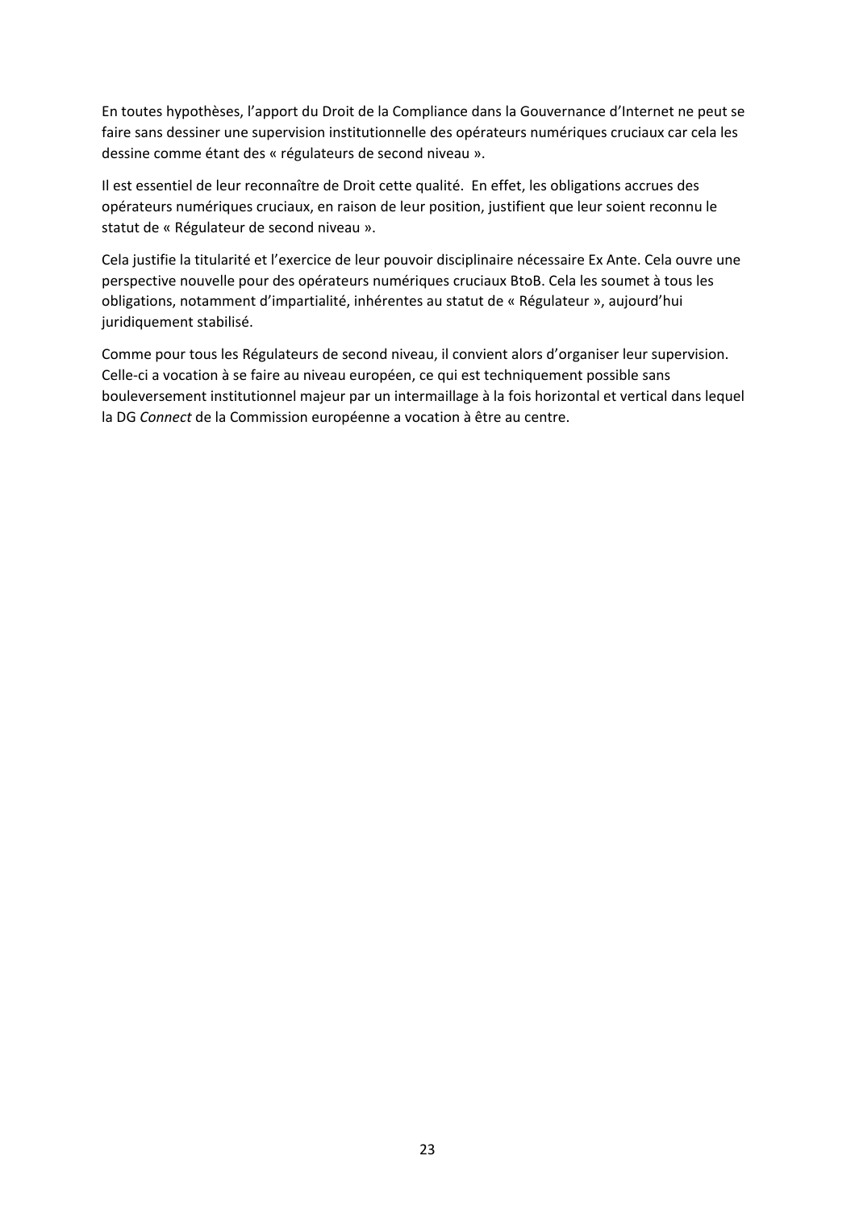En toutes hypothèses, l'apport du Droit de la Compliance dans la Gouvernance d'Internet ne peut se faire sans dessiner une supervision institutionnelle des opérateurs numériques cruciaux car cela les dessine comme étant des « régulateurs de second niveau ».

Il est essentiel de leur reconnaître de Droit cette qualité. En effet, les obligations accrues des opérateurs numériques cruciaux, en raison de leur position, justifient que leur soient reconnu le statut de « Régulateur de second niveau ».

Cela justifie la titularité et l'exercice de leur pouvoir disciplinaire nécessaire Ex Ante. Cela ouvre une perspective nouvelle pour des opérateurs numériques cruciaux BtoB. Cela les soumet à tous les obligations, notamment d'impartialité, inhérentes au statut de « Régulateur », aujourd'hui juridiquement stabilisé.

Comme pour tous les Régulateurs de second niveau, il convient alors d'organiser leur supervision. Celle-ci a vocation à se faire au niveau européen, ce qui est techniquement possible sans bouleversement institutionnel majeur par un intermaillage à la fois horizontal et vertical dans lequel la DG *Connect* de la Commission européenne a vocation à être au centre.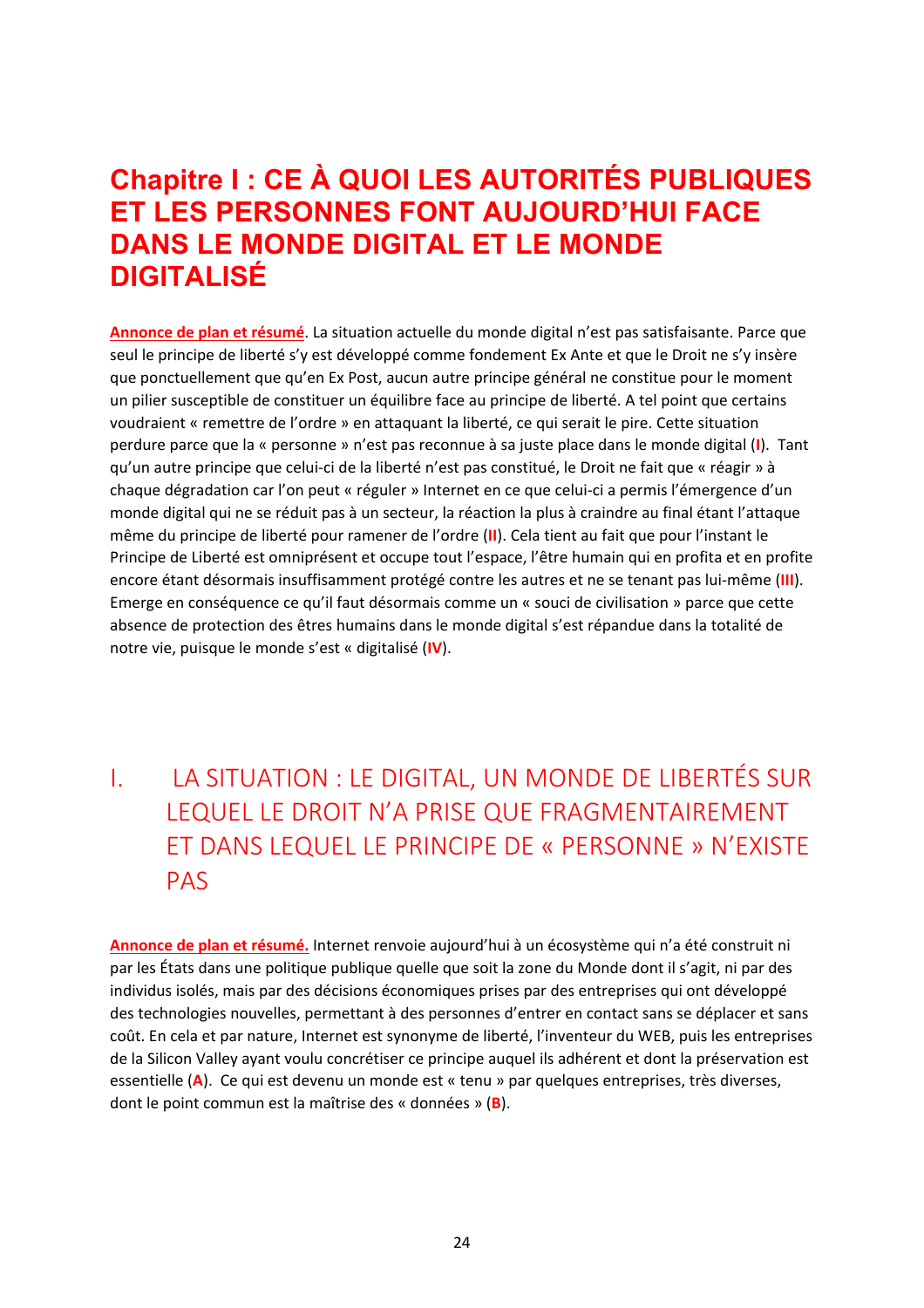# Chapitre I : CE À QUOI LES AUTORITÉS PUBLIQUES ET LES PERSONNES FONT AUJOURD'HUI FACE DANS LE MONDE DIGITAL ET LE MONDE DIGITALISÉ

**Annonce de plan et résumé**. La situation actuelle du monde digital n'est pas satisfaisante. Parce que seul le principe de liberté s'y est développé comme fondement Ex Ante et que le Droit ne s'y insère que ponctuellement que qu'en Ex Post, aucun autre principe général ne constitue pour le moment un pilier susceptible de constituer un équilibre face au principe de liberté. A tel point que certains voudraient « remettre de l'ordre » en attaquant la liberté, ce qui serait le pire. Cette situation perdure parce que la « personne » n'est pas reconnue à sa juste place dans le monde digital (**I**). Tant qu'un autre principe que celui-ci de la liberté n'est pas constitué, le Droit ne fait que « réagir » à chaque dégradation car l'on peut « réguler » Internet en ce que celui-ci a permis l'émergence d'un monde digital qui ne se réduit pas à un secteur, la réaction la plus à craindre au final étant l'attaque même du principe de liberté pour ramener de l'ordre (**II**). Cela tient au fait que pour l'instant le Principe de Liberté est omniprésent et occupe tout l'espace, l'être humain qui en profita et en profite encore étant désormais insuffisamment protégé contre les autres et ne se tenant pas lui-même (**III**). Emerge en conséquence ce qu'il faut désormais comme un « souci de civilisation » parce que cette absence de protection des êtres humains dans le monde digital s'est répandue dans la totalité de notre vie, puisque le monde s'est « digitalisé (**IV**).

## I. LA SITUATION : LE DIGITAL, UN MONDE DE LIBERTÉS SUR LEQUEL LE DROIT N'A PRISE QUE FRAGMENTAIREMENT ET DANS LEQUEL LE PRINCIPE DE « PERSONNE » N'EXISTE PAS

**Annonce de plan et résumé.** Internet renvoie aujourd'hui à un écosystème qui n'a été construit ni par les États dans une politique publique quelle que soit la zone du Monde dont il s'agit, ni par des individus isolés, mais par des décisions économiques prises par des entreprises qui ont développé des technologies nouvelles, permettant à des personnes d'entrer en contact sans se déplacer et sans coût. En cela et par nature, Internet est synonyme de liberté, l'inventeur du WEB, puis les entreprises de la Silicon Valley ayant voulu concrétiser ce principe auquel ils adhèrent et dont la préservation est essentielle (**A**). Ce qui est devenu un monde est « tenu » par quelques entreprises, très diverses, dont le point commun est la maîtrise des « données » (**B**).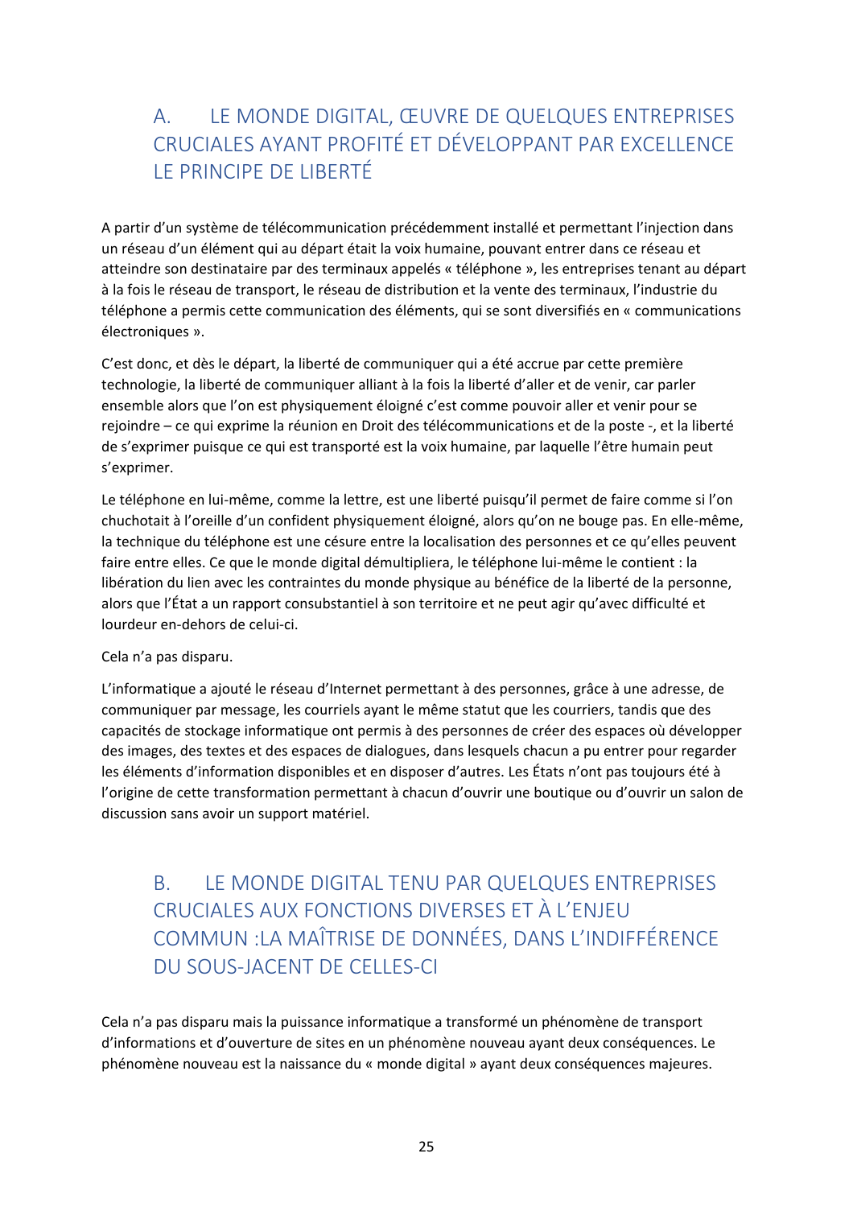## A. LE MONDE DIGITAL, ŒUVRE DE QUELQUES ENTREPRISES CRUCIALES AYANT PROFITÉ ET DÉVELOPPANT PAR EXCELLENCE LE PRINCIPE DE LIBERTÉ

A partir d'un système de télécommunication précédemment installé et permettant l'injection dans un réseau d'un élément qui au départ était la voix humaine, pouvant entrer dans ce réseau et atteindre son destinataire par des terminaux appelés « téléphone », les entreprises tenant au départ à la fois le réseau de transport, le réseau de distribution et la vente des terminaux, l'industrie du téléphone a permis cette communication des éléments, qui se sont diversifiés en « communications électroniques ».

C'est donc, et dès le départ, la liberté de communiquer qui a été accrue par cette première technologie, la liberté de communiquer alliant à la fois la liberté d'aller et de venir, car parler ensemble alors que l'on est physiquement éloigné c'est comme pouvoir aller et venir pour se rejoindre – ce qui exprime la réunion en Droit des télécommunications et de la poste -, et la liberté de s'exprimer puisque ce qui est transporté est la voix humaine, par laquelle l'être humain peut s'exprimer.

Le téléphone en lui-même, comme la lettre, est une liberté puisqu'il permet de faire comme si l'on chuchotait à l'oreille d'un confident physiquement éloigné, alors qu'on ne bouge pas. En elle-même, la technique du téléphone est une césure entre la localisation des personnes et ce qu'elles peuvent faire entre elles. Ce que le monde digital démultipliera, le téléphone lui-même le contient : la libération du lien avec les contraintes du monde physique au bénéfice de la liberté de la personne, alors que l'État a un rapport consubstantiel à son territoire et ne peut agir qu'avec difficulté et lourdeur en-dehors de celui-ci.

Cela n'a pas disparu.

L'informatique a ajouté le réseau d'Internet permettant à des personnes, grâce à une adresse, de communiquer par message, les courriels ayant le même statut que les courriers, tandis que des capacités de stockage informatique ont permis à des personnes de créer des espaces où développer des images, des textes et des espaces de dialogues, dans lesquels chacun a pu entrer pour regarder les éléments d'information disponibles et en disposer d'autres. Les États n'ont pas toujours été à l'origine de cette transformation permettant à chacun d'ouvrir une boutique ou d'ouvrir un salon de discussion sans avoir un support matériel.

## B. LE MONDE DIGITAL TENU PAR QUELQUES ENTREPRISES CRUCIALES AUX FONCTIONS DIVERSES ET À L'ENJEU COMMUN :LA MAÎTRISE DE DONNÉES, DANS L'INDIFFÉRENCE DU SOUS-JACENT DE CELLES-CI

Cela n'a pas disparu mais la puissance informatique a transformé un phénomène de transport d'informations et d'ouverture de sites en un phénomène nouveau ayant deux conséquences. Le phénomène nouveau est la naissance du « monde digital » ayant deux conséquences majeures.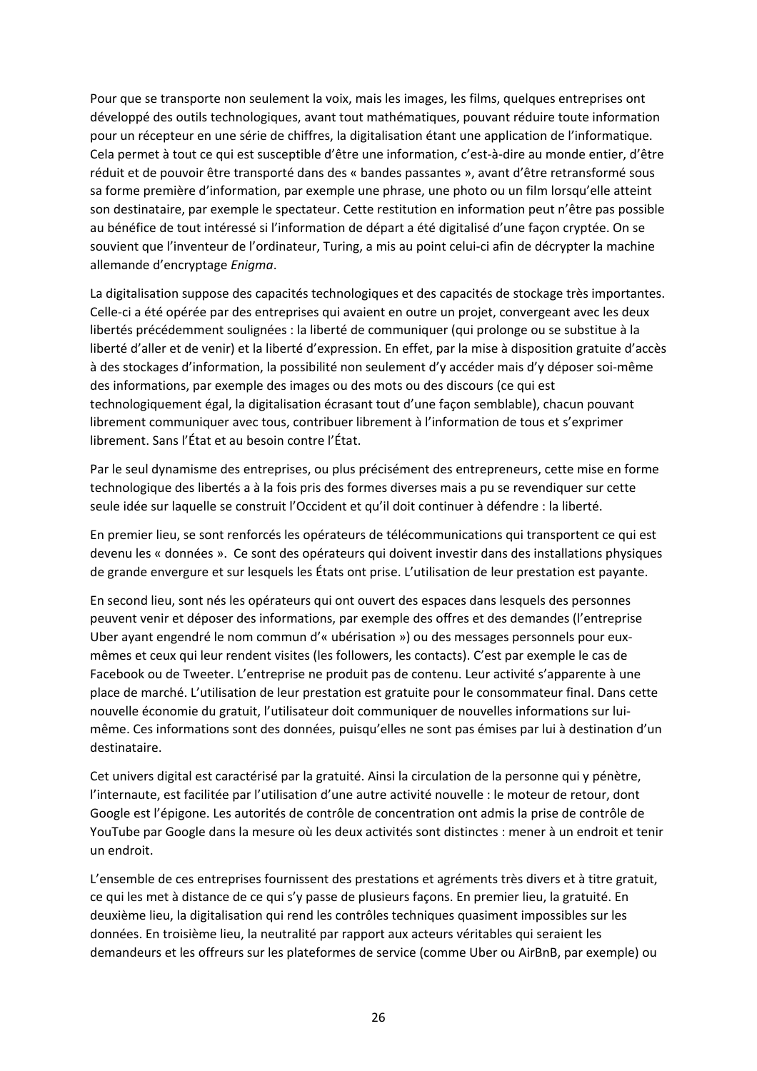Pour que se transporte non seulement la voix, mais les images, les films, quelques entreprises ont développé des outils technologiques, avant tout mathématiques, pouvant réduire toute information pour un récepteur en une série de chiffres, la digitalisation étant une application de l'informatique. Cela permet à tout ce qui est susceptible d'être une information, c'est-à-dire au monde entier, d'être réduit et de pouvoir être transporté dans des « bandes passantes », avant d'être retransformé sous sa forme première d'information, par exemple une phrase, une photo ou un film lorsqu'elle atteint son destinataire, par exemple le spectateur. Cette restitution en information peut n'être pas possible au bénéfice de tout intéressé si l'information de départ a été digitalisé d'une façon cryptée. On se souvient que l'inventeur de l'ordinateur, Turing, a mis au point celui-ci afin de décrypter la machine allemande d'encryptage *Enigma*.

La digitalisation suppose des capacités technologiques et des capacités de stockage très importantes. Celle-ci a été opérée par des entreprises qui avaient en outre un projet, convergeant avec les deux libertés précédemment soulignées : la liberté de communiquer (qui prolonge ou se substitue à la liberté d'aller et de venir) et la liberté d'expression. En effet, par la mise à disposition gratuite d'accès à des stockages d'information, la possibilité non seulement d'y accéder mais d'y déposer soi-même des informations, par exemple des images ou des mots ou des discours (ce qui est technologiquement égal, la digitalisation écrasant tout d'une façon semblable), chacun pouvant librement communiquer avec tous, contribuer librement à l'information de tous et s'exprimer librement. Sans l'État et au besoin contre l'État.

Par le seul dynamisme des entreprises, ou plus précisément des entrepreneurs, cette mise en forme technologique des libertés a à la fois pris des formes diverses mais a pu se revendiquer sur cette seule idée sur laquelle se construit l'Occident et qu'il doit continuer à défendre : la liberté.

En premier lieu, se sont renforcés les opérateurs de télécommunications qui transportent ce qui est devenu les « données ».  Ce sont des opérateurs qui doivent investir dans des installations physiques de grande envergure et sur lesquels les États ont prise. L'utilisation de leur prestation est payante.

En second lieu, sont nés les opérateurs qui ont ouvert des espaces dans lesquels des personnes peuvent venir et déposer des informations, par exemple des offres et des demandes (l'entreprise Uber ayant engendré le nom commun d'« ubérisation ») ou des messages personnels pour eux-mêmes et ceux qui leur rendent visites (les followers, les contacts). C'est par exemple le cas de Facebook ou de Tweeter. L'entreprise ne produit pas de contenu. Leur activité s'apparente à une place de marché. L'utilisation de leur prestation est gratuite pour le consommateur final. Dans cette nouvelle économie du gratuit, l'utilisateur doit communiquer de nouvelles informations sur lui-même. Ces informations sont des données, puisqu'elles ne sont pas émises par lui à destination d'un destinataire.

Cet univers digital est caractérisé par la gratuité. Ainsi la circulation de la personne qui y pénètre, l'internaute, est facilitée par l'utilisation d'une autre activité nouvelle : le moteur de retour, dont Google est l'épigone. Les autorités de contrôle de concentration ont admis la prise de contrôle de YouTube par Google dans la mesure où les deux activités sont distinctes : mener à un endroit et tenir un endroit.

L'ensemble de ces entreprises fournissent des prestations et agréments très divers et à titre gratuit, ce qui les met à distance de ce qui s'y passe de plusieurs façons. En premier lieu, la gratuité. En deuxième lieu, la digitalisation qui rend les contrôles techniques quasiment impossibles sur les données. En troisième lieu, la neutralité par rapport aux acteurs véritables qui seraient les demandeurs et les offreurs sur les plateformes de service (comme Uber ou AirBnB, par exemple) ou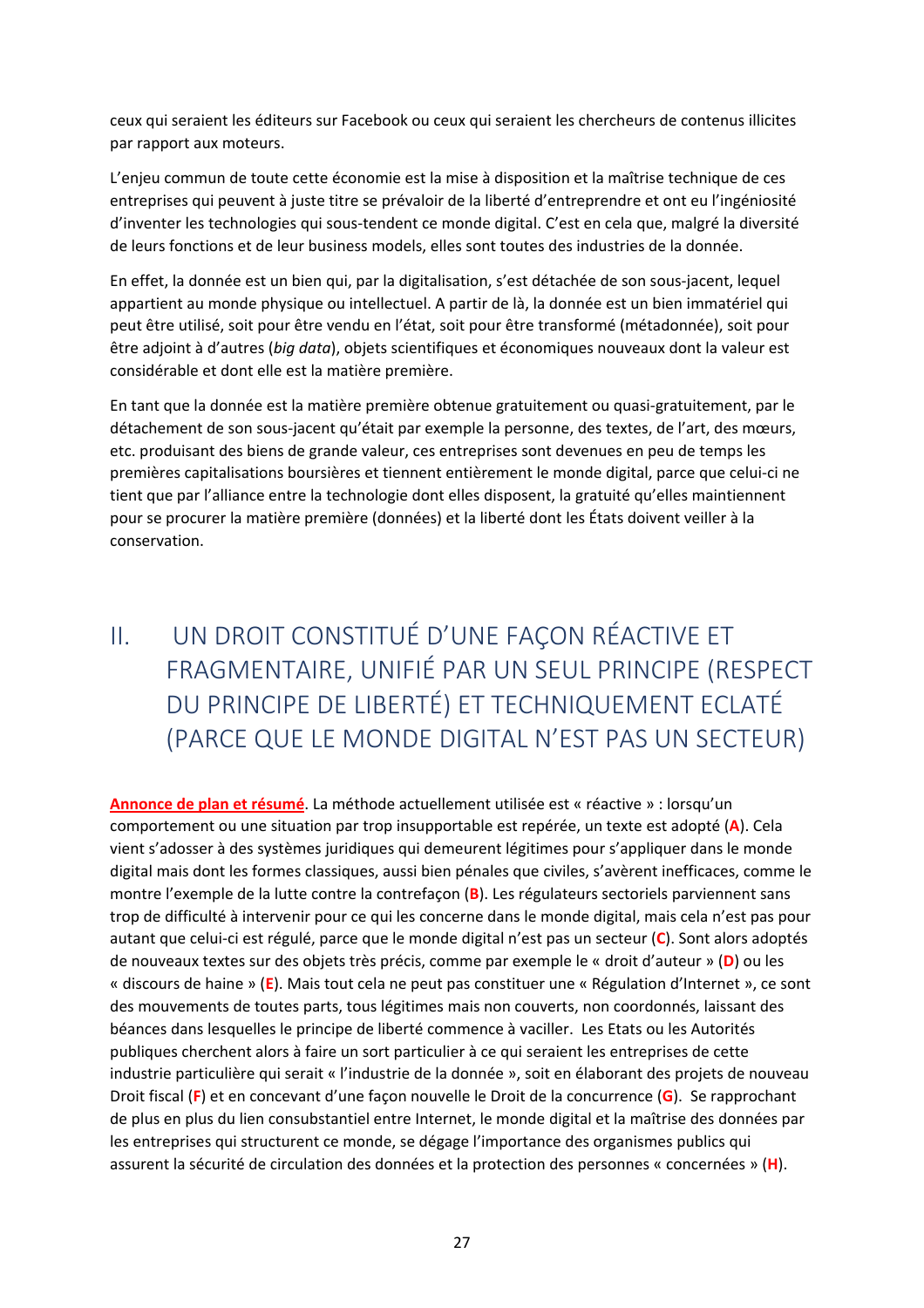ceux qui seraient les éditeurs sur Facebook ou ceux qui seraient les chercheurs de contenus illicites par rapport aux moteurs.

L'enjeu commun de toute cette économie est la mise à disposition et la maîtrise technique de ces entreprises qui peuvent à juste titre se prévaloir de la liberté d'entreprendre et ont eu l'ingéniosité d'inventer les technologies qui sous-tendent ce monde digital. C'est en cela que, malgré la diversité de leurs fonctions et de leur business models, elles sont toutes des industries de la donnée.

En effet, la donnée est un bien qui, par la digitalisation, s'est détachée de son sous-jacent, lequel appartient au monde physique ou intellectuel. A partir de là, la donnée est un bien immatériel qui peut être utilisé, soit pour être vendu en l'état, soit pour être transformé (métadonnée), soit pour être adjoint à d'autres (*big data*), objets scientifiques et économiques nouveaux dont la valeur est considérable et dont elle est la matière première.

En tant que la donnée est la matière première obtenue gratuitement ou quasi-gratuitement, par le détachement de son sous-jacent qu'était par exemple la personne, des textes, de l'art, des mœurs, etc. produisant des biens de grande valeur, ces entreprises sont devenues en peu de temps les premières capitalisations boursières et tiennent entièrement le monde digital, parce que celui-ci ne tient que par l'alliance entre la technologie dont elles disposent, la gratuité qu'elles maintiennent pour se procurer la matière première (données) et la liberté dont les États doivent veiller à la conservation.

# II. UN DROIT CONSTITUÉ D'UNE FAÇON RÉACTIVE ET FRAGMENTAIRE, UNIFIÉ PAR UN SEUL PRINCIPE (RESPECT DU PRINCIPE DE LIBERTÉ) ET TECHNIQUEMENT ECLATÉ (PARCE QUE LE MONDE DIGITAL N'EST PAS UN SECTEUR)

**Annonce de plan et résumé**. La méthode actuellement utilisée est « réactive » : lorsqu'un comportement ou une situation par trop insupportable est repérée, un texte est adopté (**A**). Cela vient s'adosser à des systèmes juridiques qui demeurent légitimes pour s'appliquer dans le monde digital mais dont les formes classiques, aussi bien pénales que civiles, s'avèrent inefficaces, comme le montre l'exemple de la lutte contre la contrefaçon (**B**). Les régulateurs sectoriels parviennent sans trop de difficulté à intervenir pour ce qui les concerne dans le monde digital, mais cela n'est pas pour autant que celui-ci est régulé, parce que le monde digital n'est pas un secteur (**C**). Sont alors adoptés de nouveaux textes sur des objets très précis, comme par exemple le « droit d'auteur » (**D**) ou les « discours de haine » (**E**). Mais tout cela ne peut pas constituer une « Régulation d'Internet », ce sont des mouvements de toutes parts, tous légitimes mais non couverts, non coordonnés, laissant des béances dans lesquelles le principe de liberté commence à vaciller. Les Etats ou les Autorités publiques cherchent alors à faire un sort particulier à ce qui seraient les entreprises de cette industrie particulière qui serait « l'industrie de la donnée », soit en élaborant des projets de nouveau Droit fiscal (**F**) et en concevant d'une façon nouvelle le Droit de la concurrence (**G**). Se rapprochant de plus en plus du lien consubstantiel entre Internet, le monde digital et la maîtrise des données par les entreprises qui structurent ce monde, se dégage l'importance des organismes publics qui assurent la sécurité de circulation des données et la protection des personnes « concernées » (**H**).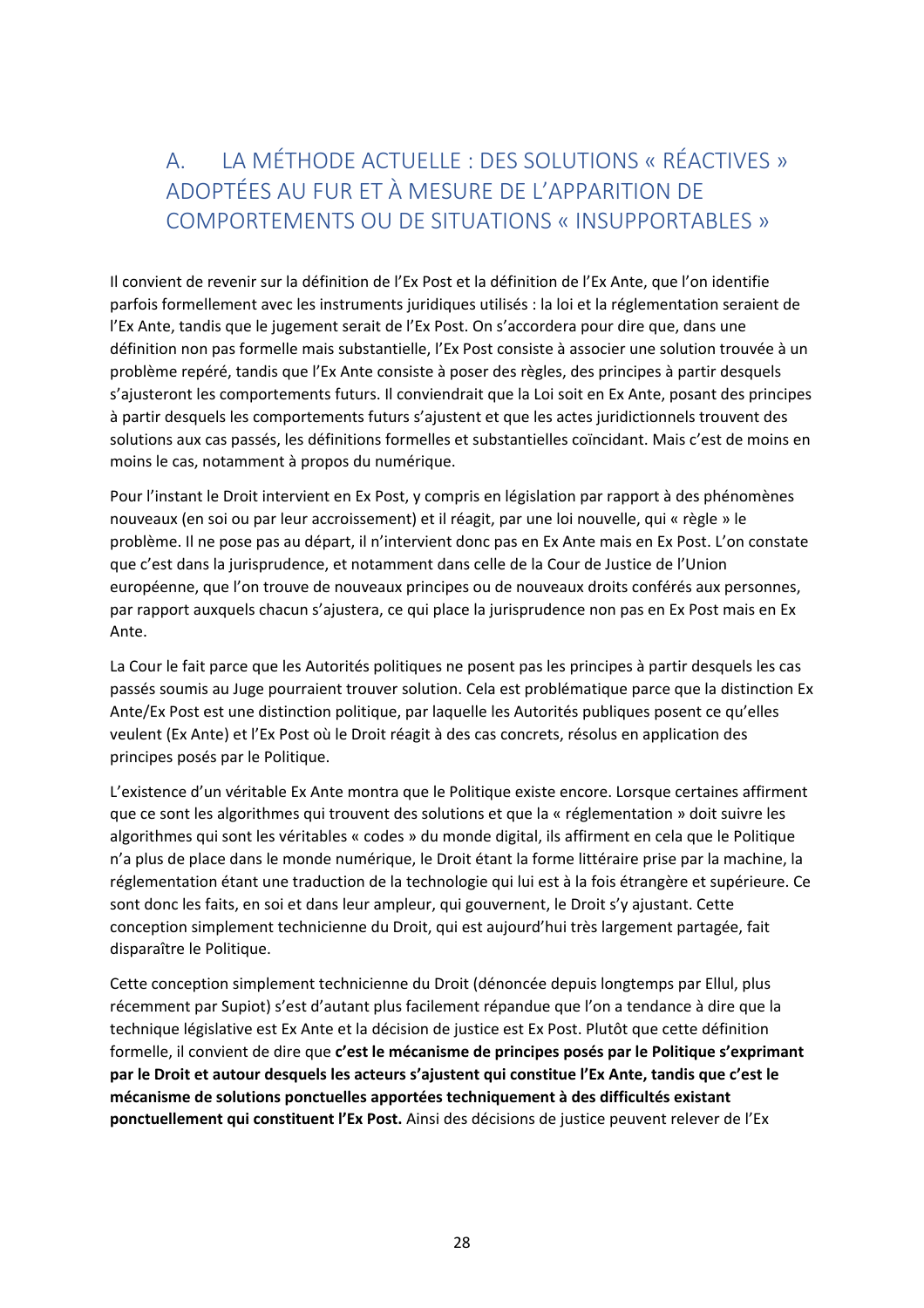## A. LA MÉTHODE ACTUELLE : DES SOLUTIONS « RÉACTIVES » ADOPTÉES AU FUR ET À MESURE DE L'APPARITION DE COMPORTEMENTS OU DE SITUATIONS « INSUPPORTABLES »

Il convient de revenir sur la définition de l'Ex Post et la définition de l'Ex Ante, que l'on identifie parfois formellement avec les instruments juridiques utilisés : la loi et la réglementation seraient de l'Ex Ante, tandis que le jugement serait de l'Ex Post. On s'accordera pour dire que, dans une définition non pas formelle mais substantielle, l'Ex Post consiste à associer une solution trouvée à un problème repéré, tandis que l'Ex Ante consiste à poser des règles, des principes à partir desquels s'ajusteront les comportements futurs. Il conviendrait que la Loi soit en Ex Ante, posant des principes à partir desquels les comportements futurs s'ajustent et que les actes juridictionnels trouvent des solutions aux cas passés, les définitions formelles et substantielles coïncidant. Mais c'est de moins en moins le cas, notamment à propos du numérique.

Pour l'instant le Droit intervient en Ex Post, y compris en législation par rapport à des phénomènes nouveaux (en soi ou par leur accroissement) et il réagit, par une loi nouvelle, qui « règle » le problème. Il ne pose pas au départ, il n'intervient donc pas en Ex Ante mais en Ex Post. L'on constate que c'est dans la jurisprudence, et notamment dans celle de la Cour de Justice de l'Union européenne, que l'on trouve de nouveaux principes ou de nouveaux droits conférés aux personnes, par rapport auxquels chacun s'ajustera, ce qui place la jurisprudence non pas en Ex Post mais en Ex Ante.

La Cour le fait parce que les Autorités politiques ne posent pas les principes à partir desquels les cas passés soumis au Juge pourraient trouver solution. Cela est problématique parce que la distinction Ex Ante/Ex Post est une distinction politique, par laquelle les Autorités publiques posent ce qu'elles veulent (Ex Ante) et l'Ex Post où le Droit réagit à des cas concrets, résolus en application des principes posés par le Politique.

L'existence d'un véritable Ex Ante montra que le Politique existe encore. Lorsque certaines affirment que ce sont les algorithmes qui trouvent des solutions et que la « réglementation » doit suivre les algorithmes qui sont les véritables « codes » du monde digital, ils affirment en cela que le Politique n'a plus de place dans le monde numérique, le Droit étant la forme littéraire prise par la machine, la réglementation étant une traduction de la technologie qui lui est à la fois étrangère et supérieure. Ce sont donc les faits, en soi et dans leur ampleur, qui gouvernent, le Droit s'y ajustant. Cette conception simplement technicienne du Droit, qui est aujourd'hui très largement partagée, fait disparaître le Politique.

Cette conception simplement technicienne du Droit (dénoncée depuis longtemps par Ellul, plus récemment par Supiot) s'est d'autant plus facilement répandue que l'on a tendance à dire que la technique législative est Ex Ante et la décision de justice est Ex Post. Plutôt que cette définition formelle, il convient de dire que **c'est le mécanisme de principes posés par le Politique s'exprimant par le Droit et autour desquels les acteurs s'ajustent qui constitue l'Ex Ante, tandis que c'est le mécanisme de solutions ponctuelles apportées techniquement à des difficultés existant ponctuellement qui constituent l'Ex Post.** Ainsi des décisions de justice peuvent relever de l'Ex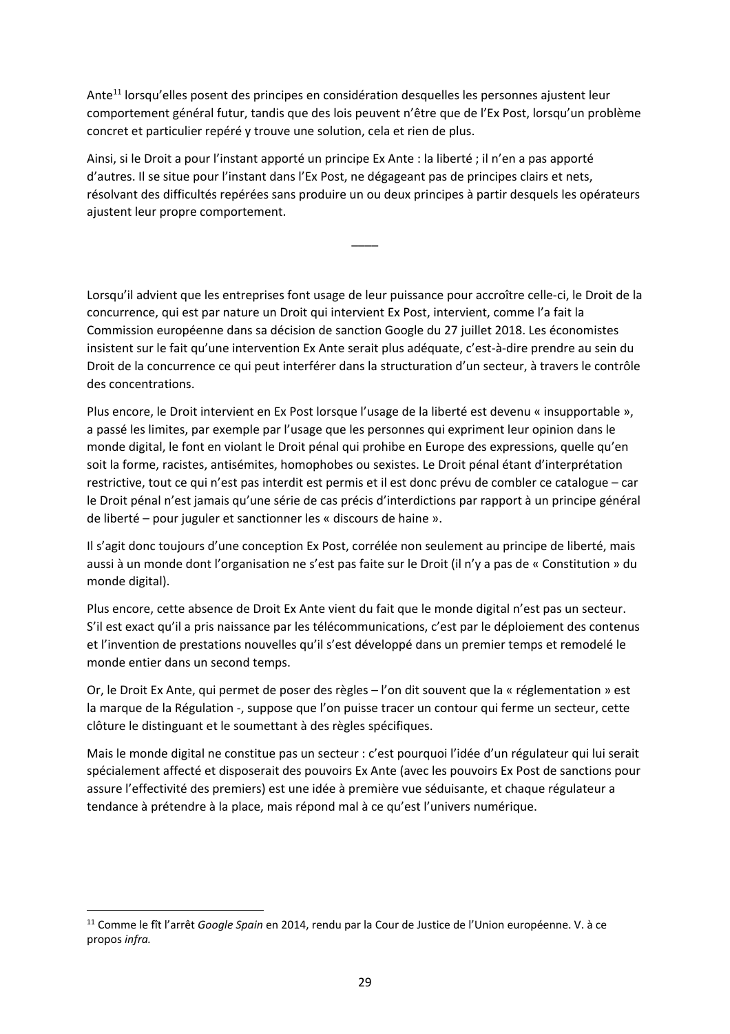Ante[11] lorsqu'elles posent des principes en considération desquelles les personnes ajustent leur comportement général futur, tandis que des lois peuvent n'être que de l'Ex Post, lorsqu'un problème concret et particulier repéré y trouve une solution, cela et rien de plus.

Ainsi, si le Droit a pour l'instant apporté un principe Ex Ante : la liberté ; il n'en a pas apporté d'autres. Il se situe pour l'instant dans l'Ex Post, ne dégageant pas de principes clairs et nets, résolvant des difficultés repérées sans produire un ou deux principes à partir desquels les opérateurs ajustent leur propre comportement.

\_\_\_\_

Lorsqu'il advient que les entreprises font usage de leur puissance pour accroître celle-ci, le Droit de la concurrence, qui est par nature un Droit qui intervient Ex Post, intervient, comme l'a fait la Commission européenne dans sa décision de sanction Google du 27 juillet 2018. Les économistes insistent sur le fait qu'une intervention Ex Ante serait plus adéquate, c'est-à-dire prendre au sein du Droit de la concurrence ce qui peut interférer dans la structuration d'un secteur, à travers le contrôle des concentrations.

Plus encore, le Droit intervient en Ex Post lorsque l'usage de la liberté est devenu « insupportable », a passé les limites, par exemple par l'usage que les personnes qui expriment leur opinion dans le monde digital, le font en violant le Droit pénal qui prohibe en Europe des expressions, quelle qu'en soit la forme, racistes, antisémites, homophobes ou sexistes. Le Droit pénal étant d'interprétation restrictive, tout ce qui n'est pas interdit est permis et il est donc prévu de combler ce catalogue – car le Droit pénal n'est jamais qu'une série de cas précis d'interdictions par rapport à un principe général de liberté – pour juguler et sanctionner les « discours de haine ».

Il s'agit donc toujours d'une conception Ex Post, corrélée non seulement au principe de liberté, mais aussi à un monde dont l'organisation ne s'est pas faite sur le Droit (il n'y a pas de « Constitution » du monde digital).

Plus encore, cette absence de Droit Ex Ante vient du fait que le monde digital n'est pas un secteur. S'il est exact qu'il a pris naissance par les télécommunications, c'est par le déploiement des contenus et l'invention de prestations nouvelles qu'il s'est développé dans un premier temps et remodelé le monde entier dans un second temps.

Or, le Droit Ex Ante, qui permet de poser des règles – l'on dit souvent que la « réglementation » est la marque de la Régulation -, suppose que l'on puisse tracer un contour qui ferme un secteur, cette clôture le distinguant et le soumettant à des règles spécifiques.

Mais le monde digital ne constitue pas un secteur : c'est pourquoi l'idée d'un régulateur qui lui serait spécialement affecté et disposerait des pouvoirs Ex Ante (avec les pouvoirs Ex Post de sanctions pour assure l'effectivité des premiers) est une idée à première vue séduisante, et chaque régulateur a tendance à prétendre à la place, mais répond mal à ce qu'est l'univers numérique.

---

[11] Comme le fît l'arrêt *Google Spain* en 2014, rendu par la Cour de Justice de l'Union européenne. V. à ce propos *infra.*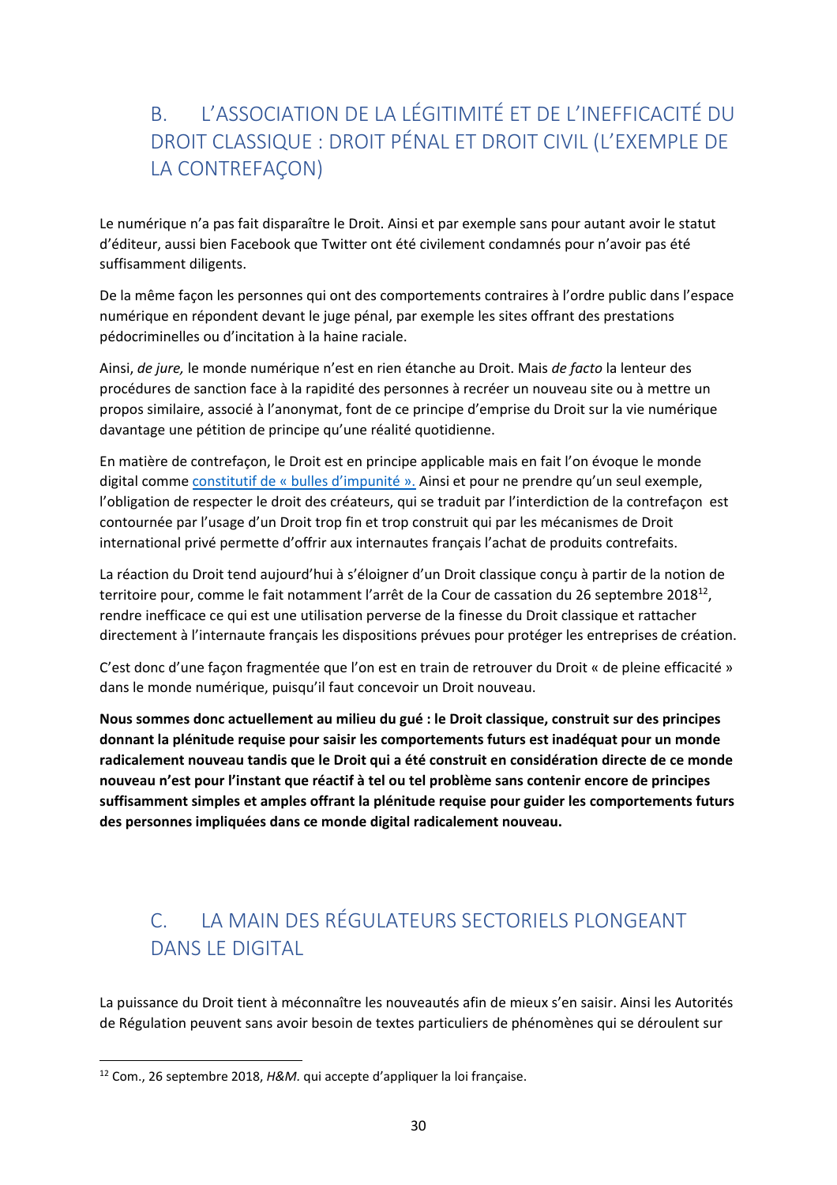## B. L'ASSOCIATION DE LA LÉGITIMITÉ ET DE L'INEFFICACITÉ DU DROIT CLASSIQUE : DROIT PÉNAL ET DROIT CIVIL (L'EXEMPLE DE LA CONTREFAÇON)

Le numérique n'a pas fait disparaître le Droit. Ainsi et par exemple sans pour autant avoir le statut d'éditeur, aussi bien Facebook que Twitter ont été civilement condamnés pour n'avoir pas été suffisamment diligents.

De la même façon les personnes qui ont des comportements contraires à l'ordre public dans l'espace numérique en répondent devant le juge pénal, par exemple les sites offrant des prestations pédocriminelles ou d'incitation à la haine raciale.

Ainsi, *de jure,* le monde numérique n'est en rien étanche au Droit. Mais *de facto* la lenteur des procédures de sanction face à la rapidité des personnes à recréer un nouveau site ou à mettre un propos similaire, associé à l'anonymat, font de ce principe d'emprise du Droit sur la vie numérique davantage une pétition de principe qu'une réalité quotidienne.

En matière de contrefaçon, le Droit est en principe applicable mais en fait l'on évoque le monde digital comme constitutif de « bulles d'impunité ». Ainsi et pour ne prendre qu'un seul exemple, l'obligation de respecter le droit des créateurs, qui se traduit par l'interdiction de la contrefaçon est contournée par l'usage d'un Droit trop fin et trop construit qui par les mécanismes de Droit international privé permette d'offrir aux internautes français l'achat de produits contrefaits.

La réaction du Droit tend aujourd'hui à s'éloigner d'un Droit classique conçu à partir de la notion de territoire pour, comme le fait notamment l'arrêt de la Cour de cassation du 26 septembre 2018[12], rendre inefficace ce qui est une utilisation perverse de la finesse du Droit classique et rattacher directement à l'internaute français les dispositions prévues pour protéger les entreprises de création.

C'est donc d'une façon fragmentée que l'on est en train de retrouver du Droit « de pleine efficacité » dans le monde numérique, puisqu'il faut concevoir un Droit nouveau.

**Nous sommes donc actuellement au milieu du gué : le Droit classique, construit sur des principes donnant la plénitude requise pour saisir les comportements futurs est inadéquat pour un monde radicalement nouveau tandis que le Droit qui a été construit en considération directe de ce monde nouveau n'est pour l'instant que réactif à tel ou tel problème sans contenir encore de principes suffisamment simples et amples offrant la plénitude requise pour guider les comportements futurs des personnes impliquées dans ce monde digital radicalement nouveau.**

## C. LA MAIN DES RÉGULATEURS SECTORIELS PLONGEANT DANS LE DIGITAL

La puissance du Droit tient à méconnaître les nouveautés afin de mieux s'en saisir. Ainsi les Autorités de Régulation peuvent sans avoir besoin de textes particuliers de phénomènes qui se déroulent sur

[12] Com., 26 septembre 2018, *H&M.* qui accepte d'appliquer la loi française.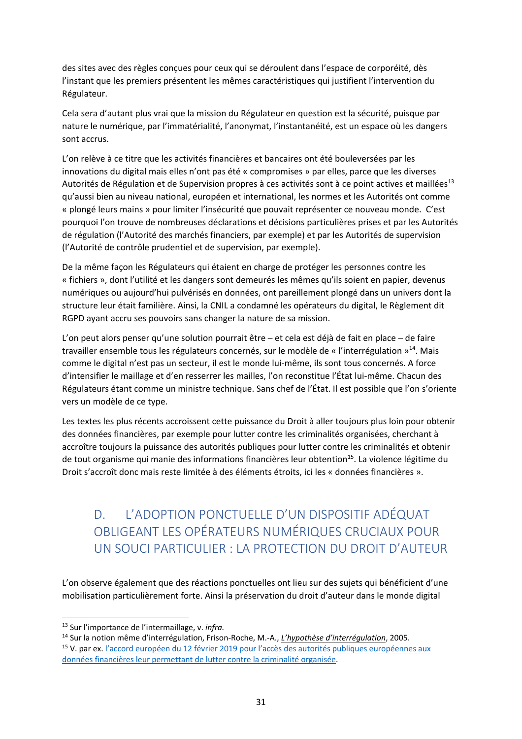des sites avec des règles conçues pour ceux qui se déroulent dans l'espace de corporéité, dès l'instant que les premiers présentent les mêmes caractéristiques qui justifient l'intervention du Régulateur.

Cela sera d'autant plus vrai que la mission du Régulateur en question est la sécurité, puisque par nature le numérique, par l'immatérialité, l'anonymat, l'instantanéité, est un espace où les dangers sont accrus.

L'on relève à ce titre que les activités financières et bancaires ont été bouleversées par les innovations du digital mais elles n'ont pas été « compromises » par elles, parce que les diverses Autorités de Régulation et de Supervision propres à ces activités sont à ce point actives et maillées[13] qu'aussi bien au niveau national, européen et international, les normes et les Autorités ont comme « plongé leurs mains » pour limiter l'insécurité que pouvait représenter ce nouveau monde. C'est pourquoi l'on trouve de nombreuses déclarations et décisions particulières prises et par les Autorités de régulation (l'Autorité des marchés financiers, par exemple) et par les Autorités de supervision (l'Autorité de contrôle prudentiel et de supervision, par exemple).

De la même façon les Régulateurs qui étaient en charge de protéger les personnes contre les « fichiers », dont l'utilité et les dangers sont demeurés les mêmes qu'ils soient en papier, devenus numériques ou aujourd'hui pulvérisés en données, ont pareillement plongé dans un univers dont la structure leur était familière. Ainsi, la CNIL a condamné les opérateurs du digital, le Règlement dit RGPD ayant accru ses pouvoirs sans changer la nature de sa mission.

L'on peut alors penser qu'une solution pourrait être – et cela est déjà de fait en place – de faire travailler ensemble tous les régulateurs concernés, sur le modèle de « l'interrégulation »[14]. Mais comme le digital n'est pas un secteur, il est le monde lui-même, ils sont tous concernés. A force d'intensifier le maillage et d'en resserrer les mailles, l'on reconstitue l'État lui-même. Chacun des Régulateurs étant comme un ministre technique. Sans chef de l'État. Il est possible que l'on s'oriente vers un modèle de ce type.

Les textes les plus récents accroissent cette puissance du Droit à aller toujours plus loin pour obtenir des données financières, par exemple pour lutter contre les criminalités organisées, cherchant à accroître toujours la puissance des autorités publiques pour lutter contre les criminalités et obtenir de tout organisme qui manie des informations financières leur obtention[15]. La violence légitime du Droit s'accroît donc mais reste limitée à des éléments étroits, ici les « données financières ».

## D. L'ADOPTION PONCTUELLE D'UN DISPOSITIF ADÉQUAT OBLIGEANT LES OPÉRATEURS NUMÉRIQUES CRUCIAUX POUR UN SOUCI PARTICULIER : LA PROTECTION DU DROIT D'AUTEUR

L'on observe également que des réactions ponctuelles ont lieu sur des sujets qui bénéficient d'une mobilisation particulièrement forte. Ainsi la préservation du droit d'auteur dans le monde digital

---

[13] Sur l'importance de l'intermaillage, v. *infra.*

[14] Sur la notion même d'interrégulation, Frison-Roche, M.-A., *L'hypothèse d'interrégulation*, 2005.

[15] V. par ex. l'accord européen du 12 février 2019 pour l'accès des autorités publiques européennes aux données financières leur permettant de lutter contre la criminalité organisée.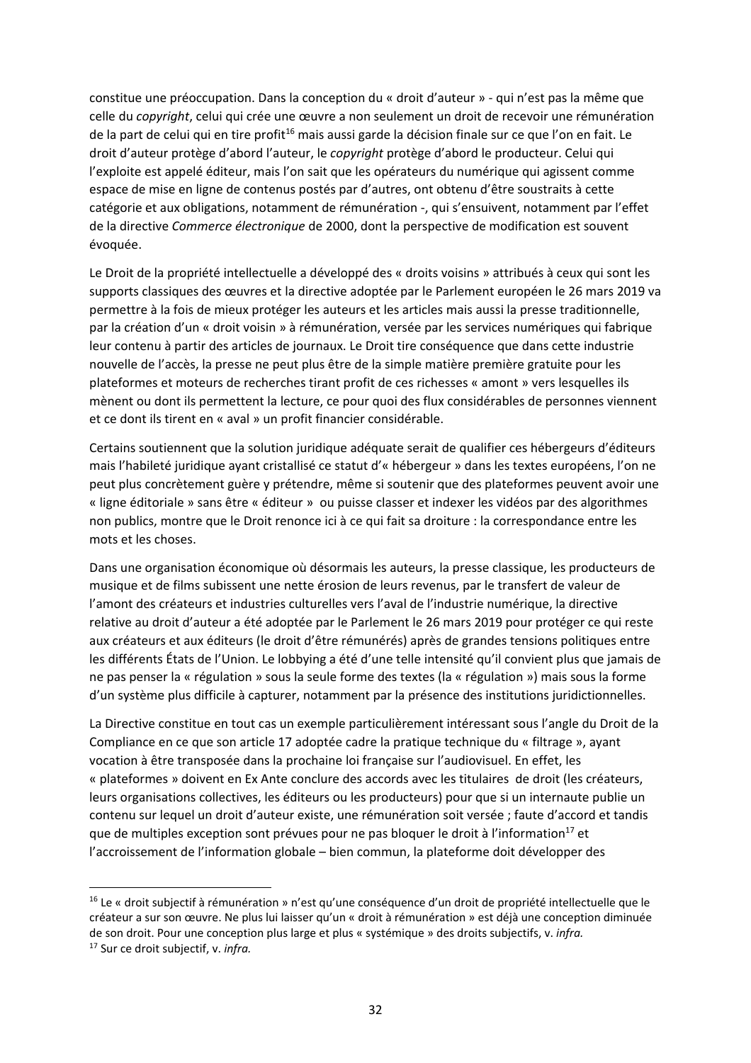constitue une préoccupation. Dans la conception du « droit d'auteur » - qui n'est pas la même que celle du *copyright*, celui qui crée une œuvre a non seulement un droit de recevoir une rémunération de la part de celui qui en tire profit[16] mais aussi garde la décision finale sur ce que l'on en fait. Le droit d'auteur protège d'abord l'auteur, le *copyright* protège d'abord le producteur. Celui qui l'exploite est appelé éditeur, mais l'on sait que les opérateurs du numérique qui agissent comme espace de mise en ligne de contenus postés par d'autres, ont obtenu d'être soustraits à cette catégorie et aux obligations, notamment de rémunération -, qui s'ensuivent, notamment par l'effet de la directive *Commerce électronique* de 2000, dont la perspective de modification est souvent évoquée.

Le Droit de la propriété intellectuelle a développé des « droits voisins » attribués à ceux qui sont les supports classiques des œuvres et la directive adoptée par le Parlement européen le 26 mars 2019 va permettre à la fois de mieux protéger les auteurs et les articles mais aussi la presse traditionnelle, par la création d'un « droit voisin » à rémunération, versée par les services numériques qui fabrique leur contenu à partir des articles de journaux. Le Droit tire conséquence que dans cette industrie nouvelle de l'accès, la presse ne peut plus être de la simple matière première gratuite pour les plateformes et moteurs de recherches tirant profit de ces richesses « amont » vers lesquelles ils mènent ou dont ils permettent la lecture, ce pour quoi des flux considérables de personnes viennent et ce dont ils tirent en « aval » un profit financier considérable.

Certains soutiennent que la solution juridique adéquate serait de qualifier ces hébergeurs d'éditeurs mais l'habileté juridique ayant cristallisé ce statut d'« hébergeur » dans les textes européens, l'on ne peut plus concrètement guère y prétendre, même si soutenir que des plateformes peuvent avoir une « ligne éditoriale » sans être « éditeur » ou puisse classer et indexer les vidéos par des algorithmes non publics, montre que le Droit renonce ici à ce qui fait sa droiture : la correspondance entre les mots et les choses.

Dans une organisation économique où désormais les auteurs, la presse classique, les producteurs de musique et de films subissent une nette érosion de leurs revenus, par le transfert de valeur de l'amont des créateurs et industries culturelles vers l'aval de l'industrie numérique, la directive relative au droit d'auteur a été adoptée par le Parlement le 26 mars 2019 pour protéger ce qui reste aux créateurs et aux éditeurs (le droit d'être rémunérés) après de grandes tensions politiques entre les différents États de l'Union. Le lobbying a été d'une telle intensité qu'il convient plus que jamais de ne pas penser la « régulation » sous la seule forme des textes (la « régulation ») mais sous la forme d'un système plus difficile à capturer, notamment par la présence des institutions juridictionnelles.

La Directive constitue en tout cas un exemple particulièrement intéressant sous l'angle du Droit de la Compliance en ce que son article 17 adoptée cadre la pratique technique du « filtrage », ayant vocation à être transposée dans la prochaine loi française sur l'audiovisuel. En effet, les « plateformes » doivent en Ex Ante conclure des accords avec les titulaires de droit (les créateurs, leurs organisations collectives, les éditeurs ou les producteurs) pour que si un internaute publie un contenu sur lequel un droit d'auteur existe, une rémunération soit versée ; faute d'accord et tandis que de multiples exception sont prévues pour ne pas bloquer le droit à l'information[17] et l'accroissement de l'information globale – bien commun, la plateforme doit développer des

---

[16] Le « droit subjectif à rémunération » n'est qu'une conséquence d'un droit de propriété intellectuelle que le créateur a sur son œuvre. Ne plus lui laisser qu'un « droit à rémunération » est déjà une conception diminuée de son droit. Pour une conception plus large et plus « systémique » des droits subjectifs, v. *infra.*

[17] Sur ce droit subjectif, v. *infra.*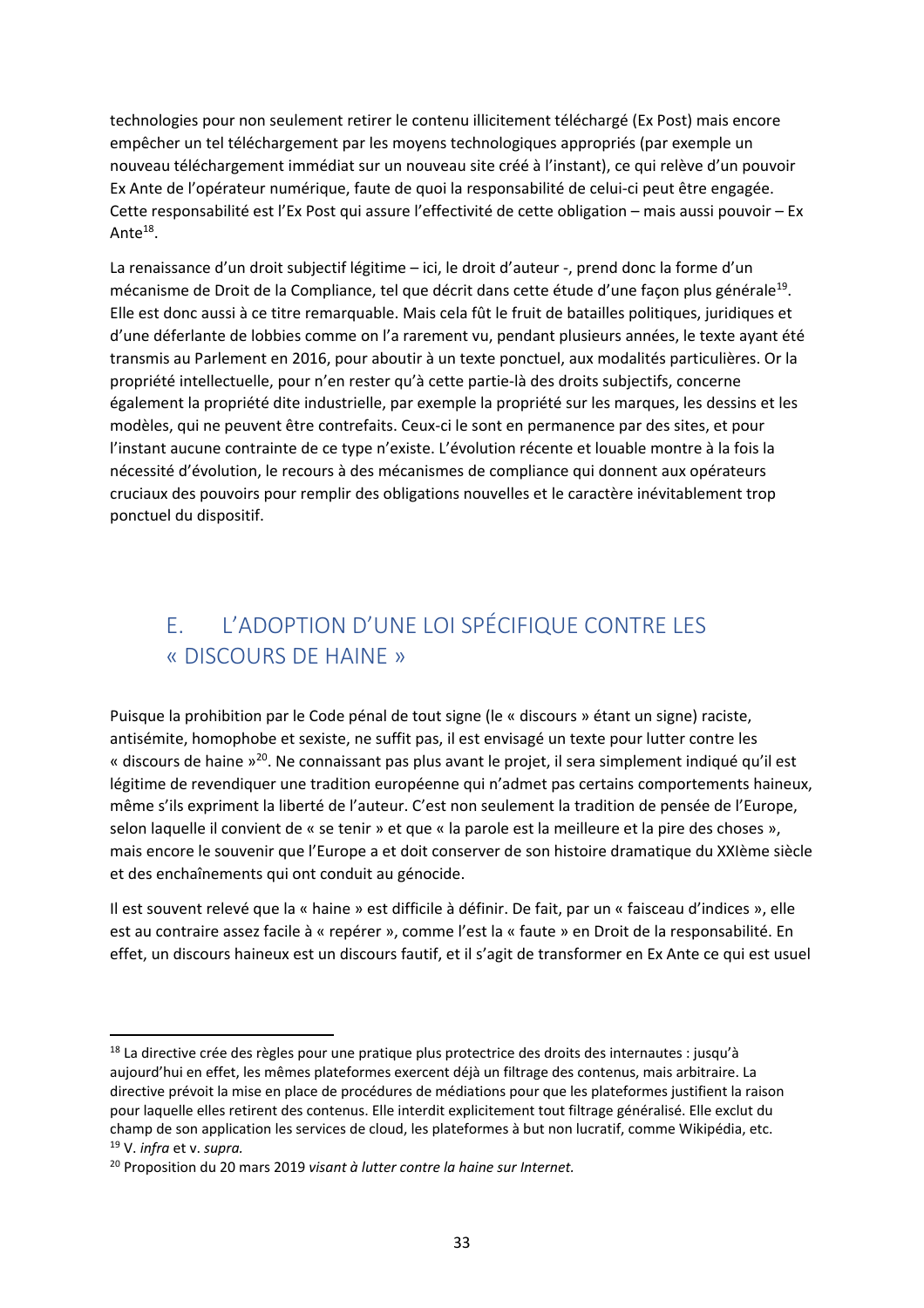technologies pour non seulement retirer le contenu illicitement téléchargé (Ex Post) mais encore empêcher un tel téléchargement par les moyens technologiques appropriés (par exemple un nouveau téléchargement immédiat sur un nouveau site créé à l'instant), ce qui relève d'un pouvoir Ex Ante de l'opérateur numérique, faute de quoi la responsabilité de celui-ci peut être engagée. Cette responsabilité est l'Ex Post qui assure l'effectivité de cette obligation – mais aussi pouvoir – Ex Ante[18].

La renaissance d'un droit subjectif légitime – ici, le droit d'auteur -, prend donc la forme d'un mécanisme de Droit de la Compliance, tel que décrit dans cette étude d'une façon plus générale[19]. Elle est donc aussi à ce titre remarquable. Mais cela fût le fruit de batailles politiques, juridiques et d'une déferlante de lobbies comme on l'a rarement vu, pendant plusieurs années, le texte ayant été transmis au Parlement en 2016, pour aboutir à un texte ponctuel, aux modalités particulières. Or la propriété intellectuelle, pour n'en rester qu'à cette partie-là des droits subjectifs, concerne également la propriété dite industrielle, par exemple la propriété sur les marques, les dessins et les modèles, qui ne peuvent être contrefaits. Ceux-ci le sont en permanence par des sites, et pour l'instant aucune contrainte de ce type n'existe. L'évolution récente et louable montre à la fois la nécessité d'évolution, le recours à des mécanismes de compliance qui donnent aux opérateurs cruciaux des pouvoirs pour remplir des obligations nouvelles et le caractère inévitablement trop ponctuel du dispositif.

## E. L'ADOPTION D'UNE LOI SPÉCIFIQUE CONTRE LES « DISCOURS DE HAINE »

Puisque la prohibition par le Code pénal de tout signe (le « discours » étant un signe) raciste, antisémite, homophobe et sexiste, ne suffit pas, il est envisagé un texte pour lutter contre les « discours de haine »[20]. Ne connaissant pas plus avant le projet, il sera simplement indiqué qu'il est légitime de revendiquer une tradition européenne qui n'admet pas certains comportements haineux, même s'ils expriment la liberté de l'auteur. C'est non seulement la tradition de pensée de l'Europe, selon laquelle il convient de « se tenir » et que « la parole est la meilleure et la pire des choses », mais encore le souvenir que l'Europe a et doit conserver de son histoire dramatique du XXIème siècle et des enchaînements qui ont conduit au génocide.

Il est souvent relevé que la « haine » est difficile à définir. De fait, par un « faisceau d'indices », elle est au contraire assez facile à « repérer », comme l'est la « faute » en Droit de la responsabilité. En effet, un discours haineux est un discours fautif, et il s'agit de transformer en Ex Ante ce qui est usuel

---

[18] La directive crée des règles pour une pratique plus protectrice des droits des internautes : jusqu'à aujourd'hui en effet, les mêmes plateformes exercent déjà un filtrage des contenus, mais arbitraire. La directive prévoit la mise en place de procédures de médiations pour que les plateformes justifient la raison pour laquelle elles retirent des contenus. Elle interdit explicitement tout filtrage généralisé. Elle exclut du champ de son application les services de cloud, les plateformes à but non lucratif, comme Wikipédia, etc.

[19] V. *infra* et v. *supra.*

[20] Proposition du 20 mars 2019 *visant à lutter contre la haine sur Internet.*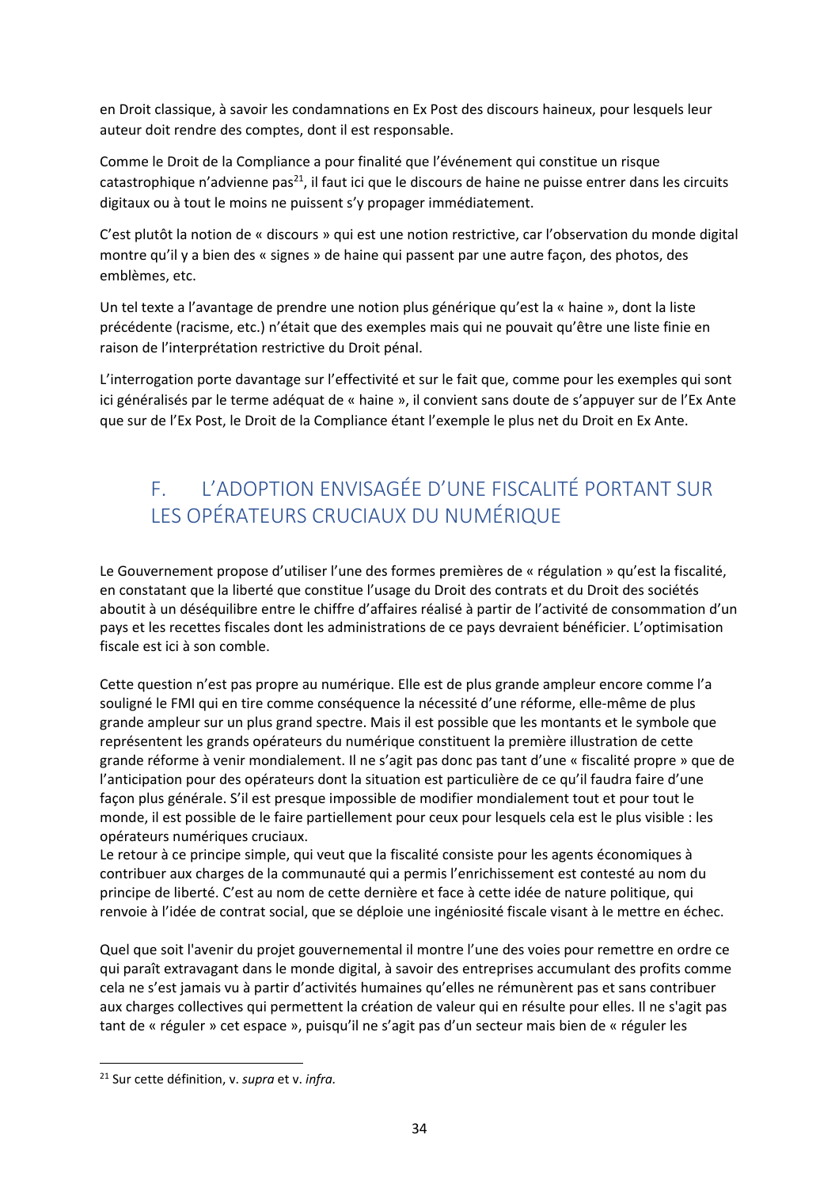en Droit classique, à savoir les condamnations en Ex Post des discours haineux, pour lesquels leur auteur doit rendre des comptes, dont il est responsable.

Comme le Droit de la Compliance a pour finalité que l'événement qui constitue un risque catastrophique n'advienne pas[21], il faut ici que le discours de haine ne puisse entrer dans les circuits digitaux ou à tout le moins ne puissent s'y propager immédiatement.

C'est plutôt la notion de « discours » qui est une notion restrictive, car l'observation du monde digital montre qu'il y a bien des « signes » de haine qui passent par une autre façon, des photos, des emblèmes, etc.

Un tel texte a l'avantage de prendre une notion plus générique qu'est la « haine », dont la liste précédente (racisme, etc.) n'était que des exemples mais qui ne pouvait qu'être une liste finie en raison de l'interprétation restrictive du Droit pénal.

L'interrogation porte davantage sur l'effectivité et sur le fait que, comme pour les exemples qui sont ici généralisés par le terme adéquat de « haine », il convient sans doute de s'appuyer sur de l'Ex Ante que sur de l'Ex Post, le Droit de la Compliance étant l'exemple le plus net du Droit en Ex Ante.

## F. L'ADOPTION ENVISAGÉE D'UNE FISCALITÉ PORTANT SUR LES OPÉRATEURS CRUCIAUX DU NUMÉRIQUE

Le Gouvernement propose d'utiliser l'une des formes premières de « régulation » qu'est la fiscalité, en constatant que la liberté que constitue l'usage du Droit des contrats et du Droit des sociétés aboutit à un déséquilibre entre le chiffre d'affaires réalisé à partir de l'activité de consommation d'un pays et les recettes fiscales dont les administrations de ce pays devraient bénéficier. L'optimisation fiscale est ici à son comble.

Cette question n'est pas propre au numérique. Elle est de plus grande ampleur encore comme l'a souligné le FMI qui en tire comme conséquence la nécessité d'une réforme, elle-même de plus grande ampleur sur un plus grand spectre. Mais il est possible que les montants et le symbole que représentent les grands opérateurs du numérique constituent la première illustration de cette grande réforme à venir mondialement. Il ne s'agit pas donc pas tant d'une « fiscalité propre » que de l'anticipation pour des opérateurs dont la situation est particulière de ce qu'il faudra faire d'une façon plus générale. S'il est presque impossible de modifier mondialement tout et pour tout le monde, il est possible de le faire partiellement pour ceux pour lesquels cela est le plus visible : les opérateurs numériques cruciaux.
Le retour à ce principe simple, qui veut que la fiscalité consiste pour les agents économiques à contribuer aux charges de la communauté qui a permis l'enrichissement est contesté au nom du principe de liberté. C'est au nom de cette dernière et face à cette idée de nature politique, qui renvoie à l'idée de contrat social, que se déploie une ingéniosité fiscale visant à le mettre en échec.

Quel que soit l'avenir du projet gouvernemental il montre l'une des voies pour remettre en ordre ce qui paraît extravagant dans le monde digital, à savoir des entreprises accumulant des profits comme cela ne s'est jamais vu à partir d'activités humaines qu'elles ne rémunèrent pas et sans contribuer aux charges collectives qui permettent la création de valeur qui en résulte pour elles. Il ne s'agit pas tant de « réguler » cet espace », puisqu'il ne s'agit pas d'un secteur mais bien de « réguler les

---

[21] Sur cette définition, v. *supra* et v. *infra.*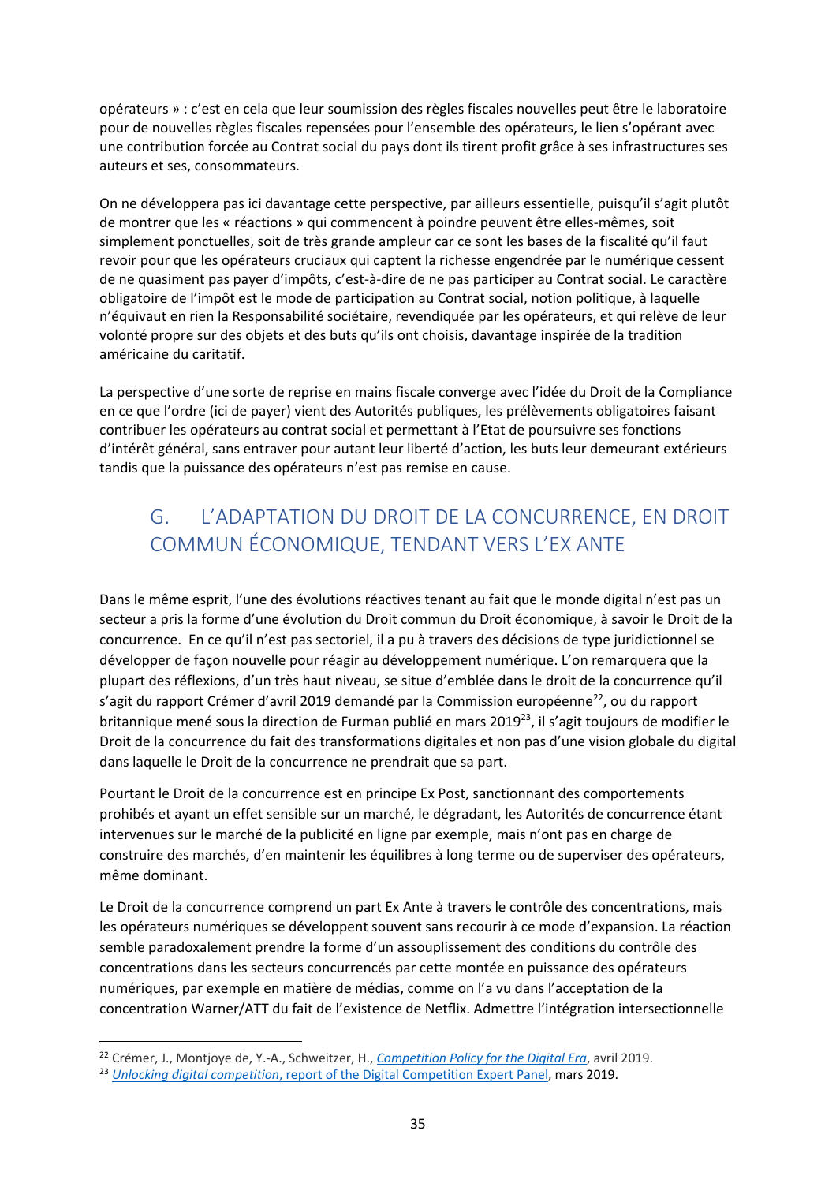opérateurs » : c'est en cela que leur soumission des règles fiscales nouvelles peut être le laboratoire pour de nouvelles règles fiscales repensées pour l'ensemble des opérateurs, le lien s'opérant avec une contribution forcée au Contrat social du pays dont ils tirent profit grâce à ses infrastructures ses auteurs et ses, consommateurs.

On ne développera pas ici davantage cette perspective, par ailleurs essentielle, puisqu'il s'agit plutôt de montrer que les « réactions » qui commencent à poindre peuvent être elles-mêmes, soit simplement ponctuelles, soit de très grande ampleur car ce sont les bases de la fiscalité qu'il faut revoir pour que les opérateurs cruciaux qui captent la richesse engendrée par le numérique cessent de ne quasiment pas payer d'impôts, c'est-à-dire de ne pas participer au Contrat social. Le caractère obligatoire de l'impôt est le mode de participation au Contrat social, notion politique, à laquelle n'équivaut en rien la Responsabilité sociétaire, revendiquée par les opérateurs, et qui relève de leur volonté propre sur des objets et des buts qu'ils ont choisis, davantage inspirée de la tradition américaine du caritatif.

La perspective d'une sorte de reprise en mains fiscale converge avec l'idée du Droit de la Compliance en ce que l'ordre (ici de payer) vient des Autorités publiques, les prélèvements obligatoires faisant contribuer les opérateurs au contrat social et permettant à l'Etat de poursuivre ses fonctions d'intérêt général, sans entraver pour autant leur liberté d'action, les buts leur demeurant extérieurs tandis que la puissance des opérateurs n'est pas remise en cause.

## G. L'ADAPTATION DU DROIT DE LA CONCURRENCE, EN DROIT COMMUN ÉCONOMIQUE, TENDANT VERS L'EX ANTE

Dans le même esprit, l'une des évolutions réactives tenant au fait que le monde digital n'est pas un secteur a pris la forme d'une évolution du Droit commun du Droit économique, à savoir le Droit de la concurrence. En ce qu'il n'est pas sectoriel, il a pu à travers des décisions de type juridictionnel se développer de façon nouvelle pour réagir au développement numérique. L'on remarquera que la plupart des réflexions, d'un très haut niveau, se situe d'emblée dans le droit de la concurrence qu'il s'agit du rapport Crémer d'avril 2019 demandé par la Commission européenne[22], ou du rapport britannique mené sous la direction de Furman publié en mars 2019[23], il s'agit toujours de modifier le Droit de la concurrence du fait des transformations digitales et non pas d'une vision globale du digital dans laquelle le Droit de la concurrence ne prendrait que sa part.

Pourtant le Droit de la concurrence est en principe Ex Post, sanctionnant des comportements prohibés et ayant un effet sensible sur un marché, le dégradant, les Autorités de concurrence étant intervenues sur le marché de la publicité en ligne par exemple, mais n'ont pas en charge de construire des marchés, d'en maintenir les équilibres à long terme ou de superviser des opérateurs, même dominant.

Le Droit de la concurrence comprend un part Ex Ante à travers le contrôle des concentrations, mais les opérateurs numériques se développent souvent sans recourir à ce mode d'expansion. La réaction semble paradoxalement prendre la forme d'un assouplissement des conditions du contrôle des concentrations dans les secteurs concurrencés par cette montée en puissance des opérateurs numériques, par exemple en matière de médias, comme on l'a vu dans l'acceptation de la concentration Warner/ATT du fait de l'existence de Netflix. Admettre l'intégration intersectionnelle

---

[22] Crémer, J., Montjoye de, Y.-A., Schweitzer, H., *Competition Policy for the Digital Era*, avril 2019.

[23] *Unlocking digital competition*, report of the Digital Competition Expert Panel, mars 2019.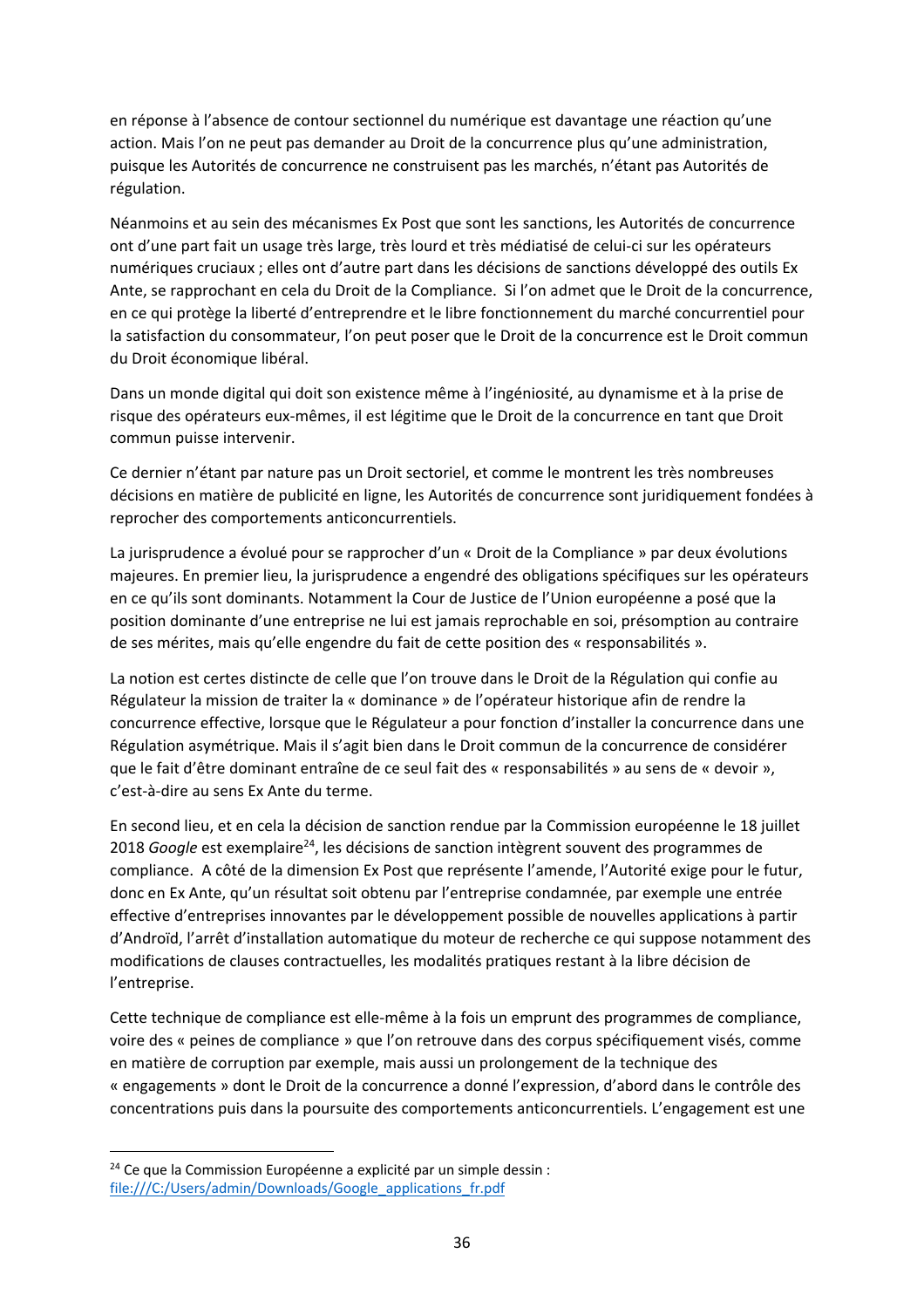en réponse à l'absence de contour sectionnel du numérique est davantage une réaction qu'une action. Mais l'on ne peut pas demander au Droit de la concurrence plus qu'une administration, puisque les Autorités de concurrence ne construisent pas les marchés, n'étant pas Autorités de régulation.

Néanmoins et au sein des mécanismes Ex Post que sont les sanctions, les Autorités de concurrence ont d'une part fait un usage très large, très lourd et très médiatisé de celui-ci sur les opérateurs numériques cruciaux ; elles ont d'autre part dans les décisions de sanctions développé des outils Ex Ante, se rapprochant en cela du Droit de la Compliance. Si l'on admet que le Droit de la concurrence, en ce qui protège la liberté d'entreprendre et le libre fonctionnement du marché concurrentiel pour la satisfaction du consommateur, l'on peut poser que le Droit de la concurrence est le Droit commun du Droit économique libéral.

Dans un monde digital qui doit son existence même à l'ingéniosité, au dynamisme et à la prise de risque des opérateurs eux-mêmes, il est légitime que le Droit de la concurrence en tant que Droit commun puisse intervenir.

Ce dernier n'étant par nature pas un Droit sectoriel, et comme le montrent les très nombreuses décisions en matière de publicité en ligne, les Autorités de concurrence sont juridiquement fondées à reprocher des comportements anticoncurrentiels.

La jurisprudence a évolué pour se rapprocher d'un « Droit de la Compliance » par deux évolutions majeures. En premier lieu, la jurisprudence a engendré des obligations spécifiques sur les opérateurs en ce qu'ils sont dominants. Notamment la Cour de Justice de l'Union européenne a posé que la position dominante d'une entreprise ne lui est jamais reprochable en soi, présomption au contraire de ses mérites, mais qu'elle engendre du fait de cette position des « responsabilités ».

La notion est certes distincte de celle que l'on trouve dans le Droit de la Régulation qui confie au Régulateur la mission de traiter la « dominance » de l'opérateur historique afin de rendre la concurrence effective, lorsque que le Régulateur a pour fonction d'installer la concurrence dans une Régulation asymétrique. Mais il s'agit bien dans le Droit commun de la concurrence de considérer que le fait d'être dominant entraîne de ce seul fait des « responsabilités » au sens de « devoir », c'est-à-dire au sens Ex Ante du terme.

En second lieu, et en cela la décision de sanction rendue par la Commission européenne le 18 juillet 2018 *Google* est exemplaire[24], les décisions de sanction intègrent souvent des programmes de compliance. A côté de la dimension Ex Post que représente l'amende, l'Autorité exige pour le futur, donc en Ex Ante, qu'un résultat soit obtenu par l'entreprise condamnée, par exemple une entrée effective d'entreprises innovantes par le développement possible de nouvelles applications à partir d'Androïd, l'arrêt d'installation automatique du moteur de recherche ce qui suppose notamment des modifications de clauses contractuelles, les modalités pratiques restant à la libre décision de l'entreprise.

Cette technique de compliance est elle-même à la fois un emprunt des programmes de compliance, voire des « peines de compliance » que l'on retrouve dans des corpus spécifiquement visés, comme en matière de corruption par exemple, mais aussi un prolongement de la technique des « engagements » dont le Droit de la concurrence a donné l'expression, d'abord dans le contrôle des concentrations puis dans la poursuite des comportements anticoncurrentiels. L'engagement est une

---

[24] Ce que la Commission Européenne a explicité par un simple dessin : file:///C:/Users/admin/Downloads/Google_applications_fr.pdf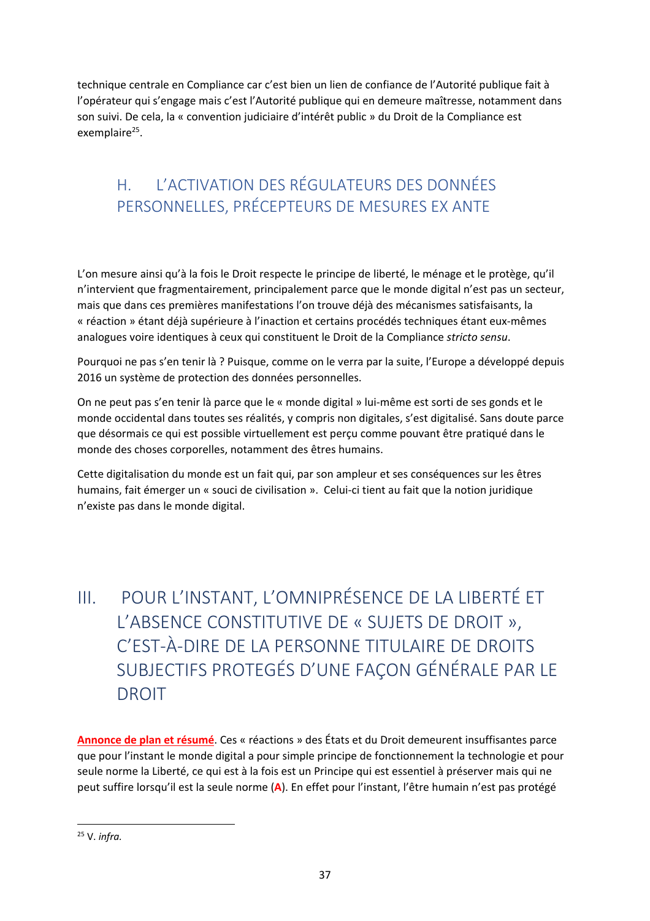technique centrale en Compliance car c'est bien un lien de confiance de l'Autorité publique fait à l'opérateur qui s'engage mais c'est l'Autorité publique qui en demeure maîtresse, notamment dans son suivi. De cela, la « convention judiciaire d'intérêt public » du Droit de la Compliance est exemplaire[25].

### H. L'ACTIVATION DES RÉGULATEURS DES DONNÉES PERSONNELLES, PRÉCEPTEURS DE MESURES EX ANTE

L'on mesure ainsi qu'à la fois le Droit respecte le principe de liberté, le ménage et le protège, qu'il n'intervient que fragmentairement, principalement parce que le monde digital n'est pas un secteur, mais que dans ces premières manifestations l'on trouve déjà des mécanismes satisfaisants, la « réaction » étant déjà supérieure à l'inaction et certains procédés techniques étant eux-mêmes analogues voire identiques à ceux qui constituent le Droit de la Compliance *stricto sensu*.

Pourquoi ne pas s'en tenir là ? Puisque, comme on le verra par la suite, l'Europe a développé depuis 2016 un système de protection des données personnelles.

On ne peut pas s'en tenir là parce que le « monde digital » lui-même est sorti de ses gonds et le monde occidental dans toutes ses réalités, y compris non digitales, s'est digitalisé. Sans doute parce que désormais ce qui est possible virtuellement est perçu comme pouvant être pratiqué dans le monde des choses corporelles, notamment des êtres humains.

Cette digitalisation du monde est un fait qui, par son ampleur et ses conséquences sur les êtres humains, fait émerger un « souci de civilisation ». Celui-ci tient au fait que la notion juridique n'existe pas dans le monde digital.

## III. POUR L'INSTANT, L'OMNIPRÉSENCE DE LA LIBERTÉ ET L'ABSENCE CONSTITUTIVE DE « SUJETS DE DROIT », C'EST-À-DIRE DE LA PERSONNE TITULAIRE DE DROITS SUBJECTIFS PROTEGÉS D'UNE FAÇON GÉNÉRALE PAR LE DROIT

**Annonce de plan et résumé**. Ces « réactions » des États et du Droit demeurent insuffisantes parce que pour l'instant le monde digital a pour simple principe de fonctionnement la technologie et pour seule norme la Liberté, ce qui est à la fois est un Principe qui est essentiel à préserver mais qui ne peut suffire lorsqu'il est la seule norme (**A**). En effet pour l'instant, l'être humain n'est pas protégé

[25] V. *infra.*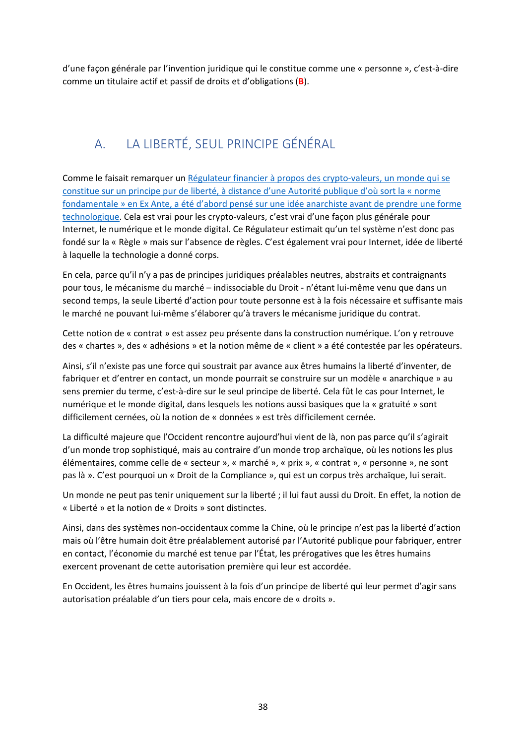d'une façon générale par l'invention juridique qui le constitue comme une « personne », c'est-à-dire comme un titulaire actif et passif de droits et d'obligations (**B**).

## A. LA LIBERTÉ, SEUL PRINCIPE GÉNÉRAL

Comme le faisait remarquer un [Régulateur financier à propos des crypto-valeurs, un monde qui se constitue sur un principe pur de liberté, à distance d'une Autorité publique d'où sort la « norme fondamentale » en Ex Ante, a été d'abord pensé sur une idée anarchiste avant de prendre une forme technologique](). Cela est vrai pour les crypto-valeurs, c'est vrai d'une façon plus générale pour Internet, le numérique et le monde digital. Ce Régulateur estimait qu'un tel système n'est donc pas fondé sur la « Règle » mais sur l'absence de règles. C'est également vrai pour Internet, idée de liberté à laquelle la technologie a donné corps.

En cela, parce qu'il n'y a pas de principes juridiques préalables neutres, abstraits et contraignants pour tous, le mécanisme du marché – indissociable du Droit - n'étant lui-même venu que dans un second temps, la seule Liberté d'action pour toute personne est à la fois nécessaire et suffisante mais le marché ne pouvant lui-même s'élaborer qu'à travers le mécanisme juridique du contrat.

Cette notion de « contrat » est assez peu présente dans la construction numérique. L'on y retrouve des « chartes », des « adhésions » et la notion même de « client » a été contestée par les opérateurs.

Ainsi, s'il n'existe pas une force qui soustrait par avance aux êtres humains la liberté d'inventer, de fabriquer et d'entrer en contact, un monde pourrait se construire sur un modèle « anarchique » au sens premier du terme, c'est-à-dire sur le seul principe de liberté. Cela fût le cas pour Internet, le numérique et le monde digital, dans lesquels les notions aussi basiques que la « gratuité » sont difficilement cernées, où la notion de « données » est très difficilement cernée.

La difficulté majeure que l'Occident rencontre aujourd'hui vient de là, non pas parce qu'il s'agirait d'un monde trop sophistiqué, mais au contraire d'un monde trop archaïque, où les notions les plus élémentaires, comme celle de « secteur », « marché », « prix », « contrat », « personne », ne sont pas là ». C'est pourquoi un « Droit de la Compliance », qui est un corpus très archaïque, lui serait.

Un monde ne peut pas tenir uniquement sur la liberté ; il lui faut aussi du Droit. En effet, la notion de « Liberté » et la notion de « Droits » sont distinctes.

Ainsi, dans des systèmes non-occidentaux comme la Chine, où le principe n'est pas la liberté d'action mais où l'être humain doit être préalablement autorisé par l'Autorité publique pour fabriquer, entrer en contact, l'économie du marché est tenue par l'État, les prérogatives que les êtres humains exercent provenant de cette autorisation première qui leur est accordée.

En Occident, les êtres humains jouissent à la fois d'un principe de liberté qui leur permet d'agir sans autorisation préalable d'un tiers pour cela, mais encore de « droits ».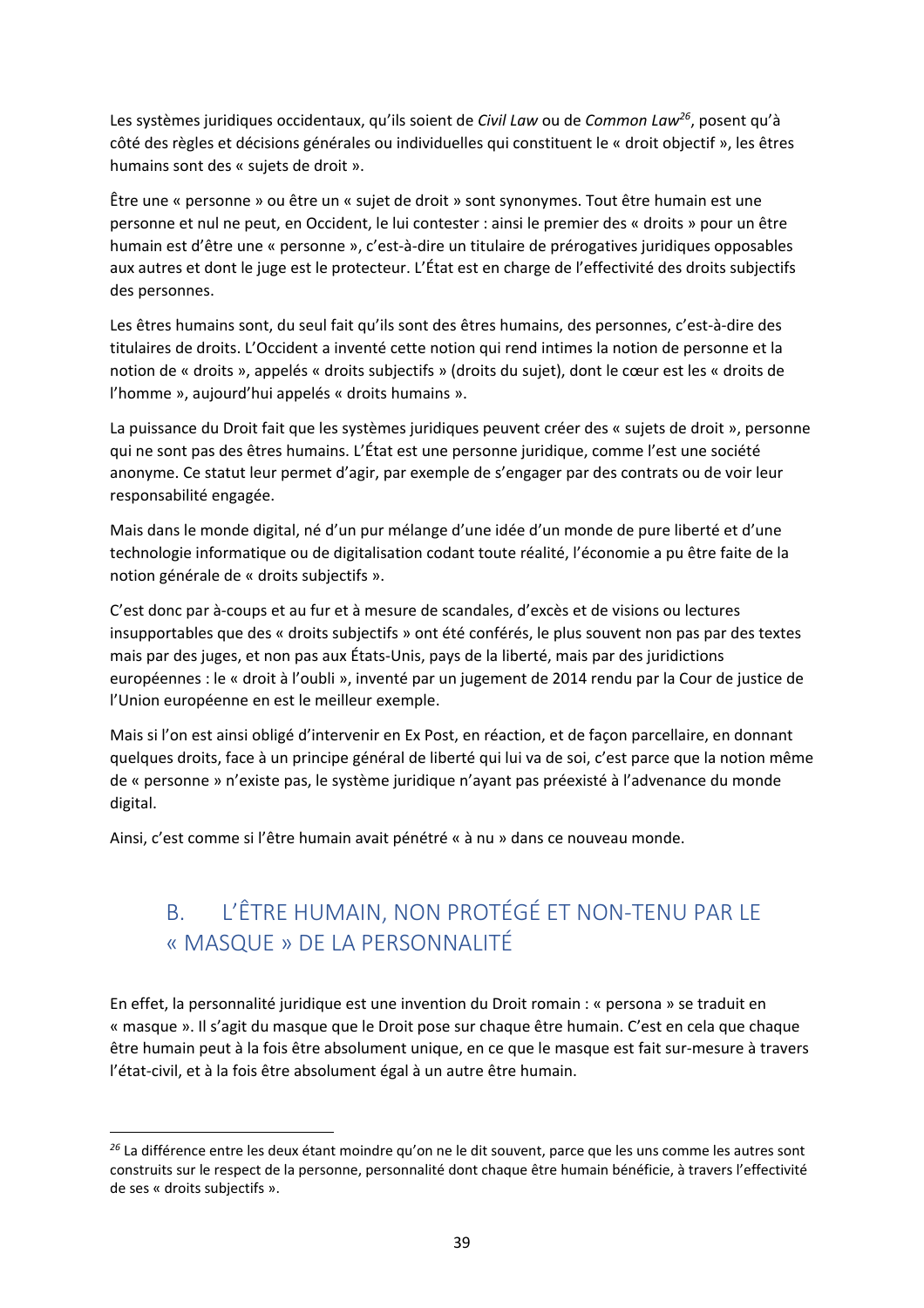Les systèmes juridiques occidentaux, qu'ils soient de *Civil Law* ou de *Common Law*[26], posent qu'à côté des règles et décisions générales ou individuelles qui constituent le « droit objectif », les êtres humains sont des « sujets de droit ».

Être une « personne » ou être un « sujet de droit » sont synonymes. Tout être humain est une personne et nul ne peut, en Occident, le lui contester : ainsi le premier des « droits » pour un être humain est d'être une « personne », c'est-à-dire un titulaire de prérogatives juridiques opposables aux autres et dont le juge est le protecteur. L'État est en charge de l'effectivité des droits subjectifs des personnes.

Les êtres humains sont, du seul fait qu'ils sont des êtres humains, des personnes, c'est-à-dire des titulaires de droits. L'Occident a inventé cette notion qui rend intimes la notion de personne et la notion de « droits », appelés « droits subjectifs » (droits du sujet), dont le cœur est les « droits de l'homme », aujourd'hui appelés « droits humains ».

La puissance du Droit fait que les systèmes juridiques peuvent créer des « sujets de droit », personne qui ne sont pas des êtres humains. L'État est une personne juridique, comme l'est une société anonyme. Ce statut leur permet d'agir, par exemple de s'engager par des contrats ou de voir leur responsabilité engagée.

Mais dans le monde digital, né d'un pur mélange d'une idée d'un monde de pure liberté et d'une technologie informatique ou de digitalisation codant toute réalité, l'économie a pu être faite de la notion générale de « droits subjectifs ».

C'est donc par à-coups et au fur et à mesure de scandales, d'excès et de visions ou lectures insupportables que des « droits subjectifs » ont été conférés, le plus souvent non pas par des textes mais par des juges, et non pas aux États-Unis, pays de la liberté, mais par des juridictions européennes : le « droit à l'oubli », inventé par un jugement de 2014 rendu par la Cour de justice de l'Union européenne en est le meilleur exemple.

Mais si l'on est ainsi obligé d'intervenir en Ex Post, en réaction, et de façon parcellaire, en donnant quelques droits, face à un principe général de liberté qui lui va de soi, c'est parce que la notion même de « personne » n'existe pas, le système juridique n'ayant pas préexisté à l'advenance du monde digital.

Ainsi, c'est comme si l'être humain avait pénétré « à nu » dans ce nouveau monde.

## B. L'ÊTRE HUMAIN, NON PROTÉGÉ ET NON-TENU PAR LE « MASQUE » DE LA PERSONNALITÉ

En effet, la personnalité juridique est une invention du Droit romain : « persona » se traduit en « masque ». Il s'agit du masque que le Droit pose sur chaque être humain. C'est en cela que chaque être humain peut à la fois être absolument unique, en ce que le masque est fait sur-mesure à travers l'état-civil, et à la fois être absolument égal à un autre être humain.

---

[26] La différence entre les deux étant moindre qu'on ne le dit souvent, parce que les uns comme les autres sont construits sur le respect de la personne, personnalité dont chaque être humain bénéficie, à travers l'effectivité de ses « droits subjectifs ».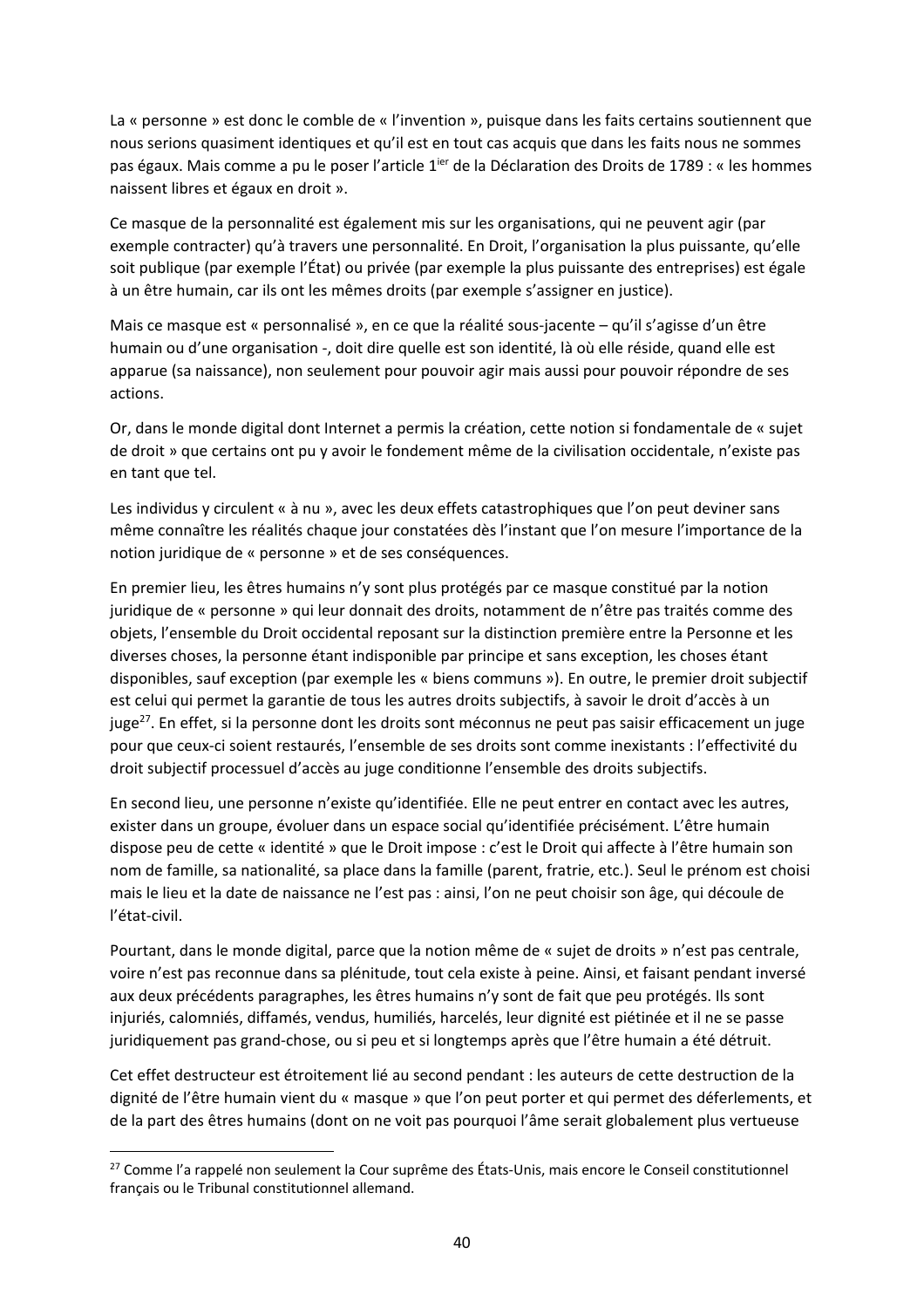La « personne » est donc le comble de « l'invention », puisque dans les faits certains soutiennent que nous serions quasiment identiques et qu'il est en tout cas acquis que dans les faits nous ne sommes pas égaux. Mais comme a pu le poser l'article 1ier de la Déclaration des Droits de 1789 : « les hommes naissent libres et égaux en droit ».

Ce masque de la personnalité est également mis sur les organisations, qui ne peuvent agir (par exemple contracter) qu'à travers une personnalité. En Droit, l'organisation la plus puissante, qu'elle soit publique (par exemple l'État) ou privée (par exemple la plus puissante des entreprises) est égale à un être humain, car ils ont les mêmes droits (par exemple s'assigner en justice).

Mais ce masque est « personnalisé », en ce que la réalité sous-jacente – qu'il s'agisse d'un être humain ou d'une organisation -, doit dire quelle est son identité, là où elle réside, quand elle est apparue (sa naissance), non seulement pour pouvoir agir mais aussi pour pouvoir répondre de ses actions.

Or, dans le monde digital dont Internet a permis la création, cette notion si fondamentale de « sujet de droit » que certains ont pu y avoir le fondement même de la civilisation occidentale, n'existe pas en tant que tel.

Les individus y circulent « à nu », avec les deux effets catastrophiques que l'on peut deviner sans même connaître les réalités chaque jour constatées dès l'instant que l'on mesure l'importance de la notion juridique de « personne » et de ses conséquences.

En premier lieu, les êtres humains n'y sont plus protégés par ce masque constitué par la notion juridique de « personne » qui leur donnait des droits, notamment de n'être pas traités comme des objets, l'ensemble du Droit occidental reposant sur la distinction première entre la Personne et les diverses choses, la personne étant indisponible par principe et sans exception, les choses étant disponibles, sauf exception (par exemple les « biens communs »). En outre, le premier droit subjectif est celui qui permet la garantie de tous les autres droits subjectifs, à savoir le droit d'accès à un juge[27]. En effet, si la personne dont les droits sont méconnus ne peut pas saisir efficacement un juge pour que ceux-ci soient restaurés, l'ensemble de ses droits sont comme inexistants : l'effectivité du droit subjectif processuel d'accès au juge conditionne l'ensemble des droits subjectifs.

En second lieu, une personne n'existe qu'identifiée. Elle ne peut entrer en contact avec les autres, exister dans un groupe, évoluer dans un espace social qu'identifiée précisément. L'être humain dispose peu de cette « identité » que le Droit impose : c'est le Droit qui affecte à l'être humain son nom de famille, sa nationalité, sa place dans la famille (parent, fratrie, etc.). Seul le prénom est choisi mais le lieu et la date de naissance ne l'est pas : ainsi, l'on ne peut choisir son âge, qui découle de l'état-civil.

Pourtant, dans le monde digital, parce que la notion même de « sujet de droits » n'est pas centrale, voire n'est pas reconnue dans sa plénitude, tout cela existe à peine. Ainsi, et faisant pendant inversé aux deux précédents paragraphes, les êtres humains n'y sont de fait que peu protégés. Ils sont injuriés, calomniés, diffamés, vendus, humiliés, harcelés, leur dignité est piétinée et il ne se passe juridiquement pas grand-chose, ou si peu et si longtemps après que l'être humain a été détruit.

Cet effet destructeur est étroitement lié au second pendant : les auteurs de cette destruction de la dignité de l'être humain vient du « masque » que l'on peut porter et qui permet des déferlements, et de la part des êtres humains (dont on ne voit pas pourquoi l'âme serait globalement plus vertueuse

---

[27] Comme l'a rappelé non seulement la Cour suprême des États-Unis, mais encore le Conseil constitutionnel français ou le Tribunal constitutionnel allemand.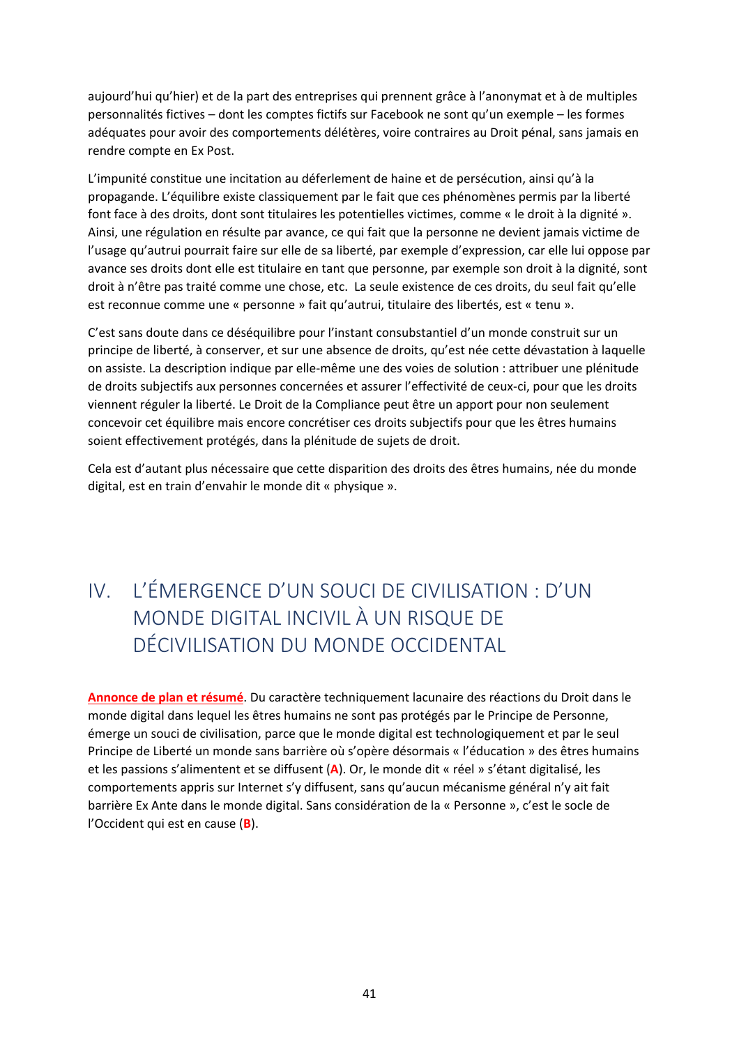aujourd'hui qu'hier) et de la part des entreprises qui prennent grâce à l'anonymat et à de multiples personnalités fictives – dont les comptes fictifs sur Facebook ne sont qu'un exemple – les formes adéquates pour avoir des comportements délétères, voire contraires au Droit pénal, sans jamais en rendre compte en Ex Post.

L'impunité constitue une incitation au déferlement de haine et de persécution, ainsi qu'à la propagande. L'équilibre existe classiquement par le fait que ces phénomènes permis par la liberté font face à des droits, dont sont titulaires les potentielles victimes, comme « le droit à la dignité ». Ainsi, une régulation en résulte par avance, ce qui fait que la personne ne devient jamais victime de l'usage qu'autrui pourrait faire sur elle de sa liberté, par exemple d'expression, car elle lui oppose par avance ses droits dont elle est titulaire en tant que personne, par exemple son droit à la dignité, sont droit à n'être pas traité comme une chose, etc. La seule existence de ces droits, du seul fait qu'elle est reconnue comme une « personne » fait qu'autrui, titulaire des libertés, est « tenu ».

C'est sans doute dans ce déséquilibre pour l'instant consubstantiel d'un monde construit sur un principe de liberté, à conserver, et sur une absence de droits, qu'est née cette dévastation à laquelle on assiste. La description indique par elle-même une des voies de solution : attribuer une plénitude de droits subjectifs aux personnes concernées et assurer l'effectivité de ceux-ci, pour que les droits viennent réguler la liberté. Le Droit de la Compliance peut être un apport pour non seulement concevoir cet équilibre mais encore concrétiser ces droits subjectifs pour que les êtres humains soient effectivement protégés, dans la plénitude de sujets de droit.

Cela est d'autant plus nécessaire que cette disparition des droits des êtres humains, née du monde digital, est en train d'envahir le monde dit « physique ».

# IV. L'ÉMERGENCE D'UN SOUCI DE CIVILISATION : D'UN MONDE DIGITAL INCIVIL À UN RISQUE DE DÉCIVILISATION DU MONDE OCCIDENTAL

**Annonce de plan et résumé**. Du caractère techniquement lacunaire des réactions du Droit dans le monde digital dans lequel les êtres humains ne sont pas protégés par le Principe de Personne, émerge un souci de civilisation, parce que le monde digital est technologiquement et par le seul Principe de Liberté un monde sans barrière où s'opère désormais « l'éducation » des êtres humains et les passions s'alimentent et se diffusent (**A**). Or, le monde dit « réel » s'étant digitalisé, les comportements appris sur Internet s'y diffusent, sans qu'aucun mécanisme général n'y ait fait barrière Ex Ante dans le monde digital. Sans considération de la « Personne », c'est le socle de l'Occident qui est en cause (**B**).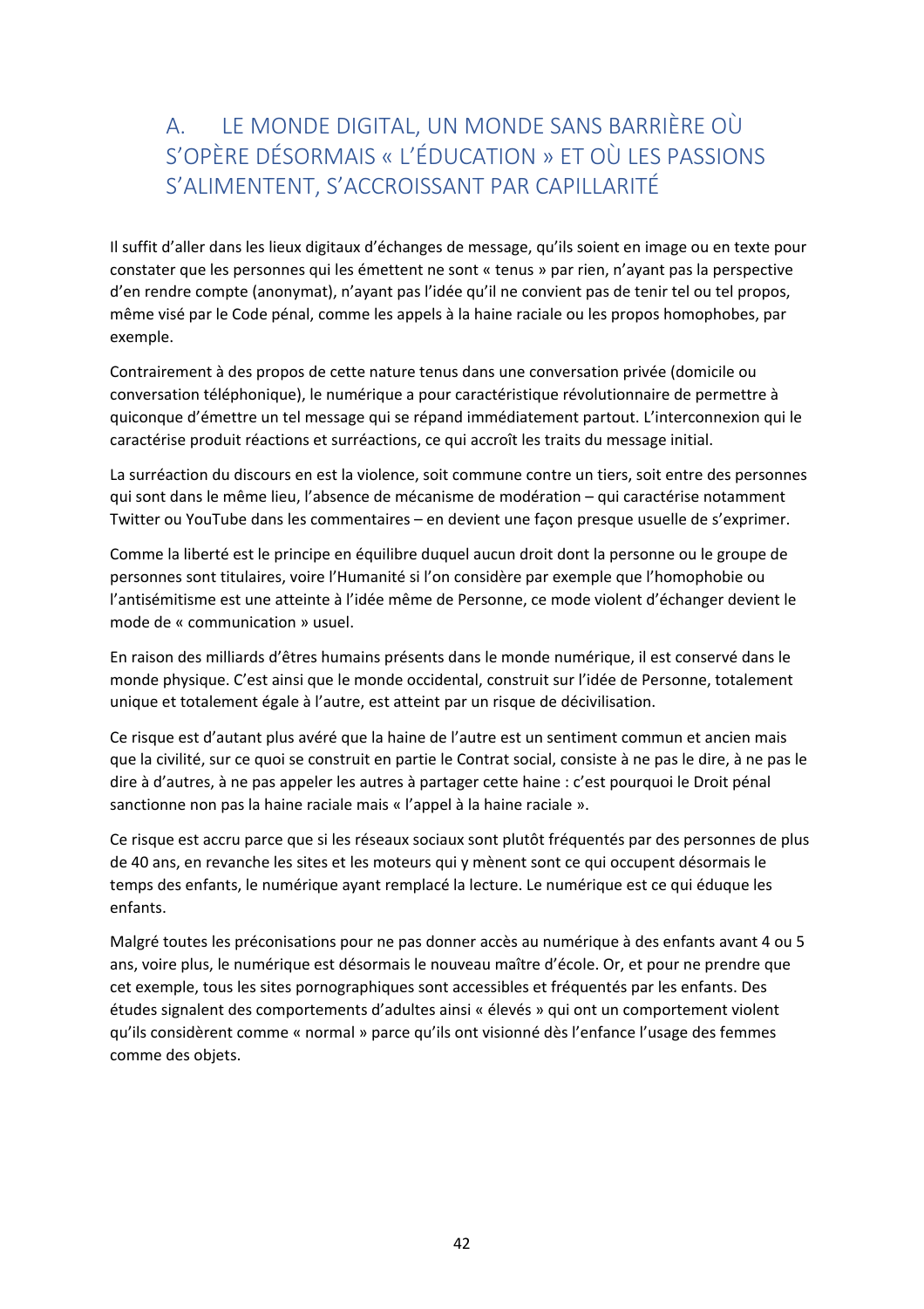## A. LE MONDE DIGITAL, UN MONDE SANS BARRIÈRE OÙ S'OPÈRE DÉSORMAIS « L'ÉDUCATION » ET OÙ LES PASSIONS S'ALIMENTENT, S'ACCROISSANT PAR CAPILLARITÉ

Il suffit d'aller dans les lieux digitaux d'échanges de message, qu'ils soient en image ou en texte pour constater que les personnes qui les émettent ne sont « tenus » par rien, n'ayant pas la perspective d'en rendre compte (anonymat), n'ayant pas l'idée qu'il ne convient pas de tenir tel ou tel propos, même visé par le Code pénal, comme les appels à la haine raciale ou les propos homophobes, par exemple.

Contrairement à des propos de cette nature tenus dans une conversation privée (domicile ou conversation téléphonique), le numérique a pour caractéristique révolutionnaire de permettre à quiconque d'émettre un tel message qui se répand immédiatement partout. L'interconnexion qui le caractérise produit réactions et surréactions, ce qui accroît les traits du message initial.

La surréaction du discours en est la violence, soit commune contre un tiers, soit entre des personnes qui sont dans le même lieu, l'absence de mécanisme de modération – qui caractérise notamment Twitter ou YouTube dans les commentaires – en devient une façon presque usuelle de s'exprimer.

Comme la liberté est le principe en équilibre duquel aucun droit dont la personne ou le groupe de personnes sont titulaires, voire l'Humanité si l'on considère par exemple que l'homophobie ou l'antisémitisme est une atteinte à l'idée même de Personne, ce mode violent d'échanger devient le mode de « communication » usuel.

En raison des milliards d'êtres humains présents dans le monde numérique, il est conservé dans le monde physique. C'est ainsi que le monde occidental, construit sur l'idée de Personne, totalement unique et totalement égale à l'autre, est atteint par un risque de décivilisation.

Ce risque est d'autant plus avéré que la haine de l'autre est un sentiment commun et ancien mais que la civilité, sur ce quoi se construit en partie le Contrat social, consiste à ne pas le dire, à ne pas le dire à d'autres, à ne pas appeler les autres à partager cette haine : c'est pourquoi le Droit pénal sanctionne non pas la haine raciale mais « l'appel à la haine raciale ».

Ce risque est accru parce que si les réseaux sociaux sont plutôt fréquentés par des personnes de plus de 40 ans, en revanche les sites et les moteurs qui y mènent sont ce qui occupent désormais le temps des enfants, le numérique ayant remplacé la lecture. Le numérique est ce qui éduque les enfants.

Malgré toutes les préconisations pour ne pas donner accès au numérique à des enfants avant 4 ou 5 ans, voire plus, le numérique est désormais le nouveau maître d'école. Or, et pour ne prendre que cet exemple, tous les sites pornographiques sont accessibles et fréquentés par les enfants. Des études signalent des comportements d'adultes ainsi « élevés » qui ont un comportement violent qu'ils considèrent comme « normal » parce qu'ils ont visionné dès l'enfance l'usage des femmes comme des objets.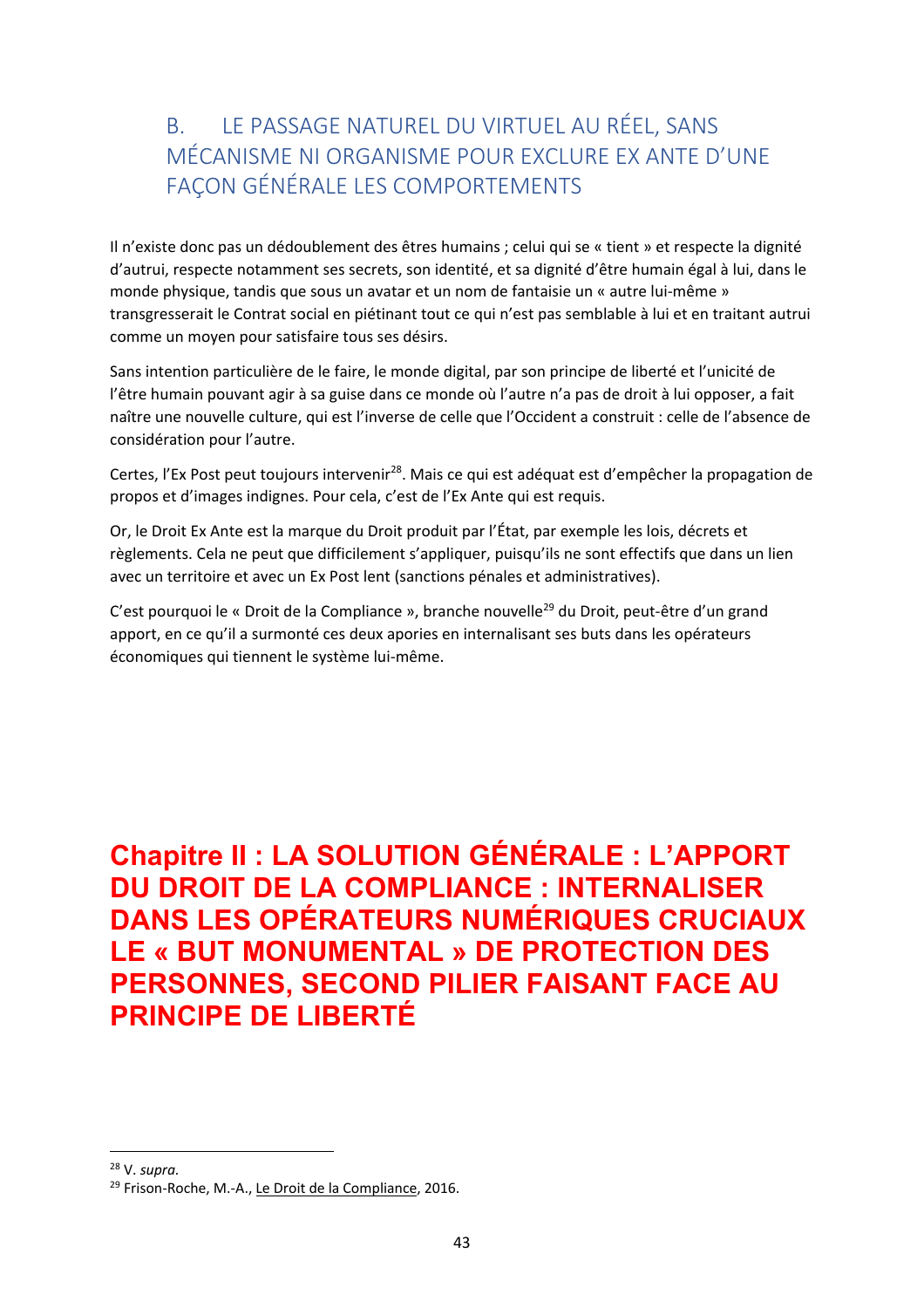## B. LE PASSAGE NATUREL DU VIRTUEL AU RÉEL, SANS MÉCANISME NI ORGANISME POUR EXCLURE EX ANTE D'UNE FAÇON GÉNÉRALE LES COMPORTEMENTS

Il n'existe donc pas un dédoublement des êtres humains ; celui qui se « tient » et respecte la dignité d'autrui, respecte notamment ses secrets, son identité, et sa dignité d'être humain égal à lui, dans le monde physique, tandis que sous un avatar et un nom de fantaisie un « autre lui-même » transgresserait le Contrat social en piétinant tout ce qui n'est pas semblable à lui et en traitant autrui comme un moyen pour satisfaire tous ses désirs.

Sans intention particulière de le faire, le monde digital, par son principe de liberté et l'unicité de l'être humain pouvant agir à sa guise dans ce monde où l'autre n'a pas de droit à lui opposer, a fait naître une nouvelle culture, qui est l'inverse de celle que l'Occident a construit : celle de l'absence de considération pour l'autre.

Certes, l'Ex Post peut toujours intervenir[28]. Mais ce qui est adéquat est d'empêcher la propagation de propos et d'images indignes. Pour cela, c'est de l'Ex Ante qui est requis.

Or, le Droit Ex Ante est la marque du Droit produit par l'État, par exemple les lois, décrets et règlements. Cela ne peut que difficilement s'appliquer, puisqu'ils ne sont effectifs que dans un lien avec un territoire et avec un Ex Post lent (sanctions pénales et administratives).

C'est pourquoi le « Droit de la Compliance », branche nouvelle[29] du Droit, peut-être d'un grand apport, en ce qu'il a surmonté ces deux apories en internalisant ses buts dans les opérateurs économiques qui tiennent le système lui-même.

# Chapitre II : LA SOLUTION GÉNÉRALE : L'APPORT DU DROIT DE LA COMPLIANCE : INTERNALISER DANS LES OPÉRATEURS NUMÉRIQUES CRUCIAUX LE « BUT MONUMENTAL » DE PROTECTION DES PERSONNES, SECOND PILIER FAISANT FACE AU PRINCIPE DE LIBERTÉ

---

[28] V. *supra*.

[29] Frison-Roche, M.-A., Le Droit de la Compliance, 2016.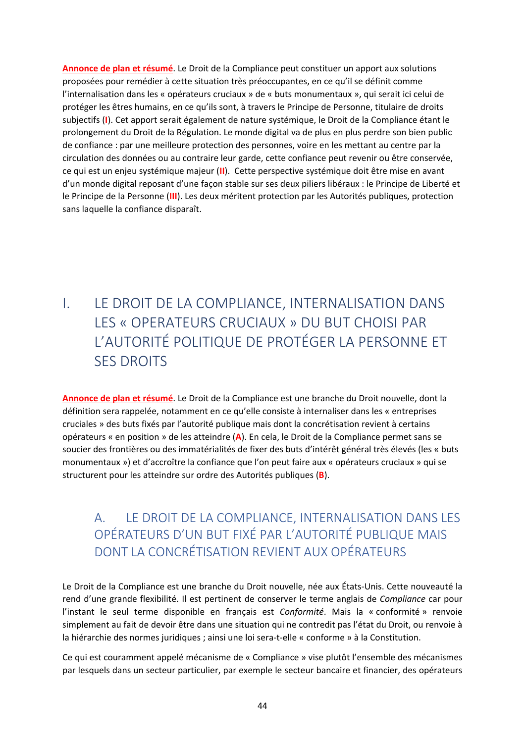**Annonce de plan et résumé**. Le Droit de la Compliance peut constituer un apport aux solutions proposées pour remédier à cette situation très préoccupantes, en ce qu'il se définit comme l'internalisation dans les « opérateurs cruciaux » de « buts monumentaux », qui serait ici celui de protéger les êtres humains, en ce qu'ils sont, à travers le Principe de Personne, titulaire de droits subjectifs (**I**). Cet apport serait également de nature systémique, le Droit de la Compliance étant le prolongement du Droit de la Régulation. Le monde digital va de plus en plus perdre son bien public de confiance : par une meilleure protection des personnes, voire en les mettant au centre par la circulation des données ou au contraire leur garde, cette confiance peut revenir ou être conservée, ce qui est un enjeu systémique majeur (**II**). Cette perspective systémique doit être mise en avant d'un monde digital reposant d'une façon stable sur ses deux piliers libéraux : le Principe de Liberté et le Principe de la Personne (**III**). Les deux méritent protection par les Autorités publiques, protection sans laquelle la confiance disparaît.

# I. LE DROIT DE LA COMPLIANCE, INTERNALISATION DANS LES « OPERATEURS CRUCIAUX » DU BUT CHOISI PAR L'AUTORITÉ POLITIQUE DE PROTÉGER LA PERSONNE ET SES DROITS

**Annonce de plan et résumé**. Le Droit de la Compliance est une branche du Droit nouvelle, dont la définition sera rappelée, notamment en ce qu'elle consiste à internaliser dans les « entreprises cruciales » des buts fixés par l'autorité publique mais dont la concrétisation revient à certains opérateurs « en position » de les atteindre (**A**). En cela, le Droit de la Compliance permet sans se soucier des frontières ou des immatérialités de fixer des buts d'intérêt général très élevés (les « buts monumentaux ») et d'accroître la confiance que l'on peut faire aux « opérateurs cruciaux » qui se structurent pour les atteindre sur ordre des Autorités publiques (**B**).

## A. LE DROIT DE LA COMPLIANCE, INTERNALISATION DANS LES OPÉRATEURS D'UN BUT FIXÉ PAR L'AUTORITÉ PUBLIQUE MAIS DONT LA CONCRÉTISATION REVIENT AUX OPÉRATEURS

Le Droit de la Compliance est une branche du Droit nouvelle, née aux États-Unis. Cette nouveauté la rend d'une grande flexibilité. Il est pertinent de conserver le terme anglais de *Compliance* car pour l'instant le seul terme disponible en français est *Conformité*. Mais la « conformité » renvoie simplement au fait de devoir être dans une situation qui ne contredit pas l'état du Droit, ou renvoie à la hiérarchie des normes juridiques ; ainsi une loi sera-t-elle « conforme » à la Constitution.

Ce qui est couramment appelé mécanisme de « Compliance » vise plutôt l'ensemble des mécanismes par lesquels dans un secteur particulier, par exemple le secteur bancaire et financier, des opérateurs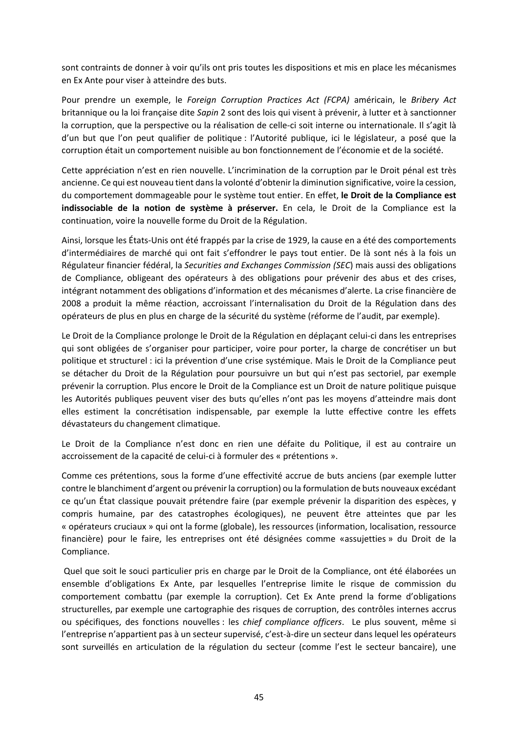sont contraints de donner à voir qu'ils ont pris toutes les dispositions et mis en place les mécanismes en Ex Ante pour viser à atteindre des buts.

Pour prendre un exemple, le *Foreign Corruption Practices Act (FCPA)* américain, le *Bribery Act* britannique ou la loi française dite *Sapin* 2 sont des lois qui visent à prévenir, à lutter et à sanctionner la corruption, que la perspective ou la réalisation de celle-ci soit interne ou internationale. Il s'agit là d'un but que l'on peut qualifier de politique : l'Autorité publique, ici le législateur, a posé que la corruption était un comportement nuisible au bon fonctionnement de l'économie et de la société.

Cette appréciation n'est en rien nouvelle. L'incrimination de la corruption par le Droit pénal est très ancienne. Ce qui est nouveau tient dans la volonté d'obtenir la diminution significative, voire la cession, du comportement dommageable pour le système tout entier. En effet, **le Droit de la Compliance est indissociable de la notion de système à préserver.** En cela, le Droit de la Compliance est la continuation, voire la nouvelle forme du Droit de la Régulation.

Ainsi, lorsque les États-Unis ont été frappés par la crise de 1929, la cause en a été des comportements d'intermédiaires de marché qui ont fait s'effondrer le pays tout entier. De là sont nés à la fois un Régulateur financier fédéral, la *Securities and Exchanges Commission (SEC)* mais aussi des obligations de Compliance, obligeant des opérateurs à des obligations pour prévenir des abus et des crises, intégrant notamment des obligations d'information et des mécanismes d'alerte. La crise financière de 2008 a produit la même réaction, accroissant l'internalisation du Droit de la Régulation dans des opérateurs de plus en plus en charge de la sécurité du système (réforme de l'audit, par exemple).

Le Droit de la Compliance prolonge le Droit de la Régulation en déplaçant celui-ci dans les entreprises qui sont obligées de s'organiser pour participer, voire pour porter, la charge de concrétiser un but politique et structurel : ici la prévention d'une crise systémique. Mais le Droit de la Compliance peut se détacher du Droit de la Régulation pour poursuivre un but qui n'est pas sectoriel, par exemple prévenir la corruption. Plus encore le Droit de la Compliance est un Droit de nature politique puisque les Autorités publiques peuvent viser des buts qu'elles n'ont pas les moyens d'atteindre mais dont elles estiment la concrétisation indispensable, par exemple la lutte effective contre les effets dévastateurs du changement climatique.

Le Droit de la Compliance n'est donc en rien une défaite du Politique, il est au contraire un accroissement de la capacité de celui-ci à formuler des « prétentions ».

Comme ces prétentions, sous la forme d'une effectivité accrue de buts anciens (par exemple lutter contre le blanchiment d'argent ou prévenir la corruption) ou la formulation de buts nouveaux excédant ce qu'un État classique pouvait prétendre faire (par exemple prévenir la disparition des espèces, y compris humaine, par des catastrophes écologiques), ne peuvent être atteintes que par les « opérateurs cruciaux » qui ont la forme (globale), les ressources (information, localisation, ressource financière) pour le faire, les entreprises ont été désignées comme «assujetties » du Droit de la Compliance.

Quel que soit le souci particulier pris en charge par le Droit de la Compliance, ont été élaborées un ensemble d'obligations Ex Ante, par lesquelles l'entreprise limite le risque de commission du comportement combattu (par exemple la corruption). Cet Ex Ante prend la forme d'obligations structurelles, par exemple une cartographie des risques de corruption, des contrôles internes accrus ou spécifiques, des fonctions nouvelles : les *chief compliance officers*. Le plus souvent, même si l'entreprise n'appartient pas à un secteur supervisé, c'est-à-dire un secteur dans lequel les opérateurs sont surveillés en articulation de la régulation du secteur (comme l'est le secteur bancaire), une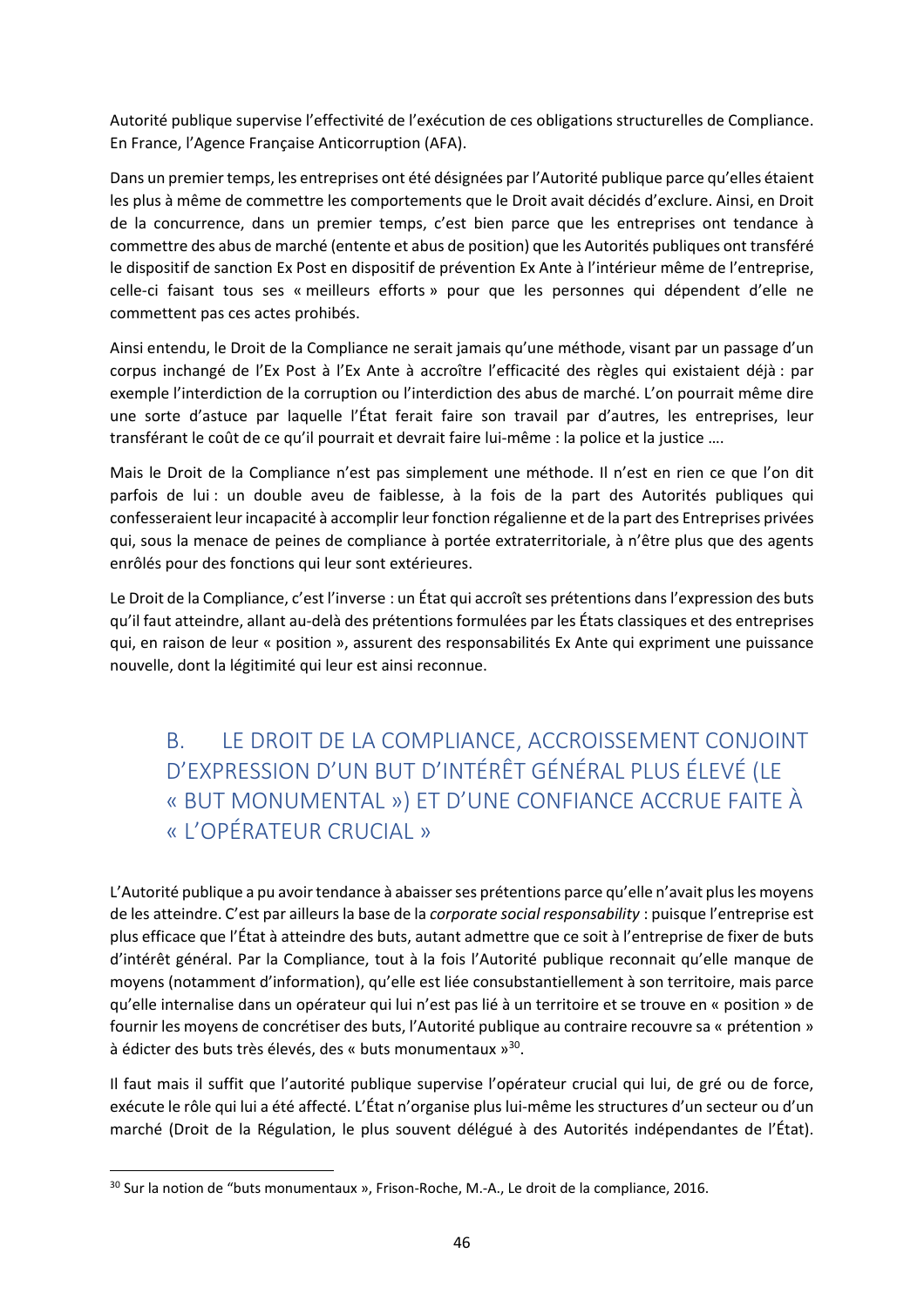Autorité publique supervise l'effectivité de l'exécution de ces obligations structurelles de Compliance. En France, l'Agence Française Anticorruption (AFA).

Dans un premier temps, les entreprises ont été désignées par l'Autorité publique parce qu'elles étaient les plus à même de commettre les comportements que le Droit avait décidés d'exclure. Ainsi, en Droit de la concurrence, dans un premier temps, c'est bien parce que les entreprises ont tendance à commettre des abus de marché (entente et abus de position) que les Autorités publiques ont transféré le dispositif de sanction Ex Post en dispositif de prévention Ex Ante à l'intérieur même de l'entreprise, celle-ci faisant tous ses « meilleurs efforts » pour que les personnes qui dépendent d'elle ne commettent pas ces actes prohibés.

Ainsi entendu, le Droit de la Compliance ne serait jamais qu'une méthode, visant par un passage d'un corpus inchangé de l'Ex Post à l'Ex Ante à accroître l'efficacité des règles qui existaient déjà : par exemple l'interdiction de la corruption ou l'interdiction des abus de marché. L'on pourrait même dire une sorte d'astuce par laquelle l'État ferait faire son travail par d'autres, les entreprises, leur transférant le coût de ce qu'il pourrait et devrait faire lui-même : la police et la justice ….

Mais le Droit de la Compliance n'est pas simplement une méthode. Il n'est en rien ce que l'on dit parfois de lui : un double aveu de faiblesse, à la fois de la part des Autorités publiques qui confesseraient leur incapacité à accomplir leur fonction régalienne et de la part des Entreprises privées qui, sous la menace de peines de compliance à portée extraterritoriale, à n'être plus que des agents enrôlés pour des fonctions qui leur sont extérieures.

Le Droit de la Compliance, c'est l'inverse : un État qui accroît ses prétentions dans l'expression des buts qu'il faut atteindre, allant au-delà des prétentions formulées par les États classiques et des entreprises qui, en raison de leur « position », assurent des responsabilités Ex Ante qui expriment une puissance nouvelle, dont la légitimité qui leur est ainsi reconnue.

## B. LE DROIT DE LA COMPLIANCE, ACCROISSEMENT CONJOINT D'EXPRESSION D'UN BUT D'INTÉRÊT GÉNÉRAL PLUS ÉLEVÉ (LE « BUT MONUMENTAL ») ET D'UNE CONFIANCE ACCRUE FAITE À « L'OPÉRATEUR CRUCIAL »

L'Autorité publique a pu avoir tendance à abaisser ses prétentions parce qu'elle n'avait plus les moyens de les atteindre. C'est par ailleurs la base de la *corporate social responsability* : puisque l'entreprise est plus efficace que l'État à atteindre des buts, autant admettre que ce soit à l'entreprise de fixer de buts d'intérêt général. Par la Compliance, tout à la fois l'Autorité publique reconnait qu'elle manque de moyens (notamment d'information), qu'elle est liée consubstantiellement à son territoire, mais parce qu'elle internalise dans un opérateur qui lui n'est pas lié à un territoire et se trouve en « position » de fournir les moyens de concrétiser des buts, l'Autorité publique au contraire recouvre sa « prétention » à édicter des buts très élevés, des « buts monumentaux »[30].

Il faut mais il suffit que l'autorité publique supervise l'opérateur crucial qui lui, de gré ou de force, exécute le rôle qui lui a été affecté. L'État n'organise plus lui-même les structures d'un secteur ou d'un marché (Droit de la Régulation, le plus souvent délégué à des Autorités indépendantes de l'État).

---

[30] Sur la notion de "buts monumentaux », Frison-Roche, M.-A., Le droit de la compliance, 2016.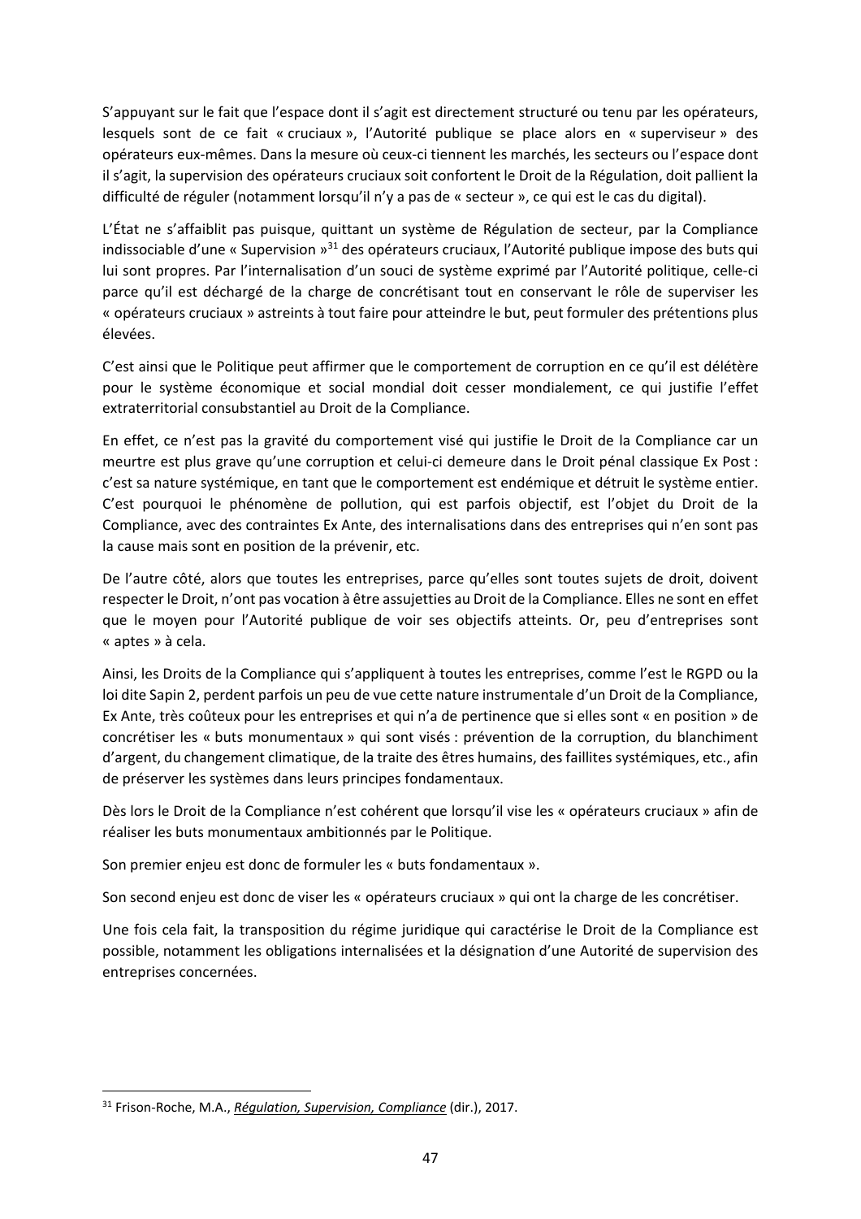S'appuyant sur le fait que l'espace dont il s'agit est directement structuré ou tenu par les opérateurs, lesquels sont de ce fait « cruciaux », l'Autorité publique se place alors en « superviseur » des opérateurs eux-mêmes. Dans la mesure où ceux-ci tiennent les marchés, les secteurs ou l'espace dont il s'agit, la supervision des opérateurs cruciaux soit confortent le Droit de la Régulation, doit pallient la difficulté de réguler (notamment lorsqu'il n'y a pas de « secteur », ce qui est le cas du digital).

L'État ne s'affaiblit pas puisque, quittant un système de Régulation de secteur, par la Compliance indissociable d'une « Supervision »[31] des opérateurs cruciaux, l'Autorité publique impose des buts qui lui sont propres. Par l'internalisation d'un souci de système exprimé par l'Autorité politique, celle-ci parce qu'il est déchargé de la charge de concrétisant tout en conservant le rôle de superviser les « opérateurs cruciaux » astreints à tout faire pour atteindre le but, peut formuler des prétentions plus élevées.

C'est ainsi que le Politique peut affirmer que le comportement de corruption en ce qu'il est délétère pour le système économique et social mondial doit cesser mondialement, ce qui justifie l'effet extraterritorial consubstantiel au Droit de la Compliance.

En effet, ce n'est pas la gravité du comportement visé qui justifie le Droit de la Compliance car un meurtre est plus grave qu'une corruption et celui-ci demeure dans le Droit pénal classique Ex Post : c'est sa nature systémique, en tant que le comportement est endémique et détruit le système entier. C'est pourquoi le phénomène de pollution, qui est parfois objectif, est l'objet du Droit de la Compliance, avec des contraintes Ex Ante, des internalisations dans des entreprises qui n'en sont pas la cause mais sont en position de la prévenir, etc.

De l'autre côté, alors que toutes les entreprises, parce qu'elles sont toutes sujets de droit, doivent respecter le Droit, n'ont pas vocation à être assujetties au Droit de la Compliance. Elles ne sont en effet que le moyen pour l'Autorité publique de voir ses objectifs atteints. Or, peu d'entreprises sont « aptes » à cela.

Ainsi, les Droits de la Compliance qui s'appliquent à toutes les entreprises, comme l'est le RGPD ou la loi dite Sapin 2, perdent parfois un peu de vue cette nature instrumentale d'un Droit de la Compliance, Ex Ante, très coûteux pour les entreprises et qui n'a de pertinence que si elles sont « en position » de concrétiser les « buts monumentaux » qui sont visés : prévention de la corruption, du blanchiment d'argent, du changement climatique, de la traite des êtres humains, des faillites systémiques, etc., afin de préserver les systèmes dans leurs principes fondamentaux.

Dès lors le Droit de la Compliance n'est cohérent que lorsqu'il vise les « opérateurs cruciaux » afin de réaliser les buts monumentaux ambitionnés par le Politique.

Son premier enjeu est donc de formuler les « buts fondamentaux ».

Son second enjeu est donc de viser les « opérateurs cruciaux » qui ont la charge de les concrétiser.

Une fois cela fait, la transposition du régime juridique qui caractérise le Droit de la Compliance est possible, notamment les obligations internalisées et la désignation d'une Autorité de supervision des entreprises concernées.

---

[31] Frison-Roche, M.A., *Régulation, Supervision, Compliance* (dir.), 2017.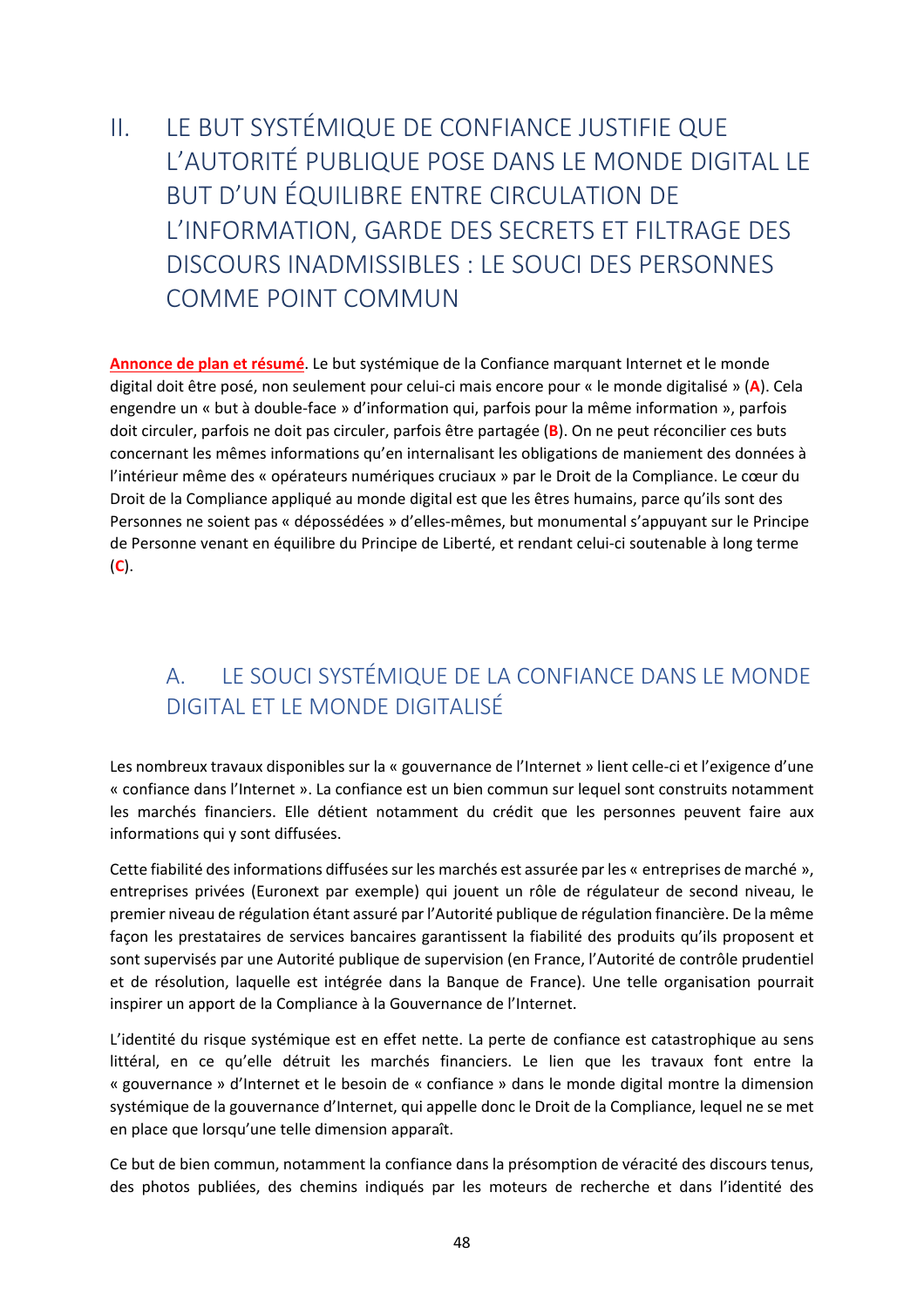# II. LE BUT SYSTÉMIQUE DE CONFIANCE JUSTIFIE QUE L'AUTORITÉ PUBLIQUE POSE DANS LE MONDE DIGITAL LE BUT D'UN ÉQUILIBRE ENTRE CIRCULATION DE L'INFORMATION, GARDE DES SECRETS ET FILTRAGE DES DISCOURS INADMISSIBLES : LE SOUCI DES PERSONNES COMME POINT COMMUN

**Annonce de plan et résumé**. Le but systémique de la Confiance marquant Internet et le monde digital doit être posé, non seulement pour celui-ci mais encore pour « le monde digitalisé » (**A**). Cela engendre un « but à double-face » d'information qui, parfois pour la même information », parfois doit circuler, parfois ne doit pas circuler, parfois être partagée (**B**). On ne peut réconcilier ces buts concernant les mêmes informations qu'en internalisant les obligations de maniement des données à l'intérieur même des « opérateurs numériques cruciaux » par le Droit de la Compliance. Le cœur du Droit de la Compliance appliqué au monde digital est que les êtres humains, parce qu'ils sont des Personnes ne soient pas « dépossédées » d'elles-mêmes, but monumental s'appuyant sur le Principe de Personne venant en équilibre du Principe de Liberté, et rendant celui-ci soutenable à long terme (**C**).

## A. LE SOUCI SYSTÉMIQUE DE LA CONFIANCE DANS LE MONDE DIGITAL ET LE MONDE DIGITALISÉ

Les nombreux travaux disponibles sur la « gouvernance de l'Internet » lient celle-ci et l'exigence d'une « confiance dans l'Internet ». La confiance est un bien commun sur lequel sont construits notamment les marchés financiers. Elle détient notamment du crédit que les personnes peuvent faire aux informations qui y sont diffusées.

Cette fiabilité des informations diffusées sur les marchés est assurée par les « entreprises de marché », entreprises privées (Euronext par exemple) qui jouent un rôle de régulateur de second niveau, le premier niveau de régulation étant assuré par l'Autorité publique de régulation financière. De la même façon les prestataires de services bancaires garantissent la fiabilité des produits qu'ils proposent et sont supervisés par une Autorité publique de supervision (en France, l'Autorité de contrôle prudentiel et de résolution, laquelle est intégrée dans la Banque de France). Une telle organisation pourrait inspirer un apport de la Compliance à la Gouvernance de l'Internet.

L'identité du risque systémique est en effet nette. La perte de confiance est catastrophique au sens littéral, en ce qu'elle détruit les marchés financiers. Le lien que les travaux font entre la « gouvernance » d'Internet et le besoin de « confiance » dans le monde digital montre la dimension systémique de la gouvernance d'Internet, qui appelle donc le Droit de la Compliance, lequel ne se met en place que lorsqu'une telle dimension apparaît.

Ce but de bien commun, notamment la confiance dans la présomption de véracité des discours tenus, des photos publiées, des chemins indiqués par les moteurs de recherche et dans l'identité des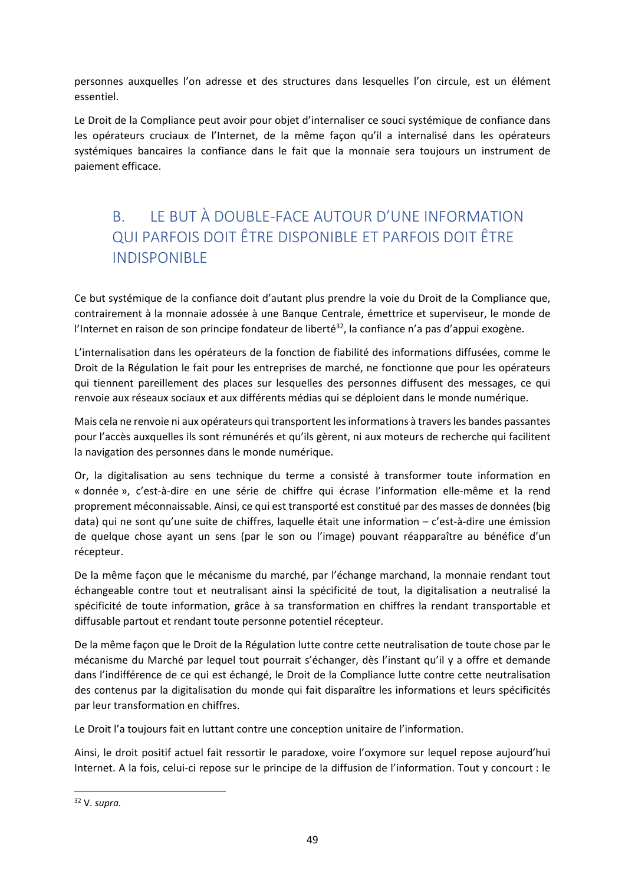personnes auxquelles l'on adresse et des structures dans lesquelles l'on circule, est un élément essentiel.

Le Droit de la Compliance peut avoir pour objet d'internaliser ce souci systémique de confiance dans les opérateurs cruciaux de l'Internet, de la même façon qu'il a internalisé dans les opérateurs systémiques bancaires la confiance dans le fait que la monnaie sera toujours un instrument de paiement efficace.

## B. LE BUT À DOUBLE-FACE AUTOUR D'UNE INFORMATION QUI PARFOIS DOIT ÊTRE DISPONIBLE ET PARFOIS DOIT ÊTRE INDISPONIBLE

Ce but systémique de la confiance doit d'autant plus prendre la voie du Droit de la Compliance que, contrairement à la monnaie adossée à une Banque Centrale, émettrice et superviseur, le monde de l'Internet en raison de son principe fondateur de liberté[32], la confiance n'a pas d'appui exogène.

L'internalisation dans les opérateurs de la fonction de fiabilité des informations diffusées, comme le Droit de la Régulation le fait pour les entreprises de marché, ne fonctionne que pour les opérateurs qui tiennent pareillement des places sur lesquelles des personnes diffusent des messages, ce qui renvoie aux réseaux sociaux et aux différents médias qui se déploient dans le monde numérique.

Mais cela ne renvoie ni aux opérateurs qui transportent les informations à travers les bandes passantes pour l'accès auxquelles ils sont rémunérés et qu'ils gèrent, ni aux moteurs de recherche qui facilitent la navigation des personnes dans le monde numérique.

Or, la digitalisation au sens technique du terme a consisté à transformer toute information en « donnée », c'est-à-dire en une série de chiffre qui écrase l'information elle-même et la rend proprement méconnaissable. Ainsi, ce qui est transporté est constitué par des masses de données (big data) qui ne sont qu'une suite de chiffres, laquelle était une information – c'est-à-dire une émission de quelque chose ayant un sens (par le son ou l'image) pouvant réapparaître au bénéfice d'un récepteur.

De la même façon que le mécanisme du marché, par l'échange marchand, la monnaie rendant tout échangeable contre tout et neutralisant ainsi la spécificité de tout, la digitalisation a neutralisé la spécificité de toute information, grâce à sa transformation en chiffres la rendant transportable et diffusable partout et rendant toute personne potentiel récepteur.

De la même façon que le Droit de la Régulation lutte contre cette neutralisation de toute chose par le mécanisme du Marché par lequel tout pourrait s'échanger, dès l'instant qu'il y a offre et demande dans l'indifférence de ce qui est échangé, le Droit de la Compliance lutte contre cette neutralisation des contenus par la digitalisation du monde qui fait disparaître les informations et leurs spécificités par leur transformation en chiffres.

Le Droit l'a toujours fait en luttant contre une conception unitaire de l'information.

Ainsi, le droit positif actuel fait ressortir le paradoxe, voire l'oxymore sur lequel repose aujourd'hui Internet. A la fois, celui-ci repose sur le principe de la diffusion de l'information. Tout y concourt : le

---

[32] V. *supra.*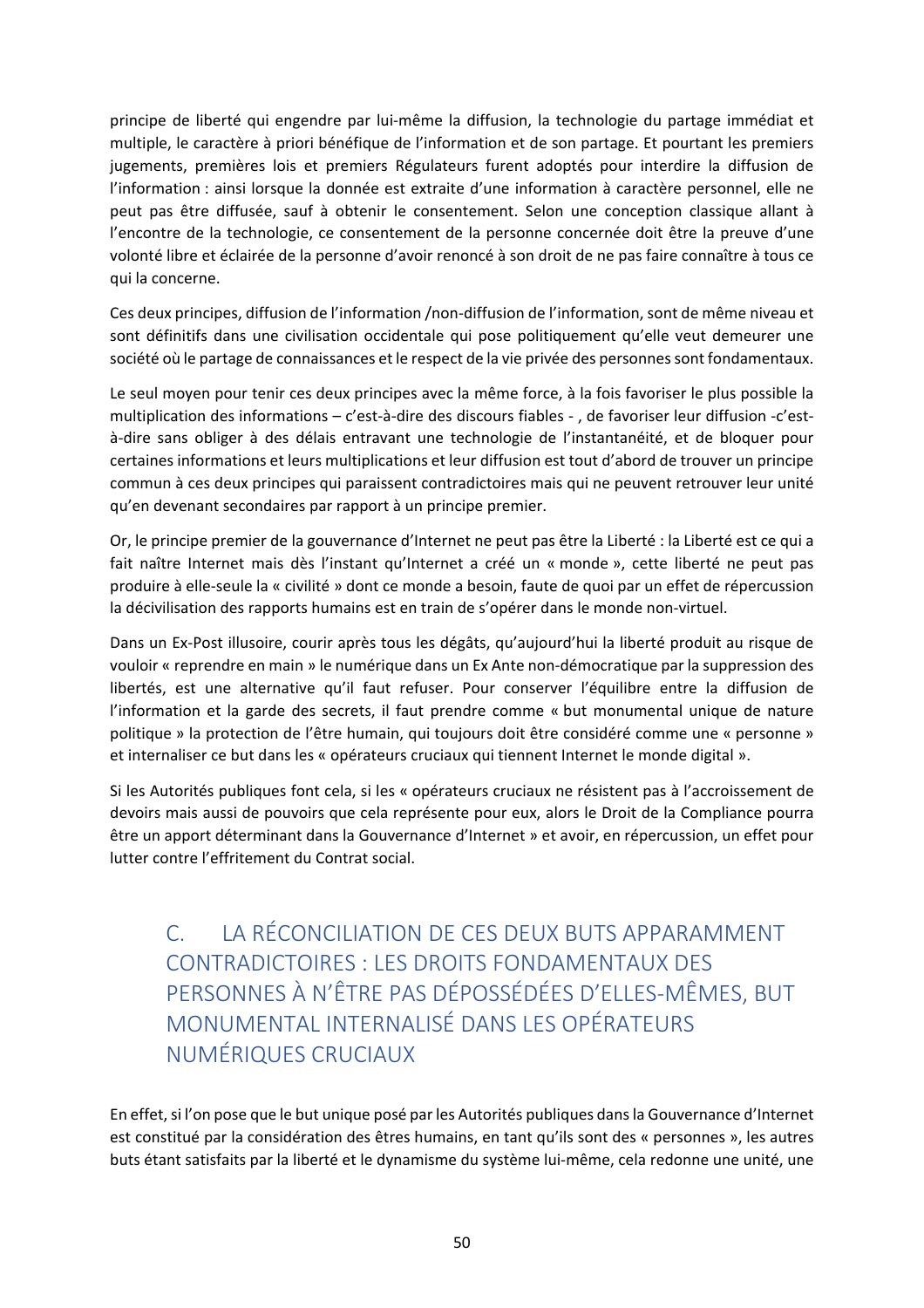principe de liberté qui engendre par lui-même la diffusion, la technologie du partage immédiat et multiple, le caractère à priori bénéfique de l'information et de son partage. Et pourtant les premiers jugements, premières lois et premiers Régulateurs furent adoptés pour interdire la diffusion de l'information : ainsi lorsque la donnée est extraite d'une information à caractère personnel, elle ne peut pas être diffusée, sauf à obtenir le consentement. Selon une conception classique allant à l'encontre de la technologie, ce consentement de la personne concernée doit être la preuve d'une volonté libre et éclairée de la personne d'avoir renoncé à son droit de ne pas faire connaître à tous ce qui la concerne.

Ces deux principes, diffusion de l'information /non-diffusion de l'information, sont de même niveau et sont définitifs dans une civilisation occidentale qui pose politiquement qu'elle veut demeurer une société où le partage de connaissances et le respect de la vie privée des personnes sont fondamentaux.

Le seul moyen pour tenir ces deux principes avec la même force, à la fois favoriser le plus possible la multiplication des informations – c'est-à-dire des discours fiables - , de favoriser leur diffusion -c'est-à-dire sans obliger à des délais entravant une technologie de l'instantanéité, et de bloquer pour certaines informations et leurs multiplications et leur diffusion est tout d'abord de trouver un principe commun à ces deux principes qui paraissent contradictoires mais qui ne peuvent retrouver leur unité qu'en devenant secondaires par rapport à un principe premier.

Or, le principe premier de la gouvernance d'Internet ne peut pas être la Liberté : la Liberté est ce qui a fait naître Internet mais dès l'instant qu'Internet a créé un « monde », cette liberté ne peut pas produire à elle-seule la « civilité » dont ce monde a besoin, faute de quoi par un effet de répercussion la décivilisation des rapports humains est en train de s'opérer dans le monde non-virtuel.

Dans un Ex-Post illusoire, courir après tous les dégâts, qu'aujourd'hui la liberté produit au risque de vouloir « reprendre en main » le numérique dans un Ex Ante non-démocratique par la suppression des libertés, est une alternative qu'il faut refuser. Pour conserver l'équilibre entre la diffusion de l'information et la garde des secrets, il faut prendre comme « but monumental unique de nature politique » la protection de l'être humain, qui toujours doit être considéré comme une « personne » et internaliser ce but dans les « opérateurs cruciaux qui tiennent Internet le monde digital ».

Si les Autorités publiques font cela, si les « opérateurs cruciaux ne résistent pas à l'accroissement de devoirs mais aussi de pouvoirs que cela représente pour eux, alors le Droit de la Compliance pourra être un apport déterminant dans la Gouvernance d'Internet » et avoir, en répercussion, un effet pour lutter contre l'effritement du Contrat social.

## C. LA RÉCONCILIATION DE CES DEUX BUTS APPARAMMENT CONTRADICTOIRES : LES DROITS FONDAMENTAUX DES PERSONNES À N'ÊTRE PAS DÉPOSSÉDÉES D'ELLES-MÊMES, BUT MONUMENTAL INTERNALISÉ DANS LES OPÉRATEURS NUMÉRIQUES CRUCIAUX

En effet, si l'on pose que le but unique posé par les Autorités publiques dans la Gouvernance d'Internet est constitué par la considération des êtres humains, en tant qu'ils sont des « personnes », les autres buts étant satisfaits par la liberté et le dynamisme du système lui-même, cela redonne une unité, une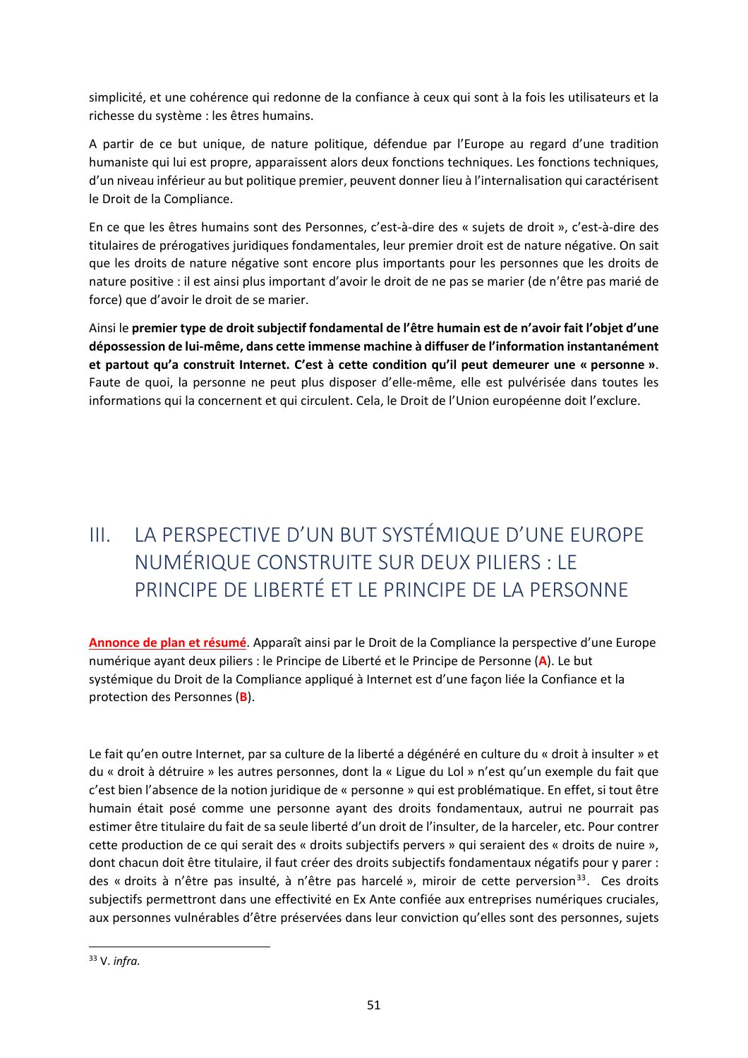simplicité, et une cohérence qui redonne de la confiance à ceux qui sont à la fois les utilisateurs et la richesse du système : les êtres humains.

A partir de ce but unique, de nature politique, défendue par l'Europe au regard d'une tradition humaniste qui lui est propre, apparaissent alors deux fonctions techniques. Les fonctions techniques, d'un niveau inférieur au but politique premier, peuvent donner lieu à l'internalisation qui caractérisent le Droit de la Compliance.

En ce que les êtres humains sont des Personnes, c'est-à-dire des « sujets de droit », c'est-à-dire des titulaires de prérogatives juridiques fondamentales, leur premier droit est de nature négative. On sait que les droits de nature négative sont encore plus importants pour les personnes que les droits de nature positive : il est ainsi plus important d'avoir le droit de ne pas se marier (de n'être pas marié de force) que d'avoir le droit de se marier.

Ainsi le **premier type de droit subjectif fondamental de l'être humain est de n'avoir fait l'objet d'une dépossession de lui-même, dans cette immense machine à diffuser de l'information instantanément et partout qu'a construit Internet. C'est à cette condition qu'il peut demeurer une « personne »**. Faute de quoi, la personne ne peut plus disposer d'elle-même, elle est pulvérisée dans toutes les informations qui la concernent et qui circulent. Cela, le Droit de l'Union européenne doit l'exclure.

# III. LA PERSPECTIVE D'UN BUT SYSTÉMIQUE D'UNE EUROPE NUMÉRIQUE CONSTRUITE SUR DEUX PILIERS : LE PRINCIPE DE LIBERTÉ ET LE PRINCIPE DE LA PERSONNE

**Annonce de plan et résumé**. Apparaît ainsi par le Droit de la Compliance la perspective d'une Europe numérique ayant deux piliers : le Principe de Liberté et le Principe de Personne (**A**). Le but systémique du Droit de la Compliance appliqué à Internet est d'une façon liée la Confiance et la protection des Personnes (**B**).

Le fait qu'en outre Internet, par sa culture de la liberté a dégénéré en culture du « droit à insulter » et du « droit à détruire » les autres personnes, dont la « Ligue du Lol » n'est qu'un exemple du fait que c'est bien l'absence de la notion juridique de « personne » qui est problématique. En effet, si tout être humain était posé comme une personne ayant des droits fondamentaux, autrui ne pourrait pas estimer être titulaire du fait de sa seule liberté d'un droit de l'insulter, de la harceler, etc. Pour contrer cette production de ce qui serait des « droits subjectifs pervers » qui seraient des « droits de nuire », dont chacun doit être titulaire, il faut créer des droits subjectifs fondamentaux négatifs pour y parer : des « droits à n'être pas insulté, à n'être pas harcelé », miroir de cette perversion[33]. Ces droits subjectifs permettront dans une effectivité en Ex Ante confiée aux entreprises numériques cruciales, aux personnes vulnérables d'être préservées dans leur conviction qu'elles sont des personnes, sujets

[33] V. *infra.*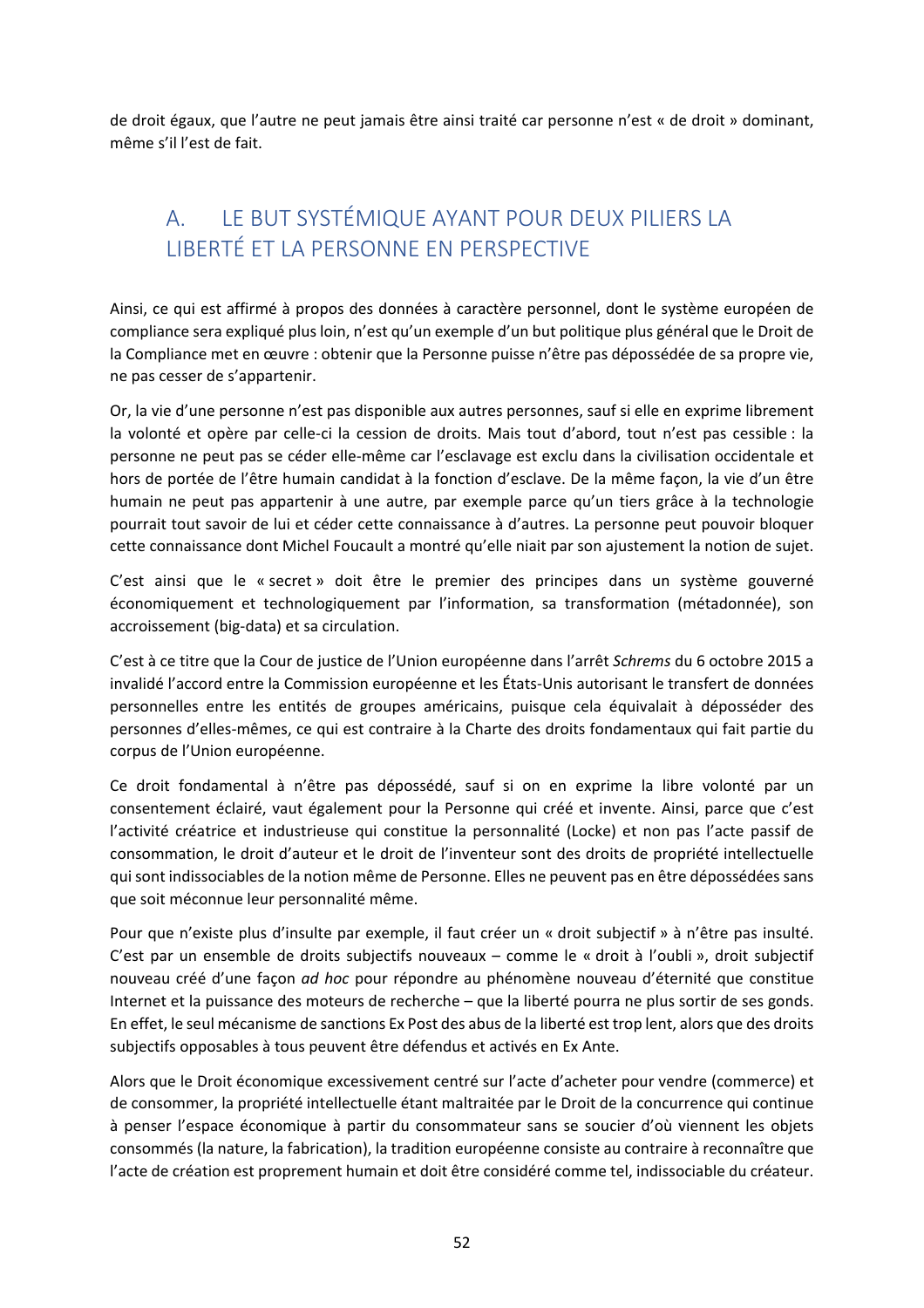de droit égaux, que l'autre ne peut jamais être ainsi traité car personne n'est « de droit » dominant, même s'il l'est de fait.

## A. LE BUT SYSTÉMIQUE AYANT POUR DEUX PILIERS LA LIBERTÉ ET LA PERSONNE EN PERSPECTIVE

Ainsi, ce qui est affirmé à propos des données à caractère personnel, dont le système européen de compliance sera expliqué plus loin, n'est qu'un exemple d'un but politique plus général que le Droit de la Compliance met en œuvre : obtenir que la Personne puisse n'être pas dépossédée de sa propre vie, ne pas cesser de s'appartenir.

Or, la vie d'une personne n'est pas disponible aux autres personnes, sauf si elle en exprime librement la volonté et opère par celle-ci la cession de droits. Mais tout d'abord, tout n'est pas cessible : la personne ne peut pas se céder elle-même car l'esclavage est exclu dans la civilisation occidentale et hors de portée de l'être humain candidat à la fonction d'esclave. De la même façon, la vie d'un être humain ne peut pas appartenir à une autre, par exemple parce qu'un tiers grâce à la technologie pourrait tout savoir de lui et céder cette connaissance à d'autres. La personne peut pouvoir bloquer cette connaissance dont Michel Foucault a montré qu'elle niait par son ajustement la notion de sujet.

C'est ainsi que le « secret » doit être le premier des principes dans un système gouverné économiquement et technologiquement par l'information, sa transformation (métadonnée), son accroissement (big-data) et sa circulation.

C'est à ce titre que la Cour de justice de l'Union européenne dans l'arrêt *Schrems* du 6 octobre 2015 a invalidé l'accord entre la Commission européenne et les États-Unis autorisant le transfert de données personnelles entre les entités de groupes américains, puisque cela équivalait à déposséder des personnes d'elles-mêmes, ce qui est contraire à la Charte des droits fondamentaux qui fait partie du corpus de l'Union européenne.

Ce droit fondamental à n'être pas dépossédé, sauf si on en exprime la libre volonté par un consentement éclairé, vaut également pour la Personne qui créé et invente. Ainsi, parce que c'est l'activité créatrice et industrieuse qui constitue la personnalité (Locke) et non pas l'acte passif de consommation, le droit d'auteur et le droit de l'inventeur sont des droits de propriété intellectuelle qui sont indissociables de la notion même de Personne. Elles ne peuvent pas en être dépossédées sans que soit méconnue leur personnalité même.

Pour que n'existe plus d'insulte par exemple, il faut créer un « droit subjectif » à n'être pas insulté. C'est par un ensemble de droits subjectifs nouveaux – comme le « droit à l'oubli », droit subjectif nouveau créé d'une façon *ad hoc* pour répondre au phénomène nouveau d'éternité que constitue Internet et la puissance des moteurs de recherche – que la liberté pourra ne plus sortir de ses gonds. En effet, le seul mécanisme de sanctions Ex Post des abus de la liberté est trop lent, alors que des droits subjectifs opposables à tous peuvent être défendus et activés en Ex Ante.

Alors que le Droit économique excessivement centré sur l'acte d'acheter pour vendre (commerce) et de consommer, la propriété intellectuelle étant maltraitée par le Droit de la concurrence qui continue à penser l'espace économique à partir du consommateur sans se soucier d'où viennent les objets consommés (la nature, la fabrication), la tradition européenne consiste au contraire à reconnaître que l'acte de création est proprement humain et doit être considéré comme tel, indissociable du créateur.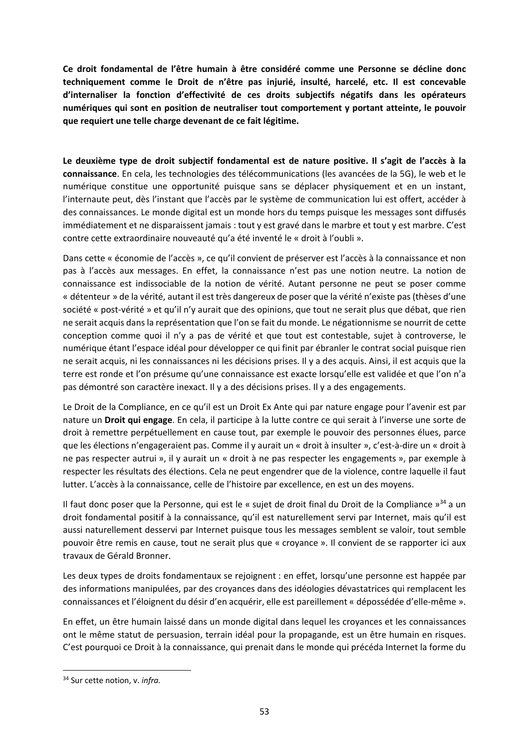**Ce droit fondamental de l'être humain à être considéré comme une Personne se décline donc techniquement comme le Droit de n'être pas injurié, insulté, harcelé, etc. Il est concevable d'internaliser la fonction d'effectivité de ces droits subjectifs négatifs dans les opérateurs numériques qui sont en position de neutraliser tout comportement y portant atteinte, le pouvoir que requiert une telle charge devenant de ce fait légitime.**

**Le deuxième type de droit subjectif fondamental est de nature positive. Il s'agit de l'accès à la connaissance**. En cela, les technologies des télécommunications (les avancées de la 5G), le web et le numérique constitue une opportunité puisque sans se déplacer physiquement et en un instant, l'internaute peut, dès l'instant que l'accès par le système de communication lui est offert, accéder à des connaissances. Le monde digital est un monde hors du temps puisque les messages sont diffusés immédiatement et ne disparaissent jamais : tout y est gravé dans le marbre et tout y est marbre. C'est contre cette extraordinaire nouveauté qu'a été inventé le « droit à l'oubli ».

Dans cette « économie de l'accès », ce qu'il convient de préserver est l'accès à la connaissance et non pas à l'accès aux messages. En effet, la connaissance n'est pas une notion neutre. La notion de connaissance est indissociable de la notion de vérité. Autant personne ne peut se poser comme « détenteur » de la vérité, autant il est très dangereux de poser que la vérité n'existe pas (thèses d'une société « post-vérité » et qu'il n'y aurait que des opinions, que tout ne serait plus que débat, que rien ne serait acquis dans la représentation que l'on se fait du monde. Le négationnisme se nourrit de cette conception comme quoi il n'y a pas de vérité et que tout est contestable, sujet à controverse, le numérique étant l'espace idéal pour développer ce qui finit par ébranler le contrat social puisque rien ne serait acquis, ni les connaissances ni les décisions prises. Il y a des acquis. Ainsi, il est acquis que la terre est ronde et l'on présume qu'une connaissance est exacte lorsqu'elle est validée et que l'on n'a pas démontré son caractère inexact. Il y a des décisions prises. Il y a des engagements.

Le Droit de la Compliance, en ce qu'il est un Droit Ex Ante qui par nature engage pour l'avenir est par nature un **Droit qui engage**. En cela, il participe à la lutte contre ce qui serait à l'inverse une sorte de droit à remettre perpétuellement en cause tout, par exemple le pouvoir des personnes élues, parce que les élections n'engageraient pas. Comme il y aurait un « droit à insulter », c'est-à-dire un « droit à ne pas respecter autrui », il y aurait un « droit à ne pas respecter les engagements », par exemple à respecter les résultats des élections. Cela ne peut engendrer que de la violence, contre laquelle il faut lutter. L'accès à la connaissance, celle de l'histoire par excellence, en est un des moyens.

Il faut donc poser que la Personne, qui est le « sujet de droit final du Droit de la Compliance »[34] a un droit fondamental positif à la connaissance, qu'il est naturellement servi par Internet, mais qu'il est aussi naturellement desservi par Internet puisque tous les messages semblent se valoir, tout semble pouvoir être remis en cause, tout ne serait plus que « croyance ». Il convient de se rapporter ici aux travaux de Gérald Bronner.

Les deux types de droits fondamentaux se rejoignent : en effet, lorsqu'une personne est happée par des informations manipulées, par des croyances dans des idéologies dévastatrices qui remplacent les connaissances et l'éloignent du désir d'en acquérir, elle est pareillement « dépossédée d'elle-même ».

En effet, un être humain laissé dans un monde digital dans lequel les croyances et les connaissances ont le même statut de persuasion, terrain idéal pour la propagande, est un être humain en risques. C'est pourquoi ce Droit à la connaissance, qui prenait dans le monde qui précéda Internet la forme du

---

[34] Sur cette notion, v. *infra.*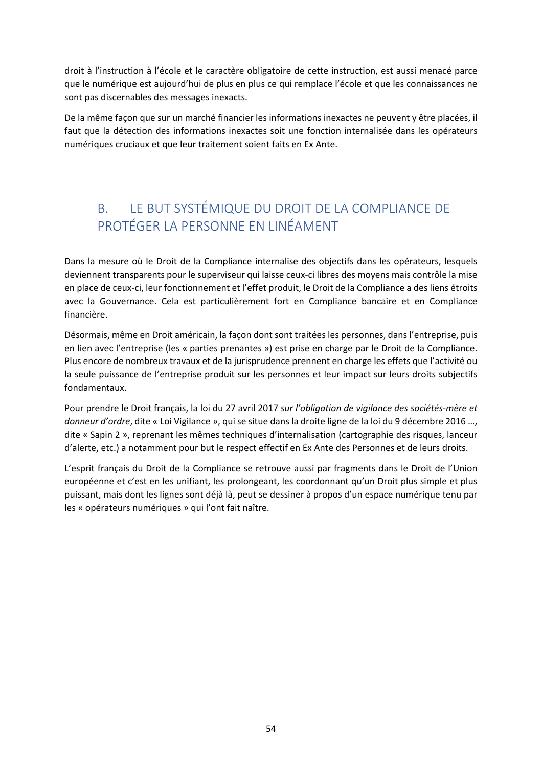droit à l'instruction à l'école et le caractère obligatoire de cette instruction, est aussi menacé parce que le numérique est aujourd'hui de plus en plus ce qui remplace l'école et que les connaissances ne sont pas discernables des messages inexacts.

De la même façon que sur un marché financier les informations inexactes ne peuvent y être placées, il faut que la détection des informations inexactes soit une fonction internalisée dans les opérateurs numériques cruciaux et que leur traitement soient faits en Ex Ante.

## B. LE BUT SYSTÉMIQUE DU DROIT DE LA COMPLIANCE DE PROTÉGER LA PERSONNE EN LINÉAMENT

Dans la mesure où le Droit de la Compliance internalise des objectifs dans les opérateurs, lesquels deviennent transparents pour le superviseur qui laisse ceux-ci libres des moyens mais contrôle la mise en place de ceux-ci, leur fonctionnement et l'effet produit, le Droit de la Compliance a des liens étroits avec la Gouvernance. Cela est particulièrement fort en Compliance bancaire et en Compliance financière.

Désormais, même en Droit américain, la façon dont sont traitées les personnes, dans l'entreprise, puis en lien avec l'entreprise (les « parties prenantes ») est prise en charge par le Droit de la Compliance. Plus encore de nombreux travaux et de la jurisprudence prennent en charge les effets que l'activité ou la seule puissance de l'entreprise produit sur les personnes et leur impact sur leurs droits subjectifs fondamentaux.

Pour prendre le Droit français, la loi du 27 avril 2017 *sur l'obligation de vigilance des sociétés-mère et donneur d'ordre*, dite « Loi Vigilance », qui se situe dans la droite ligne de la loi du 9 décembre 2016 …, dite « Sapin 2 », reprenant les mêmes techniques d'internalisation (cartographie des risques, lanceur d'alerte, etc.) a notamment pour but le respect effectif en Ex Ante des Personnes et de leurs droits.

L'esprit français du Droit de la Compliance se retrouve aussi par fragments dans le Droit de l'Union européenne et c'est en les unifiant, les prolongeant, les coordonnant qu'un Droit plus simple et plus puissant, mais dont les lignes sont déjà là, peut se dessiner à propos d'un espace numérique tenu par les « opérateurs numériques » qui l'ont fait naître.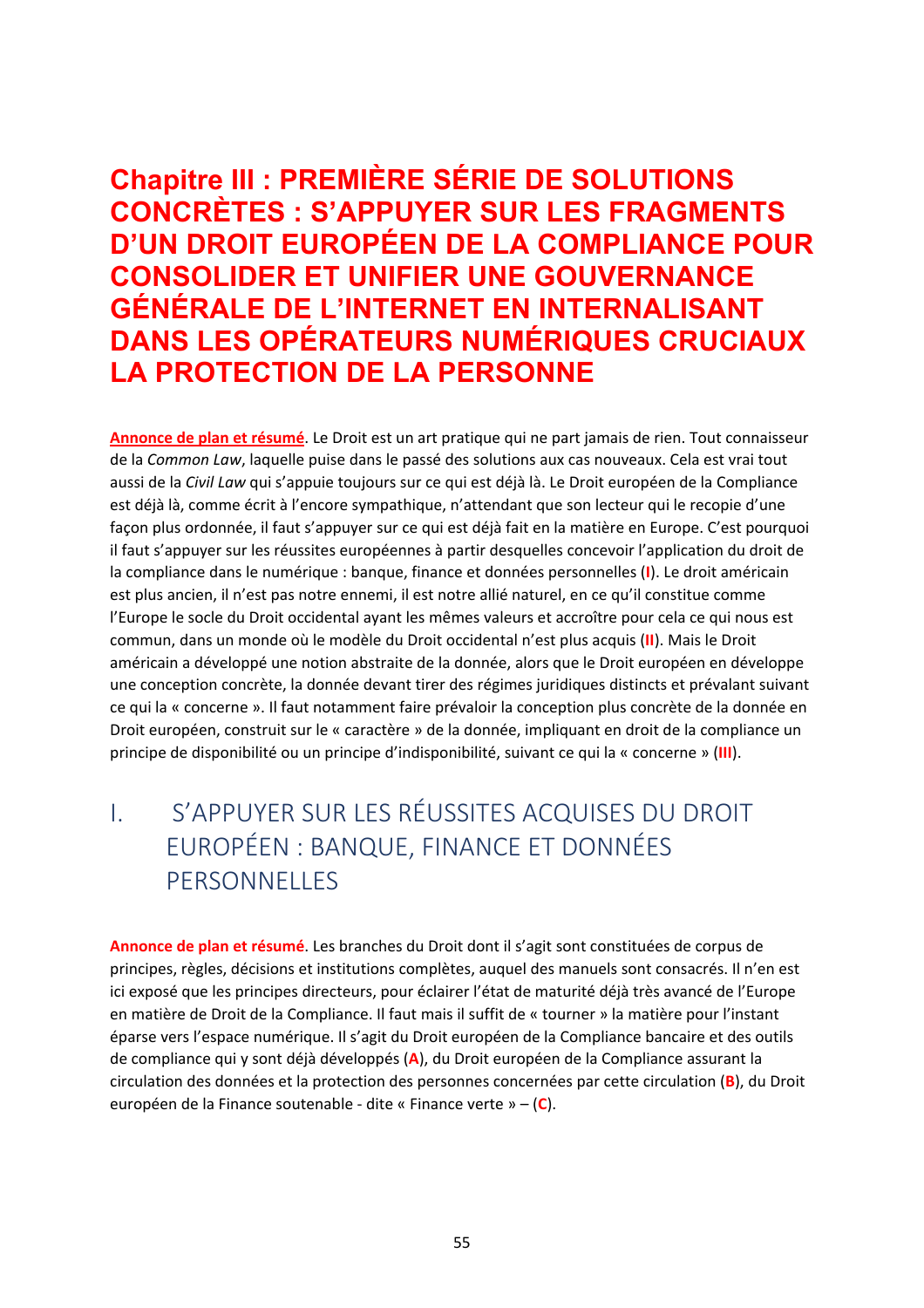# Chapitre III : PREMIÈRE SÉRIE DE SOLUTIONS CONCRÈTES : S'APPUYER SUR LES FRAGMENTS D'UN DROIT EUROPÉEN DE LA COMPLIANCE POUR CONSOLIDER ET UNIFIER UNE GOUVERNANCE GÉNÉRALE DE L'INTERNET EN INTERNALISANT DANS LES OPÉRATEURS NUMÉRIQUES CRUCIAUX LA PROTECTION DE LA PERSONNE

**Annonce de plan et résumé**. Le Droit est un art pratique qui ne part jamais de rien. Tout connaisseur de la *Common Law*, laquelle puise dans le passé des solutions aux cas nouveaux. Cela est vrai tout aussi de la *Civil Law* qui s'appuie toujours sur ce qui est déjà là. Le Droit européen de la Compliance est déjà là, comme écrit à l'encore sympathique, n'attendant que son lecteur qui le recopie d'une façon plus ordonnée, il faut s'appuyer sur ce qui est déjà fait en la matière en Europe. C'est pourquoi il faut s'appuyer sur les réussites européennes à partir desquelles concevoir l'application du droit de la compliance dans le numérique : banque, finance et données personnelles (**I**). Le droit américain est plus ancien, il n'est pas notre ennemi, il est notre allié naturel, en ce qu'il constitue comme l'Europe le socle du Droit occidental ayant les mêmes valeurs et accroître pour cela ce qui nous est commun, dans un monde où le modèle du Droit occidental n'est plus acquis (**II**). Mais le Droit américain a développé une notion abstraite de la donnée, alors que le Droit européen en développe une conception concrète, la donnée devant tirer des régimes juridiques distincts et prévalant suivant ce qui la « concerne ». Il faut notamment faire prévaloir la conception plus concrète de la donnée en Droit européen, construit sur le « caractère » de la donnée, impliquant en droit de la compliance un principe de disponibilité ou un principe d'indisponibilité, suivant ce qui la « concerne » (**III**).

## I. S'APPUYER SUR LES RÉUSSITES ACQUISES DU DROIT EUROPÉEN : BANQUE, FINANCE ET DONNÉES PERSONNELLES

**Annonce de plan et résumé**. Les branches du Droit dont il s'agit sont constituées de corpus de principes, règles, décisions et institutions complètes, auquel des manuels sont consacrés. Il n'en est ici exposé que les principes directeurs, pour éclairer l'état de maturité déjà très avancé de l'Europe en matière de Droit de la Compliance. Il faut mais il suffit de « tourner » la matière pour l'instant éparse vers l'espace numérique. Il s'agit du Droit européen de la Compliance bancaire et des outils de compliance qui y sont déjà développés (**A**), du Droit européen de la Compliance assurant la circulation des données et la protection des personnes concernées par cette circulation (**B**), du Droit européen de la Finance soutenable - dite « Finance verte » – (**C**).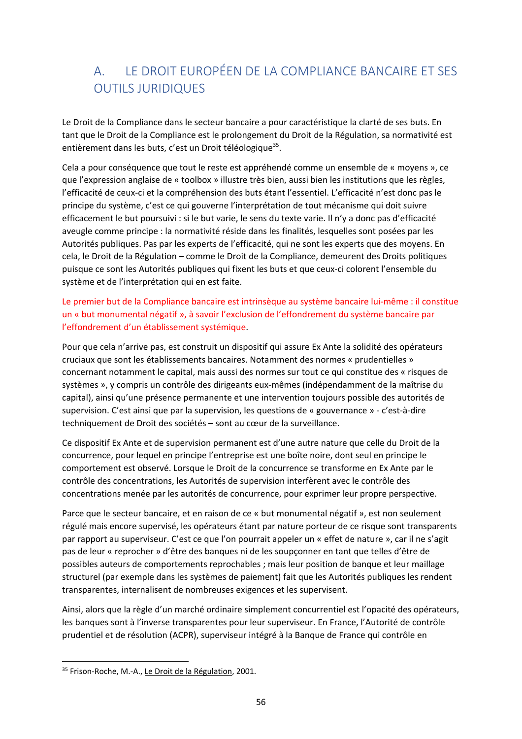## A. LE DROIT EUROPÉEN DE LA COMPLIANCE BANCAIRE ET SES OUTILS JURIDIQUES

Le Droit de la Compliance dans le secteur bancaire a pour caractéristique la clarté de ses buts. En tant que le Droit de la Compliance est le prolongement du Droit de la Régulation, sa normativité est entièrement dans les buts, c'est un Droit téléologique[35].

Cela a pour conséquence que tout le reste est appréhendé comme un ensemble de « moyens », ce que l'expression anglaise de « toolbox » illustre très bien, aussi bien les institutions que les règles, l'efficacité de ceux-ci et la compréhension des buts étant l'essentiel. L'efficacité n'est donc pas le principe du système, c'est ce qui gouverne l'interprétation de tout mécanisme qui doit suivre efficacement le but poursuivi : si le but varie, le sens du texte varie. Il n'y a donc pas d'efficacité aveugle comme principe : la normativité réside dans les finalités, lesquelles sont posées par les Autorités publiques. Pas par les experts de l'efficacité, qui ne sont les experts que des moyens. En cela, le Droit de la Régulation – comme le Droit de la Compliance, demeurent des Droits politiques puisque ce sont les Autorités publiques qui fixent les buts et que ceux-ci colorent l'ensemble du système et de l'interprétation qui en est faite.

Le premier but de la Compliance bancaire est intrinsèque au système bancaire lui-même : il constitue un « but monumental négatif », à savoir l'exclusion de l'effondrement du système bancaire par l'effondrement d'un établissement systémique.

Pour que cela n'arrive pas, est construit un dispositif qui assure Ex Ante la solidité des opérateurs cruciaux que sont les établissements bancaires. Notamment des normes « prudentielles » concernant notamment le capital, mais aussi des normes sur tout ce qui constitue des « risques de systèmes », y compris un contrôle des dirigeants eux-mêmes (indépendamment de la maîtrise du capital), ainsi qu'une présence permanente et une intervention toujours possible des autorités de supervision. C'est ainsi que par la supervision, les questions de « gouvernance » - c'est-à-dire techniquement de Droit des sociétés – sont au cœur de la surveillance.

Ce dispositif Ex Ante et de supervision permanent est d'une autre nature que celle du Droit de la concurrence, pour lequel en principe l'entreprise est une boîte noire, dont seul en principe le comportement est observé. Lorsque le Droit de la concurrence se transforme en Ex Ante par le contrôle des concentrations, les Autorités de supervision interfèrent avec le contrôle des concentrations menée par les autorités de concurrence, pour exprimer leur propre perspective.

Parce que le secteur bancaire, et en raison de ce « but monumental négatif », est non seulement régulé mais encore supervisé, les opérateurs étant par nature porteur de ce risque sont transparents par rapport au superviseur. C'est ce que l'on pourrait appeler un « effet de nature », car il ne s'agit pas de leur « reprocher » d'être des banques ni de les soupçonner en tant que telles d'être de possibles auteurs de comportements reprochables ; mais leur position de banque et leur maillage structurel (par exemple dans les systèmes de paiement) fait que les Autorités publiques les rendent transparentes, internalisent de nombreuses exigences et les supervisent.

Ainsi, alors que la règle d'un marché ordinaire simplement concurrentiel est l'opacité des opérateurs, les banques sont à l'inverse transparentes pour leur superviseur. En France, l'Autorité de contrôle prudentiel et de résolution (ACPR), superviseur intégré à la Banque de France qui contrôle en

---

[35] Frison-Roche, M.-A., Le Droit de la Régulation, 2001.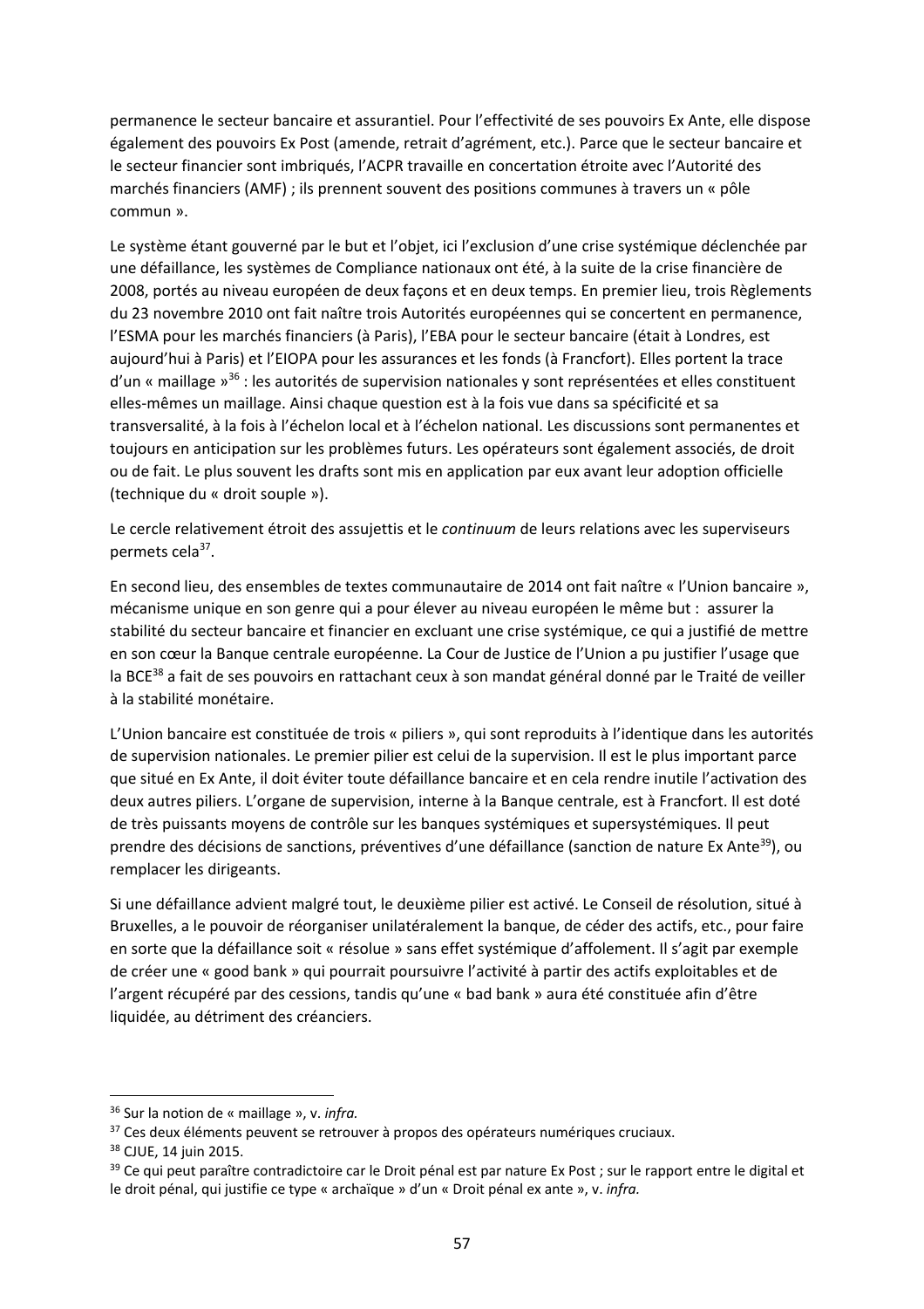permanence le secteur bancaire et assurantiel. Pour l'effectivité de ses pouvoirs Ex Ante, elle dispose également des pouvoirs Ex Post (amende, retrait d'agrément, etc.). Parce que le secteur bancaire et le secteur financier sont imbriqués, l'ACPR travaille en concertation étroite avec l'Autorité des marchés financiers (AMF) ; ils prennent souvent des positions communes à travers un « pôle commun ».

Le système étant gouverné par le but et l'objet, ici l'exclusion d'une crise systémique déclenchée par une défaillance, les systèmes de Compliance nationaux ont été, à la suite de la crise financière de 2008, portés au niveau européen de deux façons et en deux temps. En premier lieu, trois Règlements du 23 novembre 2010 ont fait naître trois Autorités européennes qui se concertent en permanence, l'ESMA pour les marchés financiers (à Paris), l'EBA pour le secteur bancaire (était à Londres, est aujourd'hui à Paris) et l'EIOPA pour les assurances et les fonds (à Francfort). Elles portent la trace d'un « maillage »[36] : les autorités de supervision nationales y sont représentées et elles constituent elles-mêmes un maillage. Ainsi chaque question est à la fois vue dans sa spécificité et sa transversalité, à la fois à l'échelon local et à l'échelon national. Les discussions sont permanentes et toujours en anticipation sur les problèmes futurs. Les opérateurs sont également associés, de droit ou de fait. Le plus souvent les drafts sont mis en application par eux avant leur adoption officielle (technique du « droit souple »).

Le cercle relativement étroit des assujettis et le *continuum* de leurs relations avec les superviseurs permets cela[37].

En second lieu, des ensembles de textes communautaire de 2014 ont fait naître « l'Union bancaire », mécanisme unique en son genre qui a pour élever au niveau européen le même but : assurer la stabilité du secteur bancaire et financier en excluant une crise systémique, ce qui a justifié de mettre en son cœur la Banque centrale européenne. La Cour de Justice de l'Union a pu justifier l'usage que la BCE[38] a fait de ses pouvoirs en rattachant ceux à son mandat général donné par le Traité de veiller à la stabilité monétaire.

L'Union bancaire est constituée de trois « piliers », qui sont reproduits à l'identique dans les autorités de supervision nationales. Le premier pilier est celui de la supervision. Il est le plus important parce que situé en Ex Ante, il doit éviter toute défaillance bancaire et en cela rendre inutile l'activation des deux autres piliers. L'organe de supervision, interne à la Banque centrale, est à Francfort. Il est doté de très puissants moyens de contrôle sur les banques systémiques et supersystémiques. Il peut prendre des décisions de sanctions, préventives d'une défaillance (sanction de nature Ex Ante[39]), ou remplacer les dirigeants.

Si une défaillance advient malgré tout, le deuxième pilier est activé. Le Conseil de résolution, situé à Bruxelles, a le pouvoir de réorganiser unilatéralement la banque, de céder des actifs, etc., pour faire en sorte que la défaillance soit « résolue » sans effet systémique d'affolement. Il s'agit par exemple de créer une « good bank » qui pourrait poursuivre l'activité à partir des actifs exploitables et de l'argent récupéré par des cessions, tandis qu'une « bad bank » aura été constituée afin d'être liquidée, au détriment des créanciers.

---

[36] Sur la notion de « maillage », v. *infra.*

[37] Ces deux éléments peuvent se retrouver à propos des opérateurs numériques cruciaux.

[38] CJUE, 14 juin 2015.

[39] Ce qui peut paraître contradictoire car le Droit pénal est par nature Ex Post ; sur le rapport entre le digital et le droit pénal, qui justifie ce type « archaïque » d'un « Droit pénal ex ante », v. *infra.*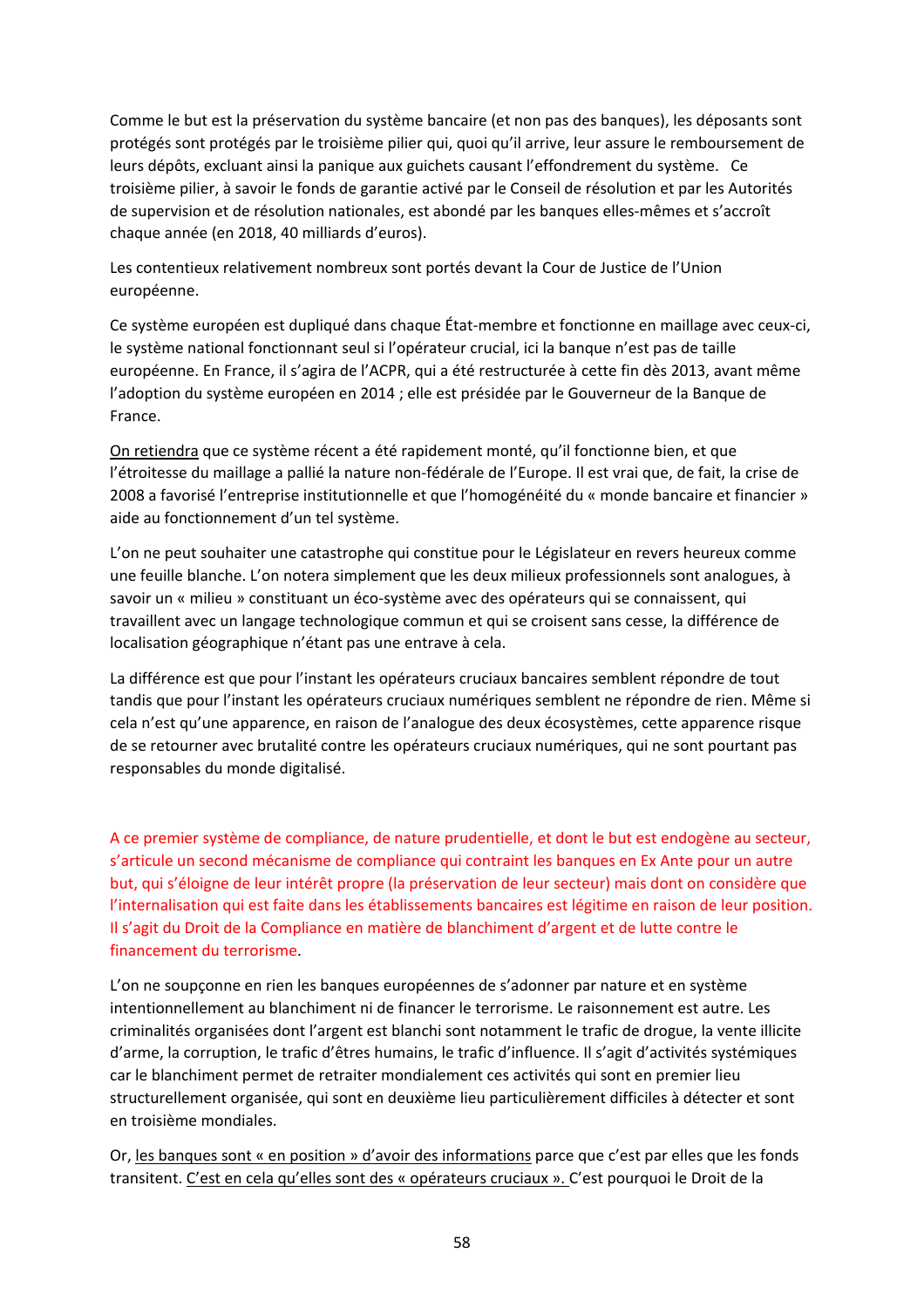Comme le but est la préservation du système bancaire (et non pas des banques), les déposants sont protégés sont protégés par le troisième pilier qui, quoi qu'il arrive, leur assure le remboursement de leurs dépôts, excluant ainsi la panique aux guichets causant l'effondrement du système. Ce troisième pilier, à savoir le fonds de garantie activé par le Conseil de résolution et par les Autorités de supervision et de résolution nationales, est abondé par les banques elles-mêmes et s'accroît chaque année (en 2018, 40 milliards d'euros).

Les contentieux relativement nombreux sont portés devant la Cour de Justice de l'Union européenne.

Ce système européen est dupliqué dans chaque État-membre et fonctionne en maillage avec ceux-ci, le système national fonctionnant seul si l'opérateur crucial, ici la banque n'est pas de taille européenne. En France, il s'agira de l'ACPR, qui a été restructurée à cette fin dès 2013, avant même l'adoption du système européen en 2014 ; elle est présidée par le Gouverneur de la Banque de France.

On retiendra que ce système récent a été rapidement monté, qu'il fonctionne bien, et que l'étroitesse du maillage a pallié la nature non-fédérale de l'Europe. Il est vrai que, de fait, la crise de 2008 a favorisé l'entreprise institutionnelle et que l'homogénéité du « monde bancaire et financier » aide au fonctionnement d'un tel système.

L'on ne peut souhaiter une catastrophe qui constitue pour le Législateur en revers heureux comme une feuille blanche. L'on notera simplement que les deux milieux professionnels sont analogues, à savoir un « milieu » constituant un éco-système avec des opérateurs qui se connaissent, qui travaillent avec un langage technologique commun et qui se croisent sans cesse, la différence de localisation géographique n'étant pas une entrave à cela.

La différence est que pour l'instant les opérateurs cruciaux bancaires semblent répondre de tout tandis que pour l'instant les opérateurs cruciaux numériques semblent ne répondre de rien. Même si cela n'est qu'une apparence, en raison de l'analogue des deux écosystèmes, cette apparence risque de se retourner avec brutalité contre les opérateurs cruciaux numériques, qui ne sont pourtant pas responsables du monde digitalisé.

A ce premier système de compliance, de nature prudentielle, et dont le but est endogène au secteur, s'articule un second mécanisme de compliance qui contraint les banques en Ex Ante pour un autre but, qui s'éloigne de leur intérêt propre (la préservation de leur secteur) mais dont on considère que l'internalisation qui est faite dans les établissements bancaires est légitime en raison de leur position. Il s'agit du Droit de la Compliance en matière de blanchiment d'argent et de lutte contre le financement du terrorisme.

L'on ne soupçonne en rien les banques européennes de s'adonner par nature et en système intentionnellement au blanchiment ni de financer le terrorisme. Le raisonnement est autre. Les criminalités organisées dont l'argent est blanchi sont notamment le trafic de drogue, la vente illicite d'arme, la corruption, le trafic d'êtres humains, le trafic d'influence. Il s'agit d'activités systémiques car le blanchiment permet de retraiter mondialement ces activités qui sont en premier lieu structurellement organisée, qui sont en deuxième lieu particulièrement difficiles à détecter et sont en troisième mondiales.

Or, les banques sont « en position » d'avoir des informations parce que c'est par elles que les fonds transitent. C'est en cela qu'elles sont des « opérateurs cruciaux ». C'est pourquoi le Droit de la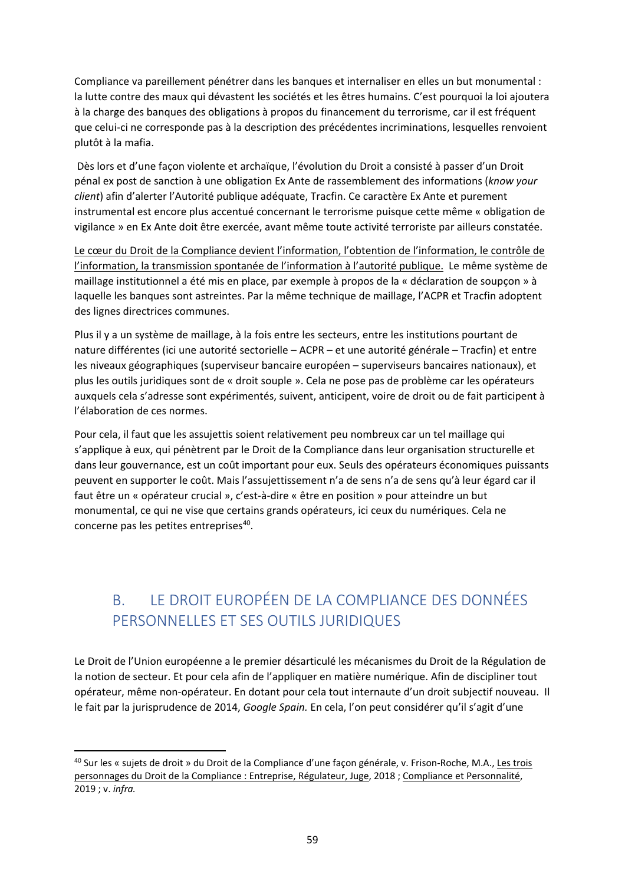Compliance va pareillement pénétrer dans les banques et internaliser en elles un but monumental : la lutte contre des maux qui dévastent les sociétés et les êtres humains. C'est pourquoi la loi ajoutera à la charge des banques des obligations à propos du financement du terrorisme, car il est fréquent que celui-ci ne corresponde pas à la description des précédentes incriminations, lesquelles renvoient plutôt à la mafia.

Dès lors et d'une façon violente et archaïque, l'évolution du Droit a consisté à passer d'un Droit pénal ex post de sanction à une obligation Ex Ante de rassemblement des informations (*know your client*) afin d'alerter l'Autorité publique adéquate, Tracfin. Ce caractère Ex Ante et purement instrumental est encore plus accentué concernant le terrorisme puisque cette même « obligation de vigilance » en Ex Ante doit être exercée, avant même toute activité terroriste par ailleurs constatée.

<u>Le cœur du Droit de la Compliance devient l'information, l'obtention de l'information, le contrôle de l'information, la transmission spontanée de l'information à l'autorité publique.</u> Le même système de maillage institutionnel a été mis en place, par exemple à propos de la « déclaration de soupçon » à laquelle les banques sont astreintes. Par la même technique de maillage, l'ACPR et Tracfin adoptent des lignes directrices communes.

Plus il y a un système de maillage, à la fois entre les secteurs, entre les institutions pourtant de nature différentes (ici une autorité sectorielle – ACPR – et une autorité générale – Tracfin) et entre les niveaux géographiques (superviseur bancaire européen – superviseurs bancaires nationaux), et plus les outils juridiques sont de « droit souple ». Cela ne pose pas de problème car les opérateurs auxquels cela s'adresse sont expérimentés, suivent, anticipent, voire de droit ou de fait participent à l'élaboration de ces normes.

Pour cela, il faut que les assujettis soient relativement peu nombreux car un tel maillage qui s'applique à eux, qui pénètrent par le Droit de la Compliance dans leur organisation structurelle et dans leur gouvernance, est un coût important pour eux. Seuls des opérateurs économiques puissants peuvent en supporter le coût. Mais l'assujettissement n'a de sens n'a de sens qu'à leur égard car il faut être un « opérateur crucial », c'est-à-dire « être en position » pour atteindre un but monumental, ce qui ne vise que certains grands opérateurs, ici ceux du numériques. Cela ne concerne pas les petites entreprises[40].

## B. LE DROIT EUROPÉEN DE LA COMPLIANCE DES DONNÉES PERSONNELLES ET SES OUTILS JURIDIQUES

Le Droit de l'Union européenne a le premier désarticulé les mécanismes du Droit de la Régulation de la notion de secteur. Et pour cela afin de l'appliquer en matière numérique. Afin de discipliner tout opérateur, même non-opérateur. En dotant pour cela tout internaute d'un droit subjectif nouveau. Il le fait par la jurisprudence de 2014, *Google Spain.* En cela, l'on peut considérer qu'il s'agit d'une

---

[40] Sur les « sujets de droit » du Droit de la Compliance d'une façon générale, v. Frison-Roche, M.A., <u>Les trois personnages du Droit de la Compliance : Entreprise, Régulateur, Juge</u>, 2018 ; <u>Compliance et Personnalité</u>, 2019 ; v. *infra.*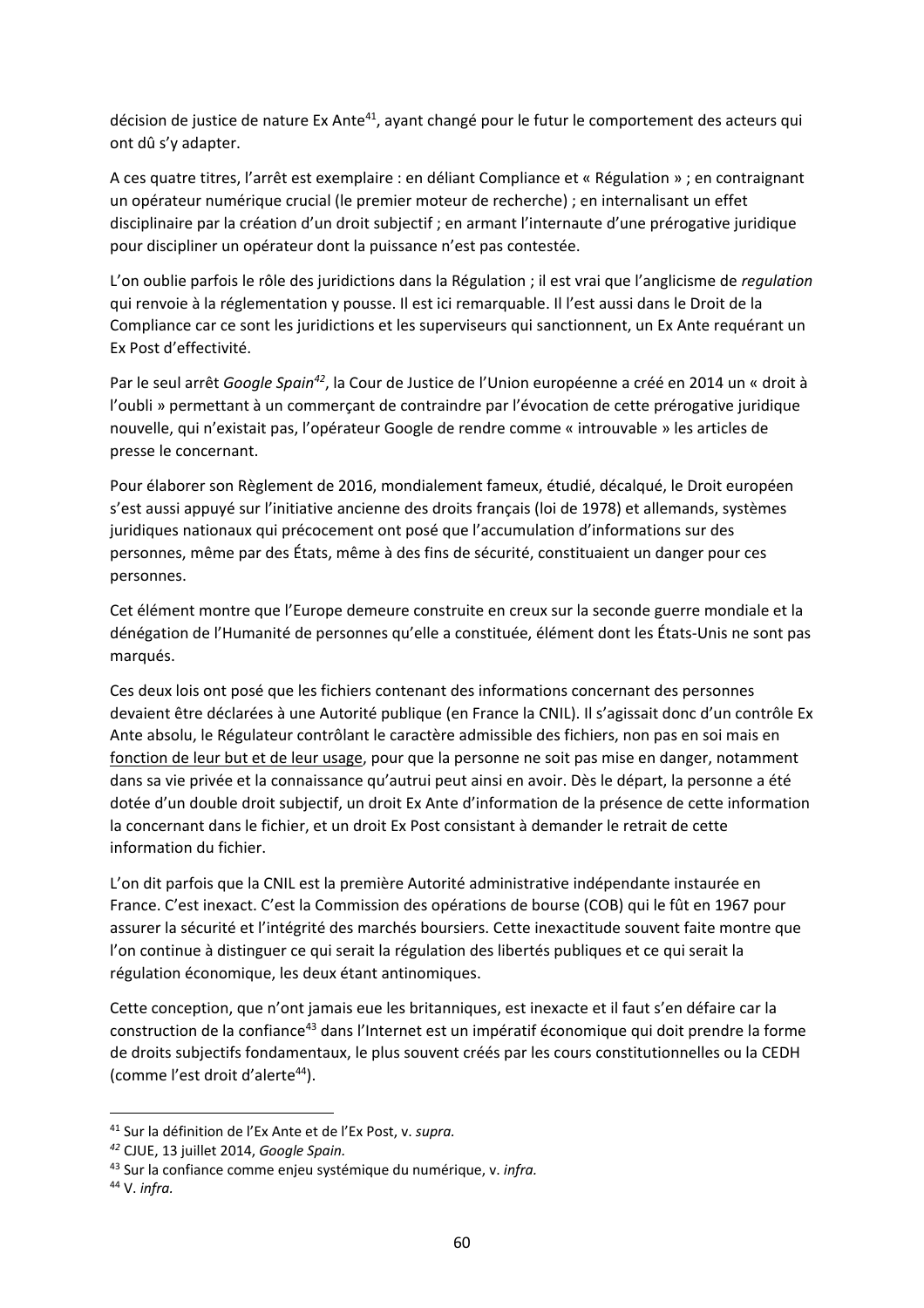décision de justice de nature Ex Ante[41], ayant changé pour le futur le comportement des acteurs qui ont dû s'y adapter.

A ces quatre titres, l'arrêt est exemplaire : en déliant Compliance et « Régulation » ; en contraignant un opérateur numérique crucial (le premier moteur de recherche) ; en internalisant un effet disciplinaire par la création d'un droit subjectif ; en armant l'internaute d'une prérogative juridique pour discipliner un opérateur dont la puissance n'est pas contestée.

L'on oublie parfois le rôle des juridictions dans la Régulation ; il est vrai que l'anglicisme de *regulation* qui renvoie à la réglementation y pousse. Il est ici remarquable. Il l'est aussi dans le Droit de la Compliance car ce sont les juridictions et les superviseurs qui sanctionnent, un Ex Ante requérant un Ex Post d'effectivité.

Par le seul arrêt *Google Spain*[42], la Cour de Justice de l'Union européenne a créé en 2014 un « droit à l'oubli » permettant à un commerçant de contraindre par l'évocation de cette prérogative juridique nouvelle, qui n'existait pas, l'opérateur Google de rendre comme « introuvable » les articles de presse le concernant.

Pour élaborer son Règlement de 2016, mondialement fameux, étudié, décalqué, le Droit européen s'est aussi appuyé sur l'initiative ancienne des droits français (loi de 1978) et allemands, systèmes juridiques nationaux qui précocement ont posé que l'accumulation d'informations sur des personnes, même par des États, même à des fins de sécurité, constituaient un danger pour ces personnes.

Cet élément montre que l'Europe demeure construite en creux sur la seconde guerre mondiale et la dénégation de l'Humanité de personnes qu'elle a constituée, élément dont les États-Unis ne sont pas marqués.

Ces deux lois ont posé que les fichiers contenant des informations concernant des personnes devaient être déclarées à une Autorité publique (en France la CNIL). Il s'agissait donc d'un contrôle Ex Ante absolu, le Régulateur contrôlant le caractère admissible des fichiers, non pas en soi mais en <u>fonction de leur but et de leur usage</u>, pour que la personne ne soit pas mise en danger, notamment dans sa vie privée et la connaissance qu'autrui peut ainsi en avoir. Dès le départ, la personne a été dotée d'un double droit subjectif, un droit Ex Ante d'information de la présence de cette information la concernant dans le fichier, et un droit Ex Post consistant à demander le retrait de cette information du fichier.

L'on dit parfois que la CNIL est la première Autorité administrative indépendante instaurée en France. C'est inexact. C'est la Commission des opérations de bourse (COB) qui le fût en 1967 pour assurer la sécurité et l'intégrité des marchés boursiers. Cette inexactitude souvent faite montre que l'on continue à distinguer ce qui serait la régulation des libertés publiques et ce qui serait la régulation économique, les deux étant antinomiques.

Cette conception, que n'ont jamais eue les britanniques, est inexacte et il faut s'en défaire car la construction de la confiance[43] dans l'Internet est un impératif économique qui doit prendre la forme de droits subjectifs fondamentaux, le plus souvent créés par les cours constitutionnelles ou la CEDH (comme l'est droit d'alerte[44]).

---

[41] Sur la définition de l'Ex Ante et de l'Ex Post, v. *supra.*

[42] CJUE, 13 juillet 2014, *Google Spain.*

[43] Sur la confiance comme enjeu systémique du numérique, v. *infra.*

[44] V. *infra.*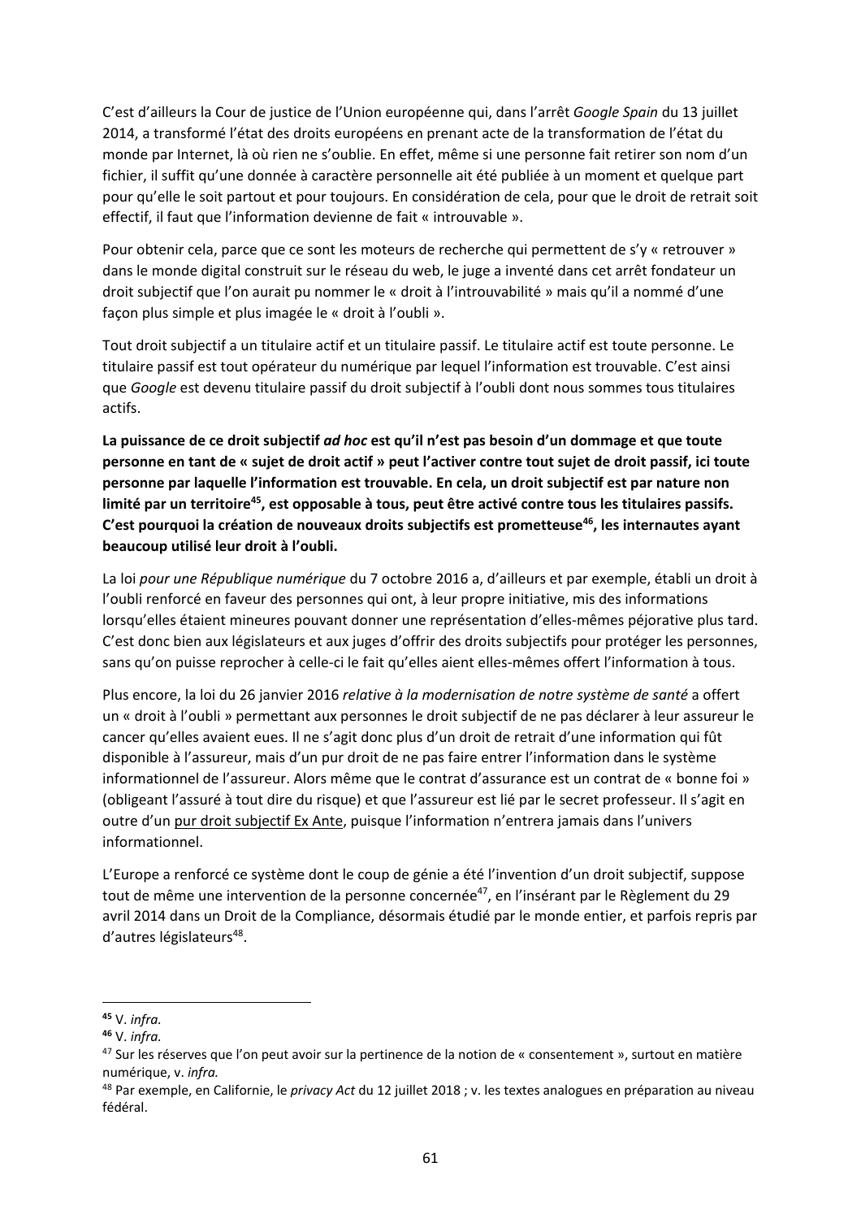C'est d'ailleurs la Cour de justice de l'Union européenne qui, dans l'arrêt *Google Spain* du 13 juillet 2014, a transformé l'état des droits européens en prenant acte de la transformation de l'état du monde par Internet, là où rien ne s'oublie. En effet, même si une personne fait retirer son nom d'un fichier, il suffit qu'une donnée à caractère personnelle ait été publiée à un moment et quelque part pour qu'elle le soit partout et pour toujours. En considération de cela, pour que le droit de retrait soit effectif, il faut que l'information devienne de fait « introuvable ».

Pour obtenir cela, parce que ce sont les moteurs de recherche qui permettent de s'y « retrouver » dans le monde digital construit sur le réseau du web, le juge a inventé dans cet arrêt fondateur un droit subjectif que l'on aurait pu nommer le « droit à l'introuvabilité » mais qu'il a nommé d'une façon plus simple et plus imagée le « droit à l'oubli ».

Tout droit subjectif a un titulaire actif et un titulaire passif. Le titulaire actif est toute personne. Le titulaire passif est tout opérateur du numérique par lequel l'information est trouvable. C'est ainsi que *Google* est devenu titulaire passif du droit subjectif à l'oubli dont nous sommes tous titulaires actifs.

**La puissance de ce droit subjectif *ad hoc* est qu'il n'est pas besoin d'un dommage et que toute personne en tant de « sujet de droit actif » peut l'activer contre tout sujet de droit passif, ici toute personne par laquelle l'information est trouvable. En cela, un droit subjectif est par nature non limité par un territoire[45], est opposable à tous, peut être activé contre tous les titulaires passifs. C'est pourquoi la création de nouveaux droits subjectifs est prometteuse[46], les internautes ayant beaucoup utilisé leur droit à l'oubli.**

La loi *pour une République numérique* du 7 octobre 2016 a, d'ailleurs et par exemple, établi un droit à l'oubli renforcé en faveur des personnes qui ont, à leur propre initiative, mis des informations lorsqu'elles étaient mineures pouvant donner une représentation d'elles-mêmes péjorative plus tard. C'est donc bien aux législateurs et aux juges d'offrir des droits subjectifs pour protéger les personnes, sans qu'on puisse reprocher à celle-ci le fait qu'elles aient elles-mêmes offert l'information à tous.

Plus encore, la loi du 26 janvier 2016 *relative à la modernisation de notre système de santé* a offert un « droit à l'oubli » permettant aux personnes le droit subjectif de ne pas déclarer à leur assureur le cancer qu'elles avaient eues. Il ne s'agit donc plus d'un droit de retrait d'une information qui fût disponible à l'assureur, mais d'un pur droit de ne pas faire entrer l'information dans le système informationnel de l'assureur. Alors même que le contrat d'assurance est un contrat de « bonne foi » (obligeant l'assuré à tout dire du risque) et que l'assureur est lié par le secret professeur. Il s'agit en outre d'un <u>pur droit subjectif Ex Ante</u>, puisque l'information n'entrera jamais dans l'univers informationnel.

L'Europe a renforcé ce système dont le coup de génie a été l'invention d'un droit subjectif, suppose tout de même une intervention de la personne concernée[47], en l'insérant par le Règlement du 29 avril 2014 dans un Droit de la Compliance, désormais étudié par le monde entier, et parfois repris par d'autres législateurs[48].

---

[45] V. *infra.*

[46] V. *infra.*

[47] Sur les réserves que l'on peut avoir sur la pertinence de la notion de « consentement », surtout en matière numérique, v. *infra.*

[48] Par exemple, en Californie, le *privacy Act* du 12 juillet 2018 ; v. les textes analogues en préparation au niveau fédéral.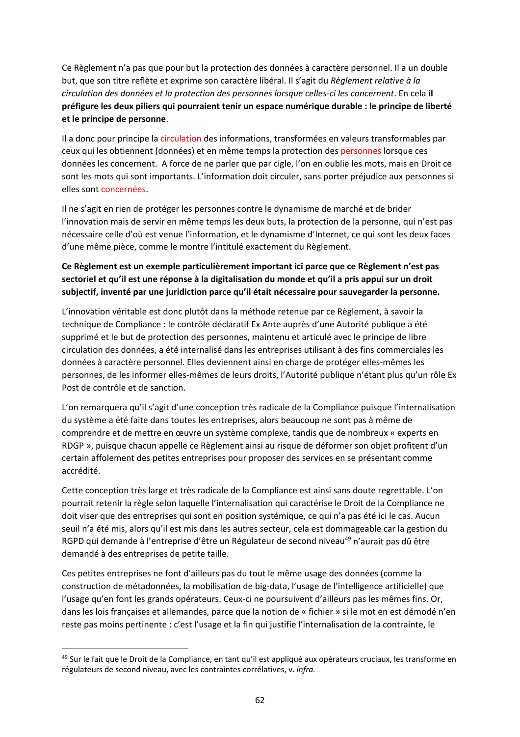Ce Règlement n'a pas que pour but la protection des données à caractère personnel. Il a un double but, que son titre reflète et exprime son caractère libéral. Il s'agit du *Règlement relative à la circulation des données et la protection des personnes lorsque celles-ci les concernent*. En cela **il préfigure les deux piliers qui pourraient tenir un espace numérique durable : le principe de liberté et le principe de personne**.

Il a donc pour principe la circulation des informations, transformées en valeurs transformables par ceux qui les obtiennent (données) et en même temps la protection des personnes lorsque ces données les concernent. A force de ne parler que par cigle, l'on en oublie les mots, mais en Droit ce sont les mots qui sont importants. L'information doit circuler, sans porter préjudice aux personnes si elles sont concernées.

Il ne s'agit en rien de protéger les personnes contre le dynamisme de marché et de brider l'innovation mais de servir en même temps les deux buts, la protection de la personne, qui n'est pas nécessaire celle d'où est venue l'information, et le dynamisme d'Internet, ce qui sont les deux faces d'une même pièce, comme le montre l'intitulé exactement du Règlement.

**Ce Règlement est un exemple particulièrement important ici parce que ce Règlement n'est pas sectoriel et qu'il est une réponse à la digitalisation du monde et qu'il a pris appui sur un droit subjectif, inventé par une juridiction parce qu'il était nécessaire pour sauvegarder la personne.**

L'innovation véritable est donc plutôt dans la méthode retenue par ce Règlement, à savoir la technique de Compliance : le contrôle déclaratif Ex Ante auprès d'une Autorité publique a été supprimé et le but de protection des personnes, maintenu et articulé avec le principe de libre circulation des données, a été internalisé dans les entreprises utilisant à des fins commerciales les données à caractère personnel. Elles deviennent ainsi en charge de protéger elles-mêmes les personnes, de les informer elles-mêmes de leurs droits, l'Autorité publique n'étant plus qu'un rôle Ex Post de contrôle et de sanction.

L'on remarquera qu'il s'agit d'une conception très radicale de la Compliance puisque l'internalisation du système a été faite dans toutes les entreprises, alors beaucoup ne sont pas à même de comprendre et de mettre en œuvre un système complexe, tandis que de nombreux « experts en RDGP », puisque chacun appelle ce Règlement ainsi au risque de déformer son objet profitent d'un certain affolement des petites entreprises pour proposer des services en se présentant comme accrédité.

Cette conception très large et très radicale de la Compliance est ainsi sans doute regrettable. L'on pourrait retenir la règle selon laquelle l'internalisation qui caractérise le Droit de la Compliance ne doit viser que des entreprises qui sont en position systémique, ce qui n'a pas été ici le cas. Aucun seuil n'a été mis, alors qu'il est mis dans les autres secteur, cela est dommageable car la gestion du RGPD qui demande à l'entreprise d'être un Régulateur de second niveau[49] n'aurait pas dû être demandé à des entreprises de petite taille.

Ces petites entreprises ne font d'ailleurs pas du tout le même usage des données (comme la construction de métadonnées, la mobilisation de big-data, l'usage de l'intelligence artificielle) que l'usage qu'en font les grands opérateurs. Ceux-ci ne poursuivent d'ailleurs pas les mêmes fins. Or, dans les lois françaises et allemandes, parce que la notion de « fichier » si le mot en est démodé n'en reste pas moins pertinente : c'est l'usage et la fin qui justifie l'internalisation de la contrainte, le

---

[49] Sur le fait que le Droit de la Compliance, en tant qu'il est appliqué aux opérateurs cruciaux, les transforme en régulateurs de second niveau, avec les contraintes corrélatives, v. *infra.*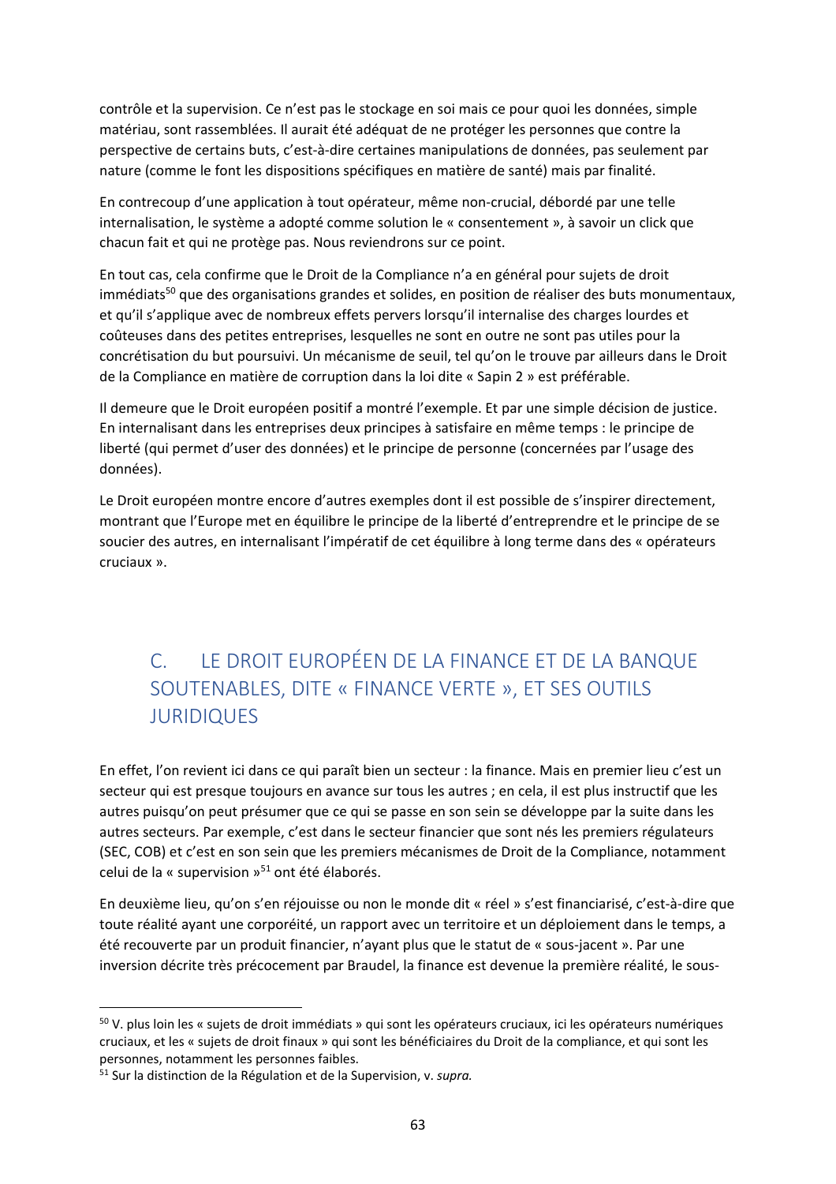contrôle et la supervision. Ce n'est pas le stockage en soi mais ce pour quoi les données, simple matériau, sont rassemblées. Il aurait été adéquat de ne protéger les personnes que contre la perspective de certains buts, c'est-à-dire certaines manipulations de données, pas seulement par nature (comme le font les dispositions spécifiques en matière de santé) mais par finalité.

En contrecoup d'une application à tout opérateur, même non-crucial, débordé par une telle internalisation, le système a adopté comme solution le « consentement », à savoir un click que chacun fait et qui ne protège pas. Nous reviendrons sur ce point.

En tout cas, cela confirme que le Droit de la Compliance n'a en général pour sujets de droit immédiats[50] que des organisations grandes et solides, en position de réaliser des buts monumentaux, et qu'il s'applique avec de nombreux effets pervers lorsqu'il internalise des charges lourdes et coûteuses dans des petites entreprises, lesquelles ne sont en outre ne sont pas utiles pour la concrétisation du but poursuivi. Un mécanisme de seuil, tel qu'on le trouve par ailleurs dans le Droit de la Compliance en matière de corruption dans la loi dite « Sapin 2 » est préférable.

Il demeure que le Droit européen positif a montré l'exemple. Et par une simple décision de justice. En internalisant dans les entreprises deux principes à satisfaire en même temps : le principe de liberté (qui permet d'user des données) et le principe de personne (concernées par l'usage des données).

Le Droit européen montre encore d'autres exemples dont il est possible de s'inspirer directement, montrant que l'Europe met en équilibre le principe de la liberté d'entreprendre et le principe de se soucier des autres, en internalisant l'impératif de cet équilibre à long terme dans des « opérateurs cruciaux ».

## C. LE DROIT EUROPÉEN DE LA FINANCE ET DE LA BANQUE SOUTENABLES, DITE « FINANCE VERTE », ET SES OUTILS JURIDIQUES

En effet, l'on revient ici dans ce qui paraît bien un secteur : la finance. Mais en premier lieu c'est un secteur qui est presque toujours en avance sur tous les autres ; en cela, il est plus instructif que les autres puisqu'on peut présumer que ce qui se passe en son sein se développe par la suite dans les autres secteurs. Par exemple, c'est dans le secteur financier que sont nés les premiers régulateurs (SEC, COB) et c'est en son sein que les premiers mécanismes de Droit de la Compliance, notamment celui de la « supervision »[51] ont été élaborés.

En deuxième lieu, qu'on s'en réjouisse ou non le monde dit « réel » s'est financiarisé, c'est-à-dire que toute réalité ayant une corporéité, un rapport avec un territoire et un déploiement dans le temps, a été recouverte par un produit financier, n'ayant plus que le statut de « sous-jacent ». Par une inversion décrite très précocement par Braudel, la finance est devenue la première réalité, le sous-

---

[50] V. plus loin les « sujets de droit immédiats » qui sont les opérateurs cruciaux, ici les opérateurs numériques cruciaux, et les « sujets de droit finaux » qui sont les bénéficiaires du Droit de la compliance, et qui sont les personnes, notamment les personnes faibles.

[51] Sur la distinction de la Régulation et de la Supervision, v. *supra.*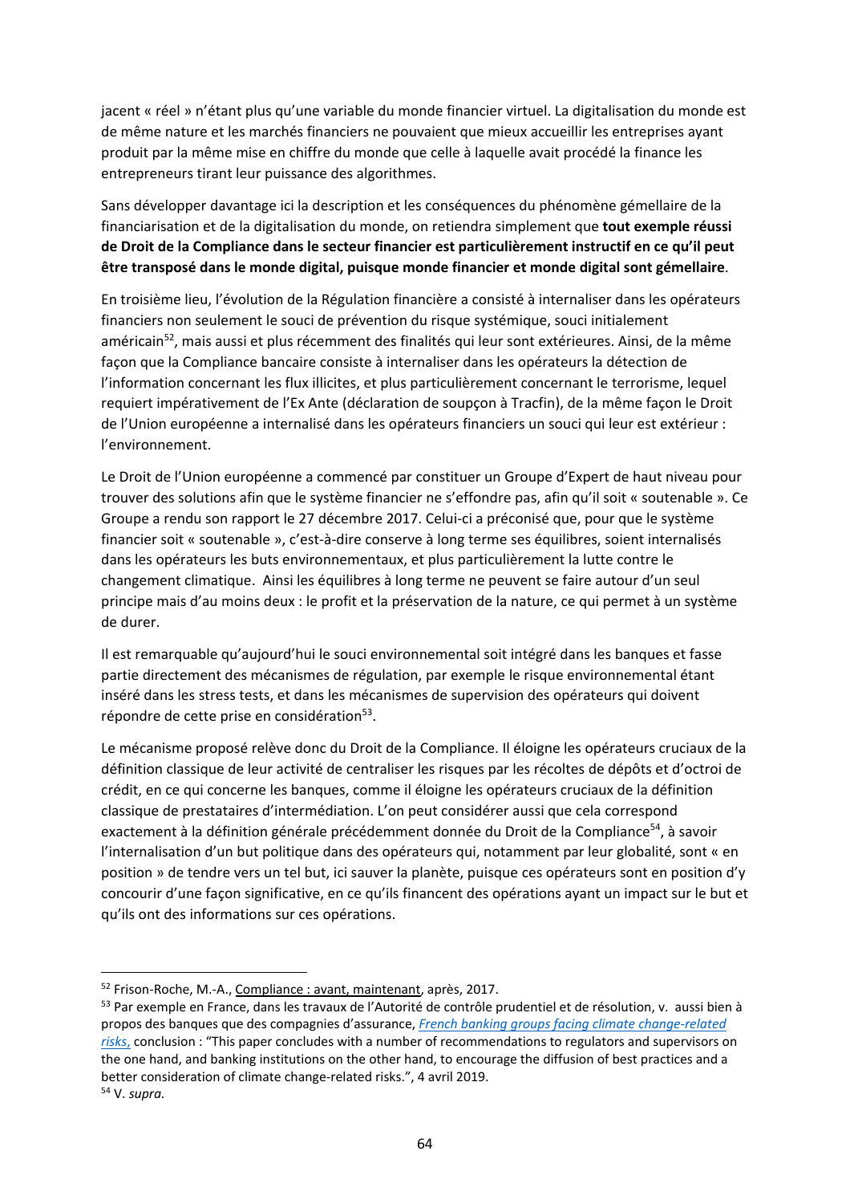jacent « réel » n'étant plus qu'une variable du monde financier virtuel. La digitalisation du monde est de même nature et les marchés financiers ne pouvaient que mieux accueillir les entreprises ayant produit par la même mise en chiffre du monde que celle à laquelle avait procédé la finance les entrepreneurs tirant leur puissance des algorithmes.

Sans développer davantage ici la description et les conséquences du phénomène gémellaire de la financiarisation et de la digitalisation du monde, on retiendra simplement que **tout exemple réussi de Droit de la Compliance dans le secteur financier est particulièrement instructif en ce qu'il peut être transposé dans le monde digital, puisque monde financier et monde digital sont gémellaire**.

En troisième lieu, l'évolution de la Régulation financière a consisté à internaliser dans les opérateurs financiers non seulement le souci de prévention du risque systémique, souci initialement américain[52], mais aussi et plus récemment des finalités qui leur sont extérieures. Ainsi, de la même façon que la Compliance bancaire consiste à internaliser dans les opérateurs la détection de l'information concernant les flux illicites, et plus particulièrement concernant le terrorisme, lequel requiert impérativement de l'Ex Ante (déclaration de soupçon à Tracfin), de la même façon le Droit de l'Union européenne a internalisé dans les opérateurs financiers un souci qui leur est extérieur : l'environnement.

Le Droit de l'Union européenne a commencé par constituer un Groupe d'Expert de haut niveau pour trouver des solutions afin que le système financier ne s'effondre pas, afin qu'il soit « soutenable ». Ce Groupe a rendu son rapport le 27 décembre 2017. Celui-ci a préconisé que, pour que le système financier soit « soutenable », c'est-à-dire conserve à long terme ses équilibres, soient internalisés dans les opérateurs les buts environnementaux, et plus particulièrement la lutte contre le changement climatique. Ainsi les équilibres à long terme ne peuvent se faire autour d'un seul principe mais d'au moins deux : le profit et la préservation de la nature, ce qui permet à un système de durer.

Il est remarquable qu'aujourd'hui le souci environnemental soit intégré dans les banques et fasse partie directement des mécanismes de régulation, par exemple le risque environnemental étant inséré dans les stress tests, et dans les mécanismes de supervision des opérateurs qui doivent répondre de cette prise en considération[53].

Le mécanisme proposé relève donc du Droit de la Compliance. Il éloigne les opérateurs cruciaux de la définition classique de leur activité de centraliser les risques par les récoltes de dépôts et d'octroi de crédit, en ce qui concerne les banques, comme il éloigne les opérateurs cruciaux de la définition classique de prestataires d'intermédiation. L'on peut considérer aussi que cela correspond exactement à la définition générale précédemment donnée du Droit de la Compliance[54], à savoir l'internalisation d'un but politique dans des opérateurs qui, notamment par leur globalité, sont « en position » de tendre vers un tel but, ici sauver la planète, puisque ces opérateurs sont en position d'y concourir d'une façon significative, en ce qu'ils financent des opérations ayant un impact sur le but et qu'ils ont des informations sur ces opérations.

---

[52] Frison-Roche, M.-A., Compliance : avant, maintenant, après, 2017.

[53] Par exemple en France, dans les travaux de l'Autorité de contrôle prudentiel et de résolution, v. aussi bien à propos des banques que des compagnies d'assurance, *French banking groups facing climate change-related risks*, conclusion : "This paper concludes with a number of recommendations to regulators and supervisors on the one hand, and banking institutions on the other hand, to encourage the diffusion of best practices and a better consideration of climate change-related risks.", 4 avril 2019.

[54] V. *supra.*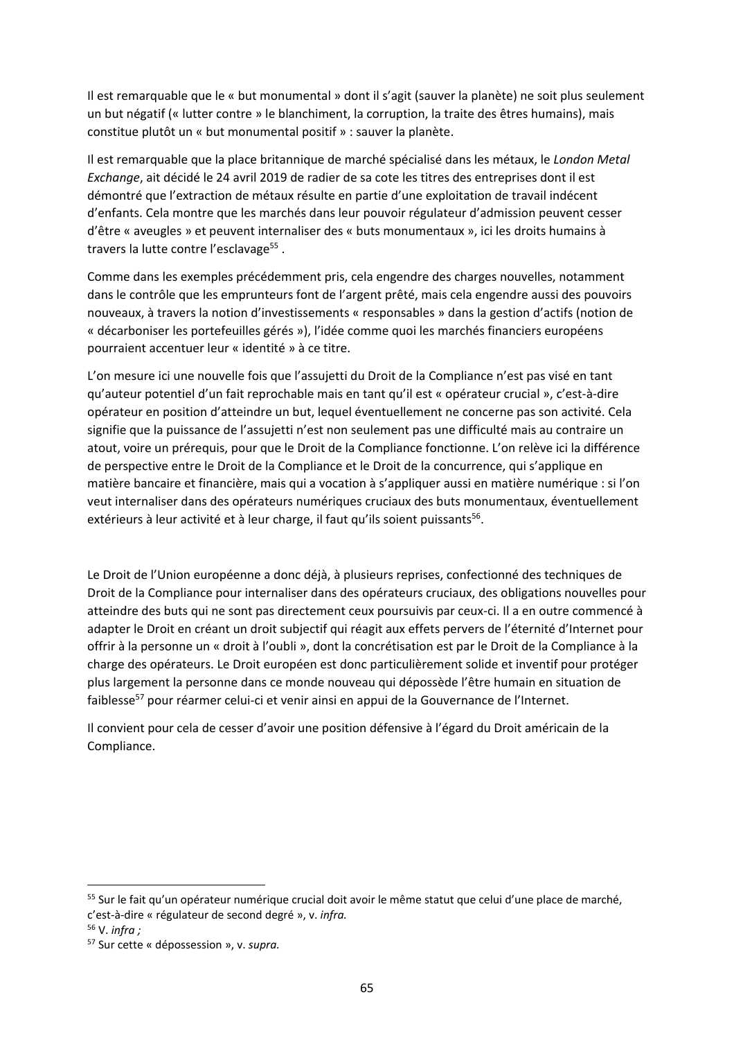Il est remarquable que le « but monumental » dont il s'agit (sauver la planète) ne soit plus seulement un but négatif (« lutter contre » le blanchiment, la corruption, la traite des êtres humains), mais constitue plutôt un « but monumental positif » : sauver la planète.

Il est remarquable que la place britannique de marché spécialisé dans les métaux, le *London Metal Exchange*, ait décidé le 24 avril 2019 de radier de sa cote les titres des entreprises dont il est démontré que l'extraction de métaux résulte en partie d'une exploitation de travail indécent d'enfants. Cela montre que les marchés dans leur pouvoir régulateur d'admission peuvent cesser d'être « aveugles » et peuvent internaliser des « buts monumentaux », ici les droits humains à travers la lutte contre l'esclavage[55] .

Comme dans les exemples précédemment pris, cela engendre des charges nouvelles, notamment dans le contrôle que les emprunteurs font de l'argent prêté, mais cela engendre aussi des pouvoirs nouveaux, à travers la notion d'investissements « responsables » dans la gestion d'actifs (notion de « décarboniser les portefeuilles gérés »), l'idée comme quoi les marchés financiers européens pourraient accentuer leur « identité » à ce titre.

L'on mesure ici une nouvelle fois que l'assujetti du Droit de la Compliance n'est pas visé en tant qu'auteur potentiel d'un fait reprochable mais en tant qu'il est « opérateur crucial », c'est-à-dire opérateur en position d'atteindre un but, lequel éventuellement ne concerne pas son activité. Cela signifie que la puissance de l'assujetti n'est non seulement pas une difficulté mais au contraire un atout, voire un prérequis, pour que le Droit de la Compliance fonctionne. L'on relève ici la différence de perspective entre le Droit de la Compliance et le Droit de la concurrence, qui s'applique en matière bancaire et financière, mais qui a vocation à s'appliquer aussi en matière numérique : si l'on veut internaliser dans des opérateurs numériques cruciaux des buts monumentaux, éventuellement extérieurs à leur activité et à leur charge, il faut qu'ils soient puissants[56].

Le Droit de l'Union européenne a donc déjà, à plusieurs reprises, confectionné des techniques de Droit de la Compliance pour internaliser dans des opérateurs cruciaux, des obligations nouvelles pour atteindre des buts qui ne sont pas directement ceux poursuivis par ceux-ci. Il a en outre commencé à adapter le Droit en créant un droit subjectif qui réagit aux effets pervers de l'éternité d'Internet pour offrir à la personne un « droit à l'oubli », dont la concrétisation est par le Droit de la Compliance à la charge des opérateurs. Le Droit européen est donc particulièrement solide et inventif pour protéger plus largement la personne dans ce monde nouveau qui dépossède l'être humain en situation de faiblesse[57] pour réarmer celui-ci et venir ainsi en appui de la Gouvernance de l'Internet.

Il convient pour cela de cesser d'avoir une position défensive à l'égard du Droit américain de la Compliance.

---

[55] Sur le fait qu'un opérateur numérique crucial doit avoir le même statut que celui d'une place de marché, c'est-à-dire « régulateur de second degré », v. *infra.*

[56] V. *infra ;*

[57] Sur cette « dépossession », v. *supra.*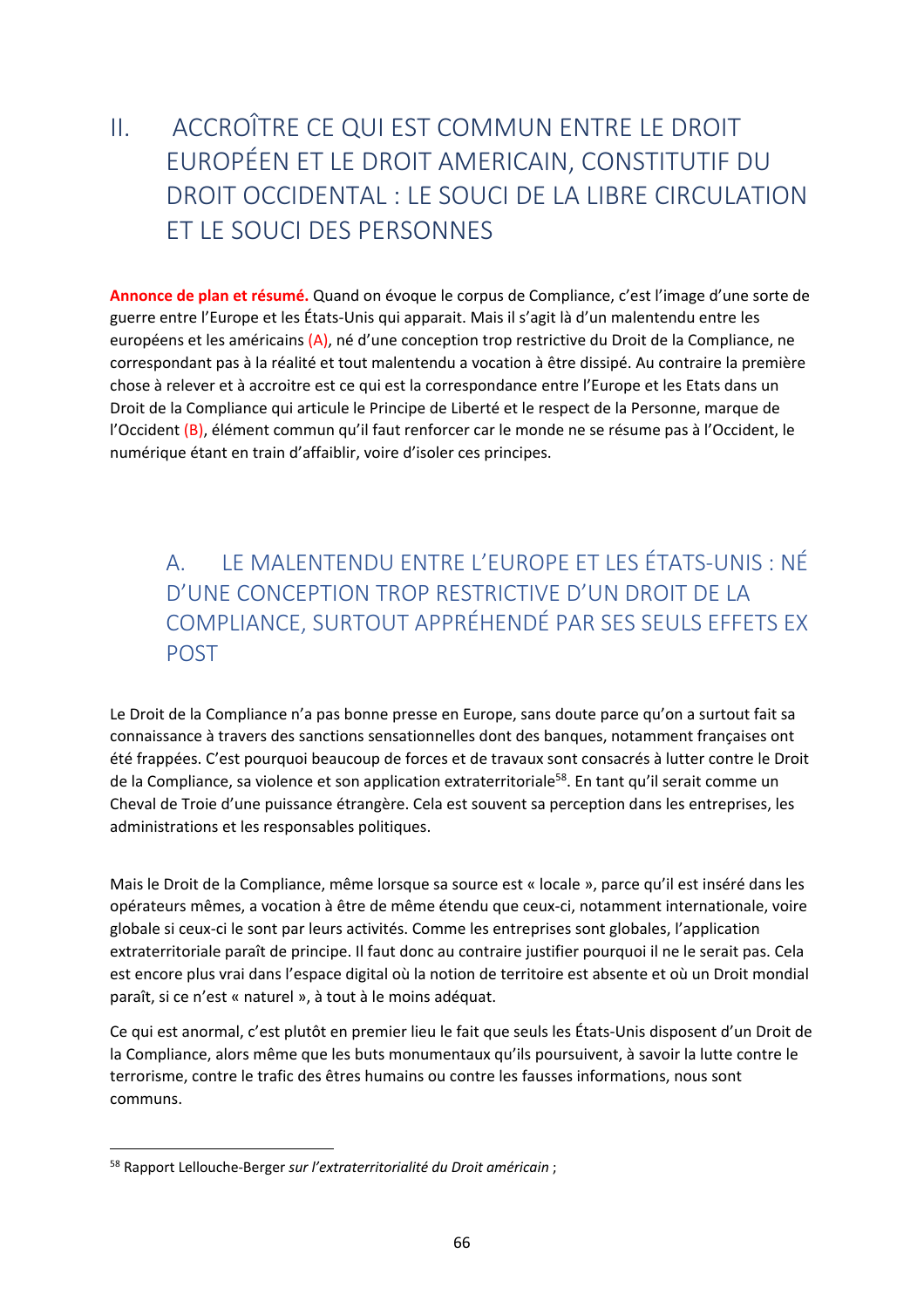# II. ACCROÎTRE CE QUI EST COMMUN ENTRE LE DROIT EUROPÉEN ET LE DROIT AMERICAIN, CONSTITUTIF DU DROIT OCCIDENTAL : LE SOUCI DE LA LIBRE CIRCULATION ET LE SOUCI DES PERSONNES

**Annonce de plan et résumé.** Quand on évoque le corpus de Compliance, c'est l'image d'une sorte de guerre entre l'Europe et les États-Unis qui apparait. Mais il s'agit là d'un malentendu entre les européens et les américains (A), né d'une conception trop restrictive du Droit de la Compliance, ne correspondant pas à la réalité et tout malentendu a vocation à être dissipé. Au contraire la première chose à relever et à accroitre est ce qui est la correspondance entre l'Europe et les Etats dans un Droit de la Compliance qui articule le Principe de Liberté et le respect de la Personne, marque de l'Occident (B), élément commun qu'il faut renforcer car le monde ne se résume pas à l'Occident, le numérique étant en train d'affaiblir, voire d'isoler ces principes.

## A. LE MALENTENDU ENTRE L'EUROPE ET LES ÉTATS-UNIS : NÉ D'UNE CONCEPTION TROP RESTRICTIVE D'UN DROIT DE LA COMPLIANCE, SURTOUT APPRÉHENDÉ PAR SES SEULS EFFETS EX POST

Le Droit de la Compliance n'a pas bonne presse en Europe, sans doute parce qu'on a surtout fait sa connaissance à travers des sanctions sensationnelles dont des banques, notamment françaises ont été frappées. C'est pourquoi beaucoup de forces et de travaux sont consacrés à lutter contre le Droit de la Compliance, sa violence et son application extraterritoriale[58]. En tant qu'il serait comme un Cheval de Troie d'une puissance étrangère. Cela est souvent sa perception dans les entreprises, les administrations et les responsables politiques.

Mais le Droit de la Compliance, même lorsque sa source est « locale », parce qu'il est inséré dans les opérateurs mêmes, a vocation à être de même étendu que ceux-ci, notamment internationale, voire globale si ceux-ci le sont par leurs activités. Comme les entreprises sont globales, l'application extraterritoriale paraît de principe. Il faut donc au contraire justifier pourquoi il ne le serait pas. Cela est encore plus vrai dans l'espace digital où la notion de territoire est absente et où un Droit mondial paraît, si ce n'est « naturel », à tout à le moins adéquat.

Ce qui est anormal, c'est plutôt en premier lieu le fait que seuls les États-Unis disposent d'un Droit de la Compliance, alors même que les buts monumentaux qu'ils poursuivent, à savoir la lutte contre le terrorisme, contre le trafic des êtres humains ou contre les fausses informations, nous sont communs.

[58] Rapport Lellouche-Berger *sur l'extraterritorialité du Droit américain* ;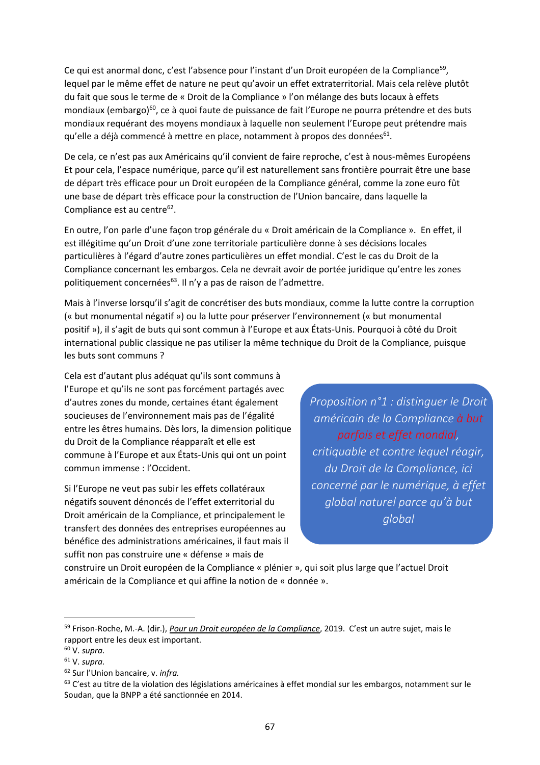Ce qui est anormal donc, c'est l'absence pour l'instant d'un Droit européen de la Compliance[59], lequel par le même effet de nature ne peut qu'avoir un effet extraterritorial. Mais cela relève plutôt du fait que sous le terme de « Droit de la Compliance » l'on mélange des buts locaux à effets mondiaux (embargo)[60], ce à quoi faute de puissance de fait l'Europe ne pourra prétendre et des buts mondiaux requérant des moyens mondiaux à laquelle non seulement l'Europe peut prétendre mais qu'elle a déjà commencé à mettre en place, notamment à propos des données[61].

De cela, ce n'est pas aux Américains qu'il convient de faire reproche, c'est à nous-mêmes Européens Et pour cela, l'espace numérique, parce qu'il est naturellement sans frontière pourrait être une base de départ très efficace pour un Droit européen de la Compliance général, comme la zone euro fût une base de départ très efficace pour la construction de l'Union bancaire, dans laquelle la Compliance est au centre[62].

En outre, l'on parle d'une façon trop générale du « Droit américain de la Compliance ». En effet, il est illégitime qu'un Droit d'une zone territoriale particulière donne à ses décisions locales particulières à l'égard d'autre zones particulières un effet mondial. C'est le cas du Droit de la Compliance concernant les embargos. Cela ne devrait avoir de portée juridique qu'entre les zones politiquement concernées[63]. Il n'y a pas de raison de l'admettre.

Mais à l'inverse lorsqu'il s'agit de concrétiser des buts mondiaux, comme la lutte contre la corruption (« but monumental négatif ») ou la lutte pour préserver l'environnement (« but monumental positif »), il s'agit de buts qui sont commun à l'Europe et aux États-Unis. Pourquoi à côté du Droit international public classique ne pas utiliser la même technique du Droit de la Compliance, puisque les buts sont communs ?

Cela est d'autant plus adéquat qu'ils sont communs à l'Europe et qu'ils ne sont pas forcément partagés avec d'autres zones du monde, certaines étant également soucieuses de l'environnement mais pas de l'égalité entre les êtres humains. Dès lors, la dimension politique du Droit de la Compliance réapparaît et elle est commune à l'Europe et aux États-Unis qui ont un point commun immense : l'Occident.

> *Proposition n°1 : distinguer le Droit américain de la Compliance à but parfois et effet mondial, critiquable et contre lequel réagir, du Droit de la Compliance, ici concerné par le numérique, à effet global naturel parce qu'à but global*

Si l'Europe ne veut pas subir les effets collatéraux négatifs souvent dénoncés de l'effet exterritorial du Droit américain de la Compliance, et principalement le transfert des données des entreprises européennes au bénéfice des administrations américaines, il faut mais il suffit non pas construire une « défense » mais de construire un Droit européen de la Compliance « plénier », qui soit plus large que l'actuel Droit américain de la Compliance et qui affine la notion de « donnée ».

---

[59] Frison-Roche, M.-A. (dir.), *Pour un Droit européen de la Compliance*, 2019. C'est un autre sujet, mais le rapport entre les deux est important.

[60] V. *supra*.

[61] V. *supra*.

[62] Sur l'Union bancaire, v. *infra*.

[63] C'est au titre de la violation des législations américaines à effet mondial sur les embargos, notamment sur le Soudan, que la BNPP a été sanctionnée en 2014.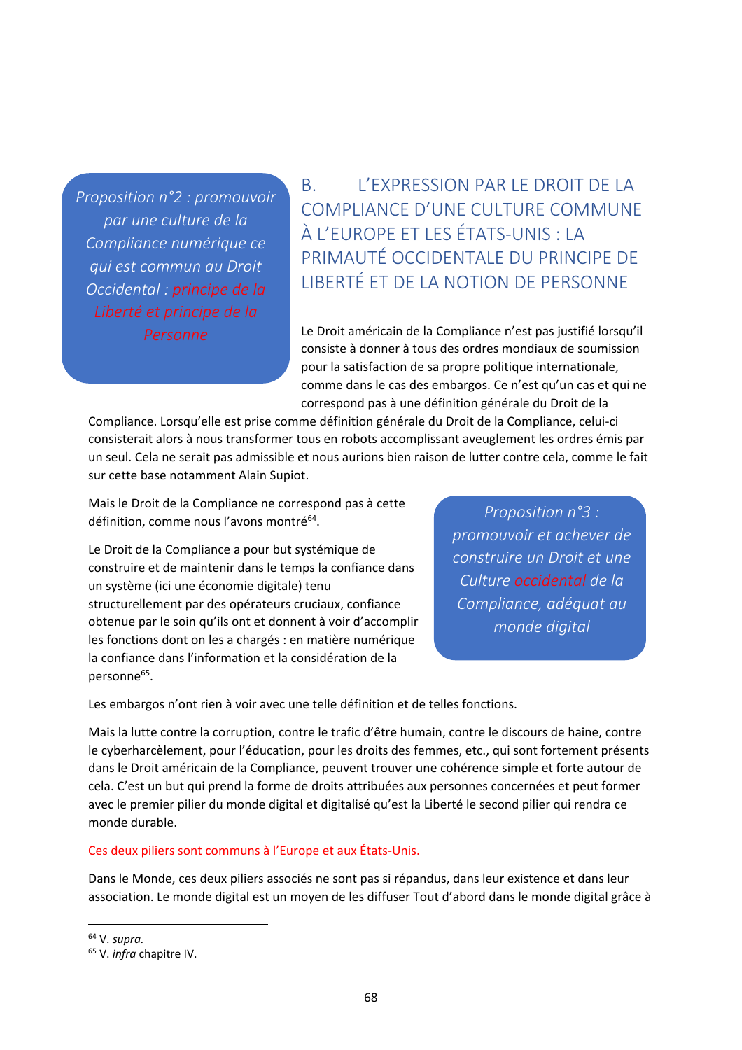> *Proposition n°2 : promouvoir par une culture de la Compliance numérique ce qui est commun au Droit Occidental : principe de la Liberté et principe de la Personne*

## B. L'EXPRESSION PAR LE DROIT DE LA COMPLIANCE D'UNE CULTURE COMMUNE À L'EUROPE ET LES ÉTATS-UNIS : LA PRIMAUTÉ OCCIDENTALE DU PRINCIPE DE LIBERTÉ ET DE LA NOTION DE PERSONNE

Le Droit américain de la Compliance n'est pas justifié lorsqu'il consiste à donner à tous des ordres mondiaux de soumission pour la satisfaction de sa propre politique internationale, comme dans le cas des embargos. Ce n'est qu'un cas et qui ne correspond pas à une définition générale du Droit de la Compliance. Lorsqu'elle est prise comme définition générale du Droit de la Compliance, celui-ci consisterait alors à nous transformer tous en robots accomplissant aveuglement les ordres émis par un seul. Cela ne serait pas admissible et nous aurions bien raison de lutter contre cela, comme le fait sur cette base notamment Alain Supiot.

Mais le Droit de la Compliance ne correspond pas à cette définition, comme nous l'avons montré[64].

> *Proposition n°3 : promouvoir et achever de construire un Droit et une Culture occidental de la Compliance, adéquat au monde digital*

Le Droit de la Compliance a pour but systémique de construire et de maintenir dans le temps la confiance dans un système (ici une économie digitale) tenu structurellement par des opérateurs cruciaux, confiance obtenue par le soin qu'ils ont et donnent à voir d'accomplir les fonctions dont on les a chargés : en matière numérique la confiance dans l'information et la considération de la personne[65].

Les embargos n'ont rien à voir avec une telle définition et de telles fonctions.

Mais la lutte contre la corruption, contre le trafic d'être humain, contre le discours de haine, contre le cyberharcèlement, pour l'éducation, pour les droits des femmes, etc., qui sont fortement présents dans le Droit américain de la Compliance, peuvent trouver une cohérence simple et forte autour de cela. C'est un but qui prend la forme de droits attribuées aux personnes concernées et peut former avec le premier pilier du monde digital et digitalisé qu'est la Liberté le second pilier qui rendra ce monde durable.

Ces deux piliers sont communs à l'Europe et aux États-Unis.

Dans le Monde, ces deux piliers associés ne sont pas si répandus, dans leur existence et dans leur association. Le monde digital est un moyen de les diffuser Tout d'abord dans le monde digital grâce à

---

[64] V. *supra.*

[65] V. *infra* chapitre IV.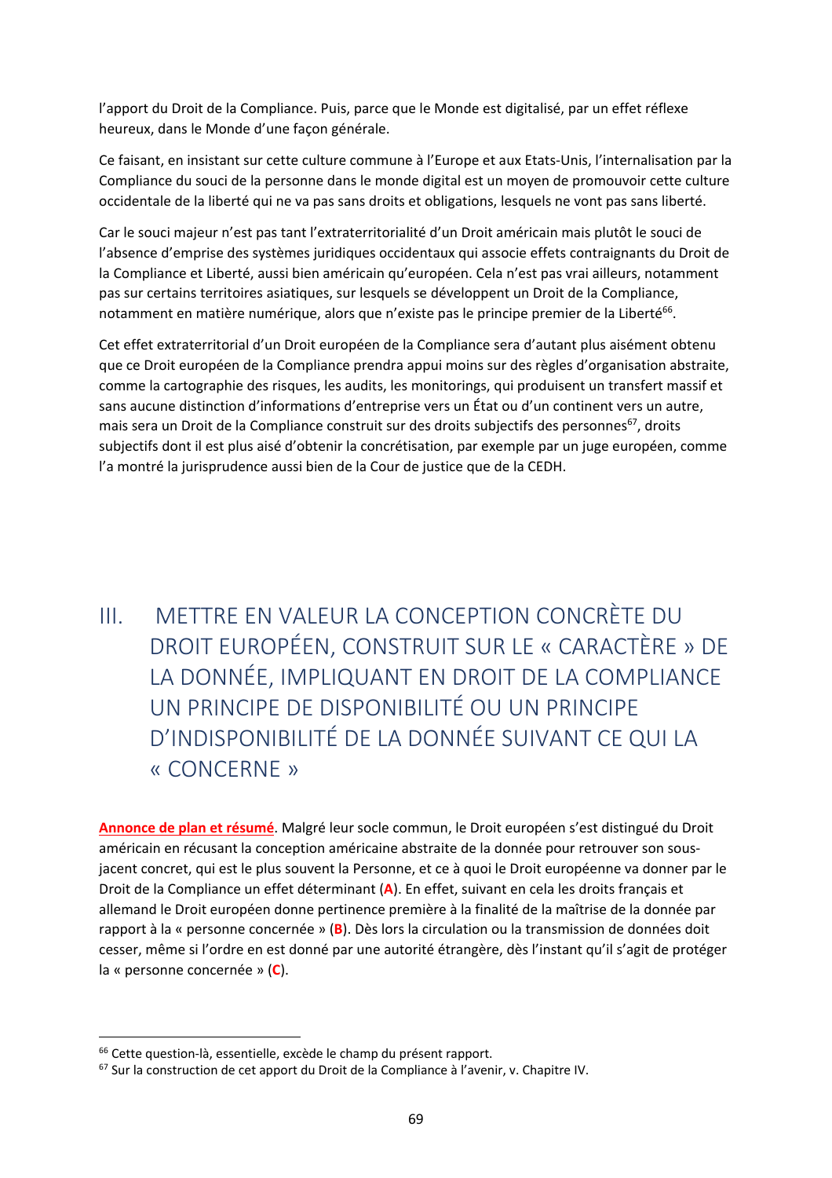l'apport du Droit de la Compliance. Puis, parce que le Monde est digitalisé, par un effet réflexe heureux, dans le Monde d'une façon générale.

Ce faisant, en insistant sur cette culture commune à l'Europe et aux Etats-Unis, l'internalisation par la Compliance du souci de la personne dans le monde digital est un moyen de promouvoir cette culture occidentale de la liberté qui ne va pas sans droits et obligations, lesquels ne vont pas sans liberté.

Car le souci majeur n'est pas tant l'extraterritorialité d'un Droit américain mais plutôt le souci de l'absence d'emprise des systèmes juridiques occidentaux qui associe effets contraignants du Droit de la Compliance et Liberté, aussi bien américain qu'européen. Cela n'est pas vrai ailleurs, notamment pas sur certains territoires asiatiques, sur lesquels se développent un Droit de la Compliance, notamment en matière numérique, alors que n'existe pas le principe premier de la Liberté[66].

Cet effet extraterritorial d'un Droit européen de la Compliance sera d'autant plus aisément obtenu que ce Droit européen de la Compliance prendra appui moins sur des règles d'organisation abstraite, comme la cartographie des risques, les audits, les monitorings, qui produisent un transfert massif et sans aucune distinction d'informations d'entreprise vers un État ou d'un continent vers un autre, mais sera un Droit de la Compliance construit sur des droits subjectifs des personnes[67], droits subjectifs dont il est plus aisé d'obtenir la concrétisation, par exemple par un juge européen, comme l'a montré la jurisprudence aussi bien de la Cour de justice que de la CEDH.

# III. METTRE EN VALEUR LA CONCEPTION CONCRÈTE DU DROIT EUROPÉEN, CONSTRUIT SUR LE « CARACTÈRE » DE LA DONNÉE, IMPLIQUANT EN DROIT DE LA COMPLIANCE UN PRINCIPE DE DISPONIBILITÉ OU UN PRINCIPE D'INDISPONIBILITÉ DE LA DONNÉE SUIVANT CE QUI LA « CONCERNE »

**Annonce de plan et résumé**. Malgré leur socle commun, le Droit européen s'est distingué du Droit américain en récusant la conception américaine abstraite de la donnée pour retrouver son sous-jacent concret, qui est le plus souvent la Personne, et ce à quoi le Droit européenne va donner par le Droit de la Compliance un effet déterminant (**A**). En effet, suivant en cela les droits français et allemand le Droit européen donne pertinence première à la finalité de la maîtrise de la donnée par rapport à la « personne concernée » (**B**). Dès lors la circulation ou la transmission de données doit cesser, même si l'ordre en est donné par une autorité étrangère, dès l'instant qu'il s'agit de protéger la « personne concernée » (**C**).

---

[66] Cette question-là, essentielle, excède le champ du présent rapport.

[67] Sur la construction de cet apport du Droit de la Compliance à l'avenir, v. Chapitre IV.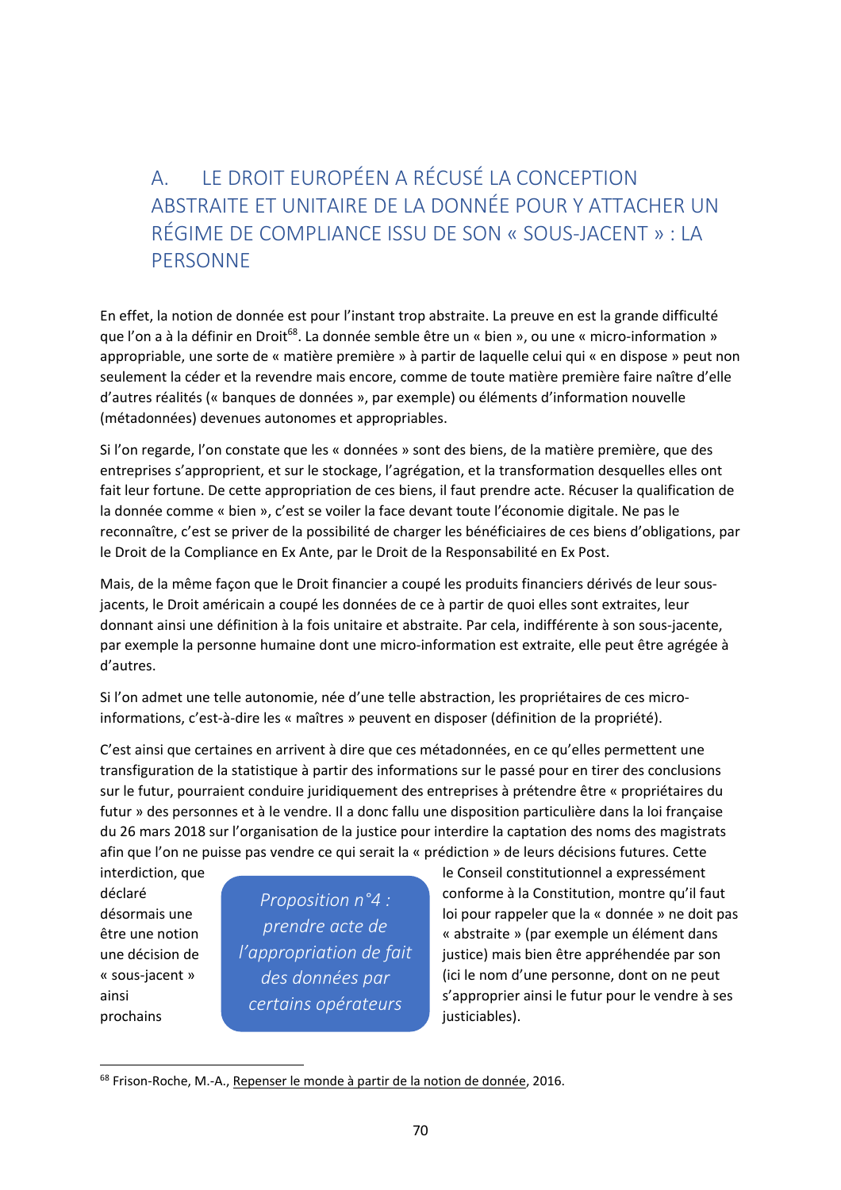## A. LE DROIT EUROPÉEN A RÉCUSÉ LA CONCEPTION ABSTRAITE ET UNITAIRE DE LA DONNÉE POUR Y ATTACHER UN RÉGIME DE COMPLIANCE ISSU DE SON « SOUS-JACENT » : LA PERSONNE

En effet, la notion de donnée est pour l'instant trop abstraite. La preuve en est la grande difficulté que l'on a à la définir en Droit[68]. La donnée semble être un « bien », ou une « micro-information » appropriable, une sorte de « matière première » à partir de laquelle celui qui « en dispose » peut non seulement la céder et la revendre mais encore, comme de toute matière première faire naître d'elle d'autres réalités (« banques de données », par exemple) ou éléments d'information nouvelle (métadonnées) devenues autonomes et appropriables.

Si l'on regarde, l'on constate que les « données » sont des biens, de la matière première, que des entreprises s'approprient, et sur le stockage, l'agrégation, et la transformation desquelles elles ont fait leur fortune. De cette appropriation de ces biens, il faut prendre acte. Récuser la qualification de la donnée comme « bien », c'est se voiler la face devant toute l'économie digitale. Ne pas le reconnaître, c'est se priver de la possibilité de charger les bénéficiaires de ces biens d'obligations, par le Droit de la Compliance en Ex Ante, par le Droit de la Responsabilité en Ex Post.

Mais, de la même façon que le Droit financier a coupé les produits financiers dérivés de leur sous-jacents, le Droit américain a coupé les données de ce à partir de quoi elles sont extraites, leur donnant ainsi une définition à la fois unitaire et abstraite. Par cela, indifférente à son sous-jacente, par exemple la personne humaine dont une micro-information est extraite, elle peut être agrégée à d'autres.

Si l'on admet une telle autonomie, née d'une telle abstraction, les propriétaires de ces micro-informations, c'est-à-dire les « maîtres » peuvent en disposer (définition de la propriété).

C'est ainsi que certaines en arrivent à dire que ces métadonnées, en ce qu'elles permettent une transfiguration de la statistique à partir des informations sur le passé pour en tirer des conclusions sur le futur, pourraient conduire juridiquement des entreprises à prétendre être « propriétaires du futur » des personnes et à le vendre. Il a donc fallu une disposition particulière dans la loi française du 26 mars 2018 sur l'organisation de la justice pour interdire la captation des noms des magistrats afin que l'on ne puisse pas vendre ce qui serait la « prédiction » de leurs décisions futures. Cette interdiction, que le Conseil constitutionnel a expressément déclaré conforme à la Constitution, montre qu'il faut désormais une loi pour rappeler que la « donnée » ne doit pas être une notion « abstraite » (par exemple un élément dans une décision de justice) mais bien être appréhendée par son « sous-jacent » (ici le nom d'une personne, dont on ne peut ainsi s'approprier ainsi le futur pour le vendre à ses prochains justiciables).

*Proposition n°4 : prendre acte de l'appropriation de fait des données par certains opérateurs*

[68] Frison-Roche, M.-A., Repenser le monde à partir de la notion de donnée, 2016.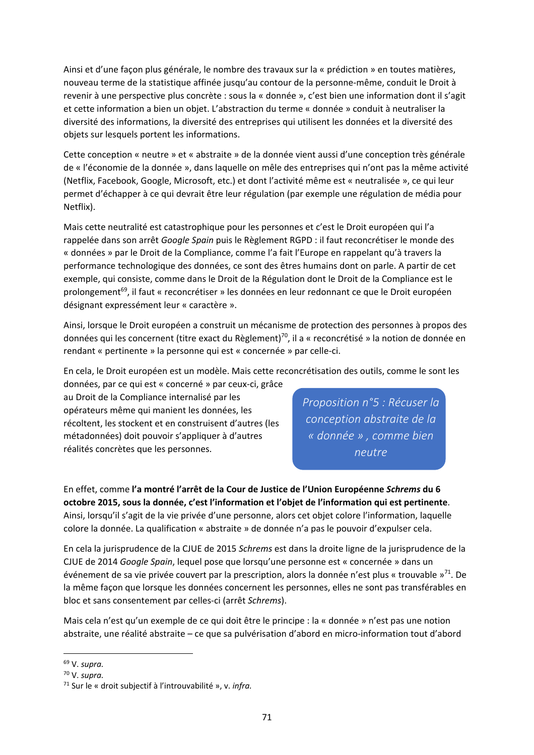Ainsi et d'une façon plus générale, le nombre des travaux sur la « prédiction » en toutes matières, nouveau terme de la statistique affinée jusqu'au contour de la personne-même, conduit le Droit à revenir à une perspective plus concrète : sous la « donnée », c'est bien une information dont il s'agit et cette information a bien un objet. L'abstraction du terme « donnée » conduit à neutraliser la diversité des informations, la diversité des entreprises qui utilisent les données et la diversité des objets sur lesquels portent les informations.

Cette conception « neutre » et « abstraite » de la donnée vient aussi d'une conception très générale de « l'économie de la donnée », dans laquelle on mêle des entreprises qui n'ont pas la même activité (Netflix, Facebook, Google, Microsoft, etc.) et dont l'activité même est « neutralisée », ce qui leur permet d'échapper à ce qui devrait être leur régulation (par exemple une régulation de média pour Netflix).

Mais cette neutralité est catastrophique pour les personnes et c'est le Droit européen qui l'a rappelée dans son arrêt *Google Spain* puis le Règlement RGPD : il faut reconcrétiser le monde des « données » par le Droit de la Compliance, comme l'a fait l'Europe en rappelant qu'à travers la performance technologique des données, ce sont des êtres humains dont on parle. A partir de cet exemple, qui consiste, comme dans le Droit de la Régulation dont le Droit de la Compliance est le prolongement[69], il faut « reconcrétiser » les données en leur redonnant ce que le Droit européen désignant expressément leur « caractère ».

Ainsi, lorsque le Droit européen a construit un mécanisme de protection des personnes à propos des données qui les concernent (titre exact du Règlement)[70], il a « reconcrétisé » la notion de donnée en rendant « pertinente » la personne qui est « concernée » par celle-ci.

En cela, le Droit européen est un modèle. Mais cette reconcrétisation des outils, comme le sont les données, par ce qui est « concerné » par ceux-ci, grâce au Droit de la Compliance internalisé par les opérateurs même qui manient les données, les récoltent, les stockent et en construisent d'autres (les métadonnées) doit pouvoir s'appliquer à d'autres réalités concrètes que les personnes.

> *Proposition n°5 : Récuser la conception abstraite de la « donnée » , comme bien neutre*

En effet, comme **l'a montré l'arrêt de la Cour de Justice de l'Union Européenne *Schrems* du 6 octobre 2015, sous la donnée, c'est l'information et l'objet de l'information qui est pertinente**. Ainsi, lorsqu'il s'agit de la vie privée d'une personne, alors cet objet colore l'information, laquelle colore la donnée. La qualification « abstraite » de donnée n'a pas le pouvoir d'expulser cela.

En cela la jurisprudence de la CJUE de 2015 *Schrems* est dans la droite ligne de la jurisprudence de la CJUE de 2014 *Google Spain*, lequel pose que lorsqu'une personne est « concernée » dans un événement de sa vie privée couvert par la prescription, alors la donnée n'est plus « trouvable »[71]. De la même façon que lorsque les données concernent les personnes, elles ne sont pas transférables en bloc et sans consentement par celles-ci (arrêt *Schrems*).

Mais cela n'est qu'un exemple de ce qui doit être le principe : la « donnée » n'est pas une notion abstraite, une réalité abstraite – ce que sa pulvérisation d'abord en micro-information tout d'abord

---

[69] V. *supra*.

[70] V. *supra*.

[71] Sur le « droit subjectif à l'introuvabilité », v. *infra*.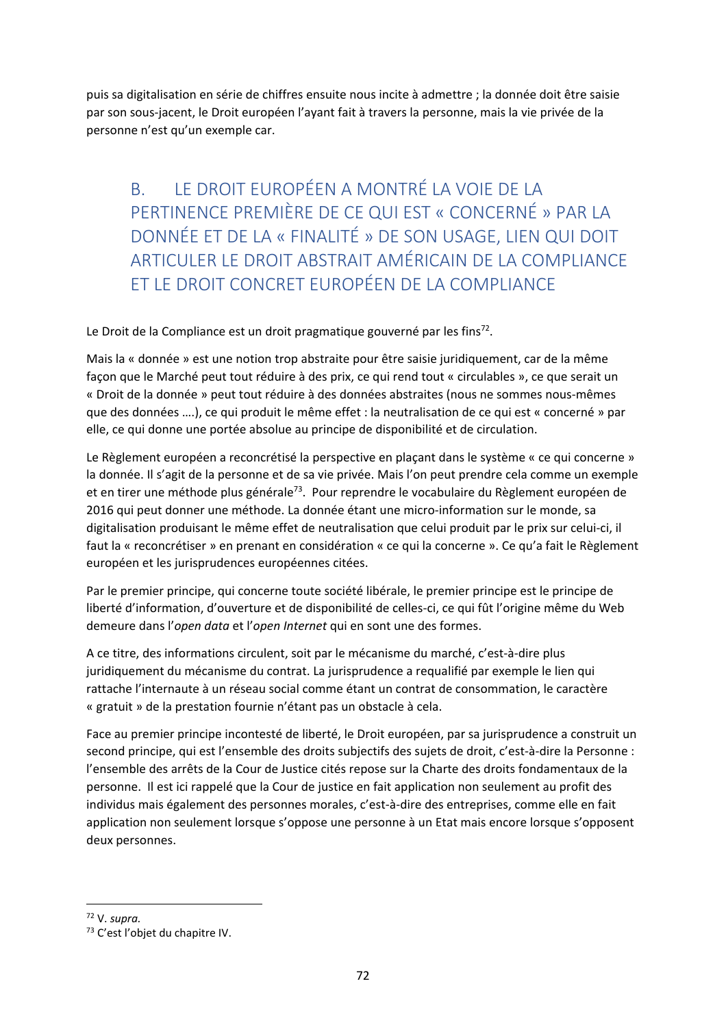puis sa digitalisation en série de chiffres ensuite nous incite à admettre ; la donnée doit être saisie par son sous-jacent, le Droit européen l'ayant fait à travers la personne, mais la vie privée de la personne n'est qu'un exemple car.

## B. LE DROIT EUROPÉEN A MONTRÉ LA VOIE DE LA PERTINENCE PREMIÈRE DE CE QUI EST « CONCERNÉ » PAR LA DONNÉE ET DE LA « FINALITÉ » DE SON USAGE, LIEN QUI DOIT ARTICULER LE DROIT ABSTRAIT AMÉRICAIN DE LA COMPLIANCE ET LE DROIT CONCRET EUROPÉEN DE LA COMPLIANCE

Le Droit de la Compliance est un droit pragmatique gouverné par les fins[72].

Mais la « donnée » est une notion trop abstraite pour être saisie juridiquement, car de la même façon que le Marché peut tout réduire à des prix, ce qui rend tout « circulables », ce que serait un « Droit de la donnée » peut tout réduire à des données abstraites (nous ne sommes nous-mêmes que des données ….), ce qui produit le même effet : la neutralisation de ce qui est « concerné » par elle, ce qui donne une portée absolue au principe de disponibilité et de circulation.

Le Règlement européen a reconcrétisé la perspective en plaçant dans le système « ce qui concerne » la donnée. Il s'agit de la personne et de sa vie privée. Mais l'on peut prendre cela comme un exemple et en tirer une méthode plus générale[73]. Pour reprendre le vocabulaire du Règlement européen de 2016 qui peut donner une méthode. La donnée étant une micro-information sur le monde, sa digitalisation produisant le même effet de neutralisation que celui produit par le prix sur celui-ci, il faut la « reconcrétiser » en prenant en considération « ce qui la concerne ». Ce qu'a fait le Règlement européen et les jurisprudences européennes citées.

Par le premier principe, qui concerne toute société libérale, le premier principe est le principe de liberté d'information, d'ouverture et de disponibilité de celles-ci, ce qui fût l'origine même du Web demeure dans l'*open data* et l'*open Internet* qui en sont une des formes.

A ce titre, des informations circulent, soit par le mécanisme du marché, c'est-à-dire plus juridiquement du mécanisme du contrat. La jurisprudence a requalifié par exemple le lien qui rattache l'internaute à un réseau social comme étant un contrat de consommation, le caractère « gratuit » de la prestation fournie n'étant pas un obstacle à cela.

Face au premier principe incontesté de liberté, le Droit européen, par sa jurisprudence a construit un second principe, qui est l'ensemble des droits subjectifs des sujets de droit, c'est-à-dire la Personne : l'ensemble des arrêts de la Cour de Justice cités repose sur la Charte des droits fondamentaux de la personne. Il est ici rappelé que la Cour de justice en fait application non seulement au profit des individus mais également des personnes morales, c'est-à-dire des entreprises, comme elle en fait application non seulement lorsque s'oppose une personne à un Etat mais encore lorsque s'opposent deux personnes.

---

[72] V. *supra.*

[73] C'est l'objet du chapitre IV.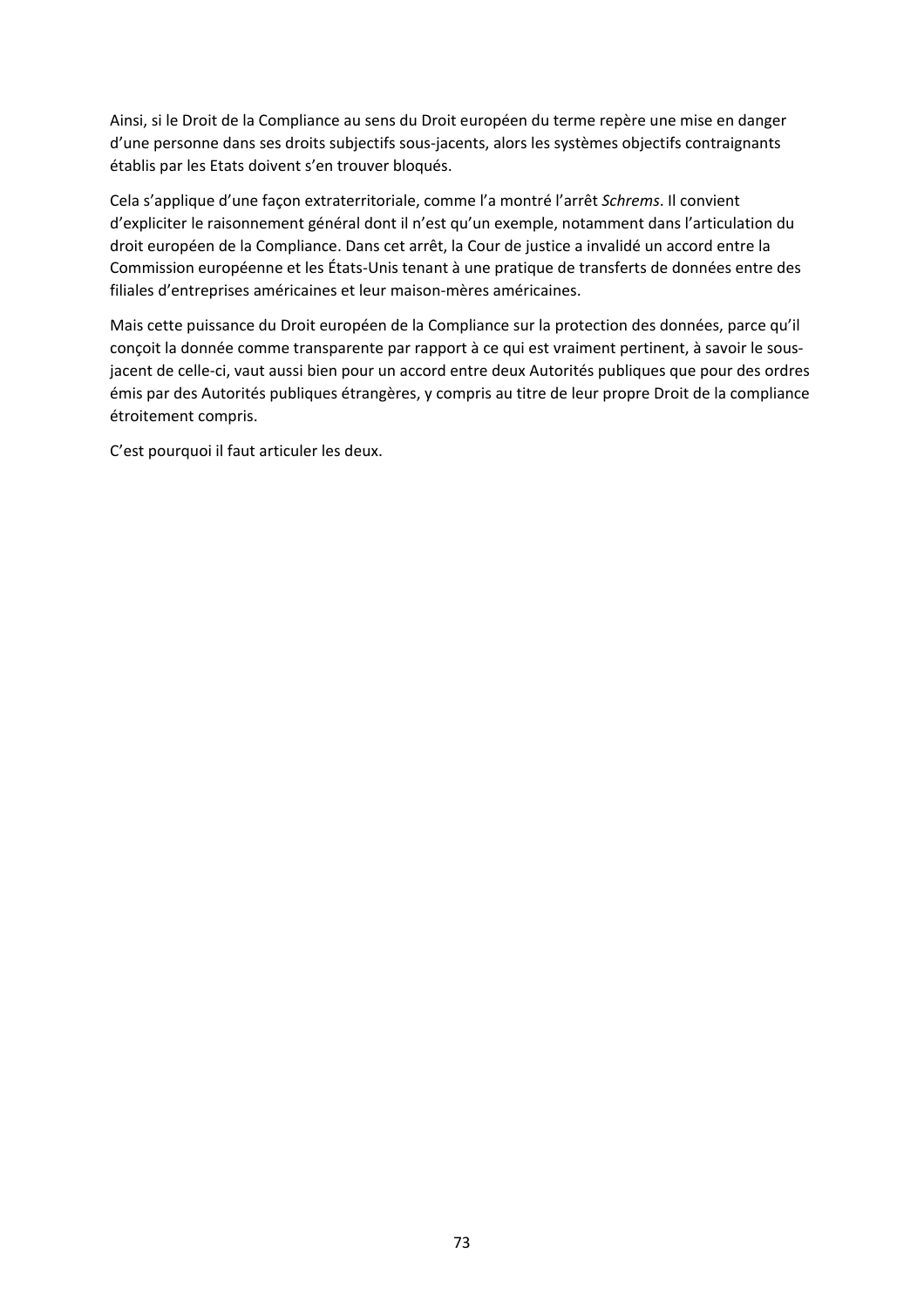Ainsi, si le Droit de la Compliance au sens du Droit européen du terme repère une mise en danger d'une personne dans ses droits subjectifs sous-jacents, alors les systèmes objectifs contraignants établis par les Etats doivent s'en trouver bloqués.

Cela s'applique d'une façon extraterritoriale, comme l'a montré l'arrêt *Schrems*. Il convient d'expliciter le raisonnement général dont il n'est qu'un exemple, notamment dans l'articulation du droit européen de la Compliance. Dans cet arrêt, la Cour de justice a invalidé un accord entre la Commission européenne et les États-Unis tenant à une pratique de transferts de données entre des filiales d'entreprises américaines et leur maison-mères américaines.

Mais cette puissance du Droit européen de la Compliance sur la protection des données, parce qu'il conçoit la donnée comme transparente par rapport à ce qui est vraiment pertinent, à savoir le sous-jacent de celle-ci, vaut aussi bien pour un accord entre deux Autorités publiques que pour des ordres émis par des Autorités publiques étrangères, y compris au titre de leur propre Droit de la compliance étroitement compris.

C'est pourquoi il faut articuler les deux.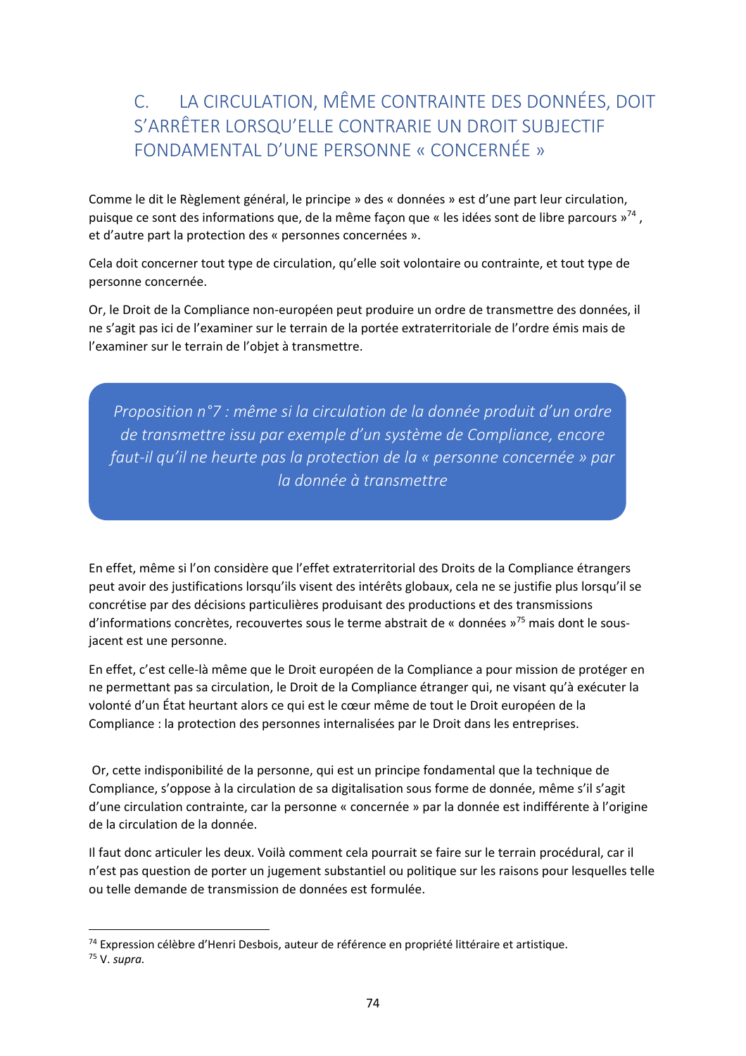## C. LA CIRCULATION, MÊME CONTRAINTE DES DONNÉES, DOIT S'ARRÊTER LORSQU'ELLE CONTRARIE UN DROIT SUBJECTIF FONDAMENTAL D'UNE PERSONNE « CONCERNÉE »

Comme le dit le Règlement général, le principe » des « données » est d'une part leur circulation, puisque ce sont des informations que, de la même façon que « les idées sont de libre parcours »[74] , et d'autre part la protection des « personnes concernées ».

Cela doit concerner tout type de circulation, qu'elle soit volontaire ou contrainte, et tout type de personne concernée.

Or, le Droit de la Compliance non-européen peut produire un ordre de transmettre des données, il ne s'agit pas ici de l'examiner sur le terrain de la portée extraterritoriale de l'ordre émis mais de l'examiner sur le terrain de l'objet à transmettre.

> *Proposition n°7 : même si la circulation de la donnée produit d'un ordre de transmettre issu par exemple d'un système de Compliance, encore faut-il qu'il ne heurte pas la protection de la « personne concernée » par la donnée à transmettre*

En effet, même si l'on considère que l'effet extraterritorial des Droits de la Compliance étrangers peut avoir des justifications lorsqu'ils visent des intérêts globaux, cela ne se justifie plus lorsqu'il se concrétise par des décisions particulières produisant des productions et des transmissions d'informations concrètes, recouvertes sous le terme abstrait de « données »[75] mais dont le sous-jacent est une personne.

En effet, c'est celle-là même que le Droit européen de la Compliance a pour mission de protéger en ne permettant pas sa circulation, le Droit de la Compliance étranger qui, ne visant qu'à exécuter la volonté d'un État heurtant alors ce qui est le cœur même de tout le Droit européen de la Compliance : la protection des personnes internalisées par le Droit dans les entreprises.

Or, cette indisponibilité de la personne, qui est un principe fondamental que la technique de Compliance, s'oppose à la circulation de sa digitalisation sous forme de donnée, même s'il s'agit d'une circulation contrainte, car la personne « concernée » par la donnée est indifférente à l'origine de la circulation de la donnée.

Il faut donc articuler les deux. Voilà comment cela pourrait se faire sur le terrain procédural, car il n'est pas question de porter un jugement substantiel ou politique sur les raisons pour lesquelles telle ou telle demande de transmission de données est formulée.

---

[74] Expression célèbre d'Henri Desbois, auteur de référence en propriété littéraire et artistique.

[75] V. *supra*.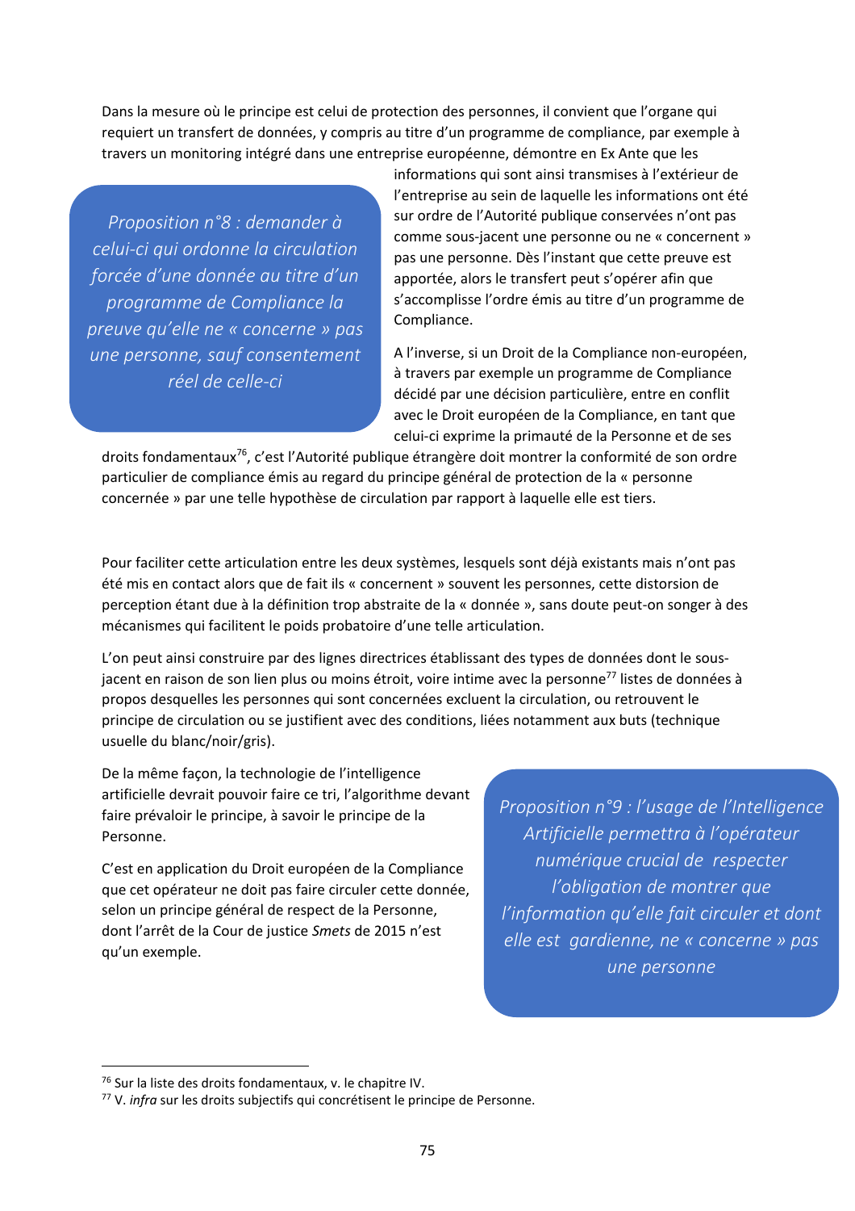Dans la mesure où le principe est celui de protection des personnes, il convient que l'organe qui requiert un transfert de données, y compris au titre d'un programme de compliance, par exemple à travers un monitoring intégré dans une entreprise européenne, démontre en Ex Ante que les informations qui sont ainsi transmises à l'extérieur de l'entreprise au sein de laquelle les informations ont été sur ordre de l'Autorité publique conservées n'ont pas comme sous-jacent une personne ou ne « concernent » pas une personne. Dès l'instant que cette preuve est apportée, alors le transfert peut s'opérer afin que s'accomplisse l'ordre émis au titre d'un programme de Compliance.

> *Proposition n°8 : demander à celui-ci qui ordonne la circulation forcée d'une donnée au titre d'un programme de Compliance la preuve qu'elle ne « concerne » pas une personne, sauf consentement réel de celle-ci*

A l'inverse, si un Droit de la Compliance non-européen, à travers par exemple un programme de Compliance décidé par une décision particulière, entre en conflit avec le Droit européen de la Compliance, en tant que celui-ci exprime la primauté de la Personne et de ses droits fondamentaux[76], c'est l'Autorité publique étrangère doit montrer la conformité de son ordre particulier de compliance émis au regard du principe général de protection de la « personne concernée » par une telle hypothèse de circulation par rapport à laquelle elle est tiers.

Pour faciliter cette articulation entre les deux systèmes, lesquels sont déjà existants mais n'ont pas été mis en contact alors que de fait ils « concernent » souvent les personnes, cette distorsion de perception étant due à la définition trop abstraite de la « donnée », sans doute peut-on songer à des mécanismes qui facilitent le poids probatoire d'une telle articulation.

L'on peut ainsi construire par des lignes directrices établissant des types de données dont le sous-jacent en raison de son lien plus ou moins étroit, voire intime avec la personne[77] listes de données à propos desquelles les personnes qui sont concernées excluent la circulation, ou retrouvent le principe de circulation ou se justifient avec des conditions, liées notamment aux buts (technique usuelle du blanc/noir/gris).

De la même façon, la technologie de l'intelligence artificielle devrait pouvoir faire ce tri, l'algorithme devant faire prévaloir le principe, à savoir le principe de la Personne.

C'est en application du Droit européen de la Compliance que cet opérateur ne doit pas faire circuler cette donnée, selon un principe général de respect de la Personne, dont l'arrêt de la Cour de justice *Smets* de 2015 n'est qu'un exemple.

> *Proposition n°9 : l'usage de l'Intelligence Artificielle permettra à l'opérateur numérique crucial de respecter l'obligation de montrer que l'information qu'elle fait circuler et dont elle est gardienne, ne « concerne » pas une personne*

---

[76] Sur la liste des droits fondamentaux, v. le chapitre IV.

[77] V. *infra* sur les droits subjectifs qui concrétisent le principe de Personne.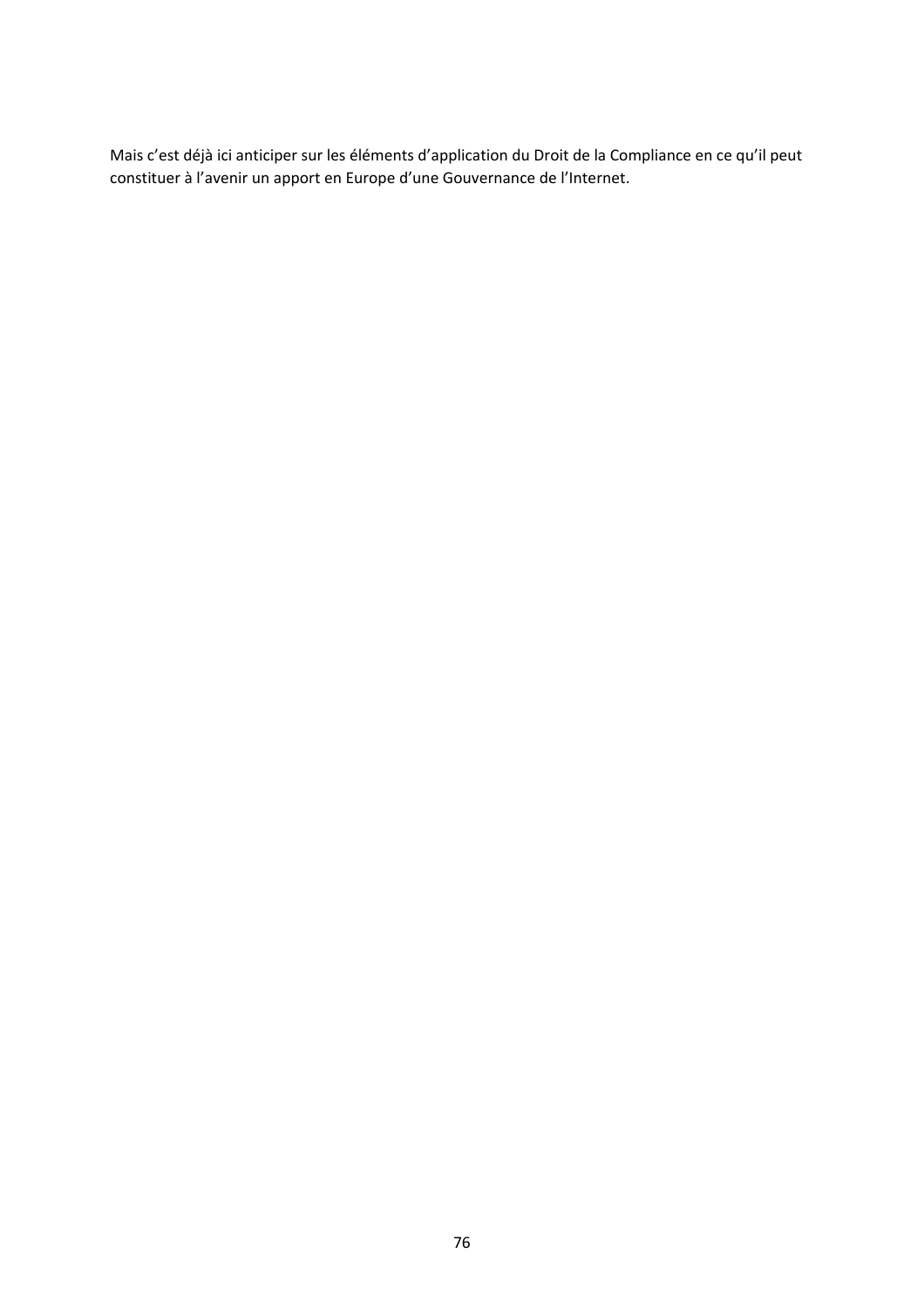Mais c'est déjà ici anticiper sur les éléments d'application du Droit de la Compliance en ce qu'il peut constituer à l'avenir un apport en Europe d'une Gouvernance de l'Internet.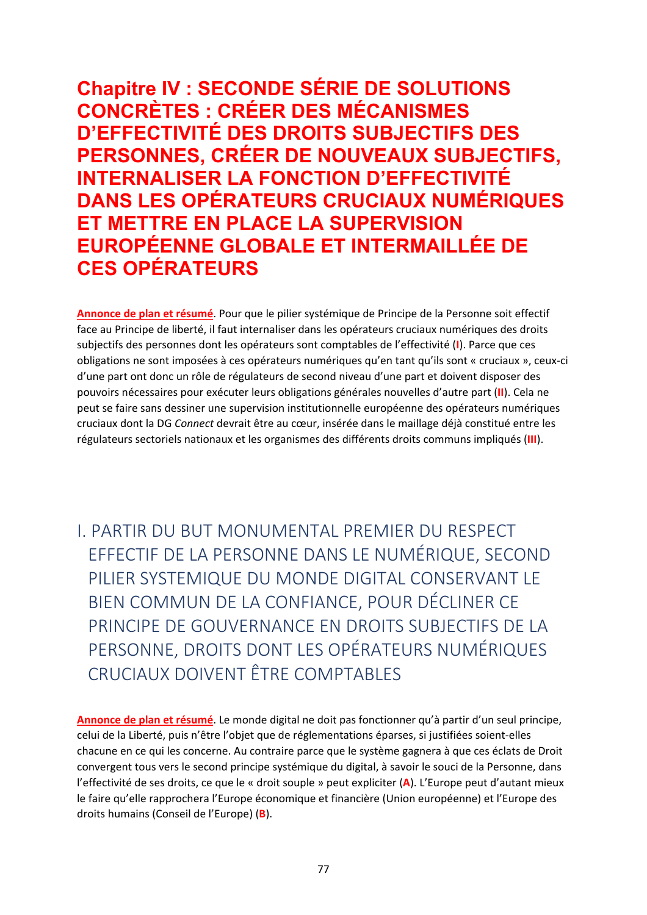# Chapitre IV : SECONDE SÉRIE DE SOLUTIONS CONCRÈTES : CRÉER DES MÉCANISMES D'EFFECTIVITÉ DES DROITS SUBJECTIFS DES PERSONNES, CRÉER DE NOUVEAUX SUBJECTIFS, INTERNALISER LA FONCTION D'EFFECTIVITÉ DANS LES OPÉRATEURS CRUCIAUX NUMÉRIQUES ET METTRE EN PLACE LA SUPERVISION EUROPÉENNE GLOBALE ET INTERMAILLÉE DE CES OPÉRATEURS

**Annonce de plan et résumé**. Pour que le pilier systémique de Principe de la Personne soit effectif face au Principe de liberté, il faut internaliser dans les opérateurs cruciaux numériques des droits subjectifs des personnes dont les opérateurs sont comptables de l'effectivité (**I**). Parce que ces obligations ne sont imposées à ces opérateurs numériques qu'en tant qu'ils sont « cruciaux », ceux-ci d'une part ont donc un rôle de régulateurs de second niveau d'une part et doivent disposer des pouvoirs nécessaires pour exécuter leurs obligations générales nouvelles d'autre part (**II**). Cela ne peut se faire sans dessiner une supervision institutionnelle européenne des opérateurs numériques cruciaux dont la DG *Connect* devrait être au cœur, insérée dans le maillage déjà constitué entre les régulateurs sectoriels nationaux et les organismes des différents droits communs impliqués (**III**).

## I. PARTIR DU BUT MONUMENTAL PREMIER DU RESPECT EFFECTIF DE LA PERSONNE DANS LE NUMÉRIQUE, SECOND PILIER SYSTEMIQUE DU MONDE DIGITAL CONSERVANT LE BIEN COMMUN DE LA CONFIANCE, POUR DÉCLINER CE PRINCIPE DE GOUVERNANCE EN DROITS SUBJECTIFS DE LA PERSONNE, DROITS DONT LES OPÉRATEURS NUMÉRIQUES CRUCIAUX DOIVENT ÊTRE COMPTABLES

**Annonce de plan et résumé**. Le monde digital ne doit pas fonctionner qu'à partir d'un seul principe, celui de la Liberté, puis n'être l'objet que de réglementations éparses, si justifiées soient-elles chacune en ce qui les concerne. Au contraire parce que le système gagnera à que ces éclats de Droit convergent tous vers le second principe systémique du digital, à savoir le souci de la Personne, dans l'effectivité de ses droits, ce que le « droit souple » peut expliciter (**A**). L'Europe peut d'autant mieux le faire qu'elle rapprochera l'Europe économique et financière (Union européenne) et l'Europe des droits humains (Conseil de l'Europe) (**B**).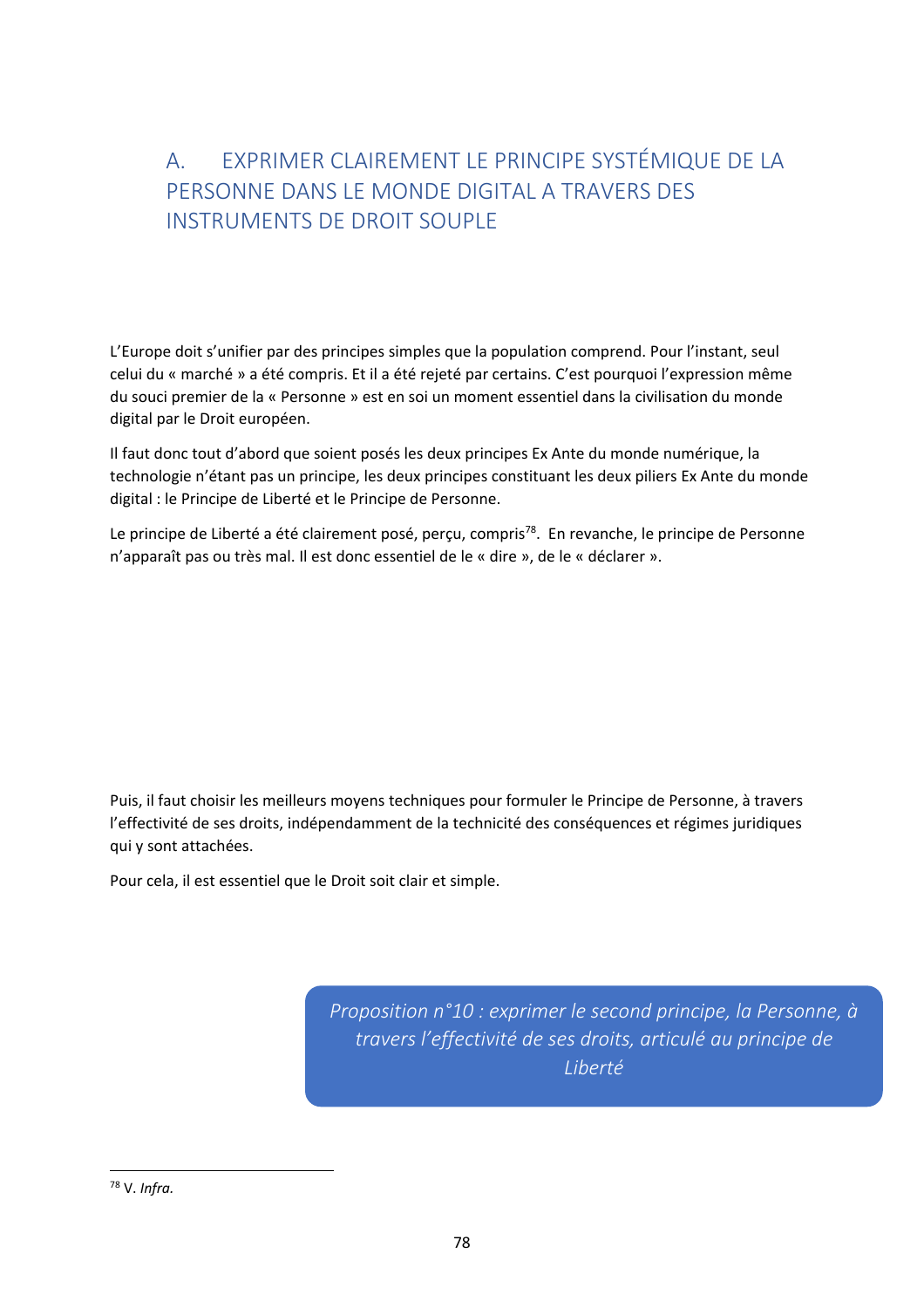## A. EXPRIMER CLAIREMENT LE PRINCIPE SYSTÉMIQUE DE LA PERSONNE DANS LE MONDE DIGITAL A TRAVERS DES INSTRUMENTS DE DROIT SOUPLE

L'Europe doit s'unifier par des principes simples que la population comprend. Pour l'instant, seul celui du « marché » a été compris. Et il a été rejeté par certains. C'est pourquoi l'expression même du souci premier de la « Personne » est en soi un moment essentiel dans la civilisation du monde digital par le Droit européen.

Il faut donc tout d'abord que soient posés les deux principes Ex Ante du monde numérique, la technologie n'étant pas un principe, les deux principes constituant les deux piliers Ex Ante du monde digital : le Principe de Liberté et le Principe de Personne.

Le principe de Liberté a été clairement posé, perçu, compris[78]. En revanche, le principe de Personne n'apparaît pas ou très mal. Il est donc essentiel de le « dire », de le « déclarer ».

Puis, il faut choisir les meilleurs moyens techniques pour formuler le Principe de Personne, à travers l'effectivité de ses droits, indépendamment de la technicité des conséquences et régimes juridiques qui y sont attachées.

Pour cela, il est essentiel que le Droit soit clair et simple.

*Proposition n°10 : exprimer le second principe, la Personne, à travers l'effectivité de ses droits, articulé au principe de Liberté*

---

[78] V. *Infra.*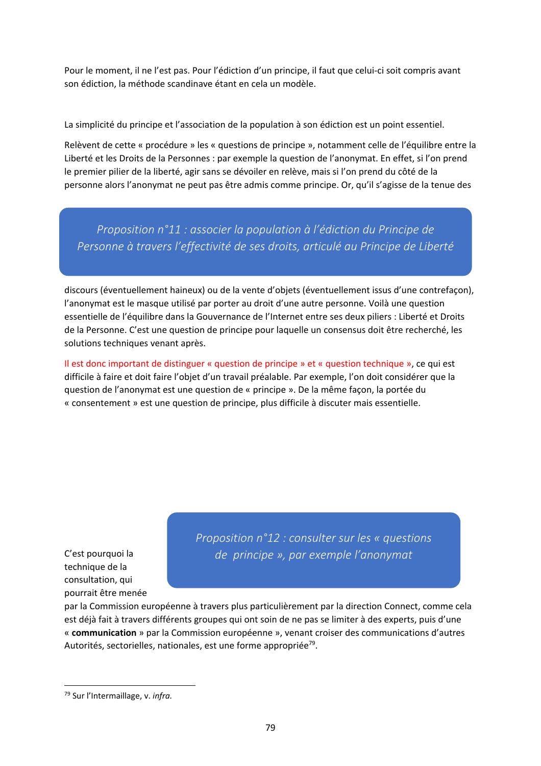Pour le moment, il ne l'est pas. Pour l'édiction d'un principe, il faut que celui-ci soit compris avant son édiction, la méthode scandinave étant en cela un modèle.

La simplicité du principe et l'association de la population à son édiction est un point essentiel.

Relèvent de cette « procédure » les « questions de principe », notamment celle de l'équilibre entre la Liberté et les Droits de la Personnes : par exemple la question de l'anonymat. En effet, si l'on prend le premier pilier de la liberté, agir sans se dévoiler en relève, mais si l'on prend du côté de la personne alors l'anonymat ne peut pas être admis comme principe. Or, qu'il s'agisse de la tenue des discours (éventuellement haineux) ou de la vente d'objets (éventuellement issus d'une contrefaçon), l'anonymat est le masque utilisé par porter au droit d'une autre personne. Voilà une question essentielle de l'équilibre dans la Gouvernance de l'Internet entre ses deux piliers : Liberté et Droits de la Personne. C'est une question de principe pour laquelle un consensus doit être recherché, les solutions techniques venant après.

> *Proposition n°11 : associer la population à l'édiction du Principe de Personne à travers l'effectivité de ses droits, articulé au Principe de Liberté*

Il est donc important de distinguer « question de principe » et « question technique », ce qui est difficile à faire et doit faire l'objet d'un travail préalable. Par exemple, l'on doit considérer que la question de l'anonymat est une question de « principe ». De la même façon, la portée du « consentement » est une question de principe, plus difficile à discuter mais essentielle.

> *Proposition n°12 : consulter sur les « questions de principe », par exemple l'anonymat*

C'est pourquoi la technique de la consultation, qui pourrait être menée par la Commission européenne à travers plus particulièrement par la direction Connect, comme cela est déjà fait à travers différents groupes qui ont soin de ne pas se limiter à des experts, puis d'une « **communication** » par la Commission européenne », venant croiser des communications d'autres Autorités, sectorielles, nationales, est une forme appropriée[79].

---

[79] Sur l'Intermaillage, v. *infra.*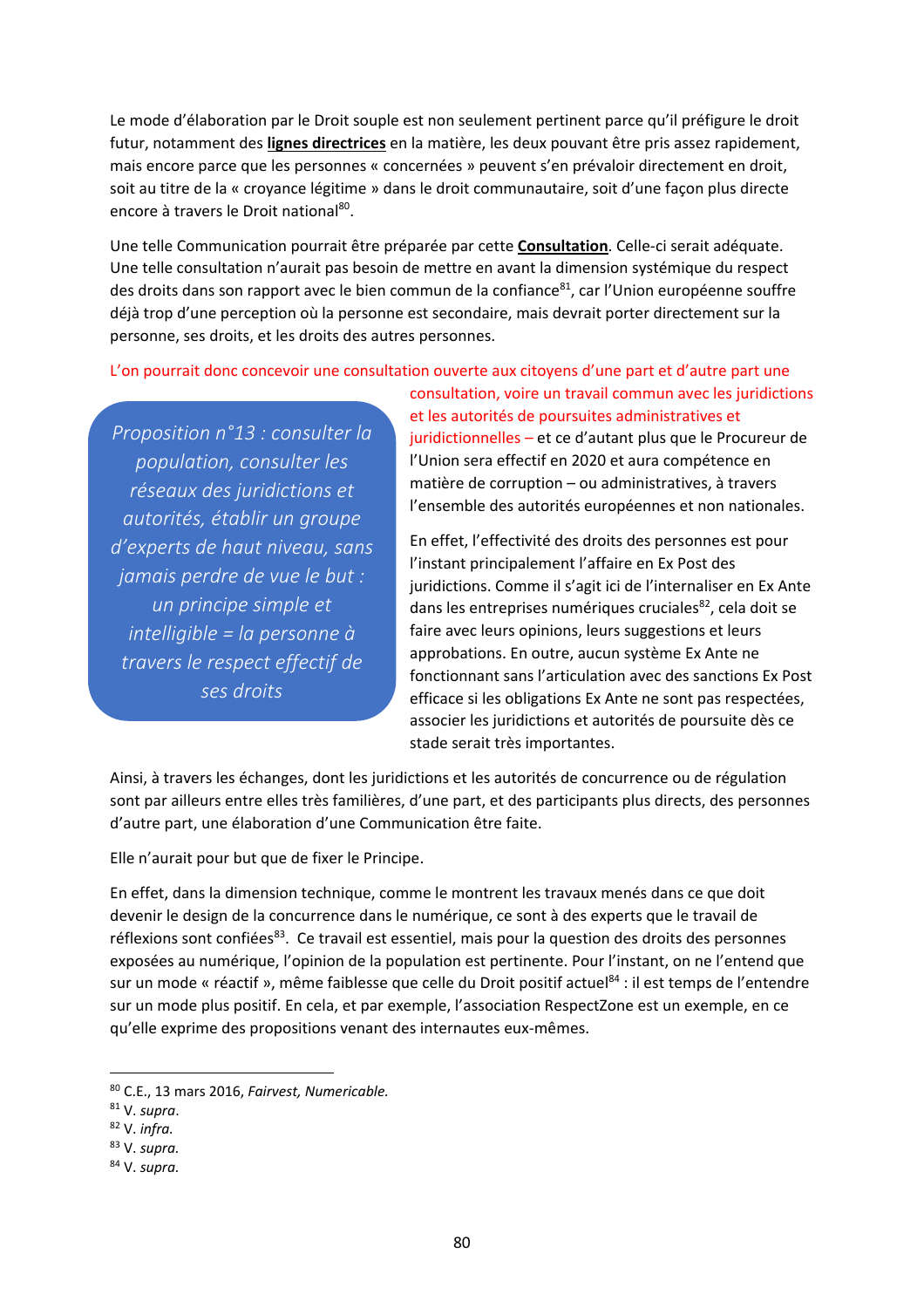Le mode d'élaboration par le Droit souple est non seulement pertinent parce qu'il préfigure le droit futur, notamment des **lignes directrices** en la matière, les deux pouvant être pris assez rapidement, mais encore parce que les personnes « concernées » peuvent s'en prévaloir directement en droit, soit au titre de la « croyance légitime » dans le droit communautaire, soit d'une façon plus directe encore à travers le Droit national[80].

Une telle Communication pourrait être préparée par cette **Consultation**. Celle-ci serait adéquate. Une telle consultation n'aurait pas besoin de mettre en avant la dimension systémique du respect des droits dans son rapport avec le bien commun de la confiance[81], car l'Union européenne souffre déjà trop d'une perception où la personne est secondaire, mais devrait porter directement sur la personne, ses droits, et les droits des autres personnes.

L'on pourrait donc concevoir une consultation ouverte aux citoyens d'une part et d'autre part une consultation, voire un travail commun avec les juridictions et les autorités de poursuites administratives et juridictionnelles – et ce d'autant plus que le Procureur de l'Union sera effectif en 2020 et aura compétence en matière de corruption – ou administratives, à travers l'ensemble des autorités européennes et non nationales.

*Proposition n°13 : consulter la population, consulter les réseaux des juridictions et autorités, établir un groupe d'experts de haut niveau, sans jamais perdre de vue le but : un principe simple et intelligible = la personne à travers le respect effectif de ses droits*

En effet, l'effectivité des droits des personnes est pour l'instant principalement l'affaire en Ex Post des juridictions. Comme il s'agit ici de l'internaliser en Ex Ante dans les entreprises numériques cruciales[82], cela doit se faire avec leurs opinions, leurs suggestions et leurs approbations. En outre, aucun système Ex Ante ne fonctionnant sans l'articulation avec des sanctions Ex Post efficace si les obligations Ex Ante ne sont pas respectées, associer les juridictions et autorités de poursuite dès ce stade serait très importantes.

Ainsi, à travers les échanges, dont les juridictions et les autorités de concurrence ou de régulation sont par ailleurs entre elles très familières, d'une part, et des participants plus directs, des personnes d'autre part, une élaboration d'une Communication être faite.

Elle n'aurait pour but que de fixer le Principe.

En effet, dans la dimension technique, comme le montrent les travaux menés dans ce que doit devenir le design de la concurrence dans le numérique, ce sont à des experts que le travail de réflexions sont confiées[83]. Ce travail est essentiel, mais pour la question des droits des personnes exposées au numérique, l'opinion de la population est pertinente. Pour l'instant, on ne l'entend que sur un mode « réactif », même faiblesse que celle du Droit positif actuel[84] : il est temps de l'entendre sur un mode plus positif. En cela, et par exemple, l'association RespectZone est un exemple, en ce qu'elle exprime des propositions venant des internautes eux-mêmes.

---

[80] C.E., 13 mars 2016, *Fairvest, Numericable.*
[81] V. *supra*.
[82] V. *infra.*
[83] V. *supra.*
[84] V. *supra.*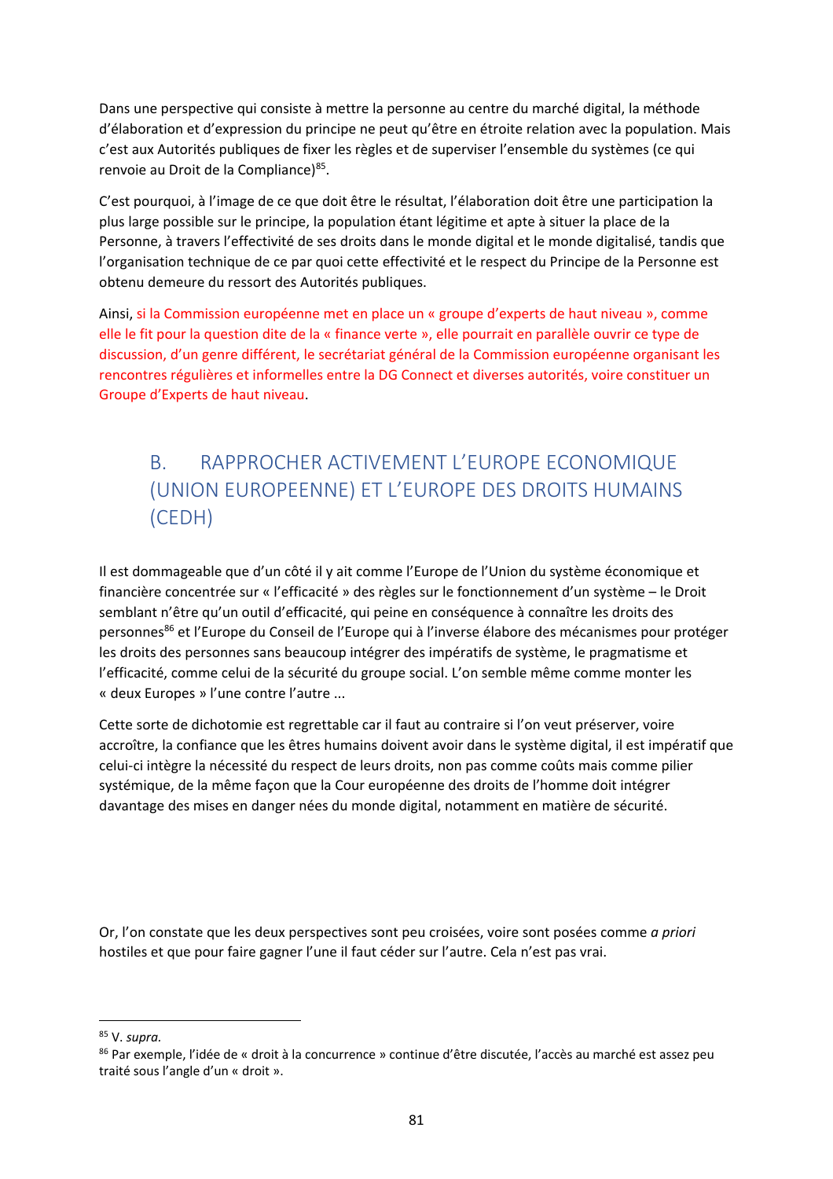Dans une perspective qui consiste à mettre la personne au centre du marché digital, la méthode d'élaboration et d'expression du principe ne peut qu'être en étroite relation avec la population. Mais c'est aux Autorités publiques de fixer les règles et de superviser l'ensemble du systèmes (ce qui renvoie au Droit de la Compliance)[85].

C'est pourquoi, à l'image de ce que doit être le résultat, l'élaboration doit être une participation la plus large possible sur le principe, la population étant légitime et apte à situer la place de la Personne, à travers l'effectivité de ses droits dans le monde digital et le monde digitalisé, tandis que l'organisation technique de ce par quoi cette effectivité et le respect du Principe de la Personne est obtenu demeure du ressort des Autorités publiques.

Ainsi, si la Commission européenne met en place un « groupe d'experts de haut niveau », comme elle le fit pour la question dite de la « finance verte », elle pourrait en parallèle ouvrir ce type de discussion, d'un genre différent, le secrétariat général de la Commission européenne organisant les rencontres régulières et informelles entre la DG Connect et diverses autorités, voire constituer un Groupe d'Experts de haut niveau.

## B. RAPPROCHER ACTIVEMENT L'EUROPE ECONOMIQUE (UNION EUROPEENNE) ET L'EUROPE DES DROITS HUMAINS (CEDH)

Il est dommageable que d'un côté il y ait comme l'Europe de l'Union du système économique et financière concentrée sur « l'efficacité » des règles sur le fonctionnement d'un système – le Droit semblant n'être qu'un outil d'efficacité, qui peine en conséquence à connaître les droits des personnes[86] et l'Europe du Conseil de l'Europe qui à l'inverse élabore des mécanismes pour protéger les droits des personnes sans beaucoup intégrer des impératifs de système, le pragmatisme et l'efficacité, comme celui de la sécurité du groupe social. L'on semble même comme monter les « deux Europes » l'une contre l'autre ...

Cette sorte de dichotomie est regrettable car il faut au contraire si l'on veut préserver, voire accroître, la confiance que les êtres humains doivent avoir dans le système digital, il est impératif que celui-ci intègre la nécessité du respect de leurs droits, non pas comme coûts mais comme pilier systémique, de la même façon que la Cour européenne des droits de l'homme doit intégrer davantage des mises en danger nées du monde digital, notamment en matière de sécurité.

Or, l'on constate que les deux perspectives sont peu croisées, voire sont posées comme *a priori* hostiles et que pour faire gagner l'une il faut céder sur l'autre. Cela n'est pas vrai.

---

[85] V. *supra*.

[86] Par exemple, l'idée de « droit à la concurrence » continue d'être discutée, l'accès au marché est assez peu traité sous l'angle d'un « droit ».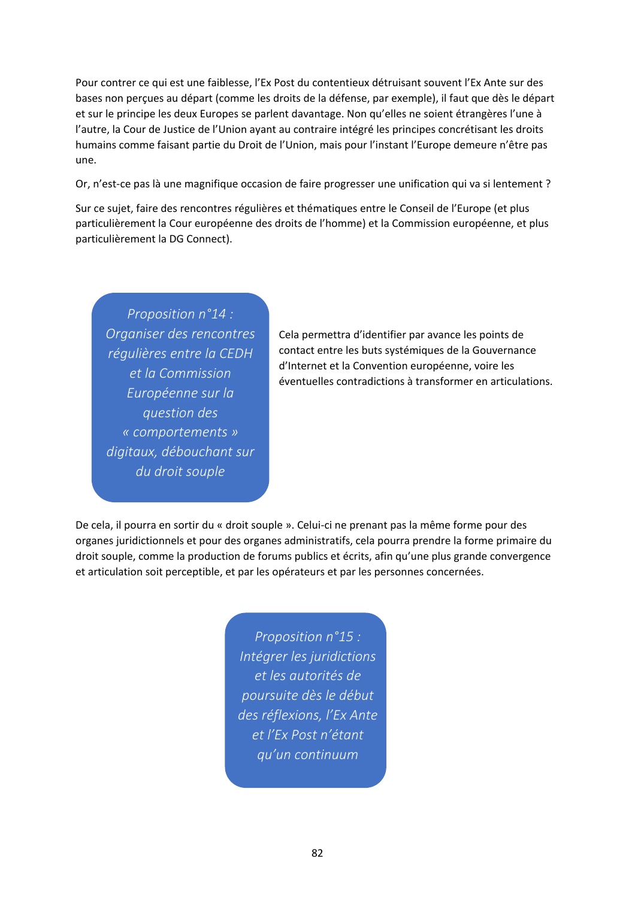Pour contrer ce qui est une faiblesse, l'Ex Post du contentieux détruisant souvent l'Ex Ante sur des bases non perçues au départ (comme les droits de la défense, par exemple), il faut que dès le départ et sur le principe les deux Europes se parlent davantage. Non qu'elles ne soient étrangères l'une à l'autre, la Cour de Justice de l'Union ayant au contraire intégré les principes concrétisant les droits humains comme faisant partie du Droit de l'Union, mais pour l'instant l'Europe demeure n'être pas une.

Or, n'est-ce pas là une magnifique occasion de faire progresser une unification qui va si lentement ?

Sur ce sujet, faire des rencontres régulières et thématiques entre le Conseil de l'Europe (et plus particulièrement la Cour européenne des droits de l'homme) et la Commission européenne, et plus particulièrement la DG Connect).

> *Proposition n°14 : Organiser des rencontres régulières entre la CEDH et la Commission Européenne sur la question des « comportements » digitaux, débouchant sur du droit souple*

Cela permettra d'identifier par avance les points de contact entre les buts systémiques de la Gouvernance d'Internet et la Convention européenne, voire les éventuelles contradictions à transformer en articulations.

De cela, il pourra en sortir du « droit souple ». Celui-ci ne prenant pas la même forme pour des organes juridictionnels et pour des organes administratifs, cela pourra prendre la forme primaire du droit souple, comme la production de forums publics et écrits, afin qu'une plus grande convergence et articulation soit perceptible, et par les opérateurs et par les personnes concernées.

> *Proposition n°15 : Intégrer les juridictions et les autorités de poursuite dès le début des réflexions, l'Ex Ante et l'Ex Post n'étant qu'un continuum*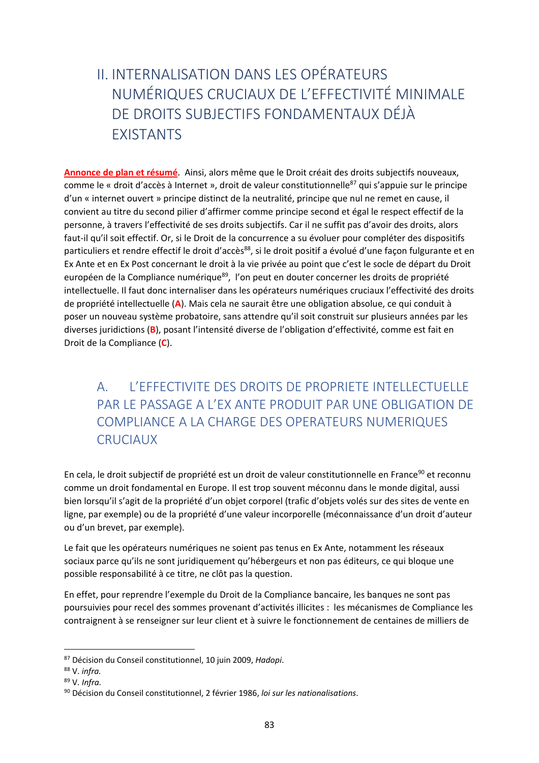## II. INTERNALISATION DANS LES OPÉRATEURS NUMÉRIQUES CRUCIAUX DE L'EFFECTIVITÉ MINIMALE DE DROITS SUBJECTIFS FONDAMENTAUX DÉJÀ EXISTANTS

**Annonce de plan et résumé**. Ainsi, alors même que le Droit créait des droits subjectifs nouveaux, comme le « droit d'accès à Internet », droit de valeur constitutionnelle[87] qui s'appuie sur le principe d'un « internet ouvert » principe distinct de la neutralité, principe que nul ne remet en cause, il convient au titre du second pilier d'affirmer comme principe second et égal le respect effectif de la personne, à travers l'effectivité de ses droits subjectifs. Car il ne suffit pas d'avoir des droits, alors faut-il qu'il soit effectif. Or, si le Droit de la concurrence a su évoluer pour compléter des dispositifs particuliers et rendre effectif le droit d'accès[88], si le droit positif a évolué d'une façon fulgurante et en Ex Ante et en Ex Post concernant le droit à la vie privée au point que c'est le socle de départ du Droit européen de la Compliance numérique[89], l'on peut en douter concerner les droits de propriété intellectuelle. Il faut donc internaliser dans les opérateurs numériques cruciaux l'effectivité des droits de propriété intellectuelle (**A**). Mais cela ne saurait être une obligation absolue, ce qui conduit à poser un nouveau système probatoire, sans attendre qu'il soit construit sur plusieurs années par les diverses juridictions (**B**), posant l'intensité diverse de l'obligation d'effectivité, comme est fait en Droit de la Compliance (**C**).

### A. L'EFFECTIVITE DES DROITS DE PROPRIETE INTELLECTUELLE PAR LE PASSAGE A L'EX ANTE PRODUIT PAR UNE OBLIGATION DE COMPLIANCE A LA CHARGE DES OPERATEURS NUMERIQUES CRUCIAUX

En cela, le droit subjectif de propriété est un droit de valeur constitutionnelle en France[90] et reconnu comme un droit fondamental en Europe. Il est trop souvent méconnu dans le monde digital, aussi bien lorsqu'il s'agit de la propriété d'un objet corporel (trafic d'objets volés sur des sites de vente en ligne, par exemple) ou de la propriété d'une valeur incorporelle (méconnaissance d'un droit d'auteur ou d'un brevet, par exemple).

Le fait que les opérateurs numériques ne soient pas tenus en Ex Ante, notamment les réseaux sociaux parce qu'ils ne sont juridiquement qu'hébergeurs et non pas éditeurs, ce qui bloque une possible responsabilité à ce titre, ne clôt pas la question.

En effet, pour reprendre l'exemple du Droit de la Compliance bancaire, les banques ne sont pas poursuivies pour recel des sommes provenant d'activités illicites : les mécanismes de Compliance les contraignent à se renseigner sur leur client et à suivre le fonctionnement de centaines de milliers de

---

[87] Décision du Conseil constitutionnel, 10 juin 2009, *Hadopi*.

[88] V. *infra*.

[89] V. *Infra*.

[90] Décision du Conseil constitutionnel, 2 février 1986, *loi sur les nationalisations*.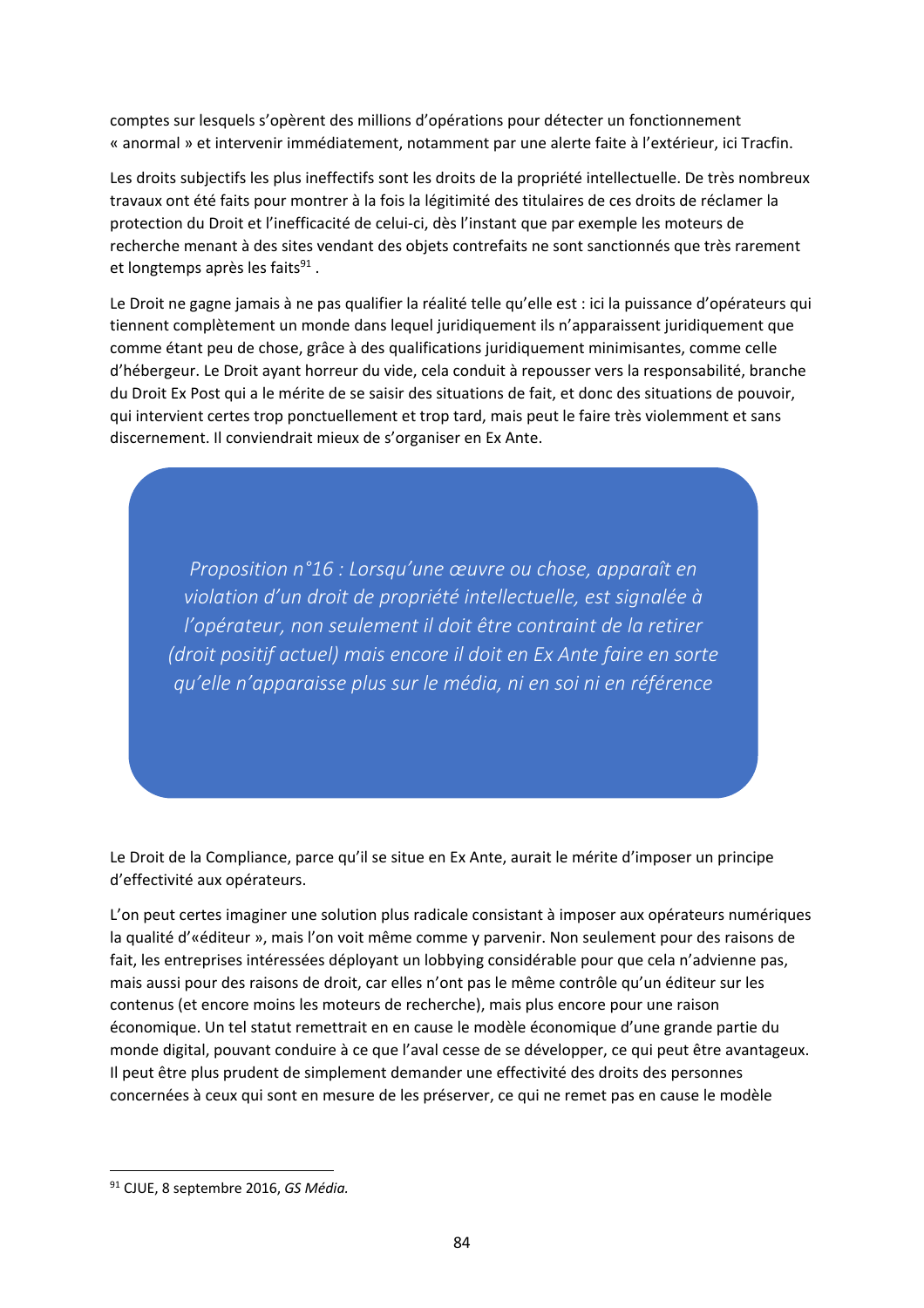comptes sur lesquels s'opèrent des millions d'opérations pour détecter un fonctionnement « anormal » et intervenir immédiatement, notamment par une alerte faite à l'extérieur, ici Tracfin.

Les droits subjectifs les plus ineffectifs sont les droits de la propriété intellectuelle. De très nombreux travaux ont été faits pour montrer à la fois la légitimité des titulaires de ces droits de réclamer la protection du Droit et l'inefficacité de celui-ci, dès l'instant que par exemple les moteurs de recherche menant à des sites vendant des objets contrefaits ne sont sanctionnés que très rarement et longtemps après les faits[91] .

Le Droit ne gagne jamais à ne pas qualifier la réalité telle qu'elle est : ici la puissance d'opérateurs qui tiennent complètement un monde dans lequel juridiquement ils n'apparaissent juridiquement que comme étant peu de chose, grâce à des qualifications juridiquement minimisantes, comme celle d'hébergeur. Le Droit ayant horreur du vide, cela conduit à repousser vers la responsabilité, branche du Droit Ex Post qui a le mérite de se saisir des situations de fait, et donc des situations de pouvoir, qui intervient certes trop ponctuellement et trop tard, mais peut le faire très violemment et sans discernement. Il conviendrait mieux de s'organiser en Ex Ante.

> *Proposition n°16 : Lorsqu'une œuvre ou chose, apparaît en violation d'un droit de propriété intellectuelle, est signalée à l'opérateur, non seulement il doit être contraint de la retirer (droit positif actuel) mais encore il doit en Ex Ante faire en sorte qu'elle n'apparaisse plus sur le média, ni en soi ni en référence*

Le Droit de la Compliance, parce qu'il se situe en Ex Ante, aurait le mérite d'imposer un principe d'effectivité aux opérateurs.

L'on peut certes imaginer une solution plus radicale consistant à imposer aux opérateurs numériques la qualité d'«éditeur », mais l'on voit même comme y parvenir. Non seulement pour des raisons de fait, les entreprises intéressées déployant un lobbying considérable pour que cela n'advienne pas, mais aussi pour des raisons de droit, car elles n'ont pas le même contrôle qu'un éditeur sur les contenus (et encore moins les moteurs de recherche), mais plus encore pour une raison économique. Un tel statut remettrait en en cause le modèle économique d'une grande partie du monde digital, pouvant conduire à ce que l'aval cesse de se développer, ce qui peut être avantageux. Il peut être plus prudent de simplement demander une effectivité des droits des personnes concernées à ceux qui sont en mesure de les préserver, ce qui ne remet pas en cause le modèle

---

[91] CJUE, 8 septembre 2016, *GS Média.*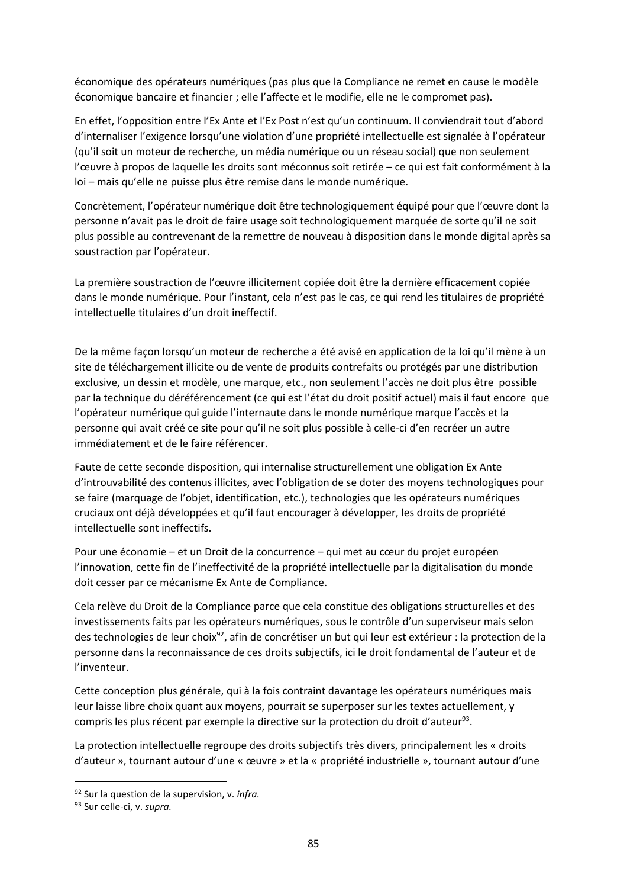économique des opérateurs numériques (pas plus que la Compliance ne remet en cause le modèle économique bancaire et financier ; elle l'affecte et le modifie, elle ne le compromet pas).

En effet, l'opposition entre l'Ex Ante et l'Ex Post n'est qu'un continuum. Il conviendrait tout d'abord d'internaliser l'exigence lorsqu'une violation d'une propriété intellectuelle est signalée à l'opérateur (qu'il soit un moteur de recherche, un média numérique ou un réseau social) que non seulement l'œuvre à propos de laquelle les droits sont méconnus soit retirée – ce qui est fait conformément à la loi – mais qu'elle ne puisse plus être remise dans le monde numérique.

Concrètement, l'opérateur numérique doit être technologiquement équipé pour que l'œuvre dont la personne n'avait pas le droit de faire usage soit technologiquement marquée de sorte qu'il ne soit plus possible au contrevenant de la remettre de nouveau à disposition dans le monde digital après sa soustraction par l'opérateur.

La première soustraction de l'œuvre illicitement copiée doit être la dernière efficacement copiée dans le monde numérique. Pour l'instant, cela n'est pas le cas, ce qui rend les titulaires de propriété intellectuelle titulaires d'un droit ineffectif.

De la même façon lorsqu'un moteur de recherche a été avisé en application de la loi qu'il mène à un site de téléchargement illicite ou de vente de produits contrefaits ou protégés par une distribution exclusive, un dessin et modèle, une marque, etc., non seulement l'accès ne doit plus être possible par la technique du déréférencement (ce qui est l'état du droit positif actuel) mais il faut encore que l'opérateur numérique qui guide l'internaute dans le monde numérique marque l'accès et la personne qui avait créé ce site pour qu'il ne soit plus possible à celle-ci d'en recréer un autre immédiatement et de le faire référencer.

Faute de cette seconde disposition, qui internalise structurellement une obligation Ex Ante d'introuvabilité des contenus illicites, avec l'obligation de se doter des moyens technologiques pour se faire (marquage de l'objet, identification, etc.), technologies que les opérateurs numériques cruciaux ont déjà développées et qu'il faut encourager à développer, les droits de propriété intellectuelle sont ineffectifs.

Pour une économie – et un Droit de la concurrence – qui met au cœur du projet européen l'innovation, cette fin de l'ineffectivité de la propriété intellectuelle par la digitalisation du monde doit cesser par ce mécanisme Ex Ante de Compliance.

Cela relève du Droit de la Compliance parce que cela constitue des obligations structurelles et des investissements faits par les opérateurs numériques, sous le contrôle d'un superviseur mais selon des technologies de leur choix[92], afin de concrétiser un but qui leur est extérieur : la protection de la personne dans la reconnaissance de ces droits subjectifs, ici le droit fondamental de l'auteur et de l'inventeur.

Cette conception plus générale, qui à la fois contraint davantage les opérateurs numériques mais leur laisse libre choix quant aux moyens, pourrait se superposer sur les textes actuellement, y compris les plus récent par exemple la directive sur la protection du droit d'auteur[93].

La protection intellectuelle regroupe des droits subjectifs très divers, principalement les « droits d'auteur », tournant autour d'une « œuvre » et la « propriété industrielle », tournant autour d'une

---

[92] Sur la question de la supervision, v. *infra.*

[93] Sur celle-ci, v. *supra.*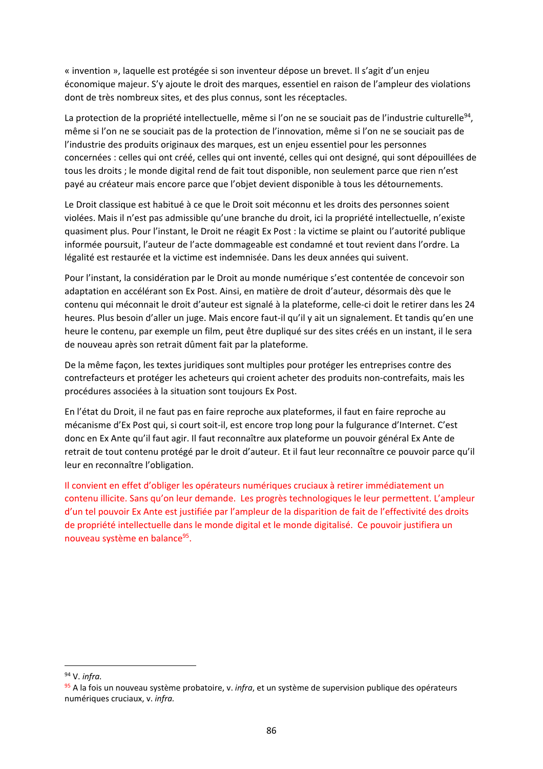« invention », laquelle est protégée si son inventeur dépose un brevet. Il s'agit d'un enjeu économique majeur. S'y ajoute le droit des marques, essentiel en raison de l'ampleur des violations dont de très nombreux sites, et des plus connus, sont les réceptacles.

La protection de la propriété intellectuelle, même si l'on ne se souciait pas de l'industrie culturelle[94], même si l'on ne se souciait pas de la protection de l'innovation, même si l'on ne se souciait pas de l'industrie des produits originaux des marques, est un enjeu essentiel pour les personnes concernées : celles qui ont créé, celles qui ont inventé, celles qui ont designé, qui sont dépouillées de tous les droits ; le monde digital rend de fait tout disponible, non seulement parce que rien n'est payé au créateur mais encore parce que l'objet devient disponible à tous les détournements.

Le Droit classique est habitué à ce que le Droit soit méconnu et les droits des personnes soient violées. Mais il n'est pas admissible qu'une branche du droit, ici la propriété intellectuelle, n'existe quasiment plus. Pour l'instant, le Droit ne réagit Ex Post : la victime se plaint ou l'autorité publique informée poursuit, l'auteur de l'acte dommageable est condamné et tout revient dans l'ordre. La légalité est restaurée et la victime est indemnisée. Dans les deux années qui suivent.

Pour l'instant, la considération par le Droit au monde numérique s'est contentée de concevoir son adaptation en accélérant son Ex Post. Ainsi, en matière de droit d'auteur, désormais dès que le contenu qui méconnait le droit d'auteur est signalé à la plateforme, celle-ci doit le retirer dans les 24 heures. Plus besoin d'aller un juge. Mais encore faut-il qu'il y ait un signalement. Et tandis qu'en une heure le contenu, par exemple un film, peut être dupliqué sur des sites créés en un instant, il le sera de nouveau après son retrait dûment fait par la plateforme.

De la même façon, les textes juridiques sont multiples pour protéger les entreprises contre des contrefacteurs et protéger les acheteurs qui croient acheter des produits non-contrefaits, mais les procédures associées à la situation sont toujours Ex Post.

En l'état du Droit, il ne faut pas en faire reproche aux plateformes, il faut en faire reproche au mécanisme d'Ex Post qui, si court soit-il, est encore trop long pour la fulgurance d'Internet. C'est donc en Ex Ante qu'il faut agir. Il faut reconnaître aux plateforme un pouvoir général Ex Ante de retrait de tout contenu protégé par le droit d'auteur. Et il faut leur reconnaître ce pouvoir parce qu'il leur en reconnaître l'obligation.

Il convient en effet d'obliger les opérateurs numériques cruciaux à retirer immédiatement un contenu illicite. Sans qu'on leur demande. Les progrès technologiques le leur permettent. L'ampleur d'un tel pouvoir Ex Ante est justifiée par l'ampleur de la disparition de fait de l'effectivité des droits de propriété intellectuelle dans le monde digital et le monde digitalisé. Ce pouvoir justifiera un nouveau système en balance[95].

---

[94] V. *infra*.

[95] A la fois un nouveau système probatoire, v. *infra*, et un système de supervision publique des opérateurs numériques cruciaux, v. *infra*.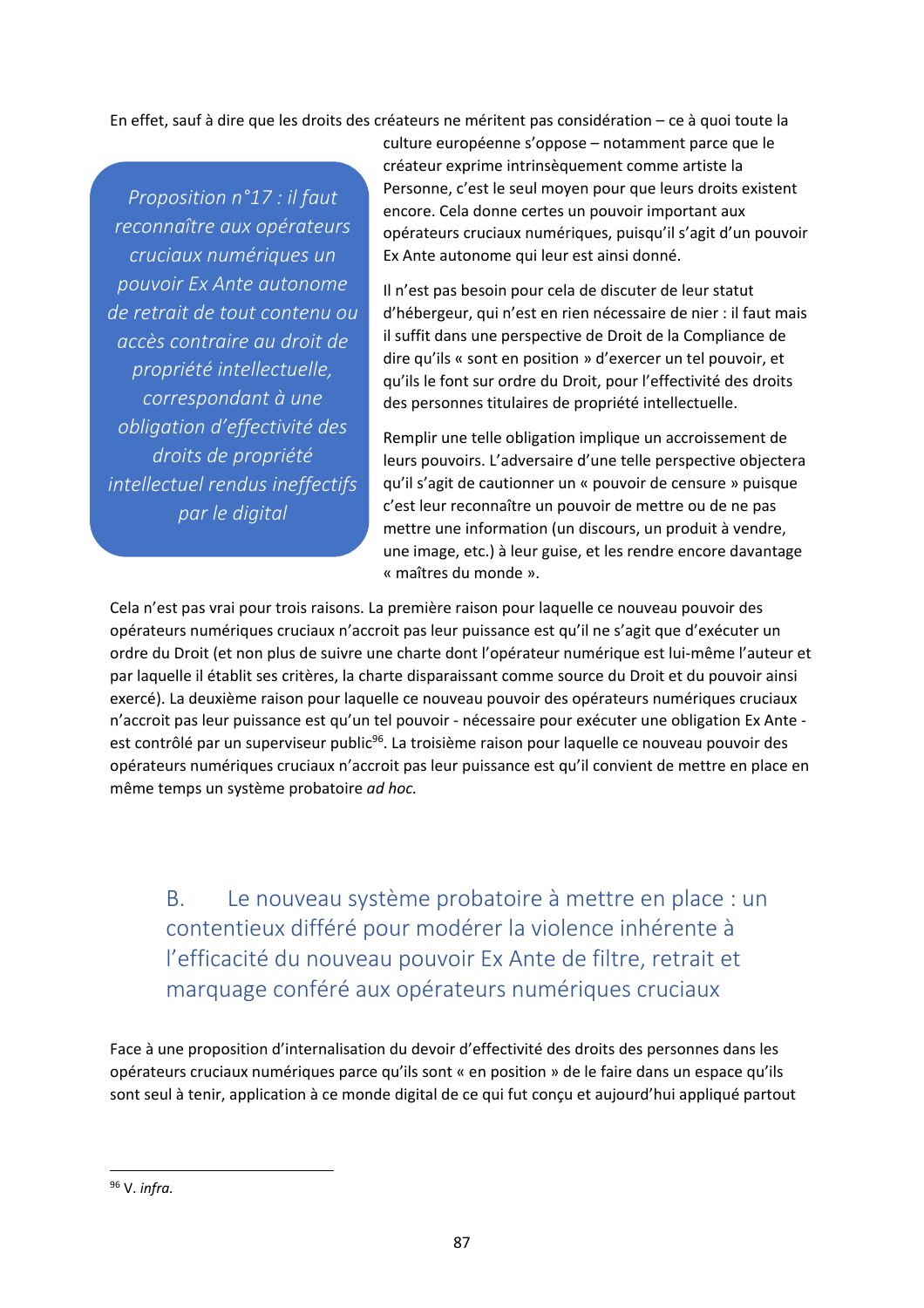En effet, sauf à dire que les droits des créateurs ne méritent pas considération – ce à quoi toute la culture européenne s'oppose – notamment parce que le créateur exprime intrinsèquement comme artiste la Personne, c'est le seul moyen pour que leurs droits existent encore. Cela donne certes un pouvoir important aux opérateurs cruciaux numériques, puisqu'il s'agit d'un pouvoir Ex Ante autonome qui leur est ainsi donné.

> *Proposition n°17 : il faut reconnaître aux opérateurs cruciaux numériques un pouvoir Ex Ante autonome de retrait de tout contenu ou accès contraire au droit de propriété intellectuelle, correspondant à une obligation d'effectivité des droits de propriété intellectuel rendus ineffectifs par le digital*

Il n'est pas besoin pour cela de discuter de leur statut d'hébergeur, qui n'est en rien nécessaire de nier : il faut mais il suffit dans une perspective de Droit de la Compliance de dire qu'ils « sont en position » d'exercer un tel pouvoir, et qu'ils le font sur ordre du Droit, pour l'effectivité des droits des personnes titulaires de propriété intellectuelle.

Remplir une telle obligation implique un accroissement de leurs pouvoirs. L'adversaire d'une telle perspective objectera qu'il s'agit de cautionner un « pouvoir de censure » puisque c'est leur reconnaître un pouvoir de mettre ou de ne pas mettre une information (un discours, un produit à vendre, une image, etc.) à leur guise, et les rendre encore davantage « maîtres du monde ».

Cela n'est pas vrai pour trois raisons. La première raison pour laquelle ce nouveau pouvoir des opérateurs numériques cruciaux n'accroit pas leur puissance est qu'il ne s'agit que d'exécuter un ordre du Droit (et non plus de suivre une charte dont l'opérateur numérique est lui-même l'auteur et par laquelle il établit ses critères, la charte disparaissant comme source du Droit et du pouvoir ainsi exercé). La deuxième raison pour laquelle ce nouveau pouvoir des opérateurs numériques cruciaux n'accroit pas leur puissance est qu'un tel pouvoir - nécessaire pour exécuter une obligation Ex Ante - est contrôlé par un superviseur public[96]. La troisième raison pour laquelle ce nouveau pouvoir des opérateurs numériques cruciaux n'accroit pas leur puissance est qu'il convient de mettre en place en même temps un système probatoire *ad hoc.*

## B. Le nouveau système probatoire à mettre en place : un contentieux différé pour modérer la violence inhérente à l'efficacité du nouveau pouvoir Ex Ante de filtre, retrait et marquage conféré aux opérateurs numériques cruciaux

Face à une proposition d'internalisation du devoir d'effectivité des droits des personnes dans les opérateurs cruciaux numériques parce qu'ils sont « en position » de le faire dans un espace qu'ils sont seul à tenir, application à ce monde digital de ce qui fut conçu et aujourd'hui appliqué partout

---

[96] V. *infra.*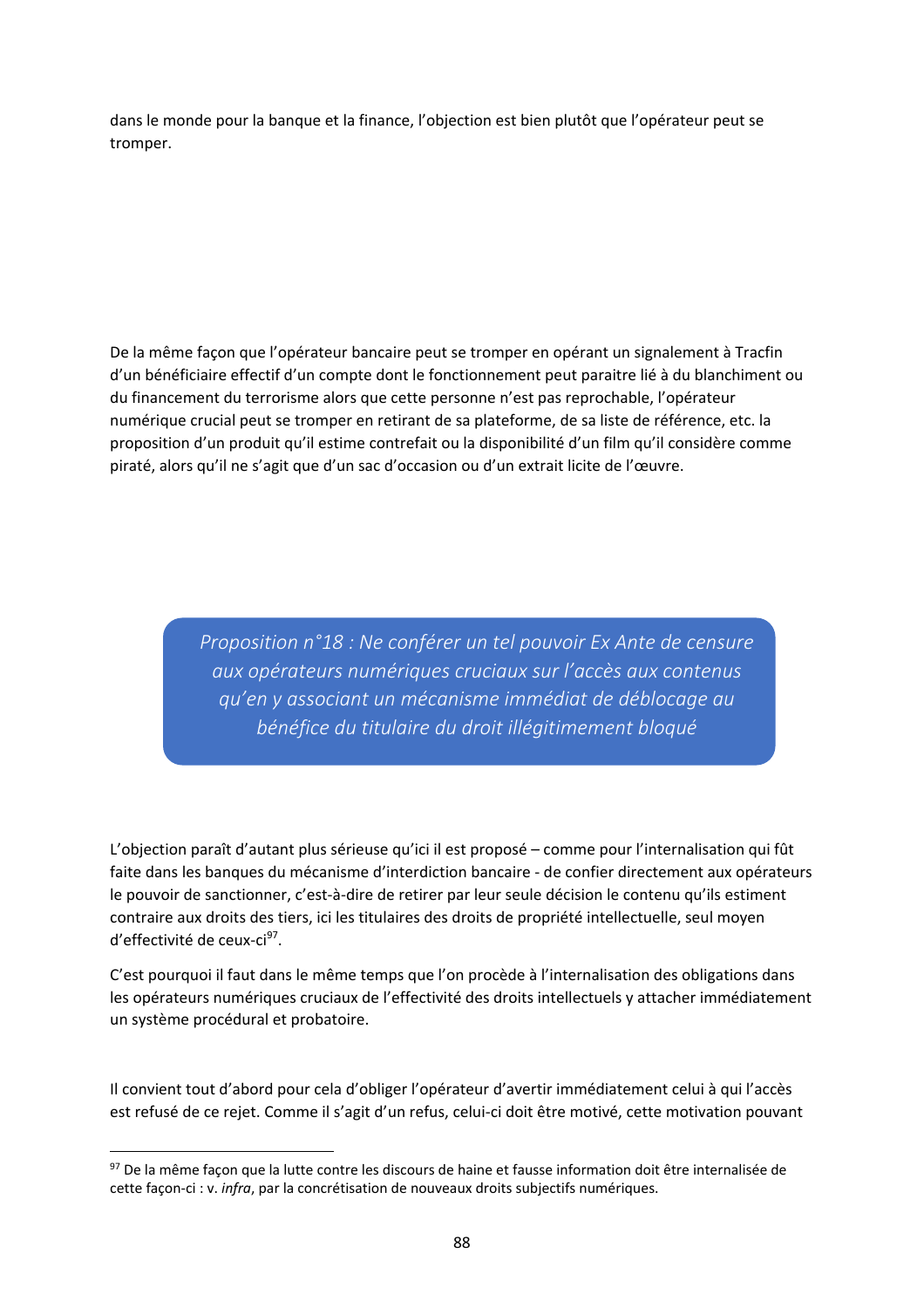dans le monde pour la banque et la finance, l'objection est bien plutôt que l'opérateur peut se tromper.

De la même façon que l'opérateur bancaire peut se tromper en opérant un signalement à Tracfin d'un bénéficiaire effectif d'un compte dont le fonctionnement peut paraitre lié à du blanchiment ou du financement du terrorisme alors que cette personne n'est pas reprochable, l'opérateur numérique crucial peut se tromper en retirant de sa plateforme, de sa liste de référence, etc. la proposition d'un produit qu'il estime contrefait ou la disponibilité d'un film qu'il considère comme piraté, alors qu'il ne s'agit que d'un sac d'occasion ou d'un extrait licite de l'œuvre.

> *Proposition n°18 : Ne conférer un tel pouvoir Ex Ante de censure aux opérateurs numériques cruciaux sur l'accès aux contenus qu'en y associant un mécanisme immédiat de déblocage au bénéfice du titulaire du droit illégitimement bloqué*

L'objection paraît d'autant plus sérieuse qu'ici il est proposé – comme pour l'internalisation qui fût faite dans les banques du mécanisme d'interdiction bancaire - de confier directement aux opérateurs le pouvoir de sanctionner, c'est-à-dire de retirer par leur seule décision le contenu qu'ils estiment contraire aux droits des tiers, ici les titulaires des droits de propriété intellectuelle, seul moyen d'effectivité de ceux-ci[97].

C'est pourquoi il faut dans le même temps que l'on procède à l'internalisation des obligations dans les opérateurs numériques cruciaux de l'effectivité des droits intellectuels y attacher immédiatement un système procédural et probatoire.

Il convient tout d'abord pour cela d'obliger l'opérateur d'avertir immédiatement celui à qui l'accès est refusé de ce rejet. Comme il s'agit d'un refus, celui-ci doit être motivé, cette motivation pouvant

---

[97] De la même façon que la lutte contre les discours de haine et fausse information doit être internalisée de cette façon-ci : v. *infra*, par la concrétisation de nouveaux droits subjectifs numériques.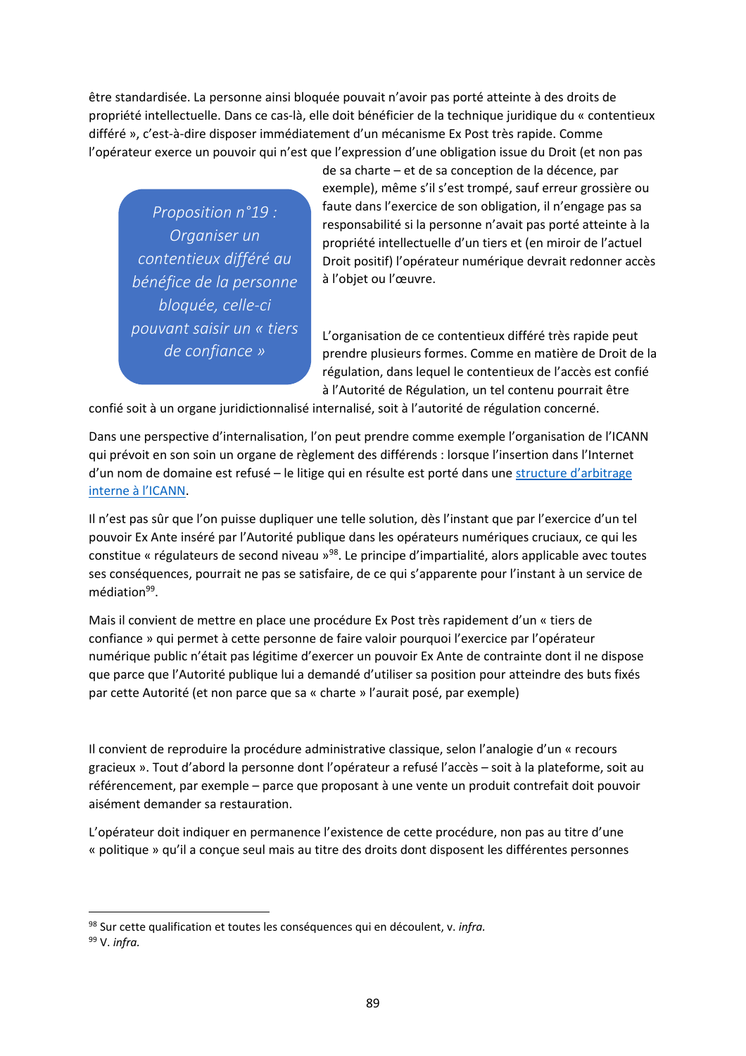être standardisée. La personne ainsi bloquée pouvait n'avoir pas porté atteinte à des droits de propriété intellectuelle. Dans ce cas-là, elle doit bénéficier de la technique juridique du « contentieux différé », c'est-à-dire disposer immédiatement d'un mécanisme Ex Post très rapide. Comme l'opérateur exerce un pouvoir qui n'est que l'expression d'une obligation issue du Droit (et non pas de sa charte – et de sa conception de la décence, par exemple), même s'il s'est trompé, sauf erreur grossière ou faute dans l'exercice de son obligation, il n'engage pas sa responsabilité si la personne n'avait pas porté atteinte à la propriété intellectuelle d'un tiers et (en miroir de l'actuel Droit positif) l'opérateur numérique devrait redonner accès à l'objet ou l'œuvre.

> *Proposition n°19 : Organiser un contentieux différé au bénéfice de la personne bloquée, celle-ci pouvant saisir un « tiers de confiance »*

L'organisation de ce contentieux différé très rapide peut prendre plusieurs formes. Comme en matière de Droit de la régulation, dans lequel le contentieux de l'accès est confié à l'Autorité de Régulation, un tel contenu pourrait être confié soit à un organe juridictionnalisé internalisé, soit à l'autorité de régulation concerné.

Dans une perspective d'internalisation, l'on peut prendre comme exemple l'organisation de l'ICANN qui prévoit en son soin un organe de règlement des différends : lorsque l'insertion dans l'Internet d'un nom de domaine est refusé – le litige qui en résulte est porté dans une structure d'arbitrage interne à l'ICANN.

Il n'est pas sûr que l'on puisse dupliquer une telle solution, dès l'instant que par l'exercice d'un tel pouvoir Ex Ante inséré par l'Autorité publique dans les opérateurs numériques cruciaux, ce qui les constitue « régulateurs de second niveau »[98]. Le principe d'impartialité, alors applicable avec toutes ses conséquences, pourrait ne pas se satisfaire, de ce qui s'apparente pour l'instant à un service de médiation[99].

Mais il convient de mettre en place une procédure Ex Post très rapidement d'un « tiers de confiance » qui permet à cette personne de faire valoir pourquoi l'exercice par l'opérateur numérique public n'était pas légitime d'exercer un pouvoir Ex Ante de contrainte dont il ne dispose que parce que l'Autorité publique lui a demandé d'utiliser sa position pour atteindre des buts fixés par cette Autorité (et non parce que sa « charte » l'aurait posé, par exemple)

Il convient de reproduire la procédure administrative classique, selon l'analogie d'un « recours gracieux ». Tout d'abord la personne dont l'opérateur a refusé l'accès – soit à la plateforme, soit au référencement, par exemple – parce que proposant à une vente un produit contrefait doit pouvoir aisément demander sa restauration.

L'opérateur doit indiquer en permanence l'existence de cette procédure, non pas au titre d'une « politique » qu'il a conçue seul mais au titre des droits dont disposent les différentes personnes

---

[98] Sur cette qualification et toutes les conséquences qui en découlent, v. *infra.*

[99] V. *infra.*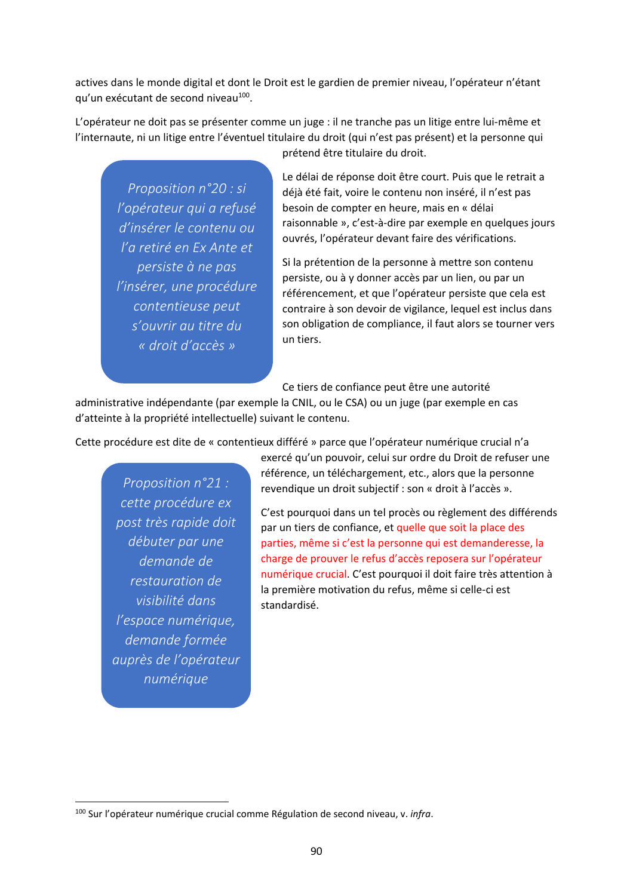actives dans le monde digital et dont le Droit est le gardien de premier niveau, l'opérateur n'étant qu'un exécutant de second niveau[100].

L'opérateur ne doit pas se présenter comme un juge : il ne tranche pas un litige entre lui-même et l'internaute, ni un litige entre l'éventuel titulaire du droit (qui n'est pas présent) et la personne qui prétend être titulaire du droit.

> *Proposition n°20 : si l'opérateur qui a refusé d'insérer le contenu ou l'a retiré en Ex Ante et persiste à ne pas l'insérer, une procédure contentieuse peut s'ouvrir au titre du « droit d'accès »*

Le délai de réponse doit être court. Puis que le retrait a déjà été fait, voire le contenu non inséré, il n'est pas besoin de compter en heure, mais en « délai raisonnable », c'est-à-dire par exemple en quelques jours ouvrés, l'opérateur devant faire des vérifications.

Si la prétention de la personne à mettre son contenu persiste, ou à y donner accès par un lien, ou par un référencement, et que l'opérateur persiste que cela est contraire à son devoir de vigilance, lequel est inclus dans son obligation de compliance, il faut alors se tourner vers un tiers.

Ce tiers de confiance peut être une autorité administrative indépendante (par exemple la CNIL, ou le CSA) ou un juge (par exemple en cas d'atteinte à la propriété intellectuelle) suivant le contenu.

Cette procédure est dite de « contentieux différé » parce que l'opérateur numérique crucial n'a exercé qu'un pouvoir, celui sur ordre du Droit de refuser une référence, un téléchargement, etc., alors que la personne revendique un droit subjectif : son « droit à l'accès ».

> *Proposition n°21 : cette procédure ex post très rapide doit débuter par une demande de restauration de visibilité dans l'espace numérique, demande formée auprès de l'opérateur numérique*

C'est pourquoi dans un tel procès ou règlement des différends par un tiers de confiance, et quelle que soit la place des parties, même si c'est la personne qui est demanderesse, la charge de prouver le refus d'accès reposera sur l'opérateur numérique crucial. C'est pourquoi il doit faire très attention à la première motivation du refus, même si celle-ci est standardisé.

[100] Sur l'opérateur numérique crucial comme Régulation de second niveau, v. *infra*.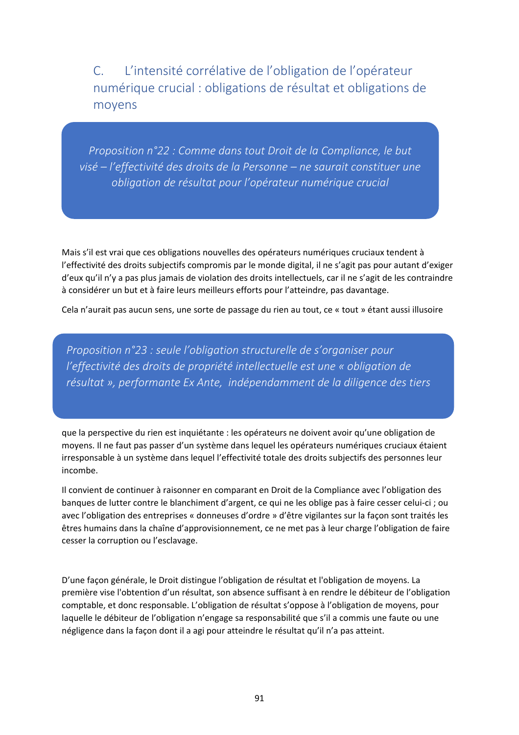## C. L'intensité corrélative de l'obligation de l'opérateur numérique crucial : obligations de résultat et obligations de moyens

> *Proposition n°22 : Comme dans tout Droit de la Compliance, le but visé – l'effectivité des droits de la Personne – ne saurait constituer une obligation de résultat pour l'opérateur numérique crucial*

Mais s'il est vrai que ces obligations nouvelles des opérateurs numériques cruciaux tendent à l'effectivité des droits subjectifs compromis par le monde digital, il ne s'agit pas pour autant d'exiger d'eux qu'il n'y a pas plus jamais de violation des droits intellectuels, car il ne s'agit de les contraindre à considérer un but et à faire leurs meilleurs efforts pour l'atteindre, pas davantage.

Cela n'aurait pas aucun sens, une sorte de passage du rien au tout, ce « tout » étant aussi illusoire

> *Proposition n°23 : seule l'obligation structurelle de s'organiser pour l'effectivité des droits de propriété intellectuelle est une « obligation de résultat », performante Ex Ante, indépendamment de la diligence des tiers*

que la perspective du rien est inquiétante : les opérateurs ne doivent avoir qu'une obligation de moyens. Il ne faut pas passer d'un système dans lequel les opérateurs numériques cruciaux étaient irresponsable à un système dans lequel l'effectivité totale des droits subjectifs des personnes leur incombe.

Il convient de continuer à raisonner en comparant en Droit de la Compliance avec l'obligation des banques de lutter contre le blanchiment d'argent, ce qui ne les oblige pas à faire cesser celui-ci ; ou avec l'obligation des entreprises « donneuses d'ordre » d'être vigilantes sur la façon sont traités les êtres humains dans la chaîne d'approvisionnement, ce ne met pas à leur charge l'obligation de faire cesser la corruption ou l'esclavage.

D'une façon générale, le Droit distingue l'obligation de résultat et l'obligation de moyens. La première vise l'obtention d'un résultat, son absence suffisant à en rendre le débiteur de l'obligation comptable, et donc responsable. L'obligation de résultat s'oppose à l'obligation de moyens, pour laquelle le débiteur de l'obligation n'engage sa responsabilité que s'il a commis une faute ou une négligence dans la façon dont il a agi pour atteindre le résultat qu'il n'a pas atteint.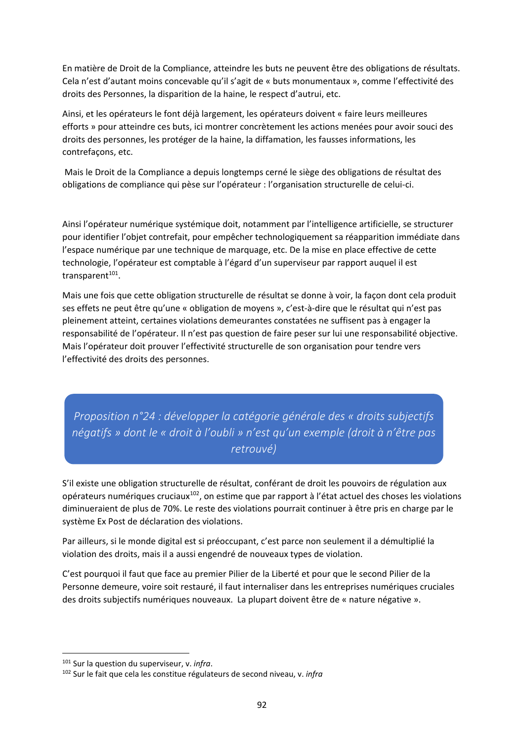En matière de Droit de la Compliance, atteindre les buts ne peuvent être des obligations de résultats. Cela n'est d'autant moins concevable qu'il s'agit de « buts monumentaux », comme l'effectivité des droits des Personnes, la disparition de la haine, le respect d'autrui, etc.

Ainsi, et les opérateurs le font déjà largement, les opérateurs doivent « faire leurs meilleures efforts » pour atteindre ces buts, ici montrer concrètement les actions menées pour avoir souci des droits des personnes, les protéger de la haine, la diffamation, les fausses informations, les contrefaçons, etc.

Mais le Droit de la Compliance a depuis longtemps cerné le siège des obligations de résultat des obligations de compliance qui pèse sur l'opérateur : l'organisation structurelle de celui-ci.

Ainsi l'opérateur numérique systémique doit, notamment par l'intelligence artificielle, se structurer pour identifier l'objet contrefait, pour empêcher technologiquement sa réapparition immédiate dans l'espace numérique par une technique de marquage, etc. De la mise en place effective de cette technologie, l'opérateur est comptable à l'égard d'un superviseur par rapport auquel il est transparent[101].

Mais une fois que cette obligation structurelle de résultat se donne à voir, la façon dont cela produit ses effets ne peut être qu'une « obligation de moyens », c'est-à-dire que le résultat qui n'est pas pleinement atteint, certaines violations demeurantes constatées ne suffisent pas à engager la responsabilité de l'opérateur. Il n'est pas question de faire peser sur lui une responsabilité objective. Mais l'opérateur doit prouver l'effectivité structurelle de son organisation pour tendre vers l'effectivité des droits des personnes.

> *Proposition n°24 : développer la catégorie générale des « droits subjectifs négatifs » dont le « droit à l'oubli » n'est qu'un exemple (droit à n'être pas retrouvé)*

S'il existe une obligation structurelle de résultat, conférant de droit les pouvoirs de régulation aux opérateurs numériques cruciaux[102], on estime que par rapport à l'état actuel des choses les violations diminueraient de plus de 70%. Le reste des violations pourrait continuer à être pris en charge par le système Ex Post de déclaration des violations.

Par ailleurs, si le monde digital est si préoccupant, c'est parce non seulement il a démultiplié la violation des droits, mais il a aussi engendré de nouveaux types de violation.

C'est pourquoi il faut que face au premier Pilier de la Liberté et pour que le second Pilier de la Personne demeure, voire soit restauré, il faut internaliser dans les entreprises numériques cruciales des droits subjectifs numériques nouveaux. La plupart doivent être de « nature négative ».

---

[101] Sur la question du superviseur, v. *infra*.

[102] Sur le fait que cela les constitue régulateurs de second niveau, v. *infra*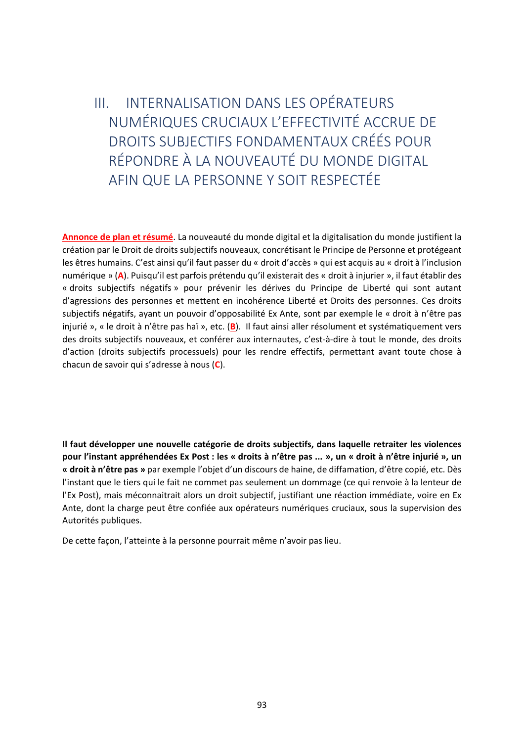# III. INTERNALISATION DANS LES OPÉRATEURS NUMÉRIQUES CRUCIAUX L'EFFECTIVITÉ ACCRUE DE DROITS SUBJECTIFS FONDAMENTAUX CRÉÉS POUR RÉPONDRE À LA NOUVEAUTÉ DU MONDE DIGITAL AFIN QUE LA PERSONNE Y SOIT RESPECTÉE

**Annonce de plan et résumé**. La nouveauté du monde digital et la digitalisation du monde justifient la création par le Droit de droits subjectifs nouveaux, concrétisant le Principe de Personne et protégeant les êtres humains. C'est ainsi qu'il faut passer du « droit d'accès » qui est acquis au « droit à l'inclusion numérique » (**A**). Puisqu'il est parfois prétendu qu'il existerait des « droit à injurier », il faut établir des « droits subjectifs négatifs » pour prévenir les dérives du Principe de Liberté qui sont autant d'agressions des personnes et mettent en incohérence Liberté et Droits des personnes. Ces droits subjectifs négatifs, ayant un pouvoir d'opposabilité Ex Ante, sont par exemple le « droit à n'être pas injurié », « le droit à n'être pas haï », etc. (**B**). Il faut ainsi aller résolument et systématiquement vers des droits subjectifs nouveaux, et conférer aux internautes, c'est-à-dire à tout le monde, des droits d'action (droits subjectifs processuels) pour les rendre effectifs, permettant avant toute chose à chacun de savoir qui s'adresse à nous (**C**).

**Il faut développer une nouvelle catégorie de droits subjectifs, dans laquelle retraiter les violences pour l'instant appréhendées Ex Post : les « droits à n'être pas ... », un « droit à n'être injurié », un « droit à n'être pas »** par exemple l'objet d'un discours de haine, de diffamation, d'être copié, etc. Dès l'instant que le tiers qui le fait ne commet pas seulement un dommage (ce qui renvoie à la lenteur de l'Ex Post), mais méconnaitrait alors un droit subjectif, justifiant une réaction immédiate, voire en Ex Ante, dont la charge peut être confiée aux opérateurs numériques cruciaux, sous la supervision des Autorités publiques.

De cette façon, l'atteinte à la personne pourrait même n'avoir pas lieu.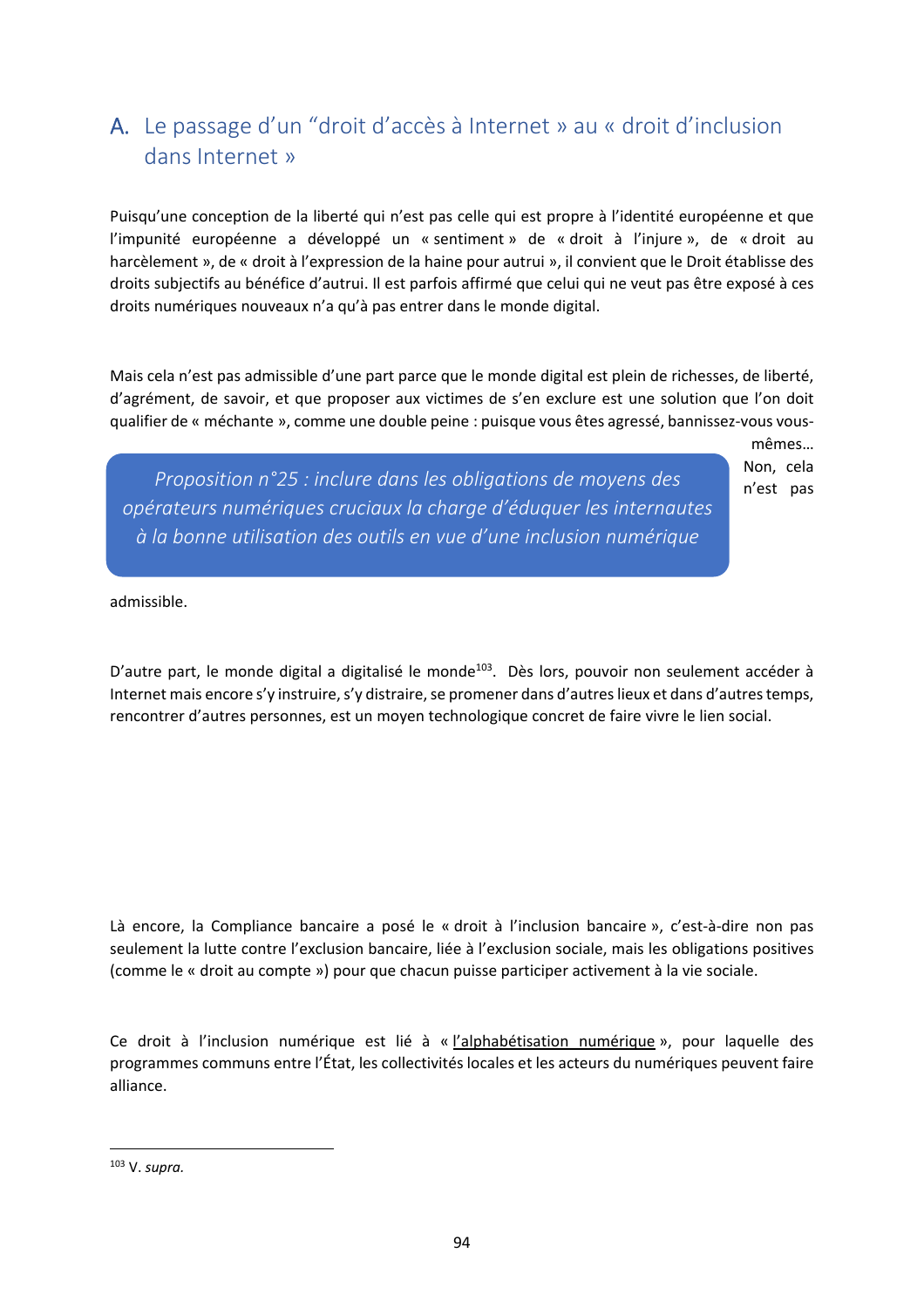## A. Le passage d'un "droit d'accès à Internet » au « droit d'inclusion dans Internet »

Puisqu'une conception de la liberté qui n'est pas celle qui est propre à l'identité européenne et que l'impunité européenne a développé un « sentiment » de « droit à l'injure », de « droit au harcèlement », de « droit à l'expression de la haine pour autrui », il convient que le Droit établisse des droits subjectifs au bénéfice d'autrui. Il est parfois affirmé que celui qui ne veut pas être exposé à ces droits numériques nouveaux n'a qu'à pas entrer dans le monde digital.

Mais cela n'est pas admissible d'une part parce que le monde digital est plein de richesses, de liberté, d'agrément, de savoir, et que proposer aux victimes de s'en exclure est une solution que l'on doit qualifier de « méchante », comme une double peine : puisque vous êtes agressé, bannissez-vous vous-mêmes… Non, cela n'est pas admissible.

> *Proposition n°25 : inclure dans les obligations de moyens des opérateurs numériques cruciaux la charge d'éduquer les internautes à la bonne utilisation des outils en vue d'une inclusion numérique*

D'autre part, le monde digital a digitalisé le monde[103]. Dès lors, pouvoir non seulement accéder à Internet mais encore s'y instruire, s'y distraire, se promener dans d'autres lieux et dans d'autres temps, rencontrer d'autres personnes, est un moyen technologique concret de faire vivre le lien social.

Là encore, la Compliance bancaire a posé le « droit à l'inclusion bancaire », c'est-à-dire non pas seulement la lutte contre l'exclusion bancaire, liée à l'exclusion sociale, mais les obligations positives (comme le « droit au compte ») pour que chacun puisse participer activement à la vie sociale.

Ce droit à l'inclusion numérique est lié à « l'alphabétisation numérique », pour laquelle des programmes communs entre l'État, les collectivités locales et les acteurs du numériques peuvent faire alliance.

---

[103] V. *supra.*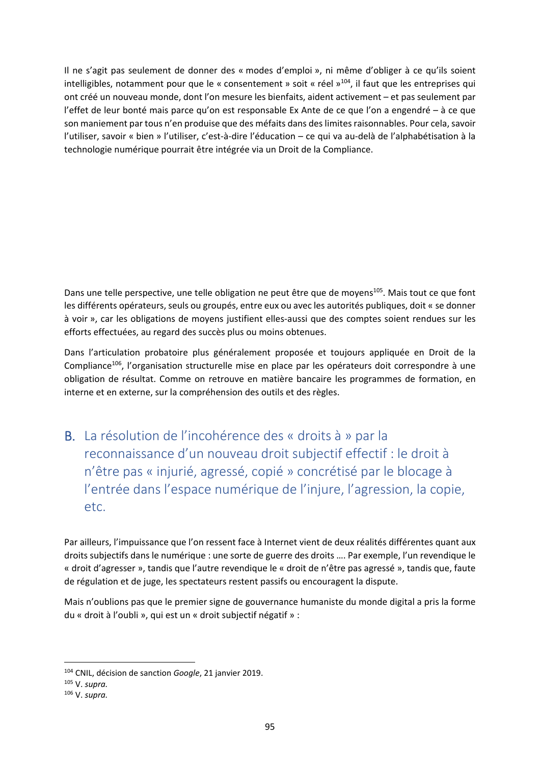Il ne s'agit pas seulement de donner des « modes d'emploi », ni même d'obliger à ce qu'ils soient intelligibles, notamment pour que le « consentement » soit « réel »[104], il faut que les entreprises qui ont créé un nouveau monde, dont l'on mesure les bienfaits, aident activement – et pas seulement par l'effet de leur bonté mais parce qu'on est responsable Ex Ante de ce que l'on a engendré – à ce que son maniement par tous n'en produise que des méfaits dans des limites raisonnables. Pour cela, savoir l'utiliser, savoir « bien » l'utiliser, c'est-à-dire l'éducation – ce qui va au-delà de l'alphabétisation à la technologie numérique pourrait être intégrée via un Droit de la Compliance.

Dans une telle perspective, une telle obligation ne peut être que de moyens[105]. Mais tout ce que font les différents opérateurs, seuls ou groupés, entre eux ou avec les autorités publiques, doit « se donner à voir », car les obligations de moyens justifient elles-aussi que des comptes soient rendues sur les efforts effectuées, au regard des succès plus ou moins obtenues.

Dans l'articulation probatoire plus généralement proposée et toujours appliquée en Droit de la Compliance[106], l'organisation structurelle mise en place par les opérateurs doit correspondre à une obligation de résultat. Comme on retrouve en matière bancaire les programmes de formation, en interne et en externe, sur la compréhension des outils et des règles.

## B. La résolution de l'incohérence des « droits à » par la reconnaissance d'un nouveau droit subjectif effectif : le droit à n'être pas « injurié, agressé, copié » concrétisé par le blocage à l'entrée dans l'espace numérique de l'injure, l'agression, la copie, etc.

Par ailleurs, l'impuissance que l'on ressent face à Internet vient de deux réalités différentes quant aux droits subjectifs dans le numérique : une sorte de guerre des droits …. Par exemple, l'un revendique le « droit d'agresser », tandis que l'autre revendique le « droit de n'être pas agressé », tandis que, faute de régulation et de juge, les spectateurs restent passifs ou encouragent la dispute.

Mais n'oublions pas que le premier signe de gouvernance humaniste du monde digital a pris la forme du « droit à l'oubli », qui est un « droit subjectif négatif » :

---

[104] CNIL, décision de sanction *Google*, 21 janvier 2019.

[105] V. *supra.*

[106] V. *supra.*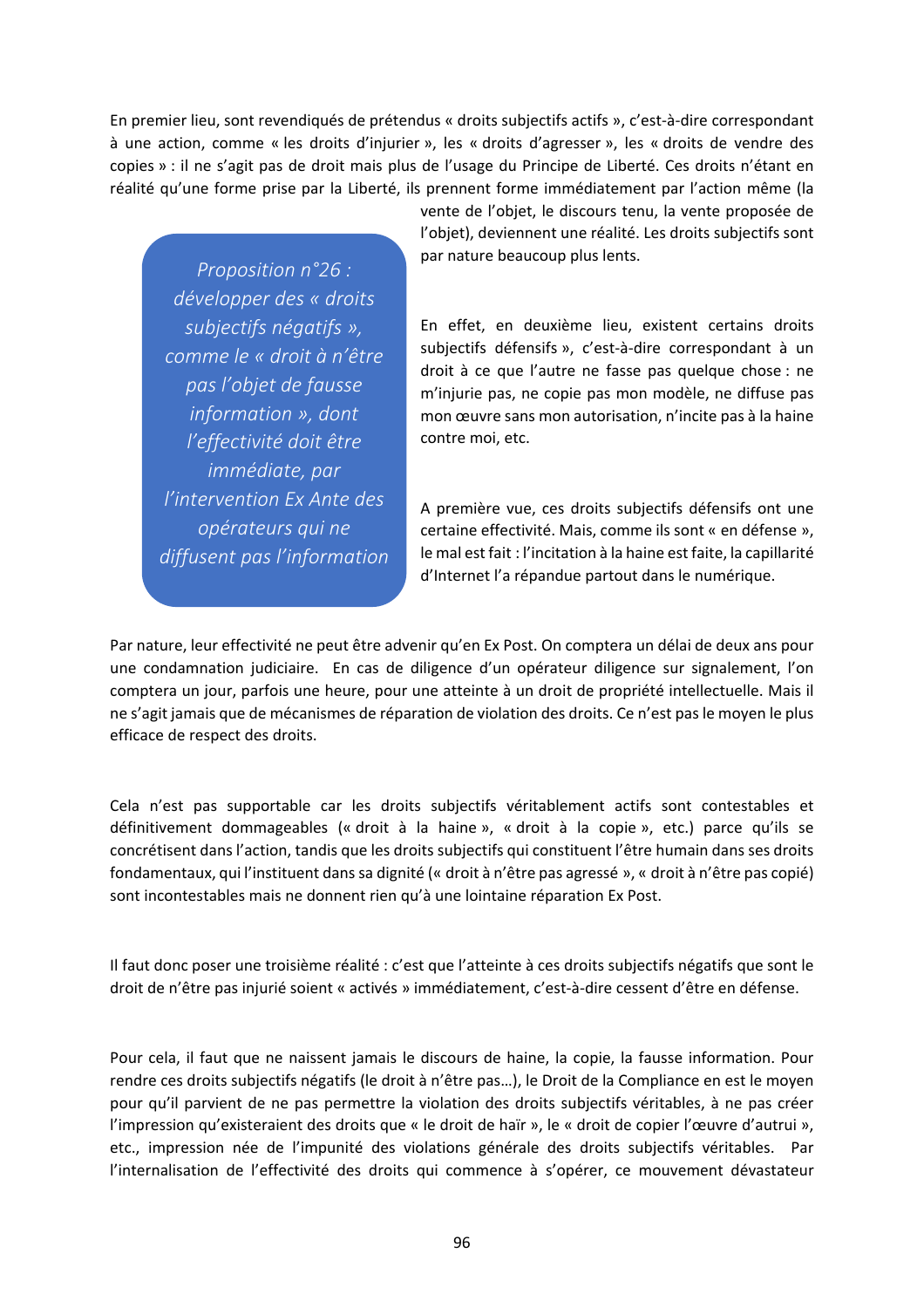En premier lieu, sont revendiqués de prétendus « droits subjectifs actifs », c'est-à-dire correspondant à une action, comme « les droits d'injurier », les « droits d'agresser », les « droits de vendre des copies » : il ne s'agit pas de droit mais plus de l'usage du Principe de Liberté. Ces droits n'étant en réalité qu'une forme prise par la Liberté, ils prennent forme immédiatement par l'action même (la vente de l'objet, le discours tenu, la vente proposée de l'objet), deviennent une réalité. Les droits subjectifs sont par nature beaucoup plus lents.

> *Proposition n°26 : développer des « droits subjectifs négatifs », comme le « droit à n'être pas l'objet de fausse information », dont l'effectivité doit être immédiate, par l'intervention Ex Ante des opérateurs qui ne diffusent pas l'information*

En effet, en deuxième lieu, existent certains droits subjectifs défensifs », c'est-à-dire correspondant à un droit à ce que l'autre ne fasse pas quelque chose : ne m'injurie pas, ne copie pas mon modèle, ne diffuse pas mon œuvre sans mon autorisation, n'incite pas à la haine contre moi, etc.

A première vue, ces droits subjectifs défensifs ont une certaine effectivité. Mais, comme ils sont « en défense », le mal est fait : l'incitation à la haine est faite, la capillarité d'Internet l'a répandue partout dans le numérique.

Par nature, leur effectivité ne peut être advenir qu'en Ex Post. On comptera un délai de deux ans pour une condamnation judiciaire. En cas de diligence d'un opérateur diligence sur signalement, l'on comptera un jour, parfois une heure, pour une atteinte à un droit de propriété intellectuelle. Mais il ne s'agit jamais que de mécanismes de réparation de violation des droits. Ce n'est pas le moyen le plus efficace de respect des droits.

Cela n'est pas supportable car les droits subjectifs véritablement actifs sont contestables et définitivement dommageables (« droit à la haine », « droit à la copie », etc.) parce qu'ils se concrétisent dans l'action, tandis que les droits subjectifs qui constituent l'être humain dans ses droits fondamentaux, qui l'instituent dans sa dignité (« droit à n'être pas agressé », « droit à n'être pas copié) sont incontestables mais ne donnent rien qu'à une lointaine réparation Ex Post.

Il faut donc poser une troisième réalité : c'est que l'atteinte à ces droits subjectifs négatifs que sont le droit de n'être pas injurié soient « activés » immédiatement, c'est-à-dire cessent d'être en défense.

Pour cela, il faut que ne naissent jamais le discours de haine, la copie, la fausse information. Pour rendre ces droits subjectifs négatifs (le droit à n'être pas…), le Droit de la Compliance en est le moyen pour qu'il parvient de ne pas permettre la violation des droits subjectifs véritables, à ne pas créer l'impression qu'existeraient des droits que « le droit de haïr », le « droit de copier l'œuvre d'autrui », etc., impression née de l'impunité des violations générale des droits subjectifs véritables. Par l'internalisation de l'effectivité des droits qui commence à s'opérer, ce mouvement dévastateur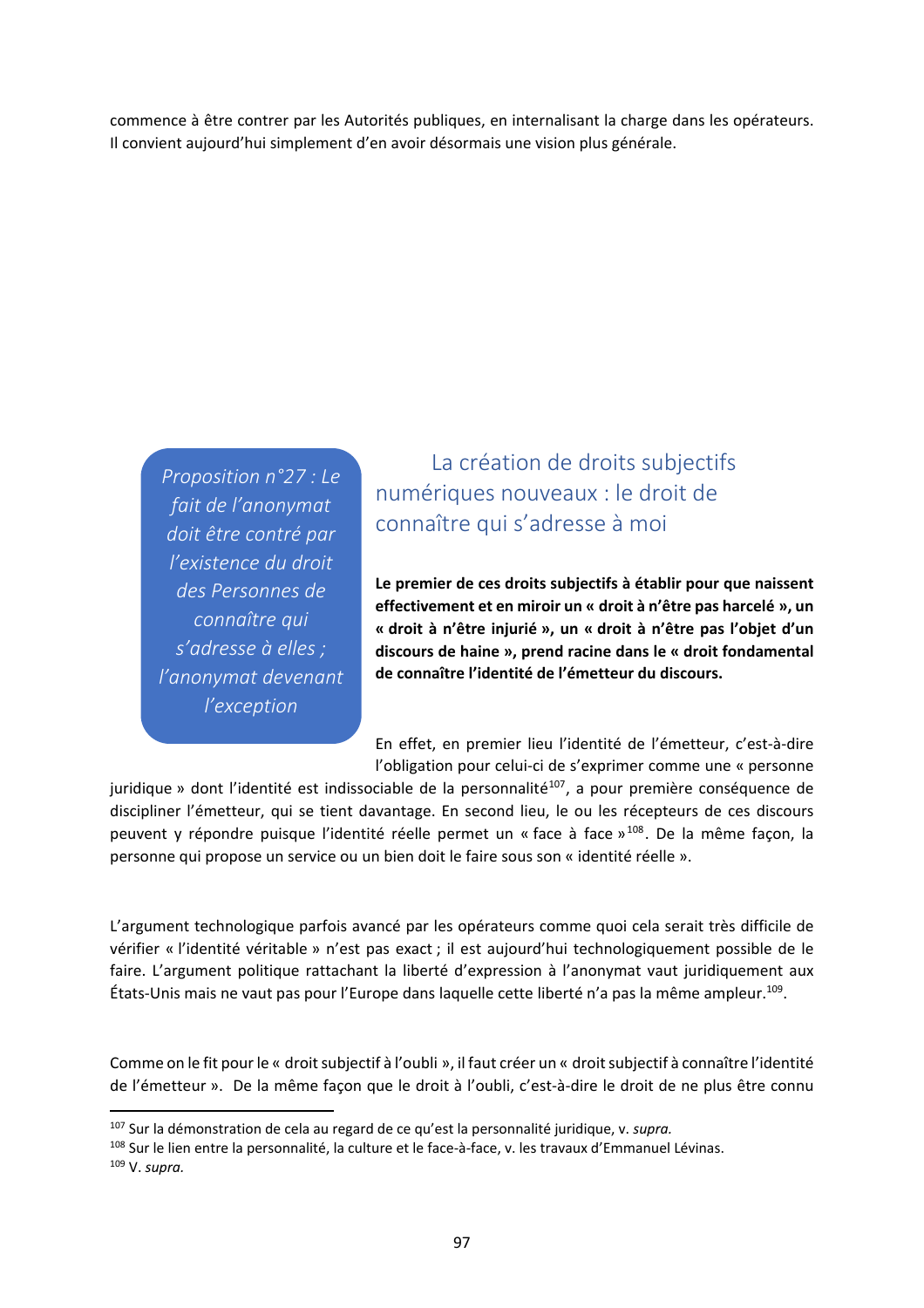commence à être contrer par les Autorités publiques, en internalisant la charge dans les opérateurs. Il convient aujourd'hui simplement d'en avoir désormais une vision plus générale.

*Proposition n°27 : Le fait de l'anonymat doit être contré par l'existence du droit des Personnes de connaître qui s'adresse à elles ; l'anonymat devenant l'exception*

## La création de droits subjectifs numériques nouveaux : le droit de connaître qui s'adresse à moi

**Le premier de ces droits subjectifs à établir pour que naissent effectivement et en miroir un « droit à n'être pas harcelé », un « droit à n'être injurié », un « droit à n'être pas l'objet d'un discours de haine », prend racine dans le « droit fondamental de connaître l'identité de l'émetteur du discours.**

En effet, en premier lieu l'identité de l'émetteur, c'est-à-dire l'obligation pour celui-ci de s'exprimer comme une « personne juridique » dont l'identité est indissociable de la personnalité[107], a pour première conséquence de discipliner l'émetteur, qui se tient davantage. En second lieu, le ou les récepteurs de ces discours peuvent y répondre puisque l'identité réelle permet un « face à face »[108]. De la même façon, la personne qui propose un service ou un bien doit le faire sous son « identité réelle ».

L'argument technologique parfois avancé par les opérateurs comme quoi cela serait très difficile de vérifier « l'identité véritable » n'est pas exact ; il est aujourd'hui technologiquement possible de le faire. L'argument politique rattachant la liberté d'expression à l'anonymat vaut juridiquement aux États-Unis mais ne vaut pas pour l'Europe dans laquelle cette liberté n'a pas la même ampleur.[109].

Comme on le fit pour le « droit subjectif à l'oubli », il faut créer un « droit subjectif à connaître l'identité de l'émetteur ». De la même façon que le droit à l'oubli, c'est-à-dire le droit de ne plus être connu

[107] Sur la démonstration de cela au regard de ce qu'est la personnalité juridique, v. *supra.*

[108] Sur le lien entre la personnalité, la culture et le face-à-face, v. les travaux d'Emmanuel Lévinas.

[109] V. *supra.*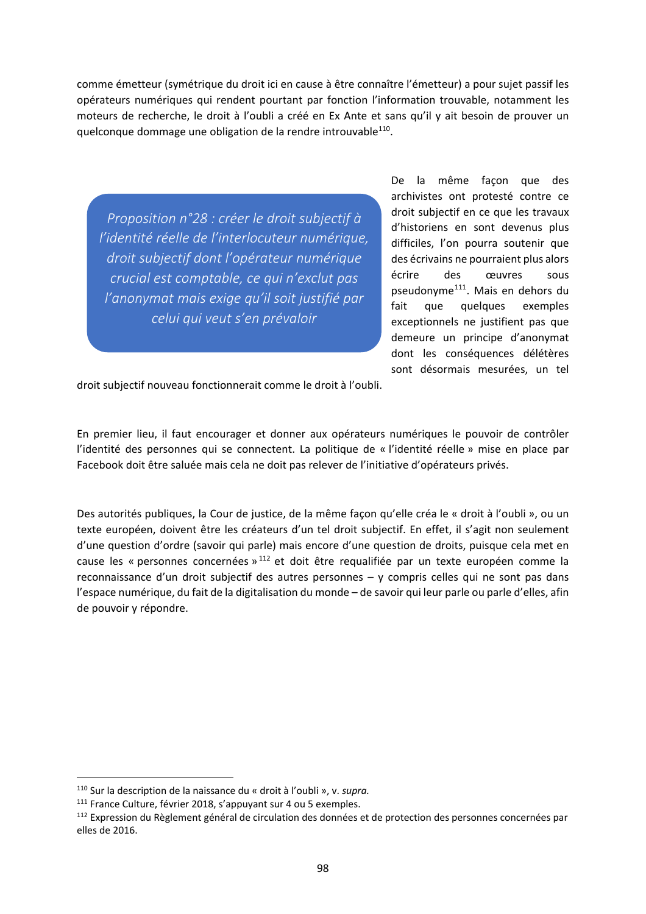comme émetteur (symétrique du droit ici en cause à être connaître l'émetteur) a pour sujet passif les opérateurs numériques qui rendent pourtant par fonction l'information trouvable, notamment les moteurs de recherche, le droit à l'oubli a créé en Ex Ante et sans qu'il y ait besoin de prouver un quelconque dommage une obligation de la rendre introuvable[110].

> *Proposition n°28 : créer le droit subjectif à l'identité réelle de l'interlocuteur numérique, droit subjectif dont l'opérateur numérique crucial est comptable, ce qui n'exclut pas l'anonymat mais exige qu'il soit justifié par celui qui veut s'en prévaloir*

De la même façon que des archivistes ont protesté contre ce droit subjectif en ce que les travaux d'historiens en sont devenus plus difficiles, l'on pourra soutenir que des écrivains ne pourraient plus alors écrire des œuvres sous pseudonyme[111]. Mais en dehors du fait que quelques exemples exceptionnels ne justifient pas que demeure un principe d'anonymat dont les conséquences délétères sont désormais mesurées, un tel droit subjectif nouveau fonctionnerait comme le droit à l'oubli.

En premier lieu, il faut encourager et donner aux opérateurs numériques le pouvoir de contrôler l'identité des personnes qui se connectent. La politique de « l'identité réelle » mise en place par Facebook doit être saluée mais cela ne doit pas relever de l'initiative d'opérateurs privés.

Des autorités publiques, la Cour de justice, de la même façon qu'elle créa le « droit à l'oubli », ou un texte européen, doivent être les créateurs d'un tel droit subjectif. En effet, il s'agit non seulement d'une question d'ordre (savoir qui parle) mais encore d'une question de droits, puisque cela met en cause les « personnes concernées »[112] et doit être requalifiée par un texte européen comme la reconnaissance d'un droit subjectif des autres personnes – y compris celles qui ne sont pas dans l'espace numérique, du fait de la digitalisation du monde – de savoir qui leur parle ou parle d'elles, afin de pouvoir y répondre.

---

[110] Sur la description de la naissance du « droit à l'oubli », v. *supra.*

[111] France Culture, février 2018, s'appuyant sur 4 ou 5 exemples.

[112] Expression du Règlement général de circulation des données et de protection des personnes concernées par elles de 2016.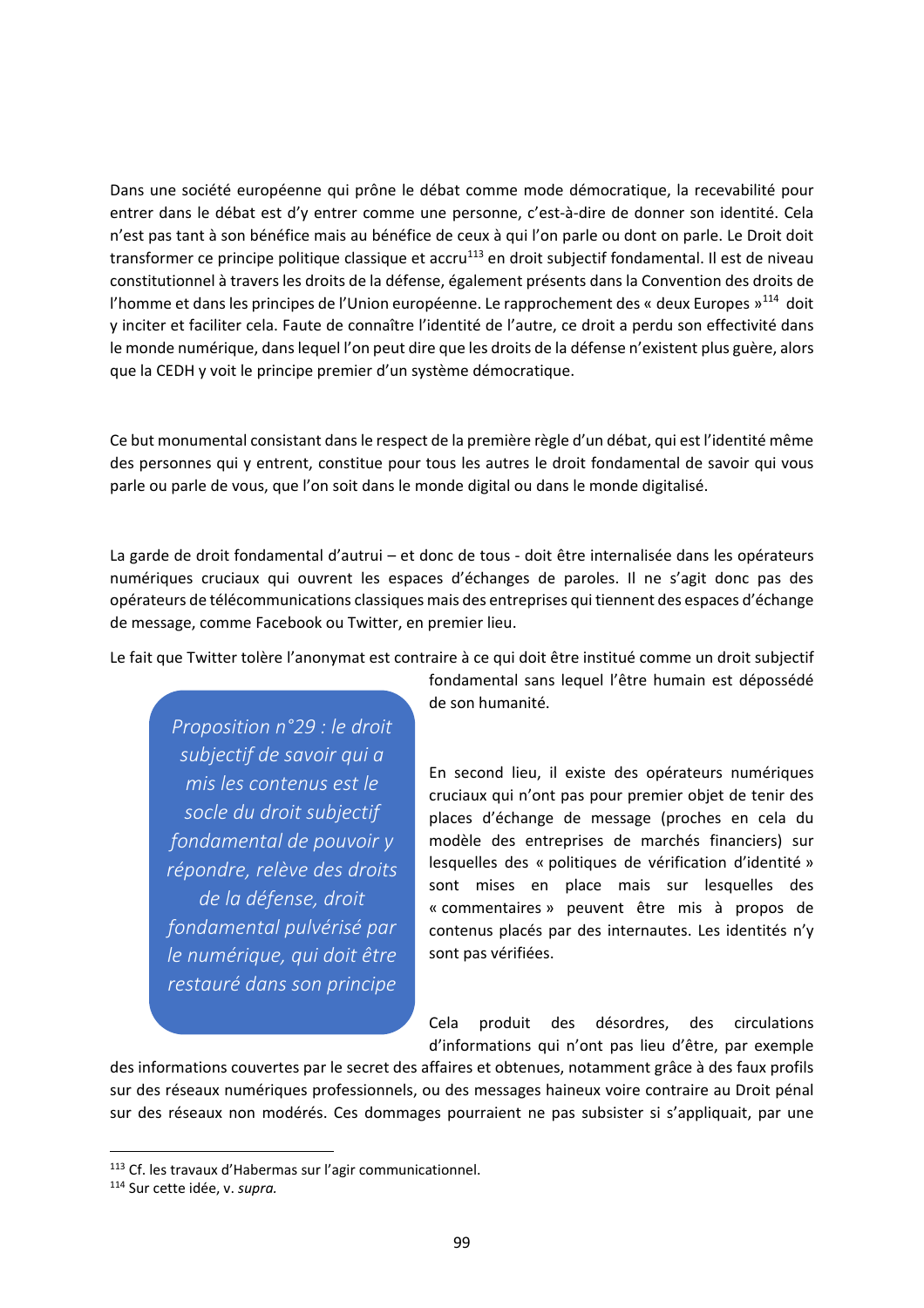Dans une société européenne qui prône le débat comme mode démocratique, la recevabilité pour entrer dans le débat est d'y entrer comme une personne, c'est-à-dire de donner son identité. Cela n'est pas tant à son bénéfice mais au bénéfice de ceux à qui l'on parle ou dont on parle. Le Droit doit transformer ce principe politique classique et accru[113] en droit subjectif fondamental. Il est de niveau constitutionnel à travers les droits de la défense, également présents dans la Convention des droits de l'homme et dans les principes de l'Union européenne. Le rapprochement des « deux Europes »[114] doit y inciter et faciliter cela. Faute de connaître l'identité de l'autre, ce droit a perdu son effectivité dans le monde numérique, dans lequel l'on peut dire que les droits de la défense n'existent plus guère, alors que la CEDH y voit le principe premier d'un système démocratique.

Ce but monumental consistant dans le respect de la première règle d'un débat, qui est l'identité même des personnes qui y entrent, constitue pour tous les autres le droit fondamental de savoir qui vous parle ou parle de vous, que l'on soit dans le monde digital ou dans le monde digitalisé.

La garde de droit fondamental d'autrui – et donc de tous - doit être internalisée dans les opérateurs numériques cruciaux qui ouvrent les espaces d'échanges de paroles. Il ne s'agit donc pas des opérateurs de télécommunications classiques mais des entreprises qui tiennent des espaces d'échange de message, comme Facebook ou Twitter, en premier lieu.

Le fait que Twitter tolère l'anonymat est contraire à ce qui doit être institué comme un droit subjectif fondamental sans lequel l'être humain est dépossédé de son humanité.

> *Proposition n°29 : le droit subjectif de savoir qui a mis les contenus est le socle du droit subjectif fondamental de pouvoir y répondre, relève des droits de la défense, droit fondamental pulvérisé par le numérique, qui doit être restauré dans son principe*

En second lieu, il existe des opérateurs numériques cruciaux qui n'ont pas pour premier objet de tenir des places d'échange de message (proches en cela du modèle des entreprises de marchés financiers) sur lesquelles des « politiques de vérification d'identité » sont mises en place mais sur lesquelles des « commentaires » peuvent être mis à propos de contenus placés par des internautes. Les identités n'y sont pas vérifiées.

Cela produit des désordres, des circulations d'informations qui n'ont pas lieu d'être, par exemple des informations couvertes par le secret des affaires et obtenues, notamment grâce à des faux profils sur des réseaux numériques professionnels, ou des messages haineux voire contraire au Droit pénal sur des réseaux non modérés. Ces dommages pourraient ne pas subsister si s'appliquait, par une

---

[113] Cf. les travaux d'Habermas sur l'agir communicationnel.

[114] Sur cette idée, v. *supra.*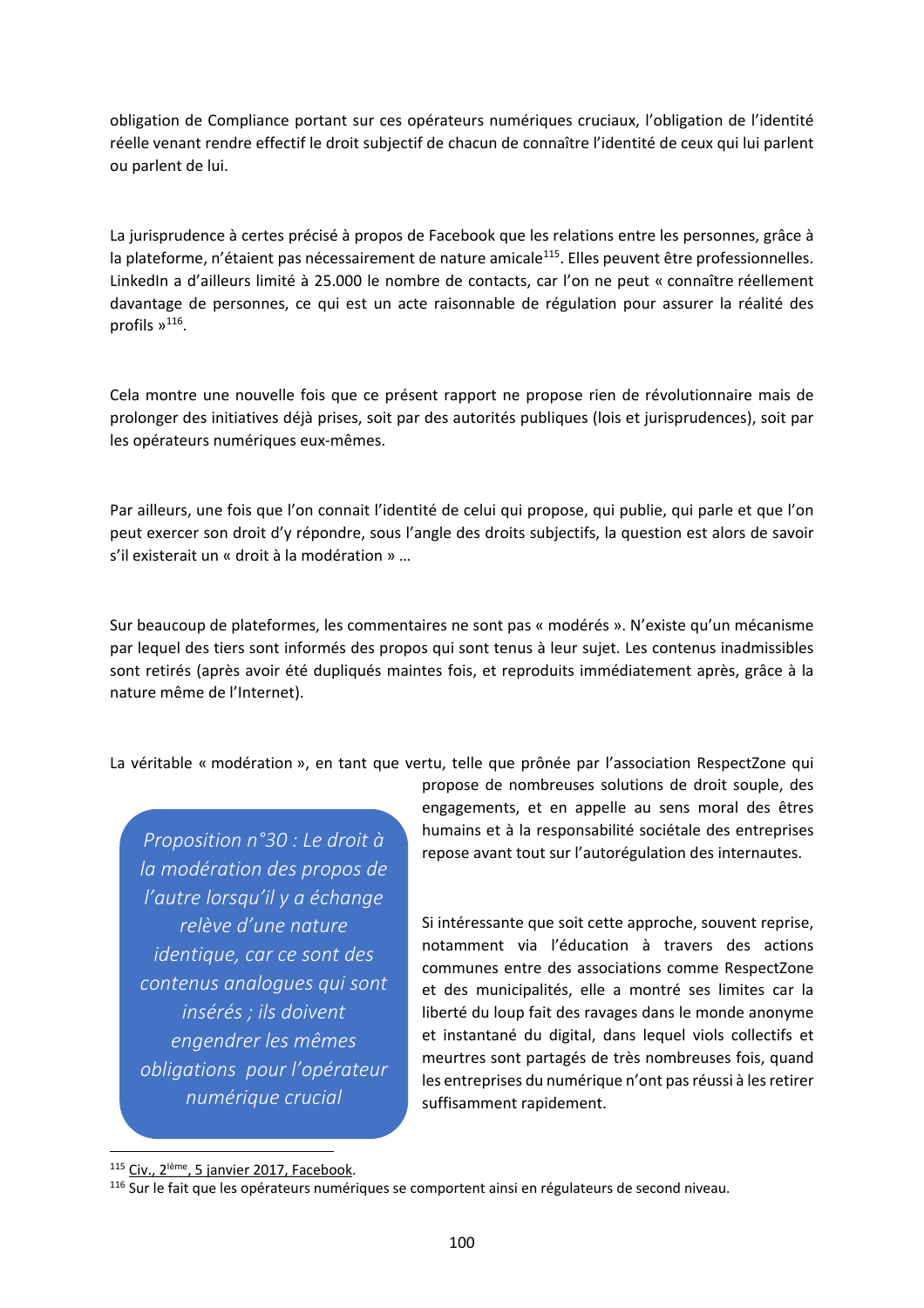obligation de Compliance portant sur ces opérateurs numériques cruciaux, l'obligation de l'identité réelle venant rendre effectif le droit subjectif de chacun de connaître l'identité de ceux qui lui parlent ou parlent de lui.

La jurisprudence à certes précisé à propos de Facebook que les relations entre les personnes, grâce à la plateforme, n'étaient pas nécessairement de nature amicale[115]. Elles peuvent être professionnelles. LinkedIn a d'ailleurs limité à 25.000 le nombre de contacts, car l'on ne peut « connaître réellement davantage de personnes, ce qui est un acte raisonnable de régulation pour assurer la réalité des profils »[116].

Cela montre une nouvelle fois que ce présent rapport ne propose rien de révolutionnaire mais de prolonger des initiatives déjà prises, soit par des autorités publiques (lois et jurisprudences), soit par les opérateurs numériques eux-mêmes.

Par ailleurs, une fois que l'on connait l'identité de celui qui propose, qui publie, qui parle et que l'on peut exercer son droit d'y répondre, sous l'angle des droits subjectifs, la question est alors de savoir s'il existerait un « droit à la modération » …

Sur beaucoup de plateformes, les commentaires ne sont pas « modérés ». N'existe qu'un mécanisme par lequel des tiers sont informés des propos qui sont tenus à leur sujet. Les contenus inadmissibles sont retirés (après avoir été dupliqués maintes fois, et reproduits immédiatement après, grâce à la nature même de l'Internet).

La véritable « modération », en tant que vertu, telle que prônée par l'association RespectZone qui propose de nombreuses solutions de droit souple, des engagements, et en appelle au sens moral des êtres humains et à la responsabilité sociétale des entreprises repose avant tout sur l'autorégulation des internautes.

*Proposition n°30 : Le droit à la modération des propos de l'autre lorsqu'il y a échange relève d'une nature identique, car ce sont des contenus analogues qui sont insérés ; ils doivent engendrer les mêmes obligations pour l'opérateur numérique crucial*

Si intéressante que soit cette approche, souvent reprise, notamment via l'éducation à travers des actions communes entre des associations comme RespectZone et des municipalités, elle a montré ses limites car la liberté du loup fait des ravages dans le monde anonyme et instantané du digital, dans lequel viols collectifs et meurtres sont partagés de très nombreuses fois, quand les entreprises du numérique n'ont pas réussi à les retirer suffisamment rapidement.

---

[115] Civ., 2ième, 5 janvier 2017, Facebook.

[116] Sur le fait que les opérateurs numériques se comportent ainsi en régulateurs de second niveau.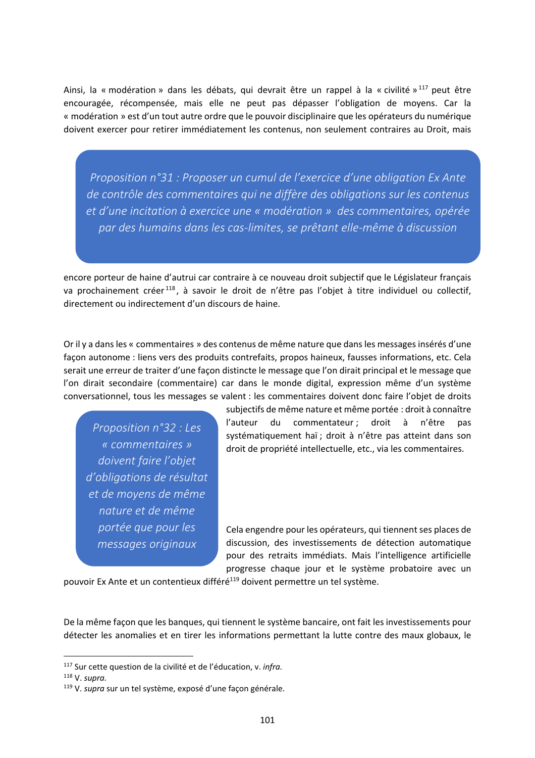Ainsi, la « modération » dans les débats, qui devrait être un rappel à la « civilité »[117] peut être encouragée, récompensée, mais elle ne peut pas dépasser l'obligation de moyens. Car la « modération » est d'un tout autre ordre que le pouvoir disciplinaire que les opérateurs du numérique doivent exercer pour retirer immédiatement les contenus, non seulement contraires au Droit, mais encore porteur de haine d'autrui car contraire à ce nouveau droit subjectif que le Législateur français va prochainement créer[118], à savoir le droit de n'être pas l'objet à titre individuel ou collectif, directement ou indirectement d'un discours de haine.

> *Proposition n°31 : Proposer un cumul de l'exercice d'une obligation Ex Ante de contrôle des commentaires qui ne diffère des obligations sur les contenus et d'une incitation à exercice une « modération » des commentaires, opérée par des humains dans les cas-limites, se prêtant elle-même à discussion*

Or il y a dans les « commentaires » des contenus de même nature que dans les messages insérés d'une façon autonome : liens vers des produits contrefaits, propos haineux, fausses informations, etc. Cela serait une erreur de traiter d'une façon distincte le message que l'on dirait principal et le message que l'on dirait secondaire (commentaire) car dans le monde digital, expression même d'un système conversationnel, tous les messages se valent : les commentaires doivent donc faire l'objet de droits subjectifs de même nature et même portée : droit à connaître l'auteur du commentateur ; droit à n'être pas systématiquement haï ; droit à n'être pas atteint dans son droit de propriété intellectuelle, etc., via les commentaires.

> *Proposition n°32 : Les « commentaires » doivent faire l'objet d'obligations de résultat et de moyens de même nature et de même portée que pour les messages originaux*

Cela engendre pour les opérateurs, qui tiennent ses places de discussion, des investissements de détection automatique pour des retraits immédiats. Mais l'intelligence artificielle progresse chaque jour et le système probatoire avec un pouvoir Ex Ante et un contentieux différé[119] doivent permettre un tel système.

De la même façon que les banques, qui tiennent le système bancaire, ont fait les investissements pour détecter les anomalies et en tirer les informations permettant la lutte contre des maux globaux, le

---

[117] Sur cette question de la civilité et de l'éducation, v. *infra*.

[118] V. *supra*.

[119] V. *supra* sur un tel système, exposé d'une façon générale.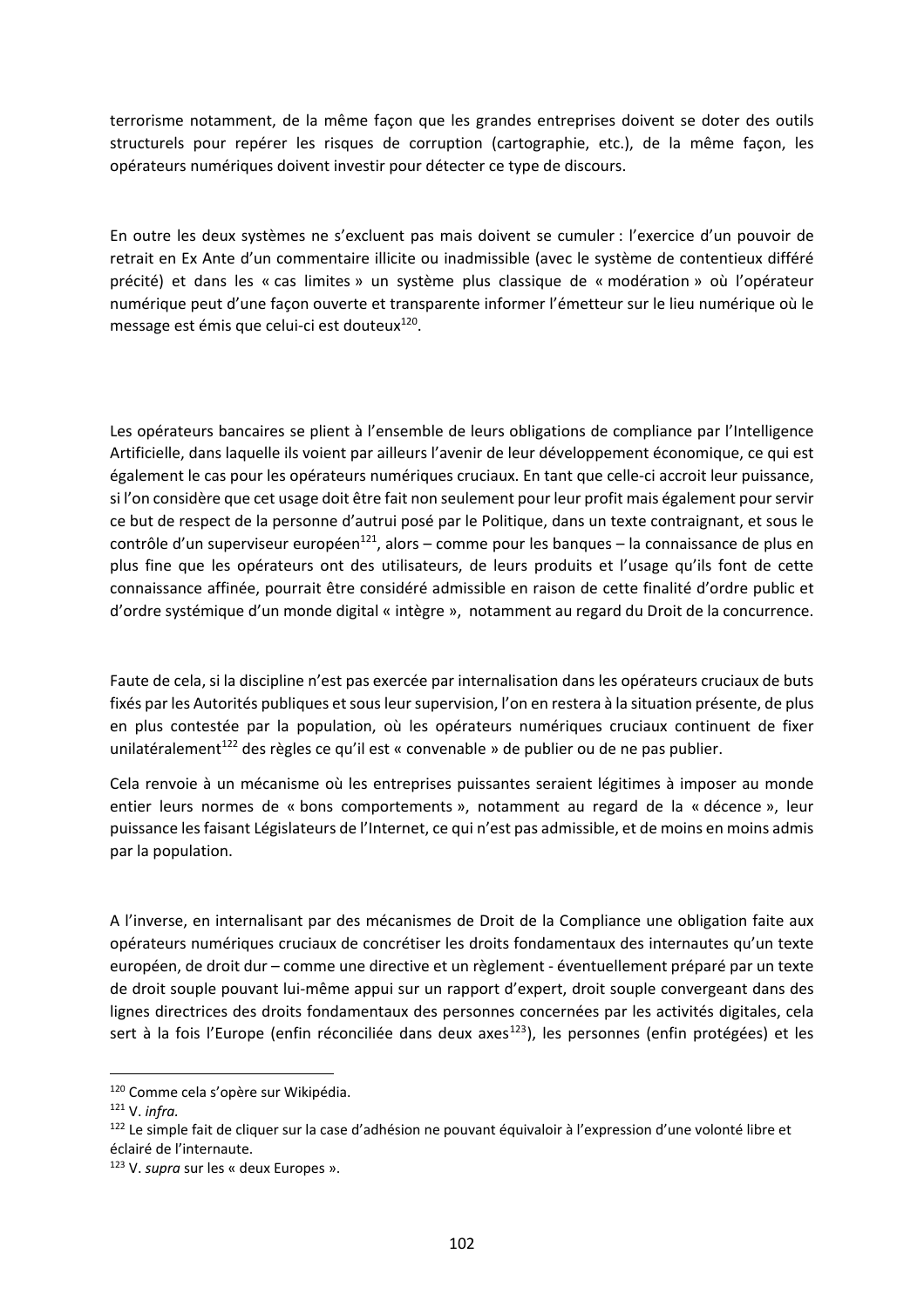terrorisme notamment, de la même façon que les grandes entreprises doivent se doter des outils structurels pour repérer les risques de corruption (cartographie, etc.), de la même façon, les opérateurs numériques doivent investir pour détecter ce type de discours.

En outre les deux systèmes ne s'excluent pas mais doivent se cumuler : l'exercice d'un pouvoir de retrait en Ex Ante d'un commentaire illicite ou inadmissible (avec le système de contentieux différé précité) et dans les « cas limites » un système plus classique de « modération » où l'opérateur numérique peut d'une façon ouverte et transparente informer l'émetteur sur le lieu numérique où le message est émis que celui-ci est douteux[120].

Les opérateurs bancaires se plient à l'ensemble de leurs obligations de compliance par l'Intelligence Artificielle, dans laquelle ils voient par ailleurs l'avenir de leur développement économique, ce qui est également le cas pour les opérateurs numériques cruciaux. En tant que celle-ci accroit leur puissance, si l'on considère que cet usage doit être fait non seulement pour leur profit mais également pour servir ce but de respect de la personne d'autrui posé par le Politique, dans un texte contraignant, et sous le contrôle d'un superviseur européen[121], alors – comme pour les banques – la connaissance de plus en plus fine que les opérateurs ont des utilisateurs, de leurs produits et l'usage qu'ils font de cette connaissance affinée, pourrait être considéré admissible en raison de cette finalité d'ordre public et d'ordre systémique d'un monde digital « intègre », notamment au regard du Droit de la concurrence.

Faute de cela, si la discipline n'est pas exercée par internalisation dans les opérateurs cruciaux de buts fixés par les Autorités publiques et sous leur supervision, l'on en restera à la situation présente, de plus en plus contestée par la population, où les opérateurs numériques cruciaux continuent de fixer unilatéralement[122] des règles ce qu'il est « convenable » de publier ou de ne pas publier.

Cela renvoie à un mécanisme où les entreprises puissantes seraient légitimes à imposer au monde entier leurs normes de « bons comportements », notamment au regard de la « décence », leur puissance les faisant Législateurs de l'Internet, ce qui n'est pas admissible, et de moins en moins admis par la population.

A l'inverse, en internalisant par des mécanismes de Droit de la Compliance une obligation faite aux opérateurs numériques cruciaux de concrétiser les droits fondamentaux des internautes qu'un texte européen, de droit dur – comme une directive et un règlement - éventuellement préparé par un texte de droit souple pouvant lui-même appui sur un rapport d'expert, droit souple convergeant dans des lignes directrices des droits fondamentaux des personnes concernées par les activités digitales, cela sert à la fois l'Europe (enfin réconciliée dans deux axes[123]), les personnes (enfin protégées) et les

---

[120] Comme cela s'opère sur Wikipédia.

[121] V. *infra.*

[122] Le simple fait de cliquer sur la case d'adhésion ne pouvant équivaloir à l'expression d'une volonté libre et éclairé de l'internaute.

[123] V. *supra* sur les « deux Europes ».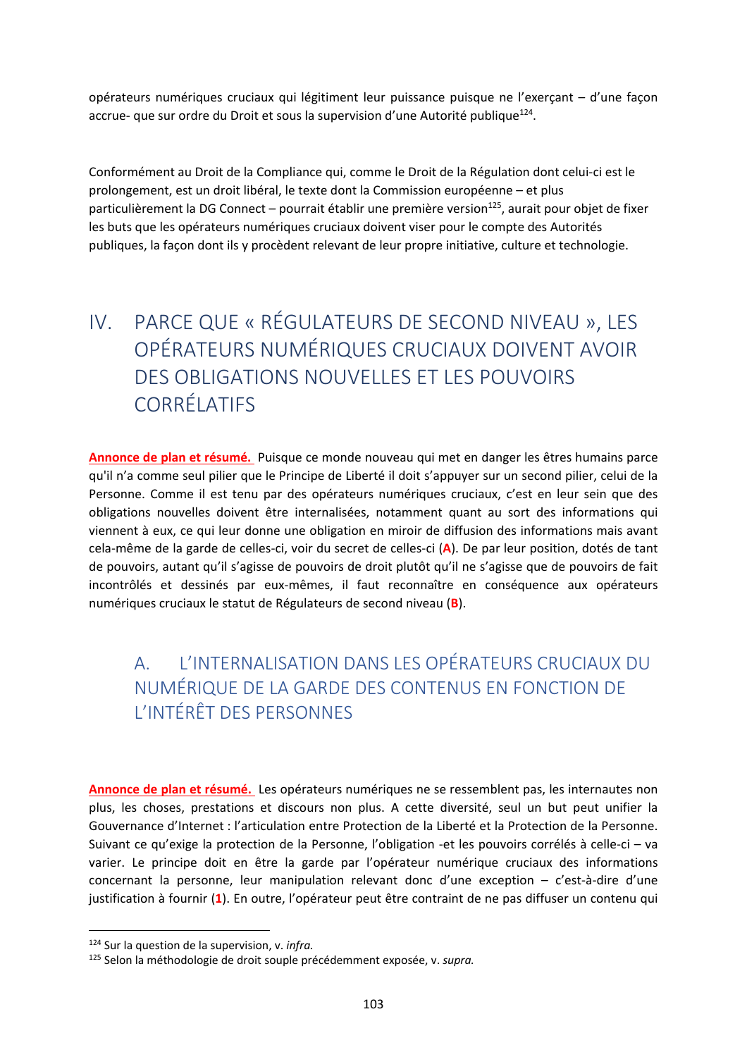opérateurs numériques cruciaux qui légitiment leur puissance puisque ne l'exerçant – d'une façon accrue- que sur ordre du Droit et sous la supervision d'une Autorité publique[124].

Conformément au Droit de la Compliance qui, comme le Droit de la Régulation dont celui-ci est le prolongement, est un droit libéral, le texte dont la Commission européenne – et plus particulièrement la DG Connect – pourrait établir une première version[125], aurait pour objet de fixer les buts que les opérateurs numériques cruciaux doivent viser pour le compte des Autorités publiques, la façon dont ils y procèdent relevant de leur propre initiative, culture et technologie.

# IV. PARCE QUE « RÉGULATEURS DE SECOND NIVEAU », LES OPÉRATEURS NUMÉRIQUES CRUCIAUX DOIVENT AVOIR DES OBLIGATIONS NOUVELLES ET LES POUVOIRS CORRÉLATIFS

**Annonce de plan et résumé.** Puisque ce monde nouveau qui met en danger les êtres humains parce qu'il n'a comme seul pilier que le Principe de Liberté il doit s'appuyer sur un second pilier, celui de la Personne. Comme il est tenu par des opérateurs numériques cruciaux, c'est en leur sein que des obligations nouvelles doivent être internalisées, notamment quant au sort des informations qui viennent à eux, ce qui leur donne une obligation en miroir de diffusion des informations mais avant cela-même de la garde de celles-ci, voir du secret de celles-ci (**A**). De par leur position, dotés de tant de pouvoirs, autant qu'il s'agisse de pouvoirs de droit plutôt qu'il ne s'agisse que de pouvoirs de fait incontrôlés et dessinés par eux-mêmes, il faut reconnaître en conséquence aux opérateurs numériques cruciaux le statut de Régulateurs de second niveau (**B**).

## A. L'INTERNALISATION DANS LES OPÉRATEURS CRUCIAUX DU NUMÉRIQUE DE LA GARDE DES CONTENUS EN FONCTION DE L'INTÉRÊT DES PERSONNES

**Annonce de plan et résumé.** Les opérateurs numériques ne se ressemblent pas, les internautes non plus, les choses, prestations et discours non plus. A cette diversité, seul un but peut unifier la Gouvernance d'Internet : l'articulation entre Protection de la Liberté et la Protection de la Personne. Suivant ce qu'exige la protection de la Personne, l'obligation -et les pouvoirs corrélés à celle-ci – va varier. Le principe doit en être la garde par l'opérateur numérique cruciaux des informations concernant la personne, leur manipulation relevant donc d'une exception – c'est-à-dire d'une justification à fournir (**1**). En outre, l'opérateur peut être contraint de ne pas diffuser un contenu qui

[124] Sur la question de la supervision, v. *infra.*

[125] Selon la méthodologie de droit souple précédemment exposée, v. *supra.*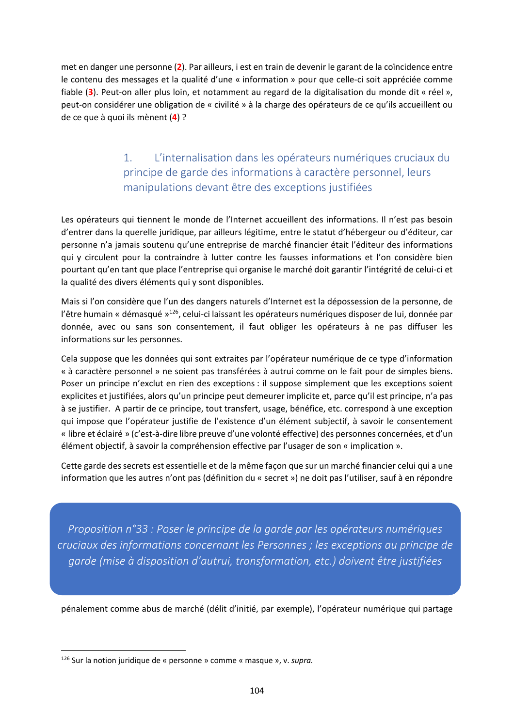met en danger une personne (**2**). Par ailleurs, i est en train de devenir le garant de la coïncidence entre le contenu des messages et la qualité d'une « information » pour que celle-ci soit appréciée comme fiable (**3**). Peut-on aller plus loin, et notamment au regard de la digitalisation du monde dit « réel », peut-on considérer une obligation de « civilité » à la charge des opérateurs de ce qu'ils accueillent ou de ce que à quoi ils mènent (**4**) ?

### 1. L'internalisation dans les opérateurs numériques cruciaux du principe de garde des informations à caractère personnel, leurs manipulations devant être des exceptions justifiées

Les opérateurs qui tiennent le monde de l'Internet accueillent des informations. Il n'est pas besoin d'entrer dans la querelle juridique, par ailleurs légitime, entre le statut d'hébergeur ou d'éditeur, car personne n'a jamais soutenu qu'une entreprise de marché financier était l'éditeur des informations qui y circulent pour la contraindre à lutter contre les fausses informations et l'on considère bien pourtant qu'en tant que place l'entreprise qui organise le marché doit garantir l'intégrité de celui-ci et la qualité des divers éléments qui y sont disponibles.

Mais si l'on considère que l'un des dangers naturels d'Internet est la dépossession de la personne, de l'être humain « démasqué »[126], celui-ci laissant les opérateurs numériques disposer de lui, donnée par donnée, avec ou sans son consentement, il faut obliger les opérateurs à ne pas diffuser les informations sur les personnes.

Cela suppose que les données qui sont extraites par l'opérateur numérique de ce type d'information « à caractère personnel » ne soient pas transférées à autrui comme on le fait pour de simples biens. Poser un principe n'exclut en rien des exceptions : il suppose simplement que les exceptions soient explicites et justifiées, alors qu'un principe peut demeurer implicite et, parce qu'il est principe, n'a pas à se justifier. A partir de ce principe, tout transfert, usage, bénéfice, etc. correspond à une exception qui impose que l'opérateur justifie de l'existence d'un élément subjectif, à savoir le consentement « libre et éclairé » (c'est-à-dire libre preuve d'une volonté effective) des personnes concernées, et d'un élément objectif, à savoir la compréhension effective par l'usager de son « implication ».

Cette garde des secrets est essentielle et de la même façon que sur un marché financier celui qui a une information que les autres n'ont pas (définition du « secret ») ne doit pas l'utiliser, sauf à en répondre

> *Proposition n°33 : Poser le principe de la garde par les opérateurs numériques cruciaux des informations concernant les Personnes ; les exceptions au principe de garde (mise à disposition d'autrui, transformation, etc.) doivent être justifiées*

pénalement comme abus de marché (délit d'initié, par exemple), l'opérateur numérique qui partage

---

[126] Sur la notion juridique de « personne » comme « masque », v. *supra*.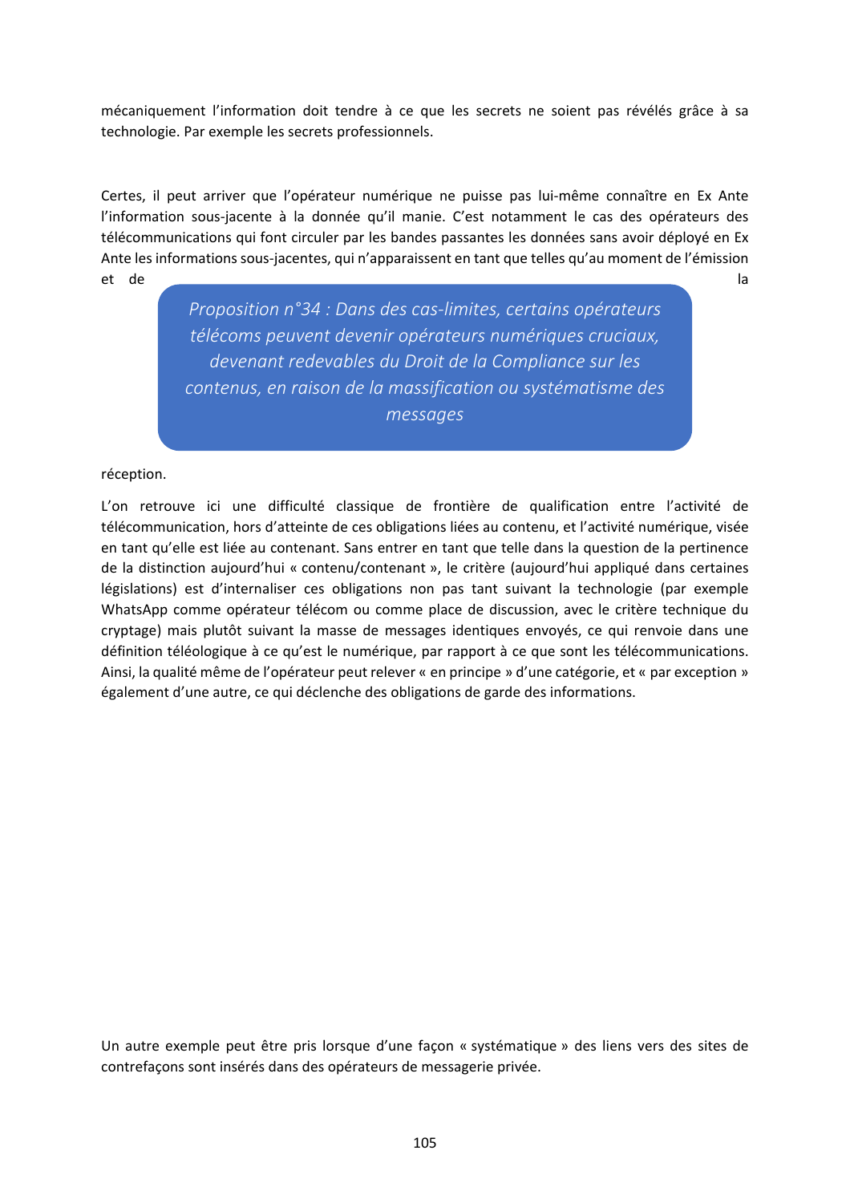mécaniquement l'information doit tendre à ce que les secrets ne soient pas révélés grâce à sa technologie. Par exemple les secrets professionnels.

Certes, il peut arriver que l'opérateur numérique ne puisse pas lui-même connaître en Ex Ante l'information sous-jacente à la donnée qu'il manie. C'est notamment le cas des opérateurs des télécommunications qui font circuler par les bandes passantes les données sans avoir déployé en Ex Ante les informations sous-jacentes, qui n'apparaissent en tant que telles qu'au moment de l'émission et de la réception.

> *Proposition n°34 : Dans des cas-limites, certains opérateurs télécoms peuvent devenir opérateurs numériques cruciaux, devenant redevables du Droit de la Compliance sur les contenus, en raison de la massification ou systématisme des messages*

L'on retrouve ici une difficulté classique de frontière de qualification entre l'activité de télécommunication, hors d'atteinte de ces obligations liées au contenu, et l'activité numérique, visée en tant qu'elle est liée au contenant. Sans entrer en tant que telle dans la question de la pertinence de la distinction aujourd'hui « contenu/contenant », le critère (aujourd'hui appliqué dans certaines législations) est d'internaliser ces obligations non pas tant suivant la technologie (par exemple WhatsApp comme opérateur télécom ou comme place de discussion, avec le critère technique du cryptage) mais plutôt suivant la masse de messages identiques envoyés, ce qui renvoie dans une définition téléologique à ce qu'est le numérique, par rapport à ce que sont les télécommunications. Ainsi, la qualité même de l'opérateur peut relever « en principe » d'une catégorie, et « par exception » également d'une autre, ce qui déclenche des obligations de garde des informations.

Un autre exemple peut être pris lorsque d'une façon « systématique » des liens vers des sites de contrefaçons sont insérés dans des opérateurs de messagerie privée.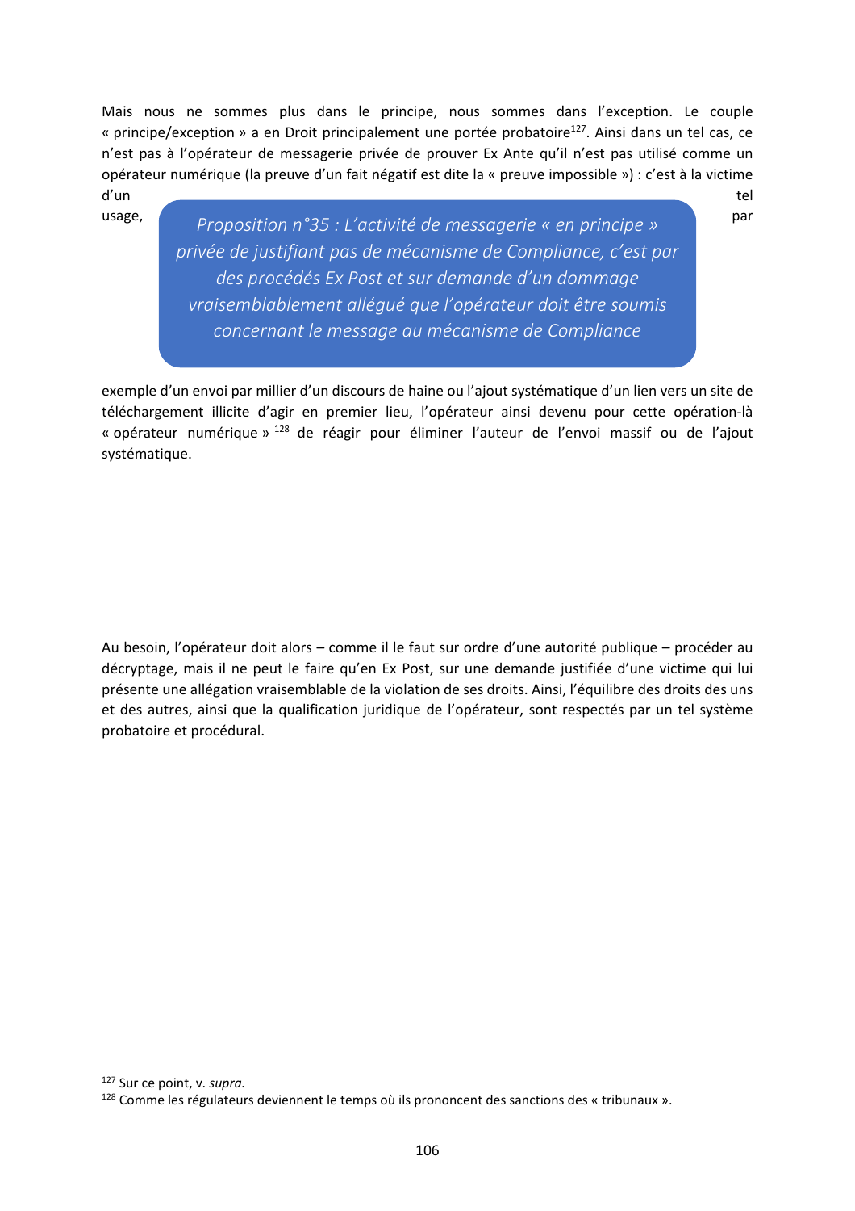Mais nous ne sommes plus dans le principe, nous sommes dans l'exception. Le couple « principe/exception » a en Droit principalement une portée probatoire[127]. Ainsi dans un tel cas, ce n'est pas à l'opérateur de messagerie privée de prouver Ex Ante qu'il n'est pas utilisé comme un opérateur numérique (la preuve d'un fait négatif est dite la « preuve impossible ») : c'est à la victime d'un tel usage, par exemple d'un envoi par millier d'un discours de haine ou l'ajout systématique d'un lien vers un site de téléchargement illicite d'agir en premier lieu, l'opérateur ainsi devenu pour cette opération-là « opérateur numérique »[128] de réagir pour éliminer l'auteur de l'envoi massif ou de l'ajout systématique.

> *Proposition n°35 : L'activité de messagerie « en principe » privée de justifiant pas de mécanisme de Compliance, c'est par des procédés Ex Post et sur demande d'un dommage vraisemblablement allégué que l'opérateur doit être soumis concernant le message au mécanisme de Compliance*

Au besoin, l'opérateur doit alors – comme il le faut sur ordre d'une autorité publique – procéder au décryptage, mais il ne peut le faire qu'en Ex Post, sur une demande justifiée d'une victime qui lui présente une allégation vraisemblable de la violation de ses droits. Ainsi, l'équilibre des droits des uns et des autres, ainsi que la qualification juridique de l'opérateur, sont respectés par un tel système probatoire et procédural.

---

[127] Sur ce point, v. *supra.*

[128] Comme les régulateurs deviennent le temps où ils prononcent des sanctions des « tribunaux ».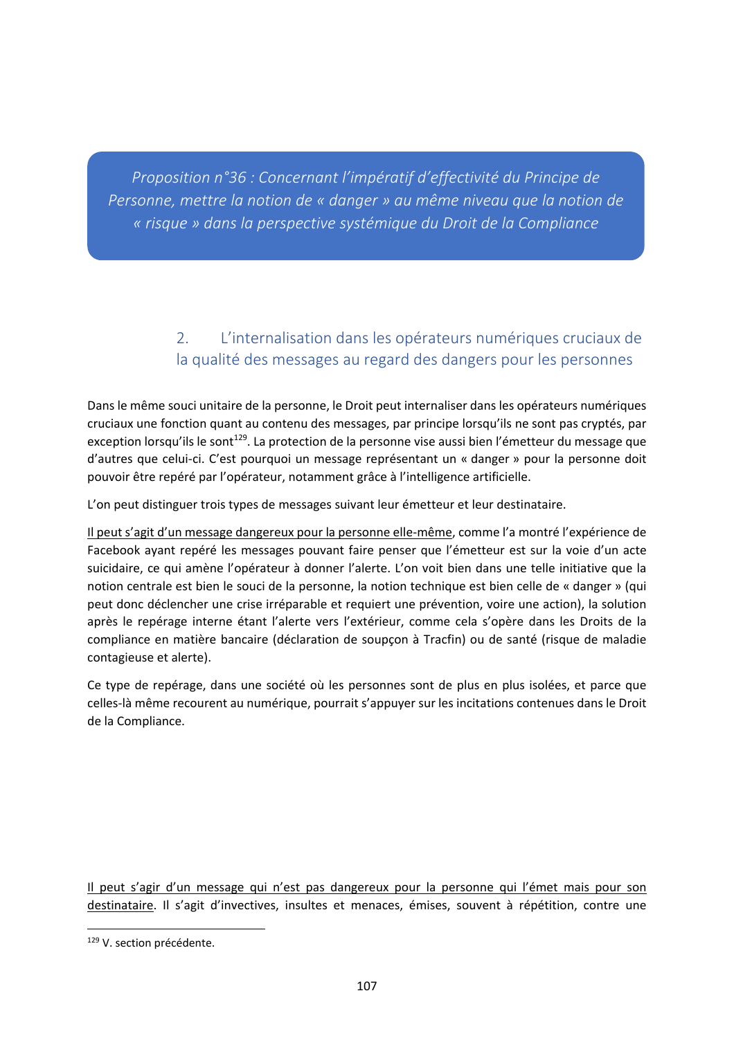*Proposition n°36 : Concernant l'impératif d'effectivité du Principe de Personne, mettre la notion de « danger » au même niveau que la notion de « risque » dans la perspective systémique du Droit de la Compliance*

### 2. L'internalisation dans les opérateurs numériques cruciaux de la qualité des messages au regard des dangers pour les personnes

Dans le même souci unitaire de la personne, le Droit peut internaliser dans les opérateurs numériques cruciaux une fonction quant au contenu des messages, par principe lorsqu'ils ne sont pas cryptés, par exception lorsqu'ils le sont[129]. La protection de la personne vise aussi bien l'émetteur du message que d'autres que celui-ci. C'est pourquoi un message représentant un « danger » pour la personne doit pouvoir être repéré par l'opérateur, notamment grâce à l'intelligence artificielle.

L'on peut distinguer trois types de messages suivant leur émetteur et leur destinataire.

Il peut s'agir d'un message dangereux pour la personne elle-même, comme l'a montré l'expérience de Facebook ayant repéré les messages pouvant faire penser que l'émetteur est sur la voie d'un acte suicidaire, ce qui amène l'opérateur à donner l'alerte. L'on voit bien dans une telle initiative que la notion centrale est bien le souci de la personne, la notion technique est bien celle de « danger » (qui peut donc déclencher une crise irréparable et requiert une prévention, voire une action), la solution après le repérage interne étant l'alerte vers l'extérieur, comme cela s'opère dans les Droits de la compliance en matière bancaire (déclaration de soupçon à Tracfin) ou de santé (risque de maladie contagieuse et alerte).

Ce type de repérage, dans une société où les personnes sont de plus en plus isolées, et parce que celles-là même recourent au numérique, pourrait s'appuyer sur les incitations contenues dans le Droit de la Compliance.

Il peut s'agir d'un message qui n'est pas dangereux pour la personne qui l'émet mais pour son destinataire. Il s'agit d'invectives, insultes et menaces, émises, souvent à répétition, contre une

[129] V. section précédente.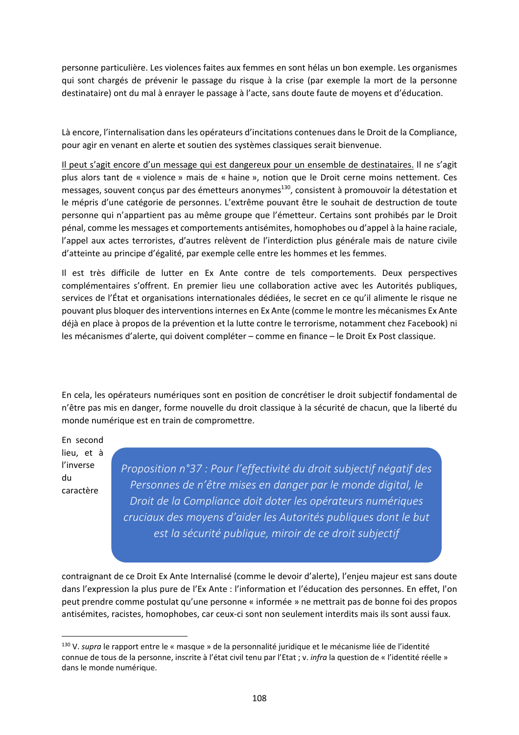personne particulière. Les violences faites aux femmes en sont hélas un bon exemple. Les organismes qui sont chargés de prévenir le passage du risque à la crise (par exemple la mort de la personne destinataire) ont du mal à enrayer le passage à l'acte, sans doute faute de moyens et d'éducation.

Là encore, l'internalisation dans les opérateurs d'incitations contenues dans le Droit de la Compliance, pour agir en venant en alerte et soutien des systèmes classiques serait bienvenue.

<u>Il peut s'agit encore d'un message qui est dangereux pour un ensemble de destinataires.</u> Il ne s'agit plus alors tant de « violence » mais de « haine », notion que le Droit cerne moins nettement. Ces messages, souvent conçus par des émetteurs anonymes[130], consistent à promouvoir la détestation et le mépris d'une catégorie de personnes. L'extrême pouvant être le souhait de destruction de toute personne qui n'appartient pas au même groupe que l'émetteur. Certains sont prohibés par le Droit pénal, comme les messages et comportements antisémites, homophobes ou d'appel à la haine raciale, l'appel aux actes terroristes, d'autres relèvent de l'interdiction plus générale mais de nature civile d'atteinte au principe d'égalité, par exemple celle entre les hommes et les femmes.

Il est très difficile de lutter en Ex Ante contre de tels comportements. Deux perspectives complémentaires s'offrent. En premier lieu une collaboration active avec les Autorités publiques, services de l'État et organisations internationales dédiées, le secret en ce qu'il alimente le risque ne pouvant plus bloquer des interventions internes en Ex Ante (comme le montre les mécanismes Ex Ante déjà en place à propos de la prévention et la lutte contre le terrorisme, notamment chez Facebook) ni les mécanismes d'alerte, qui doivent compléter – comme en finance – le Droit Ex Post classique.

En cela, les opérateurs numériques sont en position de concrétiser le droit subjectif fondamental de n'être pas mis en danger, forme nouvelle du droit classique à la sécurité de chacun, que la liberté du monde numérique est en train de compromettre.

> *Proposition n°37 : Pour l'effectivité du droit subjectif négatif des Personnes de n'être mises en danger par le monde digital, le Droit de la Compliance doit doter les opérateurs numériques cruciaux des moyens d'aider les Autorités publiques dont le but est la sécurité publique, miroir de ce droit subjectif*

En second lieu, et à l'inverse du caractère contraignant de ce Droit Ex Ante Internalisé (comme le devoir d'alerte), l'enjeu majeur est sans doute dans l'expression la plus pure de l'Ex Ante : l'information et l'éducation des personnes. En effet, l'on peut prendre comme postulat qu'une personne « informée » ne mettrait pas de bonne foi des propos antisémites, racistes, homophobes, car ceux-ci sont non seulement interdits mais ils sont aussi faux.

---

[130] V. *supra* le rapport entre le « masque » de la personnalité juridique et le mécanisme liée de l'identité connue de tous de la personne, inscrite à l'état civil tenu par l'Etat ; v. *infra* la question de « l'identité réelle » dans le monde numérique.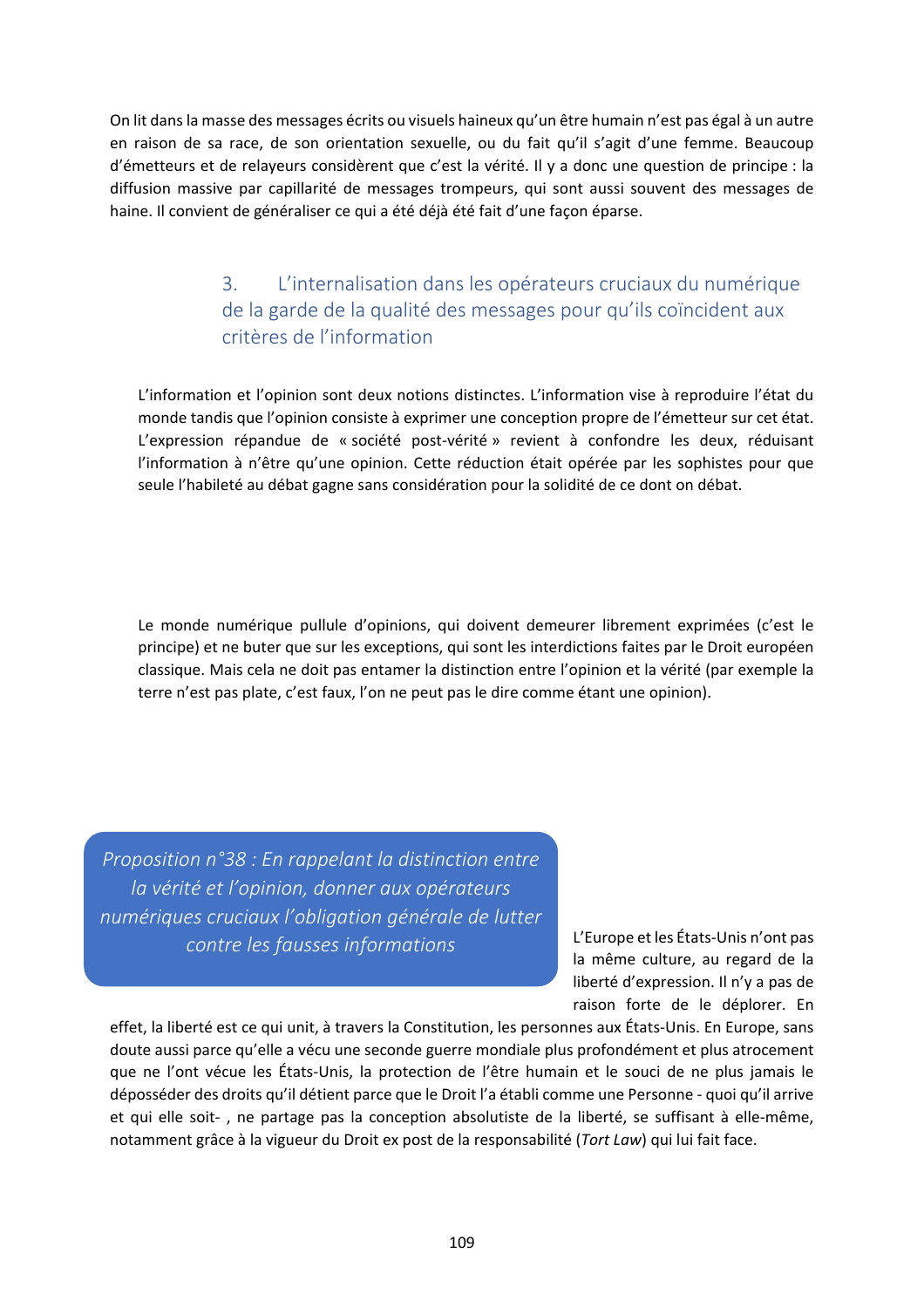On lit dans la masse des messages écrits ou visuels haineux qu'un être humain n'est pas égal à un autre en raison de sa race, de son orientation sexuelle, ou du fait qu'il s'agit d'une femme. Beaucoup d'émetteurs et de relayeurs considèrent que c'est la vérité. Il y a donc une question de principe : la diffusion massive par capillarité de messages trompeurs, qui sont aussi souvent des messages de haine. Il convient de généraliser ce qui a été déjà été fait d'une façon éparse.

### 3. L'internalisation dans les opérateurs cruciaux du numérique de la garde de la qualité des messages pour qu'ils coïncident aux critères de l'information

L'information et l'opinion sont deux notions distinctes. L'information vise à reproduire l'état du monde tandis que l'opinion consiste à exprimer une conception propre de l'émetteur sur cet état. L'expression répandue de « société post-vérité » revient à confondre les deux, réduisant l'information à n'être qu'une opinion. Cette réduction était opérée par les sophistes pour que seule l'habileté au débat gagne sans considération pour la solidité de ce dont on débat.

Le monde numérique pullule d'opinions, qui doivent demeurer librement exprimées (c'est le principe) et ne buter que sur les exceptions, qui sont les interdictions faites par le Droit européen classique. Mais cela ne doit pas entamer la distinction entre l'opinion et la vérité (par exemple la terre n'est pas plate, c'est faux, l'on ne peut pas le dire comme étant une opinion).

*Proposition n°38 : En rappelant la distinction entre la vérité et l'opinion, donner aux opérateurs numériques cruciaux l'obligation générale de lutter contre les fausses informations*

L'Europe et les États-Unis n'ont pas la même culture, au regard de la liberté d'expression. Il n'y a pas de raison forte de le déplorer. En effet, la liberté est ce qui unit, à travers la Constitution, les personnes aux États-Unis. En Europe, sans doute aussi parce qu'elle a vécu une seconde guerre mondiale plus profondément et plus atrocement que ne l'ont vécue les États-Unis, la protection de l'être humain et le souci de ne plus jamais le déposséder des droits qu'il détient parce que le Droit l'a établi comme une Personne - quoi qu'il arrive et qui elle soit- , ne partage pas la conception absolutiste de la liberté, se suffisant à elle-même, notamment grâce à la vigueur du Droit ex post de la responsabilité (*Tort Law*) qui lui fait face.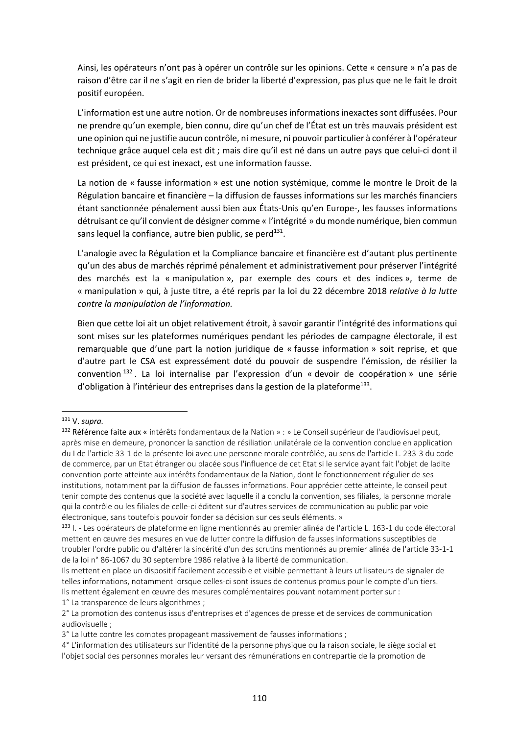Ainsi, les opérateurs n'ont pas à opérer un contrôle sur les opinions. Cette « censure » n'a pas de raison d'être car il ne s'agit en rien de brider la liberté d'expression, pas plus que ne le fait le droit positif européen.

L'information est une autre notion. Or de nombreuses informations inexactes sont diffusées. Pour ne prendre qu'un exemple, bien connu, dire qu'un chef de l'État est un très mauvais président est une opinion qui ne justifie aucun contrôle, ni mesure, ni pouvoir particulier à conférer à l'opérateur technique grâce auquel cela est dit ; mais dire qu'il est né dans un autre pays que celui-ci dont il est président, ce qui est inexact, est une information fausse.

La notion de « fausse information » est une notion systémique, comme le montre le Droit de la Régulation bancaire et financière – la diffusion de fausses informations sur les marchés financiers étant sanctionnée pénalement aussi bien aux États-Unis qu'en Europe-, les fausses informations détruisant ce qu'il convient de désigner comme « l'intégrité » du monde numérique, bien commun sans lequel la confiance, autre bien public, se perd[131].

L'analogie avec la Régulation et la Compliance bancaire et financière est d'autant plus pertinente qu'un des abus de marchés réprimé pénalement et administrativement pour préserver l'intégrité des marchés est la « manipulation », par exemple des cours et des indices », terme de « manipulation » qui, à juste titre, a été repris par la loi du 22 décembre 2018 *relative à la lutte contre la manipulation de l'information.*

Bien que cette loi ait un objet relativement étroit, à savoir garantir l'intégrité des informations qui sont mises sur les plateformes numériques pendant les périodes de campagne électorale, il est remarquable que d'une part la notion juridique de « fausse information » soit reprise, et que d'autre part le CSA est expressément doté du pouvoir de suspendre l'émission, de résilier la convention[132]. La loi internalise par l'expression d'un « devoir de coopération » une série d'obligation à l'intérieur des entreprises dans la gestion de la plateforme[133].

---

[131] V. *supra.*

[132] Référence faite aux « intérêts fondamentaux de la Nation » : » Le Conseil supérieur de l'audiovisuel peut, après mise en demeure, prononcer la sanction de résiliation unilatérale de la convention conclue en application du I de l'article 33-1 de la présente loi avec une personne morale contrôlée, au sens de l'article L. 233-3 du code de commerce, par un Etat étranger ou placée sous l'influence de cet Etat si le service ayant fait l'objet de ladite convention porte atteinte aux intérêts fondamentaux de la Nation, dont le fonctionnement régulier de ses institutions, notamment par la diffusion de fausses informations. Pour apprécier cette atteinte, le conseil peut tenir compte des contenus que la société avec laquelle il a conclu la convention, ses filiales, la personne morale qui la contrôle ou les filiales de celle-ci éditent sur d'autres services de communication au public par voie électronique, sans toutefois pouvoir fonder sa décision sur ces seuls éléments. »

[133] I. - Les opérateurs de plateforme en ligne mentionnés au premier alinéa de l'article L. 163-1 du code électoral mettent en œuvre des mesures en vue de lutter contre la diffusion de fausses informations susceptibles de troubler l'ordre public ou d'altérer la sincérité d'un des scrutins mentionnés au premier alinéa de l'article 33-1-1 de la loi n° 86-1067 du 30 septembre 1986 relative à la liberté de communication.
Ils mettent en place un dispositif facilement accessible et visible permettant à leurs utilisateurs de signaler de telles informations, notamment lorsque celles-ci sont issues de contenus promus pour le compte d'un tiers.
Ils mettent également en œuvre des mesures complémentaires pouvant notamment porter sur :
1° La transparence de leurs algorithmes ;
2° La promotion des contenus issus d'entreprises et d'agences de presse et de services de communication audiovisuelle ;
3° La lutte contre les comptes propageant massivement de fausses informations ;
4° L'information des utilisateurs sur l'identité de la personne physique ou la raison sociale, le siège social et l'objet social des personnes morales leur versant des rémunérations en contrepartie de la promotion de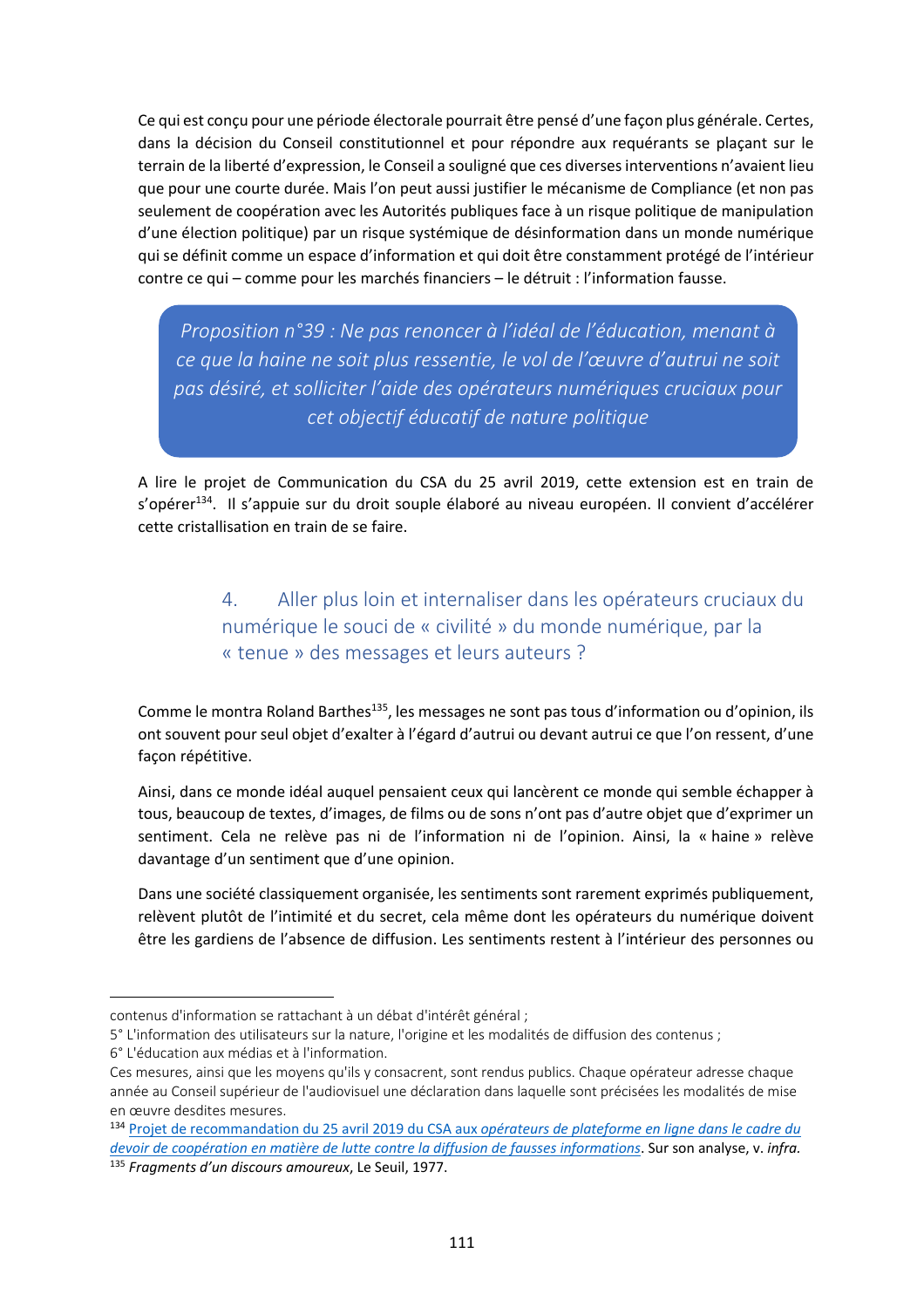Ce qui est conçu pour une période électorale pourrait être pensé d'une façon plus générale. Certes, dans la décision du Conseil constitutionnel et pour répondre aux requérants se plaçant sur le terrain de la liberté d'expression, le Conseil a souligné que ces diverses interventions n'avaient lieu que pour une courte durée. Mais l'on peut aussi justifier le mécanisme de Compliance (et non pas seulement de coopération avec les Autorités publiques face à un risque politique de manipulation d'une élection politique) par un risque systémique de désinformation dans un monde numérique qui se définit comme un espace d'information et qui doit être constamment protégé de l'intérieur contre ce qui – comme pour les marchés financiers – le détruit : l'information fausse.

> *Proposition n°39 : Ne pas renoncer à l'idéal de l'éducation, menant à ce que la haine ne soit plus ressentie, le vol de l'œuvre d'autrui ne soit pas désiré, et solliciter l'aide des opérateurs numériques cruciaux pour cet objectif éducatif de nature politique*

A lire le projet de Communication du CSA du 25 avril 2019, cette extension est en train de s'opérer[134]. Il s'appuie sur du droit souple élaboré au niveau européen. Il convient d'accélérer cette cristallisation en train de se faire.

### 4. Aller plus loin et internaliser dans les opérateurs cruciaux du numérique le souci de « civilité » du monde numérique, par la « tenue » des messages et leurs auteurs ?

Comme le montra Roland Barthes[135], les messages ne sont pas tous d'information ou d'opinion, ils ont souvent pour seul objet d'exalter à l'égard d'autrui ou devant autrui ce que l'on ressent, d'une façon répétitive.

Ainsi, dans ce monde idéal auquel pensaient ceux qui lancèrent ce monde qui semble échapper à tous, beaucoup de textes, d'images, de films ou de sons n'ont pas d'autre objet que d'exprimer un sentiment. Cela ne relève pas ni de l'information ni de l'opinion. Ainsi, la « haine » relève davantage d'un sentiment que d'une opinion.

Dans une société classiquement organisée, les sentiments sont rarement exprimés publiquement, relèvent plutôt de l'intimité et du secret, cela même dont les opérateurs du numérique doivent être les gardiens de l'absence de diffusion. Les sentiments restent à l'intérieur des personnes ou

---

contenus d'information se rattachant à un débat d'intérêt général ;

5° L'information des utilisateurs sur la nature, l'origine et les modalités de diffusion des contenus ;

6° L'éducation aux médias et à l'information.

Ces mesures, ainsi que les moyens qu'ils y consacrent, sont rendus publics. Chaque opérateur adresse chaque année au Conseil supérieur de l'audiovisuel une déclaration dans laquelle sont précisées les modalités de mise en œuvre desdites mesures.

[134] Projet de recommandation du 25 avril 2019 du CSA aux *opérateurs de plateforme en ligne dans le cadre du devoir de coopération en matière de lutte contre la diffusion de fausses informations*. Sur son analyse, v. *infra.*

[135] *Fragments d'un discours amoureux*, Le Seuil, 1977.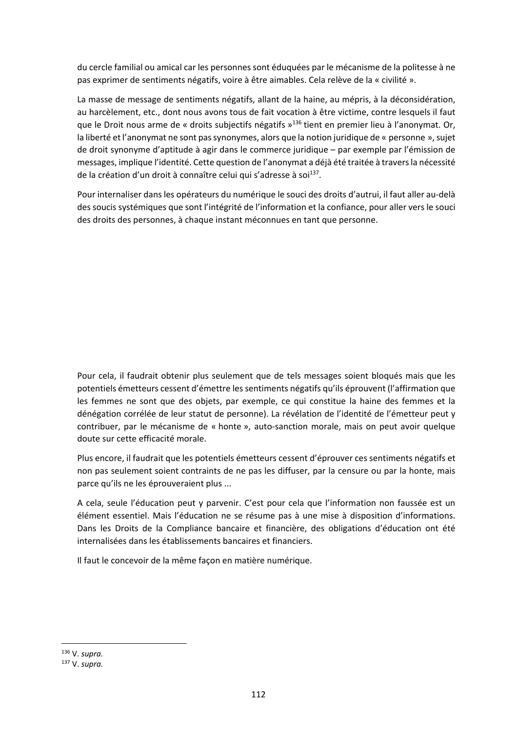du cercle familial ou amical car les personnes sont éduquées par le mécanisme de la politesse à ne pas exprimer de sentiments négatifs, voire à être aimables. Cela relève de la « civilité ».

La masse de message de sentiments négatifs, allant de la haine, au mépris, à la déconsidération, au harcèlement, etc., dont nous avons tous de fait vocation à être victime, contre lesquels il faut que le Droit nous arme de « droits subjectifs négatifs »[136] tient en premier lieu à l'anonymat. Or, la liberté et l'anonymat ne sont pas synonymes, alors que la notion juridique de « personne », sujet de droit synonyme d'aptitude à agir dans le commerce juridique – par exemple par l'émission de messages, implique l'identité. Cette question de l'anonymat a déjà été traitée à travers la nécessité de la création d'un droit à connaître celui qui s'adresse à soi[137].

Pour internaliser dans les opérateurs du numérique le souci des droits d'autrui, il faut aller au-delà des soucis systémiques que sont l'intégrité de l'information et la confiance, pour aller vers le souci des droits des personnes, à chaque instant méconnues en tant que personne.

Pour cela, il faudrait obtenir plus seulement que de tels messages soient bloqués mais que les potentiels émetteurs cessent d'émettre les sentiments négatifs qu'ils éprouvent (l'affirmation que les femmes ne sont que des objets, par exemple, ce qui constitue la haine des femmes et la dénégation corrélée de leur statut de personne). La révélation de l'identité de l'émetteur peut y contribuer, par le mécanisme de « honte », auto-sanction morale, mais on peut avoir quelque doute sur cette efficacité morale.

Plus encore, il faudrait que les potentiels émetteurs cessent d'éprouver ces sentiments négatifs et non pas seulement soient contraints de ne pas les diffuser, par la censure ou par la honte, mais parce qu'ils ne les éprouveraient plus ...

A cela, seule l'éducation peut y parvenir. C'est pour cela que l'information non faussée est un élément essentiel. Mais l'éducation ne se résume pas à une mise à disposition d'informations. Dans les Droits de la Compliance bancaire et financière, des obligations d'éducation ont été internalisées dans les établissements bancaires et financiers.

Il faut le concevoir de la même façon en matière numérique.

[136] V. *supra.*

[137] V. *supra.*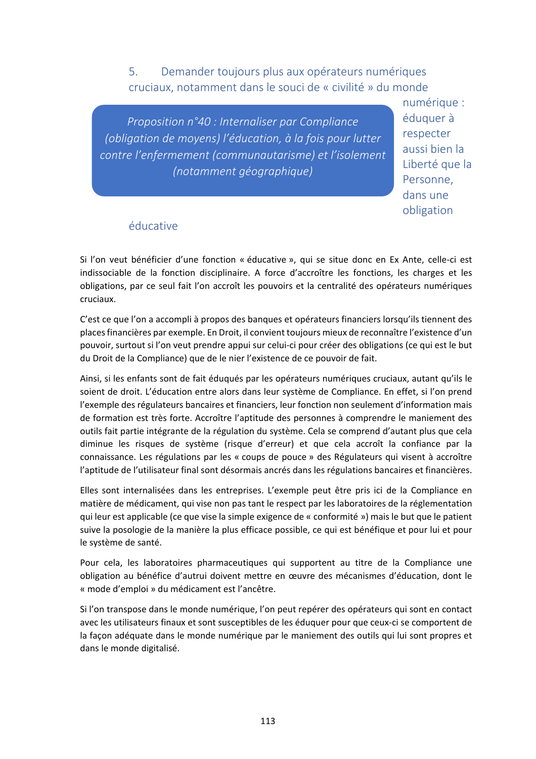### 5. Demander toujours plus aux opérateurs numériques cruciaux, notamment dans le souci de « civilité » du monde numérique : éduquer à respecter aussi bien la Liberté que la Personne, dans une obligation éducative

> *Proposition n°40 : Internaliser par Compliance (obligation de moyens) l'éducation, à la fois pour lutter contre l'enfermement (communautarisme) et l'isolement (notamment géographique)*

Si l'on veut bénéficier d'une fonction « éducative », qui se situe donc en Ex Ante, celle-ci est indissociable de la fonction disciplinaire. A force d'accroître les fonctions, les charges et les obligations, par ce seul fait l'on accroît les pouvoirs et la centralité des opérateurs numériques cruciaux.

C'est ce que l'on a accompli à propos des banques et opérateurs financiers lorsqu'ils tiennent des places financières par exemple. En Droit, il convient toujours mieux de reconnaître l'existence d'un pouvoir, surtout si l'on veut prendre appui sur celui-ci pour créer des obligations (ce qui est le but du Droit de la Compliance) que de le nier l'existence de ce pouvoir de fait.

Ainsi, si les enfants sont de fait éduqués par les opérateurs numériques cruciaux, autant qu'ils le soient de droit. L'éducation entre alors dans leur système de Compliance. En effet, si l'on prend l'exemple des régulateurs bancaires et financiers, leur fonction non seulement d'information mais de formation est très forte. Accroître l'aptitude des personnes à comprendre le maniement des outils fait partie intégrante de la régulation du système. Cela se comprend d'autant plus que cela diminue les risques de système (risque d'erreur) et que cela accroît la confiance par la connaissance. Les régulations par les « coups de pouce » des Régulateurs qui visent à accroître l'aptitude de l'utilisateur final sont désormais ancrés dans les régulations bancaires et financières.

Elles sont internalisées dans les entreprises. L'exemple peut être pris ici de la Compliance en matière de médicament, qui vise non pas tant le respect par les laboratoires de la réglementation qui leur est applicable (ce que vise la simple exigence de « conformité ») mais le but que le patient suive la posologie de la manière la plus efficace possible, ce qui est bénéfique et pour lui et pour le système de santé.

Pour cela, les laboratoires pharmaceutiques qui supportent au titre de la Compliance une obligation au bénéfice d'autrui doivent mettre en œuvre des mécanismes d'éducation, dont le « mode d'emploi » du médicament est l'ancêtre.

Si l'on transpose dans le monde numérique, l'on peut repérer des opérateurs qui sont en contact avec les utilisateurs finaux et sont susceptibles de les éduquer pour que ceux-ci se comportent de la façon adéquate dans le monde numérique par le maniement des outils qui lui sont propres et dans le monde digitalisé.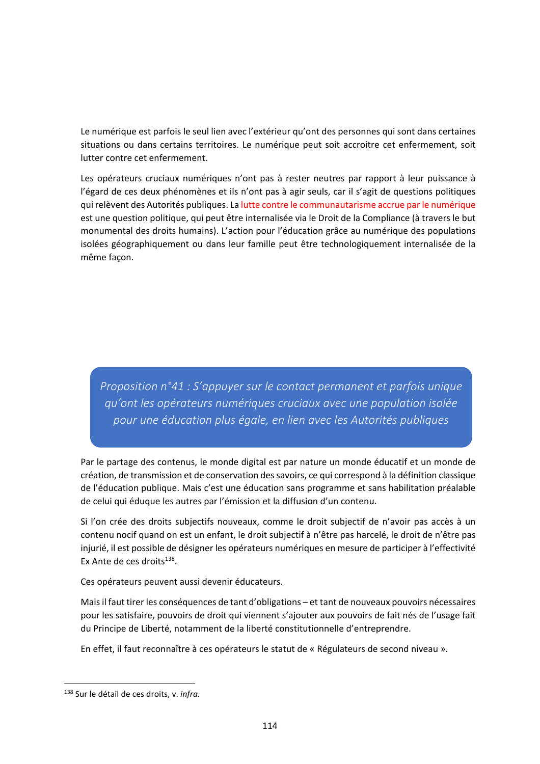Le numérique est parfois le seul lien avec l'extérieur qu'ont des personnes qui sont dans certaines situations ou dans certains territoires. Le numérique peut soit accroitre cet enfermement, soit lutter contre cet enfermement.

Les opérateurs cruciaux numériques n'ont pas à rester neutres par rapport à leur puissance à l'égard de ces deux phénomènes et ils n'ont pas à agir seuls, car il s'agit de questions politiques qui relèvent des Autorités publiques. La lutte contre le communautarisme accrue par le numérique est une question politique, qui peut être internalisée via le Droit de la Compliance (à travers le but monumental des droits humains). L'action pour l'éducation grâce au numérique des populations isolées géographiquement ou dans leur famille peut être technologiquement internalisée de la même façon.

*Proposition n°41 : S'appuyer sur le contact permanent et parfois unique qu'ont les opérateurs numériques cruciaux avec une population isolée pour une éducation plus égale, en lien avec les Autorités publiques*

Par le partage des contenus, le monde digital est par nature un monde éducatif et un monde de création, de transmission et de conservation des savoirs, ce qui correspond à la définition classique de l'éducation publique. Mais c'est une éducation sans programme et sans habilitation préalable de celui qui éduque les autres par l'émission et la diffusion d'un contenu.

Si l'on crée des droits subjectifs nouveaux, comme le droit subjectif de n'avoir pas accès à un contenu nocif quand on est un enfant, le droit subjectif à n'être pas harcelé, le droit de n'être pas injurié, il est possible de désigner les opérateurs numériques en mesure de participer à l'effectivité Ex Ante de ces droits[138].

Ces opérateurs peuvent aussi devenir éducateurs.

Mais il faut tirer les conséquences de tant d'obligations – et tant de nouveaux pouvoirs nécessaires pour les satisfaire, pouvoirs de droit qui viennent s'ajouter aux pouvoirs de fait nés de l'usage fait du Principe de Liberté, notamment de la liberté constitutionnelle d'entreprendre.

En effet, il faut reconnaître à ces opérateurs le statut de « Régulateurs de second niveau ».

---

[138] Sur le détail de ces droits, v. *infra.*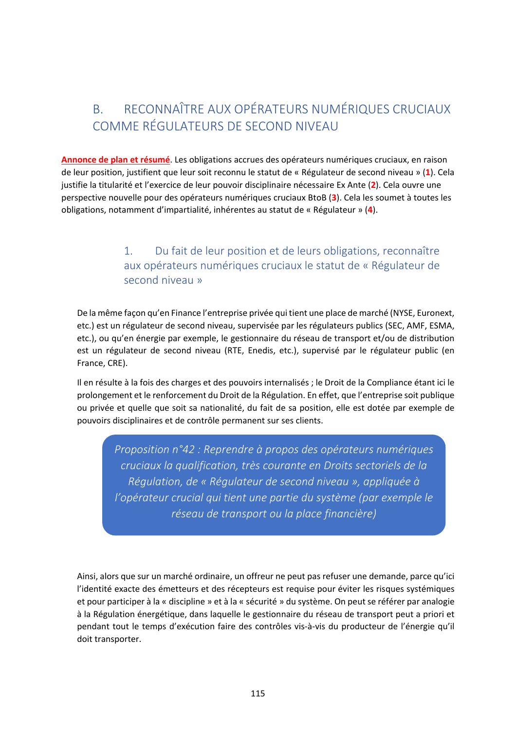## B. RECONNAÎTRE AUX OPÉRATEURS NUMÉRIQUES CRUCIAUX COMME RÉGULATEURS DE SECOND NIVEAU

**Annonce de plan et résumé**. Les obligations accrues des opérateurs numériques cruciaux, en raison de leur position, justifient que leur soit reconnu le statut de « Régulateur de second niveau » (**1**). Cela justifie la titularité et l'exercice de leur pouvoir disciplinaire nécessaire Ex Ante (**2**). Cela ouvre une perspective nouvelle pour des opérateurs numériques cruciaux BtoB (**3**). Cela les soumet à toutes les obligations, notamment d'impartialité, inhérentes au statut de « Régulateur » (**4**).

### 1. Du fait de leur position et de leurs obligations, reconnaître aux opérateurs numériques cruciaux le statut de « Régulateur de second niveau »

De la même façon qu'en Finance l'entreprise privée qui tient une place de marché (NYSE, Euronext, etc.) est un régulateur de second niveau, supervisée par les régulateurs publics (SEC, AMF, ESMA, etc.), ou qu'en énergie par exemple, le gestionnaire du réseau de transport et/ou de distribution est un régulateur de second niveau (RTE, Enedis, etc.), supervisé par le régulateur public (en France, CRE).

Il en résulte à la fois des charges et des pouvoirs internalisés ; le Droit de la Compliance étant ici le prolongement et le renforcement du Droit de la Régulation. En effet, que l'entreprise soit publique ou privée et quelle que soit sa nationalité, du fait de sa position, elle est dotée par exemple de pouvoirs disciplinaires et de contrôle permanent sur ses clients.

> *Proposition n°42 : Reprendre à propos des opérateurs numériques cruciaux la qualification, très courante en Droits sectoriels de la Régulation, de « Régulateur de second niveau », appliquée à l'opérateur crucial qui tient une partie du système (par exemple le réseau de transport ou la place financière)*

Ainsi, alors que sur un marché ordinaire, un offreur ne peut pas refuser une demande, parce qu'ici l'identité exacte des émetteurs et des récepteurs est requise pour éviter les risques systémiques et pour participer à la « discipline » et à la « sécurité » du système. On peut se référer par analogie à la Régulation énergétique, dans laquelle le gestionnaire du réseau de transport peut a priori et pendant tout le temps d'exécution faire des contrôles vis-à-vis du producteur de l'énergie qu'il doit transporter.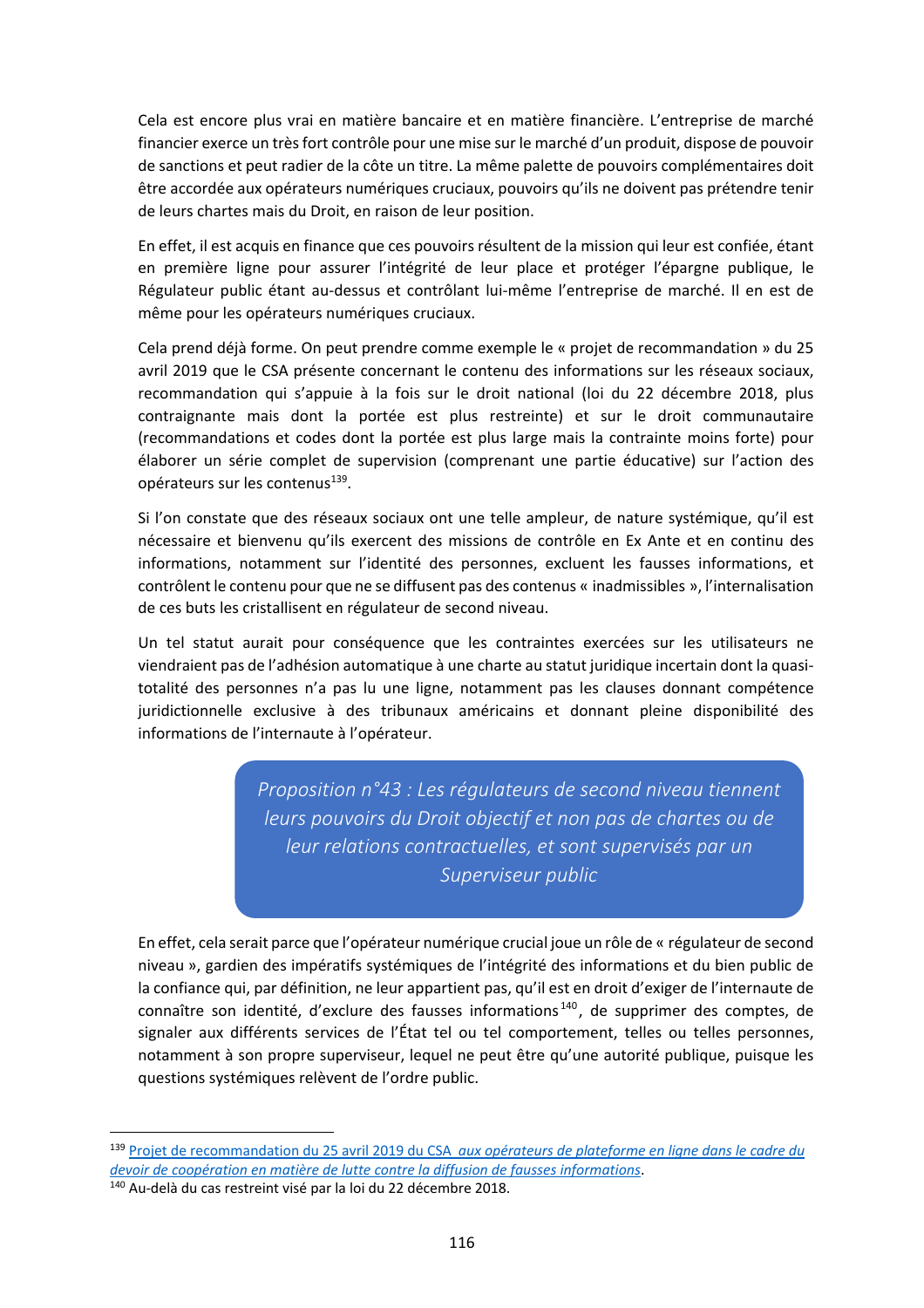Cela est encore plus vrai en matière bancaire et en matière financière. L'entreprise de marché financier exerce un très fort contrôle pour une mise sur le marché d'un produit, dispose de pouvoir de sanctions et peut radier de la côte un titre. La même palette de pouvoirs complémentaires doit être accordée aux opérateurs numériques cruciaux, pouvoirs qu'ils ne doivent pas prétendre tenir de leurs chartes mais du Droit, en raison de leur position.

En effet, il est acquis en finance que ces pouvoirs résultent de la mission qui leur est confiée, étant en première ligne pour assurer l'intégrité de leur place et protéger l'épargne publique, le Régulateur public étant au-dessus et contrôlant lui-même l'entreprise de marché. Il en est de même pour les opérateurs numériques cruciaux.

Cela prend déjà forme. On peut prendre comme exemple le « projet de recommandation » du 25 avril 2019 que le CSA présente concernant le contenu des informations sur les réseaux sociaux, recommandation qui s'appuie à la fois sur le droit national (loi du 22 décembre 2018, plus contraignante mais dont la portée est plus restreinte) et sur le droit communautaire (recommandations et codes dont la portée est plus large mais la contrainte moins forte) pour élaborer un série complet de supervision (comprenant une partie éducative) sur l'action des opérateurs sur les contenus[139].

Si l'on constate que des réseaux sociaux ont une telle ampleur, de nature systémique, qu'il est nécessaire et bienvenu qu'ils exercent des missions de contrôle en Ex Ante et en continu des informations, notamment sur l'identité des personnes, excluent les fausses informations, et contrôlent le contenu pour que ne se diffusent pas des contenus « inadmissibles », l'internalisation de ces buts les cristallisent en régulateur de second niveau.

Un tel statut aurait pour conséquence que les contraintes exercées sur les utilisateurs ne viendraient pas de l'adhésion automatique à une charte au statut juridique incertain dont la quasi-totalité des personnes n'a pas lu une ligne, notamment pas les clauses donnant compétence juridictionnelle exclusive à des tribunaux américains et donnant pleine disponibilité des informations de l'internaute à l'opérateur.

> *Proposition n°43 : Les régulateurs de second niveau tiennent leurs pouvoirs du Droit objectif et non pas de chartes ou de leur relations contractuelles, et sont supervisés par un Superviseur public*

En effet, cela serait parce que l'opérateur numérique crucial joue un rôle de « régulateur de second niveau », gardien des impératifs systémiques de l'intégrité des informations et du bien public de la confiance qui, par définition, ne leur appartient pas, qu'il est en droit d'exiger de l'internaute de connaître son identité, d'exclure des fausses informations[140], de supprimer des comptes, de signaler aux différents services de l'État tel ou tel comportement, telles ou telles personnes, notamment à son propre superviseur, lequel ne peut être qu'une autorité publique, puisque les questions systémiques relèvent de l'ordre public.

---

[139] Projet de recommandation du 25 avril 2019 du CSA *aux opérateurs de plateforme en ligne dans le cadre du devoir de coopération en matière de lutte contre la diffusion de fausses informations*.

[140] Au-delà du cas restreint visé par la loi du 22 décembre 2018.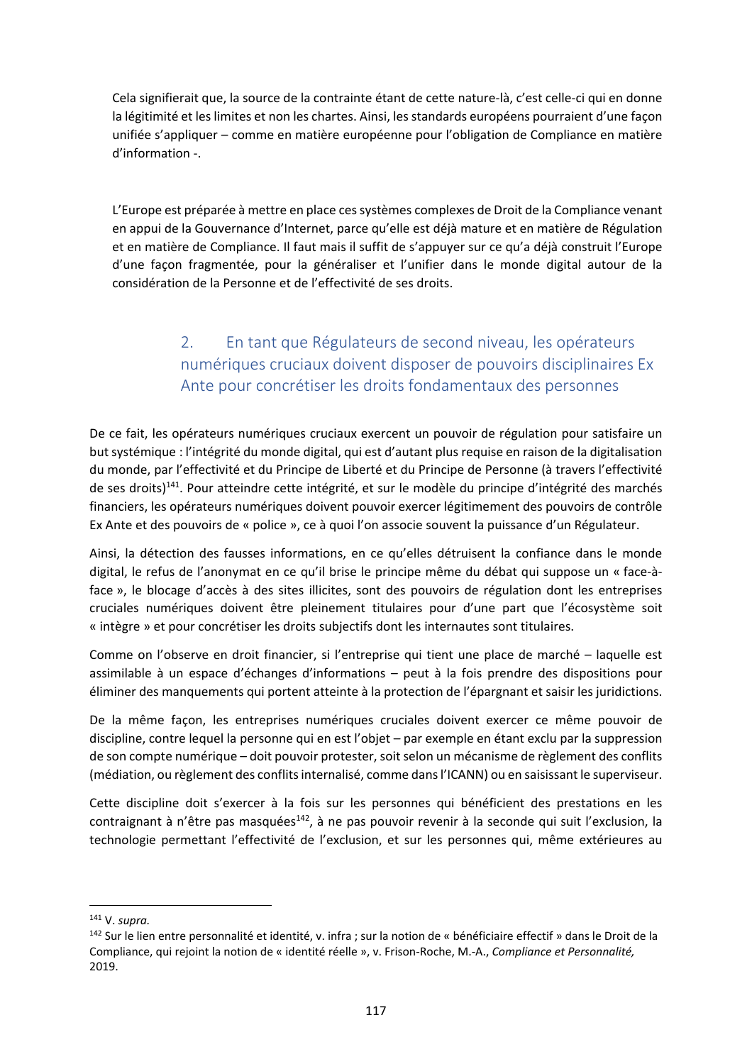Cela signifierait que, la source de la contrainte étant de cette nature-là, c'est celle-ci qui en donne la légitimité et les limites et non les chartes. Ainsi, les standards européens pourraient d'une façon unifiée s'appliquer – comme en matière européenne pour l'obligation de Compliance en matière d'information -.

L'Europe est préparée à mettre en place ces systèmes complexes de Droit de la Compliance venant en appui de la Gouvernance d'Internet, parce qu'elle est déjà mature et en matière de Régulation et en matière de Compliance. Il faut mais il suffit de s'appuyer sur ce qu'a déjà construit l'Europe d'une façon fragmentée, pour la généraliser et l'unifier dans le monde digital autour de la considération de la Personne et de l'effectivité de ses droits.

### 2. En tant que Régulateurs de second niveau, les opérateurs numériques cruciaux doivent disposer de pouvoirs disciplinaires Ex Ante pour concrétiser les droits fondamentaux des personnes

De ce fait, les opérateurs numériques cruciaux exercent un pouvoir de régulation pour satisfaire un but systémique : l'intégrité du monde digital, qui est d'autant plus requise en raison de la digitalisation du monde, par l'effectivité et du Principe de Liberté et du Principe de Personne (à travers l'effectivité de ses droits)[141]. Pour atteindre cette intégrité, et sur le modèle du principe d'intégrité des marchés financiers, les opérateurs numériques doivent pouvoir exercer légitimement des pouvoirs de contrôle Ex Ante et des pouvoirs de « police », ce à quoi l'on associe souvent la puissance d'un Régulateur.

Ainsi, la détection des fausses informations, en ce qu'elles détruisent la confiance dans le monde digital, le refus de l'anonymat en ce qu'il brise le principe même du débat qui suppose un « face-à-face », le blocage d'accès à des sites illicites, sont des pouvoirs de régulation dont les entreprises cruciales numériques doivent être pleinement titulaires pour d'une part que l'écosystème soit « intègre » et pour concrétiser les droits subjectifs dont les internautes sont titulaires.

Comme on l'observe en droit financier, si l'entreprise qui tient une place de marché – laquelle est assimilable à un espace d'échanges d'informations – peut à la fois prendre des dispositions pour éliminer des manquements qui portent atteinte à la protection de l'épargnant et saisir les juridictions.

De la même façon, les entreprises numériques cruciales doivent exercer ce même pouvoir de discipline, contre lequel la personne qui en est l'objet – par exemple en étant exclu par la suppression de son compte numérique – doit pouvoir protester, soit selon un mécanisme de règlement des conflits (médiation, ou règlement des conflits internalisé, comme dans l'ICANN) ou en saisissant le superviseur.

Cette discipline doit s'exercer à la fois sur les personnes qui bénéficient des prestations en les contraignant à n'être pas masquées[142], à ne pas pouvoir revenir à la seconde qui suit l'exclusion, la technologie permettant l'effectivité de l'exclusion, et sur les personnes qui, même extérieures au

---

[141] V. *supra.*

[142] Sur le lien entre personnalité et identité, v. infra ; sur la notion de « bénéficiaire effectif » dans le Droit de la Compliance, qui rejoint la notion de « identité réelle », v. Frison-Roche, M.-A., *Compliance et Personnalité,* 2019.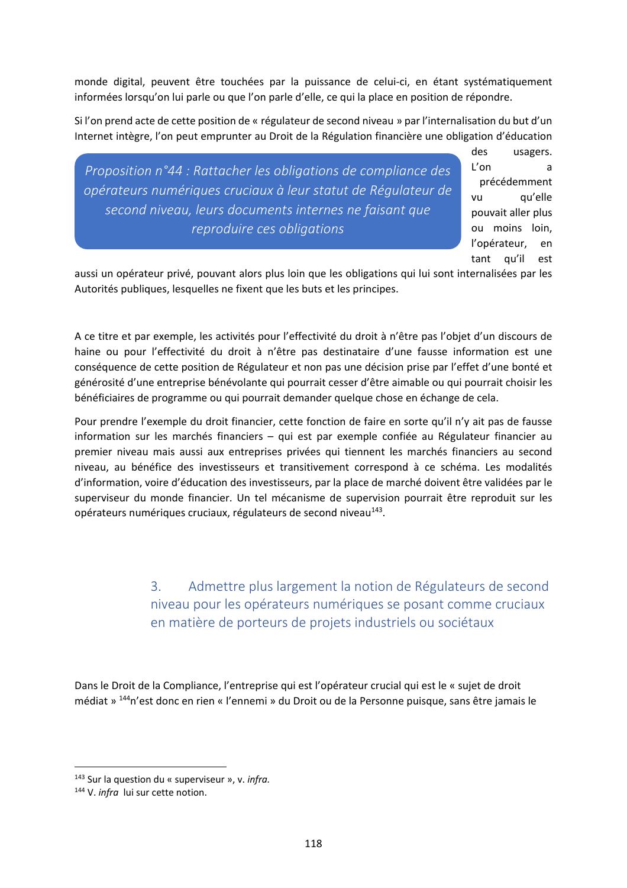monde digital, peuvent être touchées par la puissance de celui-ci, en étant systématiquement informées lorsqu'on lui parle ou que l'on parle d'elle, ce qui la place en position de répondre.

Si l'on prend acte de cette position de « régulateur de second niveau » par l'internalisation du but d'un Internet intègre, l'on peut emprunter au Droit de la Régulation financière une obligation d'éducation des usagers. L'on a précédemment vu qu'elle pouvait aller plus ou moins loin, l'opérateur, en tant qu'il est aussi un opérateur privé, pouvant alors plus loin que les obligations qui lui sont internalisées par les Autorités publiques, lesquelles ne fixent que les buts et les principes.

> *Proposition n°44 : Rattacher les obligations de compliance des opérateurs numériques cruciaux à leur statut de Régulateur de second niveau, leurs documents internes ne faisant que reproduire ces obligations*

A ce titre et par exemple, les activités pour l'effectivité du droit à n'être pas l'objet d'un discours de haine ou pour l'effectivité du droit à n'être pas destinataire d'une fausse information est une conséquence de cette position de Régulateur et non pas une décision prise par l'effet d'une bonté et générosité d'une entreprise bénévolante qui pourrait cesser d'être aimable ou qui pourrait choisir les bénéficiaires de programme ou qui pourrait demander quelque chose en échange de cela.

Pour prendre l'exemple du droit financier, cette fonction de faire en sorte qu'il n'y ait pas de fausse information sur les marchés financiers – qui est par exemple confiée au Régulateur financier au premier niveau mais aussi aux entreprises privées qui tiennent les marchés financiers au second niveau, au bénéfice des investisseurs et transitivement correspond à ce schéma. Les modalités d'information, voire d'éducation des investisseurs, par la place de marché doivent être validées par le superviseur du monde financier. Un tel mécanisme de supervision pourrait être reproduit sur les opérateurs numériques cruciaux, régulateurs de second niveau[143].

### 3. Admettre plus largement la notion de Régulateurs de second niveau pour les opérateurs numériques se posant comme cruciaux en matière de porteurs de projets industriels ou sociétaux

Dans le Droit de la Compliance, l'entreprise qui est l'opérateur crucial qui est le « sujet de droit médiat » [144]n'est donc en rien « l'ennemi » du Droit ou de la Personne puisque, sans être jamais le

[143] Sur la question du « superviseur », v. *infra.*

[144] V. *infra* lui sur cette notion.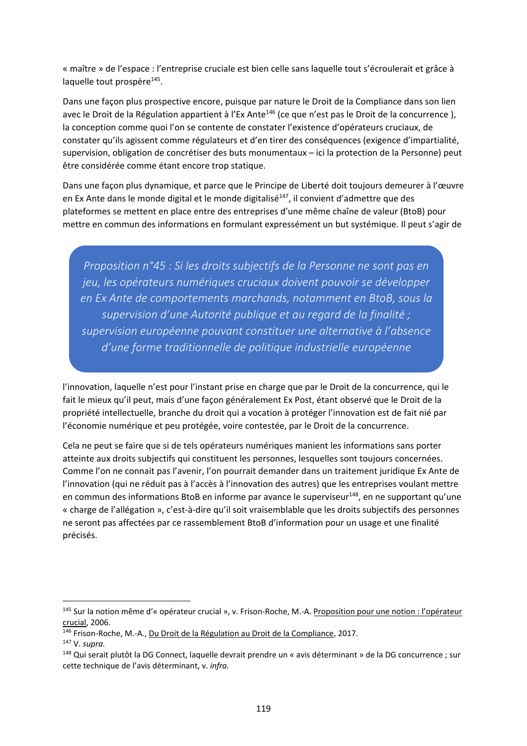« maître » de l'espace : l'entreprise cruciale est bien celle sans laquelle tout s'écroulerait et grâce à laquelle tout prospère[145].

Dans une façon plus prospective encore, puisque par nature le Droit de la Compliance dans son lien avec le Droit de la Régulation appartient à l'Ex Ante[146] (ce que n'est pas le Droit de la concurrence ), la conception comme quoi l'on se contente de constater l'existence d'opérateurs cruciaux, de constater qu'ils agissent comme régulateurs et d'en tirer des conséquences (exigence d'impartialité, supervision, obligation de concrétiser des buts monumentaux – ici la protection de la Personne) peut être considérée comme étant encore trop statique.

Dans une façon plus dynamique, et parce que le Principe de Liberté doit toujours demeurer à l'œuvre en Ex Ante dans le monde digital et le monde digitalisé[147], il convient d'admettre que des plateformes se mettent en place entre des entreprises d'une même chaîne de valeur (BtoB) pour mettre en commun des informations en formulant expressément un but systémique. Il peut s'agir de l'innovation, laquelle n'est pour l'instant prise en charge que par le Droit de la concurrence, qui le fait le mieux qu'il peut, mais d'une façon généralement Ex Post, étant observé que le Droit de la propriété intellectuelle, branche du droit qui a vocation à protéger l'innovation est de fait nié par l'économie numérique et peu protégée, voire contestée, par le Droit de la concurrence.

> *Proposition n°45 : Si les droits subjectifs de la Personne ne sont pas en jeu, les opérateurs numériques cruciaux doivent pouvoir se développer en Ex Ante de comportements marchands, notamment en BtoB, sous la supervision d'une Autorité publique et au regard de la finalité ; supervision européenne pouvant constituer une alternative à l'absence d'une forme traditionnelle de politique industrielle européenne*

Cela ne peut se faire que si de tels opérateurs numériques manient les informations sans porter atteinte aux droits subjectifs qui constituent les personnes, lesquelles sont toujours concernées. Comme l'on ne connait pas l'avenir, l'on pourrait demander dans un traitement juridique Ex Ante de l'innovation (qui ne réduit pas à l'accès à l'innovation des autres) que les entreprises voulant mettre en commun des informations BtoB en informe par avance le superviseur[148], en ne supportant qu'une « charge de l'allégation », c'est-à-dire qu'il soit vraisemblable que les droits subjectifs des personnes ne seront pas affectées par ce rassemblement BtoB d'information pour un usage et une finalité précisés.

---

[145] Sur la notion même d'« opérateur crucial », v. Frison-Roche, M.-A. Proposition pour une notion : l'opérateur crucial, 2006.

[146] Frison-Roche, M.-A., Du Droit de la Régulation au Droit de la Compliance, 2017.

[147] V. *supra.*

[148] Qui serait plutôt la DG Connect, laquelle devrait prendre un « avis déterminant » de la DG concurrence ; sur cette technique de l'avis déterminant, v. *infra.*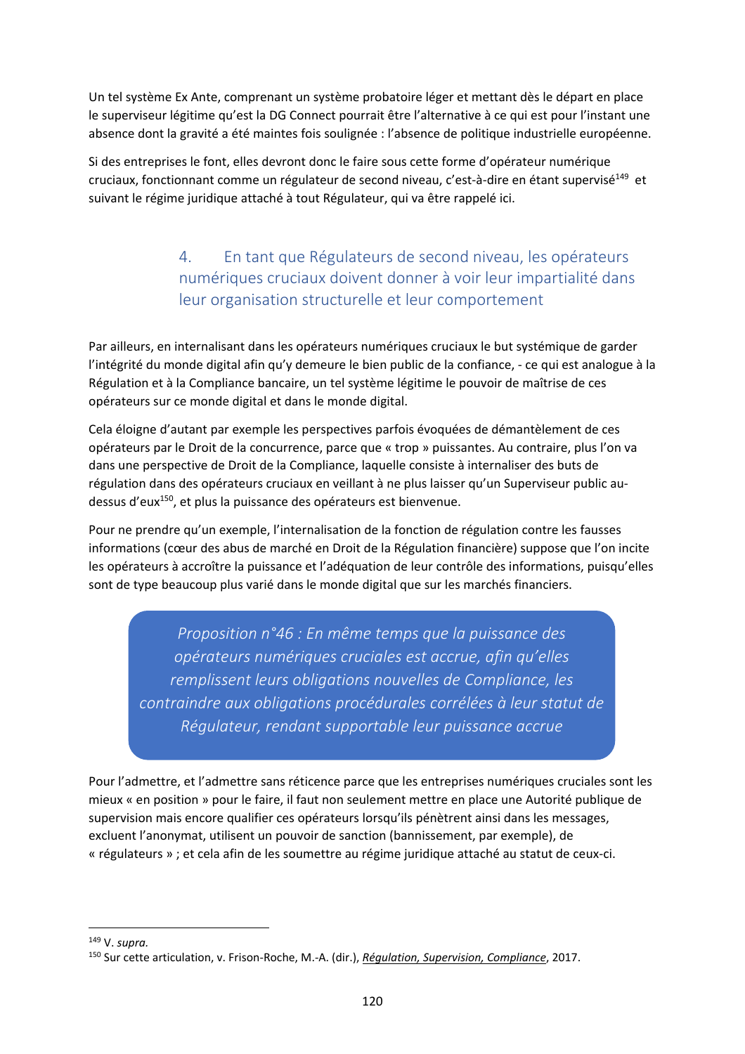Un tel système Ex Ante, comprenant un système probatoire léger et mettant dès le départ en place le superviseur légitime qu'est la DG Connect pourrait être l'alternative à ce qui est pour l'instant une absence dont la gravité a été maintes fois soulignée : l'absence de politique industrielle européenne.

Si des entreprises le font, elles devront donc le faire sous cette forme d'opérateur numérique cruciaux, fonctionnant comme un régulateur de second niveau, c'est-à-dire en étant supervisé[149] et suivant le régime juridique attaché à tout Régulateur, qui va être rappelé ici.

### 4. En tant que Régulateurs de second niveau, les opérateurs numériques cruciaux doivent donner à voir leur impartialité dans leur organisation structurelle et leur comportement

Par ailleurs, en internalisant dans les opérateurs numériques cruciaux le but systémique de garder l'intégrité du monde digital afin qu'y demeure le bien public de la confiance, - ce qui est analogue à la Régulation et à la Compliance bancaire, un tel système légitime le pouvoir de maîtrise de ces opérateurs sur ce monde digital et dans le monde digital.

Cela éloigne d'autant par exemple les perspectives parfois évoquées de démantèlement de ces opérateurs par le Droit de la concurrence, parce que « trop » puissantes. Au contraire, plus l'on va dans une perspective de Droit de la Compliance, laquelle consiste à internaliser des buts de régulation dans des opérateurs cruciaux en veillant à ne plus laisser qu'un Superviseur public au-dessus d'eux[150], et plus la puissance des opérateurs est bienvenue.

Pour ne prendre qu'un exemple, l'internalisation de la fonction de régulation contre les fausses informations (cœur des abus de marché en Droit de la Régulation financière) suppose que l'on incite les opérateurs à accroître la puissance et l'adéquation de leur contrôle des informations, puisqu'elles sont de type beaucoup plus varié dans le monde digital que sur les marchés financiers.

> *Proposition n°46 : En même temps que la puissance des opérateurs numériques cruciales est accrue, afin qu'elles remplissent leurs obligations nouvelles de Compliance, les contraindre aux obligations procédurales corrélées à leur statut de Régulateur, rendant supportable leur puissance accrue*

Pour l'admettre, et l'admettre sans réticence parce que les entreprises numériques cruciales sont les mieux « en position » pour le faire, il faut non seulement mettre en place une Autorité publique de supervision mais encore qualifier ces opérateurs lorsqu'ils pénètrent ainsi dans les messages, excluent l'anonymat, utilisent un pouvoir de sanction (bannissement, par exemple), de « régulateurs » ; et cela afin de les soumettre au régime juridique attaché au statut de ceux-ci.

---

[149] V. *supra.*

[150] Sur cette articulation, v. Frison-Roche, M.-A. (dir.), *Régulation, Supervision, Compliance*, 2017.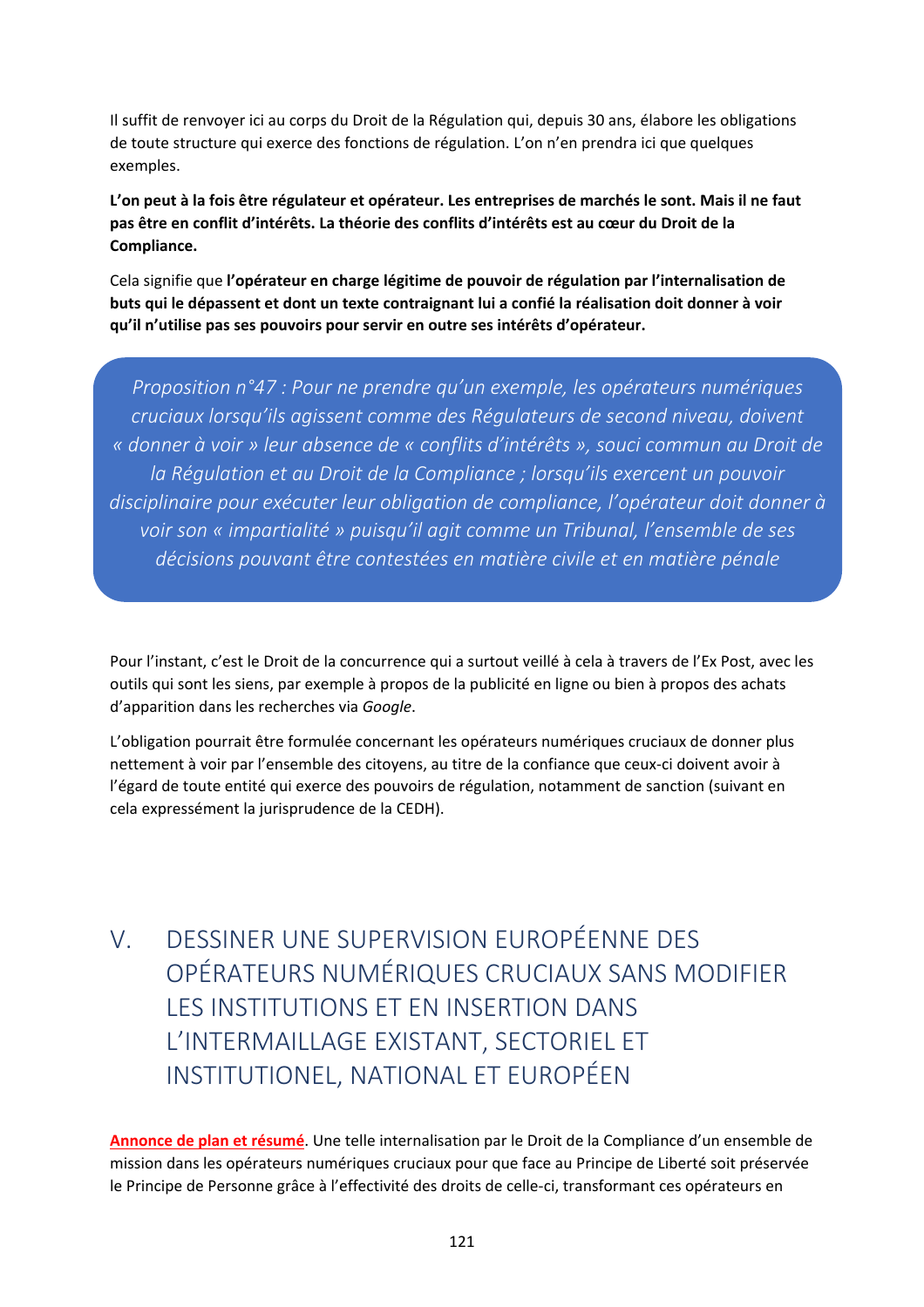Il suffit de renvoyer ici au corps du Droit de la Régulation qui, depuis 30 ans, élabore les obligations de toute structure qui exerce des fonctions de régulation. L'on n'en prendra ici que quelques exemples.

**L'on peut à la fois être régulateur et opérateur. Les entreprises de marchés le sont. Mais il ne faut pas être en conflit d'intérêts. La théorie des conflits d'intérêts est au cœur du Droit de la Compliance.**

Cela signifie que **l'opérateur en charge légitime de pouvoir de régulation par l'internalisation de buts qui le dépassent et dont un texte contraignant lui a confié la réalisation doit donner à voir qu'il n'utilise pas ses pouvoirs pour servir en outre ses intérêts d'opérateur.**

> *Proposition n°47 : Pour ne prendre qu'un exemple, les opérateurs numériques cruciaux lorsqu'ils agissent comme des Régulateurs de second niveau, doivent « donner à voir » leur absence de « conflits d'intérêts », souci commun au Droit de la Régulation et au Droit de la Compliance ; lorsqu'ils exercent un pouvoir disciplinaire pour exécuter leur obligation de compliance, l'opérateur doit donner à voir son « impartialité » puisqu'il agit comme un Tribunal, l'ensemble de ses décisions pouvant être contestées en matière civile et en matière pénale*

Pour l'instant, c'est le Droit de la concurrence qui a surtout veillé à cela à travers de l'Ex Post, avec les outils qui sont les siens, par exemple à propos de la publicité en ligne ou bien à propos des achats d'apparition dans les recherches via *Google*.

L'obligation pourrait être formulée concernant les opérateurs numériques cruciaux de donner plus nettement à voir par l'ensemble des citoyens, au titre de la confiance que ceux-ci doivent avoir à l'égard de toute entité qui exerce des pouvoirs de régulation, notamment de sanction (suivant en cela expressément la jurisprudence de la CEDH).

# V. DESSINER UNE SUPERVISION EUROPÉENNE DES OPÉRATEURS NUMÉRIQUES CRUCIAUX SANS MODIFIER LES INSTITUTIONS ET EN INSERTION DANS L'INTERMAILLAGE EXISTANT, SECTORIEL ET INSTITUTIONEL, NATIONAL ET EUROPÉEN

**Annonce de plan et résumé**. Une telle internalisation par le Droit de la Compliance d'un ensemble de mission dans les opérateurs numériques cruciaux pour que face au Principe de Liberté soit préservée le Principe de Personne grâce à l'effectivité des droits de celle-ci, transformant ces opérateurs en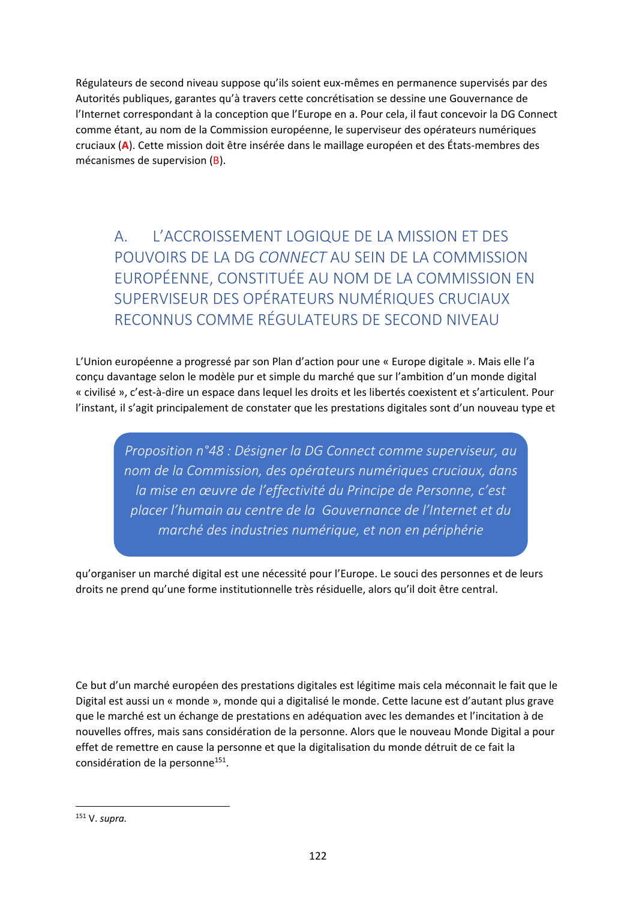Régulateurs de second niveau suppose qu'ils soient eux-mêmes en permanence supervisés par des Autorités publiques, garantes qu'à travers cette concrétisation se dessine une Gouvernance de l'Internet correspondant à la conception que l'Europe en a. Pour cela, il faut concevoir la DG Connect comme étant, au nom de la Commission européenne, le superviseur des opérateurs numériques cruciaux (**A**). Cette mission doit être insérée dans le maillage européen et des États-membres des mécanismes de supervision (B).

## A. L'ACCROISSEMENT LOGIQUE DE LA MISSION ET DES POUVOIRS DE LA DG *CONNECT* AU SEIN DE LA COMMISSION EUROPÉENNE, CONSTITUÉE AU NOM DE LA COMMISSION EN SUPERVISEUR DES OPÉRATEURS NUMÉRIQUES CRUCIAUX RECONNUS COMME RÉGULATEURS DE SECOND NIVEAU

L'Union européenne a progressé par son Plan d'action pour une « Europe digitale ». Mais elle l'a conçu davantage selon le modèle pur et simple du marché que sur l'ambition d'un monde digital « civilisé », c'est-à-dire un espace dans lequel les droits et les libertés coexistent et s'articulent. Pour l'instant, il s'agit principalement de constater que les prestations digitales sont d'un nouveau type et qu'organiser un marché digital est une nécessité pour l'Europe. Le souci des personnes et de leurs droits ne prend qu'une forme institutionnelle très résiduelle, alors qu'il doit être central.

> *Proposition n°48 : Désigner la DG Connect comme superviseur, au nom de la Commission, des opérateurs numériques cruciaux, dans la mise en œuvre de l'effectivité du Principe de Personne, c'est placer l'humain au centre de la Gouvernance de l'Internet et du marché des industries numérique, et non en périphérie*

Ce but d'un marché européen des prestations digitales est légitime mais cela méconnait le fait que le Digital est aussi un « monde », monde qui a digitalisé le monde. Cette lacune est d'autant plus grave que le marché est un échange de prestations en adéquation avec les demandes et l'incitation à de nouvelles offres, mais sans considération de la personne. Alors que le nouveau Monde Digital a pour effet de remettre en cause la personne et que la digitalisation du monde détruit de ce fait la considération de la personne[151].

---

[151] V. *supra.*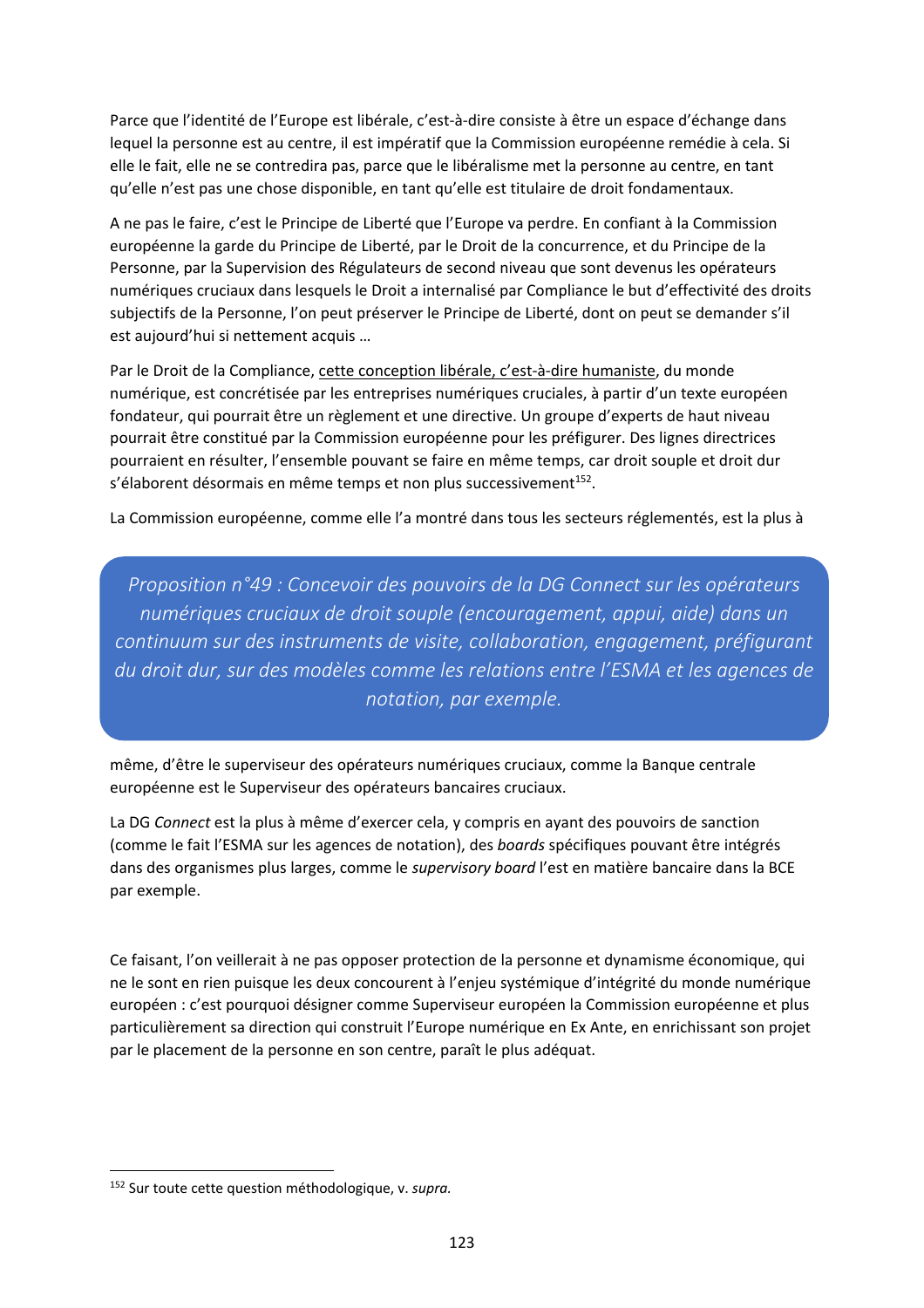Parce que l'identité de l'Europe est libérale, c'est-à-dire consiste à être un espace d'échange dans lequel la personne est au centre, il est impératif que la Commission européenne remédie à cela. Si elle le fait, elle ne se contredira pas, parce que le libéralisme met la personne au centre, en tant qu'elle n'est pas une chose disponible, en tant qu'elle est titulaire de droit fondamentaux.

A ne pas le faire, c'est le Principe de Liberté que l'Europe va perdre. En confiant à la Commission européenne la garde du Principe de Liberté, par le Droit de la concurrence, et du Principe de la Personne, par la Supervision des Régulateurs de second niveau que sont devenus les opérateurs numériques cruciaux dans lesquels le Droit a internalisé par Compliance le but d'effectivité des droits subjectifs de la Personne, l'on peut préserver le Principe de Liberté, dont on peut se demander s'il est aujourd'hui si nettement acquis …

Par le Droit de la Compliance, cette conception libérale, c'est-à-dire humaniste, du monde numérique, est concrétisée par les entreprises numériques cruciales, à partir d'un texte européen fondateur, qui pourrait être un règlement et une directive. Un groupe d'experts de haut niveau pourrait être constitué par la Commission européenne pour les préfigurer. Des lignes directrices pourraient en résulter, l'ensemble pouvant se faire en même temps, car droit souple et droit dur s'élaborent désormais en même temps et non plus successivement[152].

La Commission européenne, comme elle l'a montré dans tous les secteurs réglementés, est la plus à même, d'être le superviseur des opérateurs numériques cruciaux, comme la Banque centrale européenne est le Superviseur des opérateurs bancaires cruciaux.

> *Proposition n°49 : Concevoir des pouvoirs de la DG Connect sur les opérateurs numériques cruciaux de droit souple (encouragement, appui, aide) dans un continuum sur des instruments de visite, collaboration, engagement, préfigurant du droit dur, sur des modèles comme les relations entre l'ESMA et les agences de notation, par exemple.*

La DG *Connect* est la plus à même d'exercer cela, y compris en ayant des pouvoirs de sanction (comme le fait l'ESMA sur les agences de notation), des *boards* spécifiques pouvant être intégrés dans des organismes plus larges, comme le *supervisory board* l'est en matière bancaire dans la BCE par exemple.

Ce faisant, l'on veillerait à ne pas opposer protection de la personne et dynamisme économique, qui ne le sont en rien puisque les deux concourent à l'enjeu systémique d'intégrité du monde numérique européen : c'est pourquoi désigner comme Superviseur européen la Commission européenne et plus particulièrement sa direction qui construit l'Europe numérique en Ex Ante, en enrichissant son projet par le placement de la personne en son centre, paraît le plus adéquat.

---

[152] Sur toute cette question méthodologique, v. *supra.*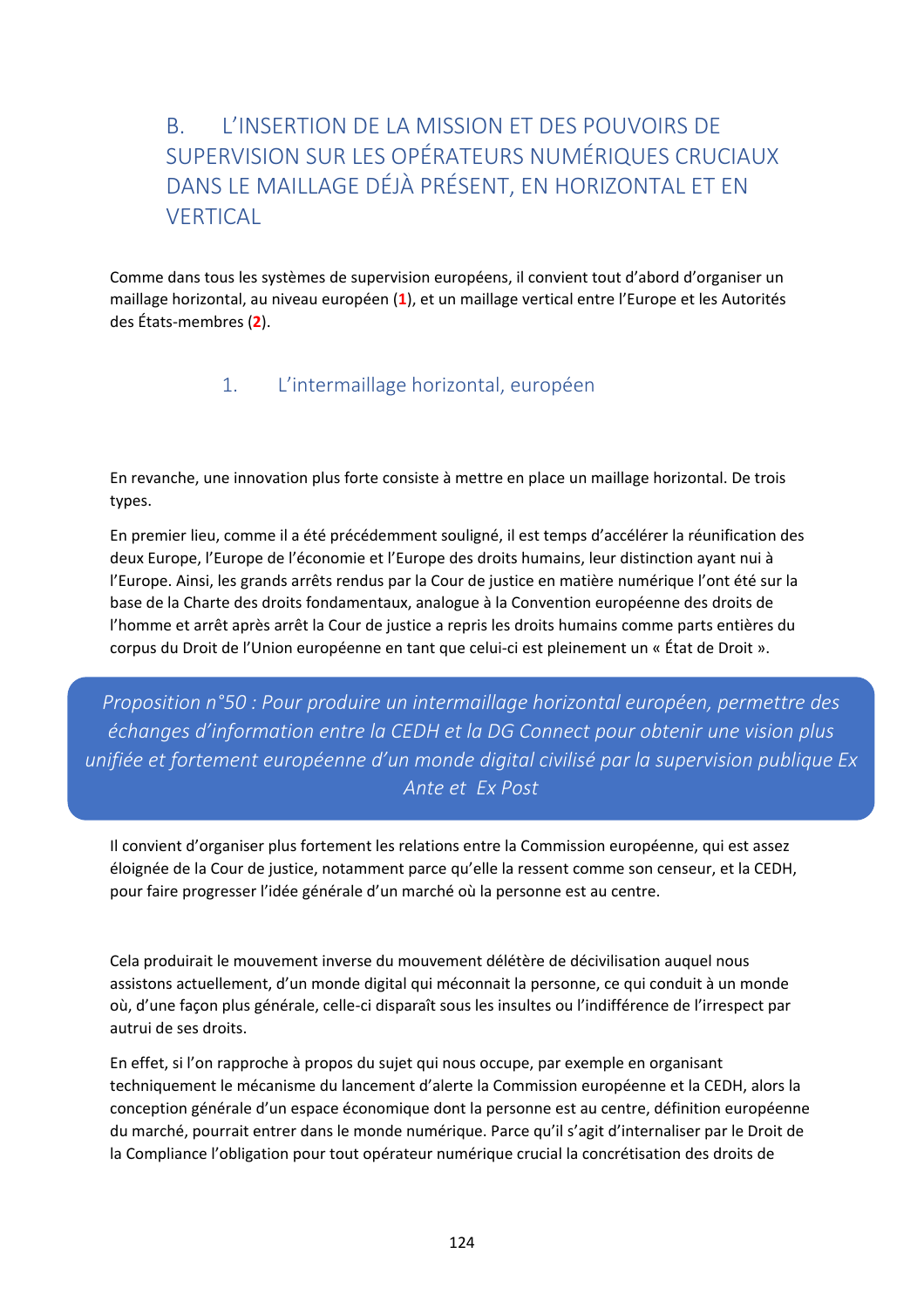## B. L'INSERTION DE LA MISSION ET DES POUVOIRS DE SUPERVISION SUR LES OPÉRATEURS NUMÉRIQUES CRUCIAUX DANS LE MAILLAGE DÉJÀ PRÉSENT, EN HORIZONTAL ET EN VERTICAL

Comme dans tous les systèmes de supervision européens, il convient tout d'abord d'organiser un maillage horizontal, au niveau européen (**1**), et un maillage vertical entre l'Europe et les Autorités des États-membres (**2**).

### 1. L'intermaillage horizontal, européen

En revanche, une innovation plus forte consiste à mettre en place un maillage horizontal. De trois types.

En premier lieu, comme il a été précédemment souligné, il est temps d'accélérer la réunification des deux Europe, l'Europe de l'économie et l'Europe des droits humains, leur distinction ayant nui à l'Europe. Ainsi, les grands arrêts rendus par la Cour de justice en matière numérique l'ont été sur la base de la Charte des droits fondamentaux, analogue à la Convention européenne des droits de l'homme et arrêt après arrêt la Cour de justice a repris les droits humains comme parts entières du corpus du Droit de l'Union européenne en tant que celui-ci est pleinement un « État de Droit ».

*Proposition n°50 : Pour produire un intermaillage horizontal européen, permettre des échanges d'information entre la CEDH et la DG Connect pour obtenir une vision plus unifiée et fortement européenne d'un monde digital civilisé par la supervision publique Ex Ante et Ex Post*

Il convient d'organiser plus fortement les relations entre la Commission européenne, qui est assez éloignée de la Cour de justice, notamment parce qu'elle la ressent comme son censeur, et la CEDH, pour faire progresser l'idée générale d'un marché où la personne est au centre.

Cela produirait le mouvement inverse du mouvement délétère de décivilisation auquel nous assistons actuellement, d'un monde digital qui méconnait la personne, ce qui conduit à un monde où, d'une façon plus générale, celle-ci disparaît sous les insultes ou l'indifférence de l'irrespect par autrui de ses droits.

En effet, si l'on rapproche à propos du sujet qui nous occupe, par exemple en organisant techniquement le mécanisme du lancement d'alerte la Commission européenne et la CEDH, alors la conception générale d'un espace économique dont la personne est au centre, définition européenne du marché, pourrait entrer dans le monde numérique. Parce qu'il s'agit d'internaliser par le Droit de la Compliance l'obligation pour tout opérateur numérique crucial la concrétisation des droits de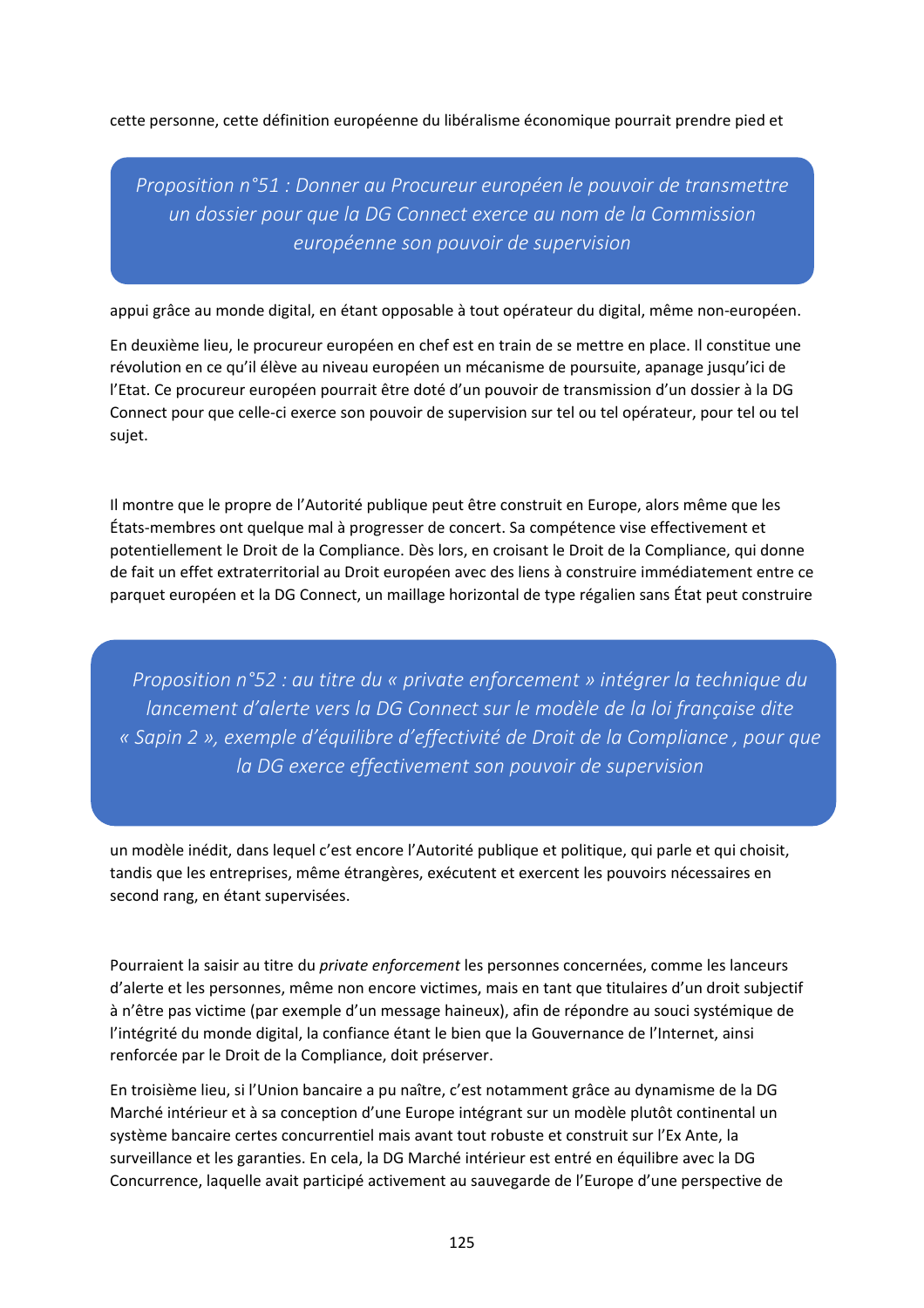cette personne, cette définition européenne du libéralisme économique pourrait prendre pied et

> *Proposition n°51 : Donner au Procureur européen le pouvoir de transmettre un dossier pour que la DG Connect exerce au nom de la Commission européenne son pouvoir de supervision*

appui grâce au monde digital, en étant opposable à tout opérateur du digital, même non-européen.

En deuxième lieu, le procureur européen en chef est en train de se mettre en place. Il constitue une révolution en ce qu'il élève au niveau européen un mécanisme de poursuite, apanage jusqu'ici de l'Etat. Ce procureur européen pourrait être doté d'un pouvoir de transmission d'un dossier à la DG Connect pour que celle-ci exerce son pouvoir de supervision sur tel ou tel opérateur, pour tel ou tel sujet.

Il montre que le propre de l'Autorité publique peut être construit en Europe, alors même que les États-membres ont quelque mal à progresser de concert. Sa compétence vise effectivement et potentiellement le Droit de la Compliance. Dès lors, en croisant le Droit de la Compliance, qui donne de fait un effet extraterritorial au Droit européen avec des liens à construire immédiatement entre ce parquet européen et la DG Connect, un maillage horizontal de type régalien sans État peut construire

> *Proposition n°52 : au titre du « private enforcement » intégrer la technique du lancement d'alerte vers la DG Connect sur le modèle de la loi française dite « Sapin 2 », exemple d'équilibre d'effectivité de Droit de la Compliance , pour que la DG exerce effectivement son pouvoir de supervision*

un modèle inédit, dans lequel c'est encore l'Autorité publique et politique, qui parle et qui choisit, tandis que les entreprises, même étrangères, exécutent et exercent les pouvoirs nécessaires en second rang, en étant supervisées.

Pourraient la saisir au titre du *private enforcement* les personnes concernées, comme les lanceurs d'alerte et les personnes, même non encore victimes, mais en tant que titulaires d'un droit subjectif à n'être pas victime (par exemple d'un message haineux), afin de répondre au souci systémique de l'intégrité du monde digital, la confiance étant le bien que la Gouvernance de l'Internet, ainsi renforcée par le Droit de la Compliance, doit préserver.

En troisième lieu, si l'Union bancaire a pu naître, c'est notamment grâce au dynamisme de la DG Marché intérieur et à sa conception d'une Europe intégrant sur un modèle plutôt continental un système bancaire certes concurrentiel mais avant tout robuste et construit sur l'Ex Ante, la surveillance et les garanties. En cela, la DG Marché intérieur est entré en équilibre avec la DG Concurrence, laquelle avait participé activement au sauvegarde de l'Europe d'une perspective de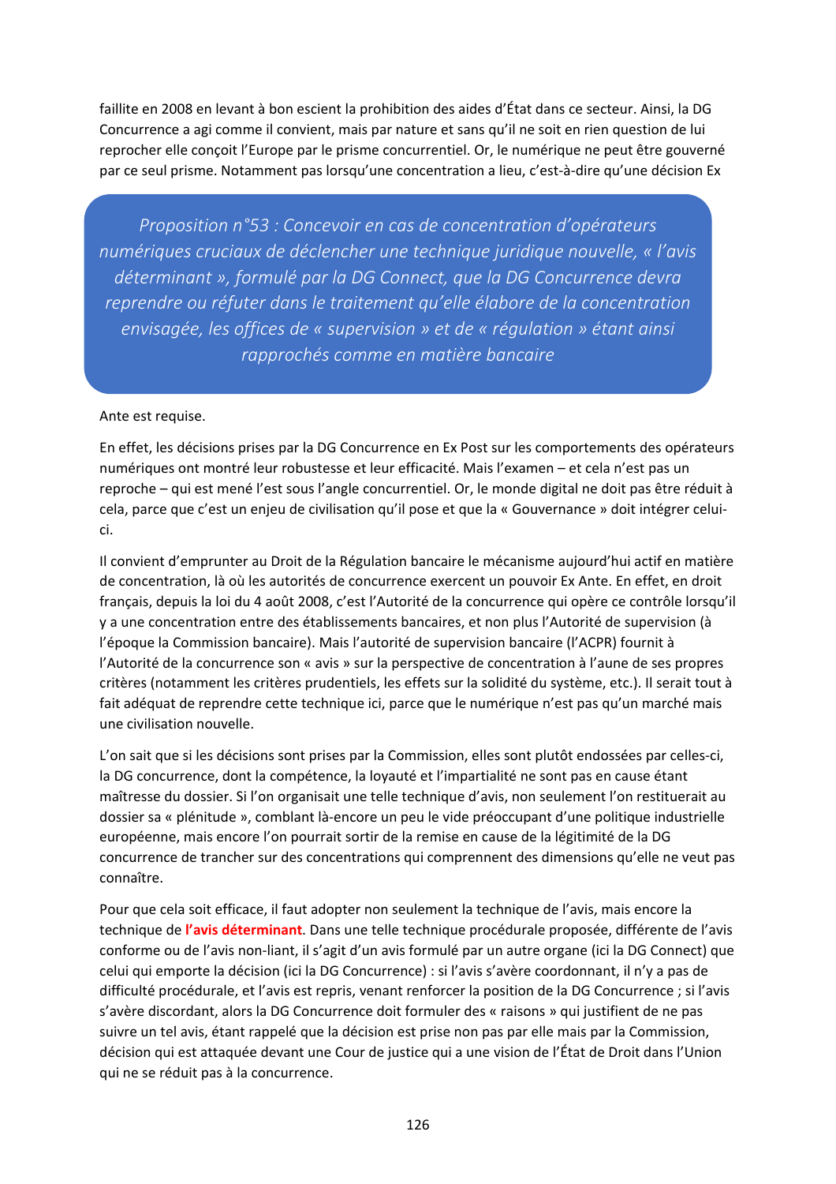faillite en 2008 en levant à bon escient la prohibition des aides d'État dans ce secteur. Ainsi, la DG Concurrence a agi comme il convient, mais par nature et sans qu'il ne soit en rien question de lui reprocher elle conçoit l'Europe par le prisme concurrentiel. Or, le numérique ne peut être gouverné par ce seul prisme. Notamment pas lorsqu'une concentration a lieu, c'est-à-dire qu'une décision Ex Ante est requise.

> *Proposition n°53 : Concevoir en cas de concentration d'opérateurs numériques cruciaux de déclencher une technique juridique nouvelle, « l'avis déterminant », formulé par la DG Connect, que la DG Concurrence devra reprendre ou réfuter dans le traitement qu'elle élabore de la concentration envisagée, les offices de « supervision » et de « régulation » étant ainsi rapprochés comme en matière bancaire*

En effet, les décisions prises par la DG Concurrence en Ex Post sur les comportements des opérateurs numériques ont montré leur robustesse et leur efficacité. Mais l'examen – et cela n'est pas un reproche – qui est mené l'est sous l'angle concurrentiel. Or, le monde digital ne doit pas être réduit à cela, parce que c'est un enjeu de civilisation qu'il pose et que la « Gouvernance » doit intégrer celui-ci.

Il convient d'emprunter au Droit de la Régulation bancaire le mécanisme aujourd'hui actif en matière de concentration, là où les autorités de concurrence exercent un pouvoir Ex Ante. En effet, en droit français, depuis la loi du 4 août 2008, c'est l'Autorité de la concurrence qui opère ce contrôle lorsqu'il y a une concentration entre des établissements bancaires, et non plus l'Autorité de supervision (à l'époque la Commission bancaire). Mais l'autorité de supervision bancaire (l'ACPR) fournit à l'Autorité de la concurrence son « avis » sur la perspective de concentration à l'aune de ses propres critères (notamment les critères prudentiels, les effets sur la solidité du système, etc.). Il serait tout à fait adéquat de reprendre cette technique ici, parce que le numérique n'est pas qu'un marché mais une civilisation nouvelle.

L'on sait que si les décisions sont prises par la Commission, elles sont plutôt endossées par celles-ci, la DG concurrence, dont la compétence, la loyauté et l'impartialité ne sont pas en cause étant maîtresse du dossier. Si l'on organisait une telle technique d'avis, non seulement l'on restituerait au dossier sa « plénitude », comblant là-encore un peu le vide préoccupant d'une politique industrielle européenne, mais encore l'on pourrait sortir de la remise en cause de la légitimité de la DG concurrence de trancher sur des concentrations qui comprennent des dimensions qu'elle ne veut pas connaître.

Pour que cela soit efficace, il faut adopter non seulement la technique de l'avis, mais encore la technique de **l'avis déterminant**. Dans une telle technique procédurale proposée, différente de l'avis conforme ou de l'avis non-liant, il s'agit d'un avis formulé par un autre organe (ici la DG Connect) que celui qui emporte la décision (ici la DG Concurrence) : si l'avis s'avère coordonnant, il n'y a pas de difficulté procédurale, et l'avis est repris, venant renforcer la position de la DG Concurrence ; si l'avis s'avère discordant, alors la DG Concurrence doit formuler des « raisons » qui justifient de ne pas suivre un tel avis, étant rappelé que la décision est prise non pas par elle mais par la Commission, décision qui est attaquée devant une Cour de justice qui a une vision de l'État de Droit dans l'Union qui ne se réduit pas à la concurrence.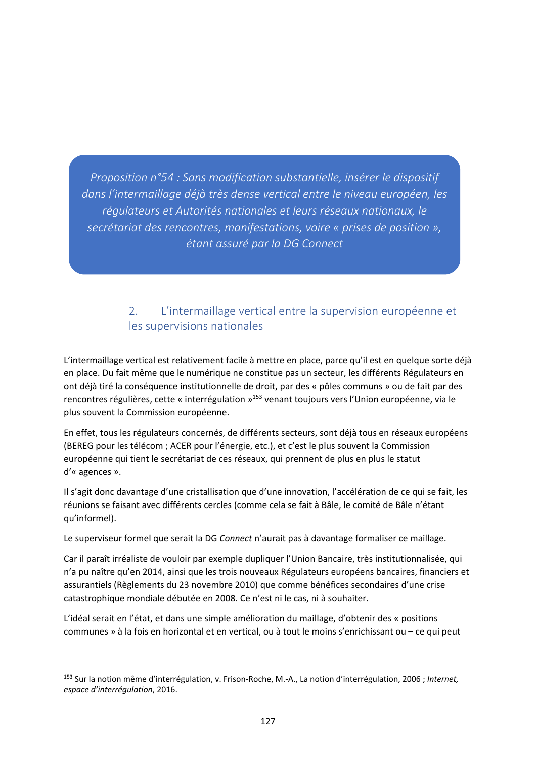*Proposition n°54 : Sans modification substantielle, insérer le dispositif dans l'intermaillage déjà très dense vertical entre le niveau européen, les régulateurs et Autorités nationales et leurs réseaux nationaux, le secrétariat des rencontres, manifestations, voire « prises de position », étant assuré par la DG Connect*

## 2. L'intermaillage vertical entre la supervision européenne et les supervisions nationales

L'intermaillage vertical est relativement facile à mettre en place, parce qu'il est en quelque sorte déjà en place. Du fait même que le numérique ne constitue pas un secteur, les différents Régulateurs en ont déjà tiré la conséquence institutionnelle de droit, par des « pôles communs » ou de fait par des rencontres régulières, cette « interrégulation »[153] venant toujours vers l'Union européenne, via le plus souvent la Commission européenne.

En effet, tous les régulateurs concernés, de différents secteurs, sont déjà tous en réseaux européens (BEREG pour les télécom ; ACER pour l'énergie, etc.), et c'est le plus souvent la Commission européenne qui tient le secrétariat de ces réseaux, qui prennent de plus en plus le statut d'« agences ».

Il s'agit donc davantage d'une cristallisation que d'une innovation, l'accélération de ce qui se fait, les réunions se faisant avec différents cercles (comme cela se fait à Bâle, le comité de Bâle n'étant qu'informel).

Le superviseur formel que serait la DG *Connect* n'aurait pas à davantage formaliser ce maillage.

Car il paraît irréaliste de vouloir par exemple dupliquer l'Union Bancaire, très institutionnalisée, qui n'a pu naître qu'en 2014, ainsi que les trois nouveaux Régulateurs européens bancaires, financiers et assurantiels (Règlements du 23 novembre 2010) que comme bénéfices secondaires d'une crise catastrophique mondiale débutée en 2008. Ce n'est ni le cas, ni à souhaiter.

L'idéal serait en l'état, et dans une simple amélioration du maillage, d'obtenir des « positions communes » à la fois en horizontal et en vertical, ou à tout le moins s'enrichissant ou – ce qui peut

---

[153] Sur la notion même d'interrégulation, v. Frison-Roche, M.-A., La notion d'interrégulation, 2006 ; *Internet, espace d'interrégulation*, 2016.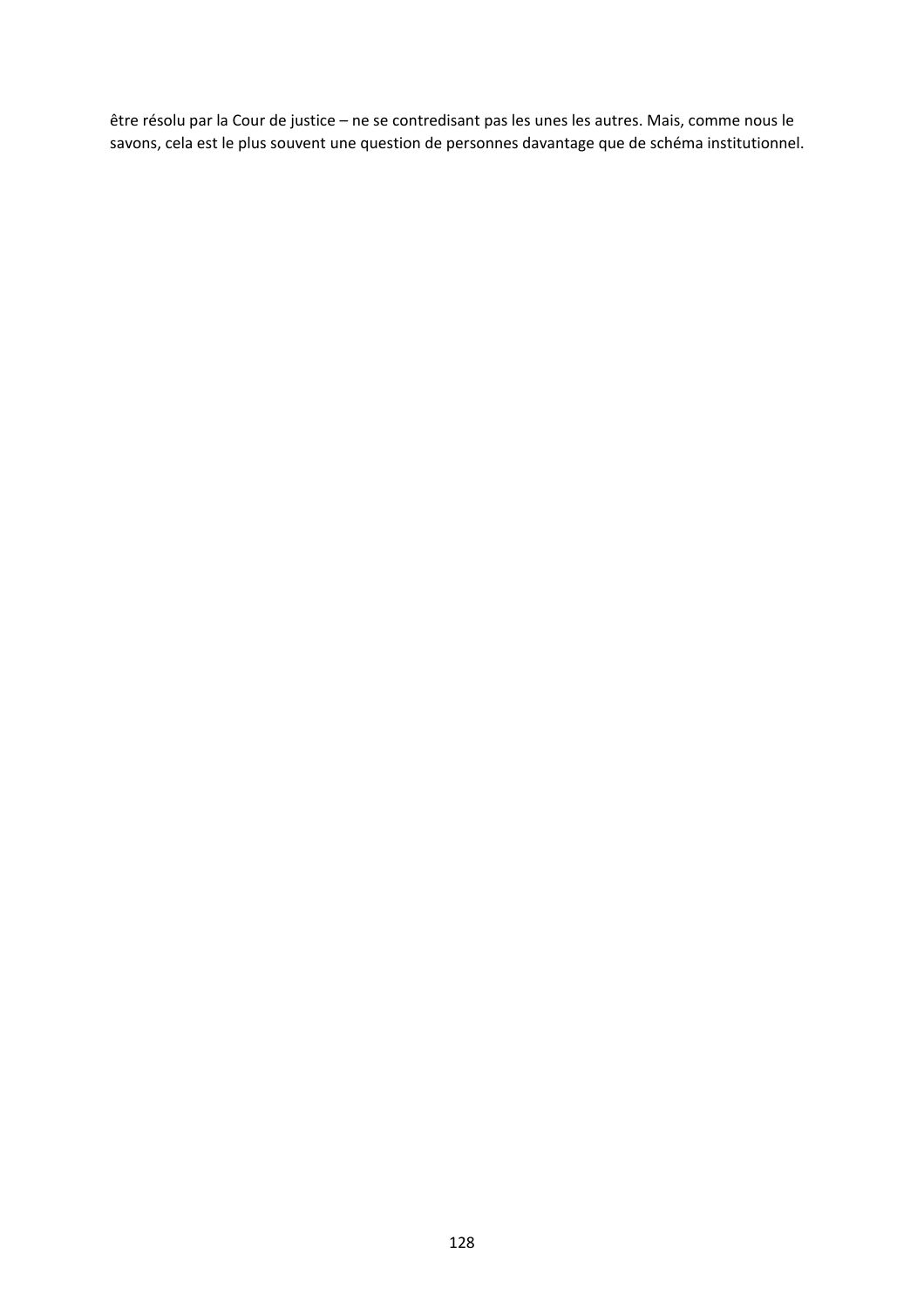être résolu par la Cour de justice – ne se contredisant pas les unes les autres. Mais, comme nous le savons, cela est le plus souvent une question de personnes davantage que de schéma institutionnel.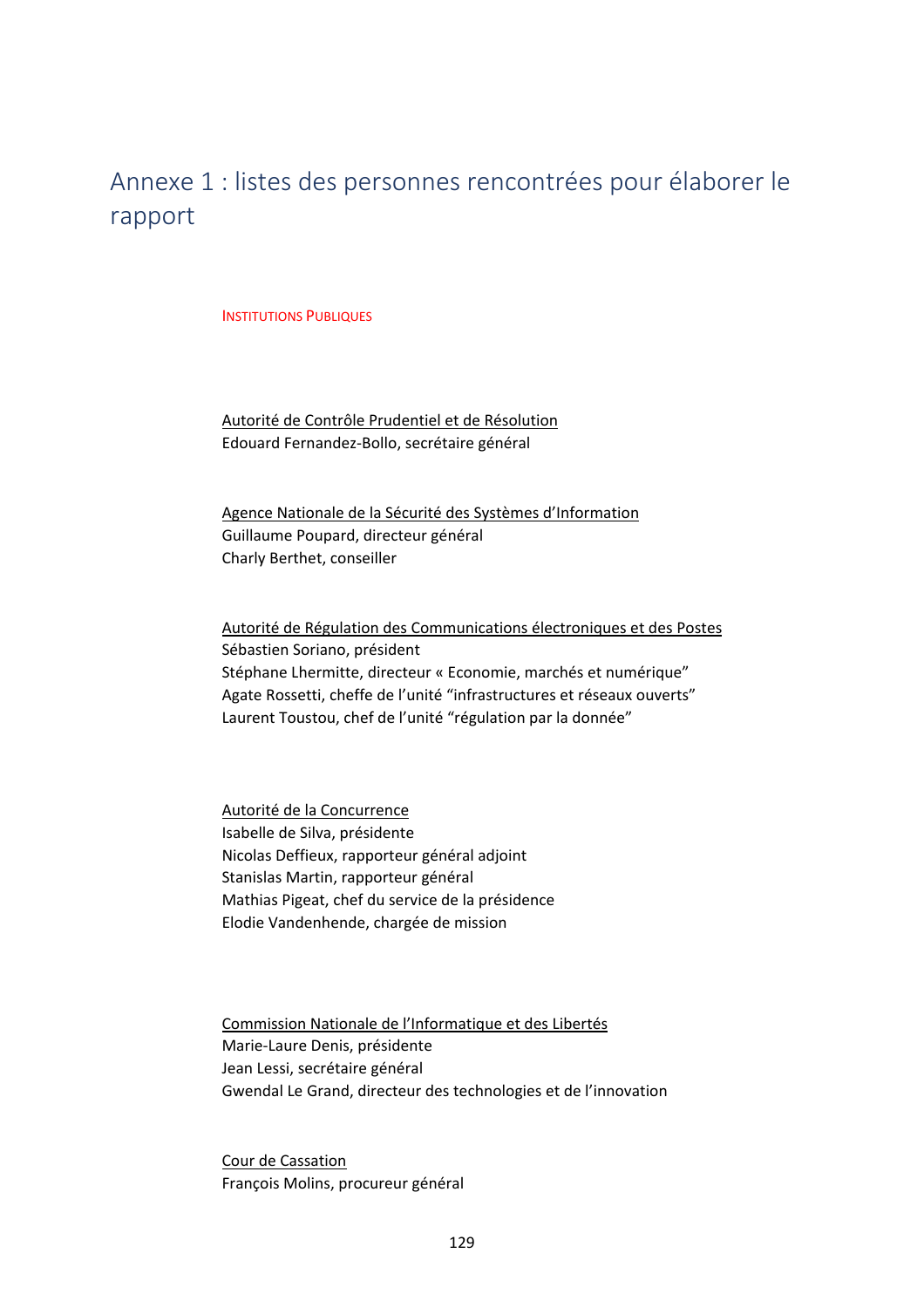# Annexe 1 : listes des personnes rencontrées pour élaborer le rapport

INSTITUTIONS PUBLIQUES

Autorité de Contrôle Prudentiel et de Résolution
Edouard Fernandez-Bollo, secrétaire général

Agence Nationale de la Sécurité des Systèmes d'Information
Guillaume Poupard, directeur général
Charly Berthet, conseiller

Autorité de Régulation des Communications électroniques et des Postes
Sébastien Soriano, président
Stéphane Lhermitte, directeur « Economie, marchés et numérique"
Agate Rossetti, cheffe de l'unité "infrastructures et réseaux ouverts"
Laurent Toustou, chef de l'unité "régulation par la donnée"

Autorité de la Concurrence
Isabelle de Silva, présidente
Nicolas Deffieux, rapporteur général adjoint
Stanislas Martin, rapporteur général
Mathias Pigeat, chef du service de la présidence
Elodie Vandenhende, chargée de mission

Commission Nationale de l'Informatique et des Libertés
Marie-Laure Denis, présidente
Jean Lessi, secrétaire général
Gwendal Le Grand, directeur des technologies et de l'innovation

Cour de Cassation
François Molins, procureur général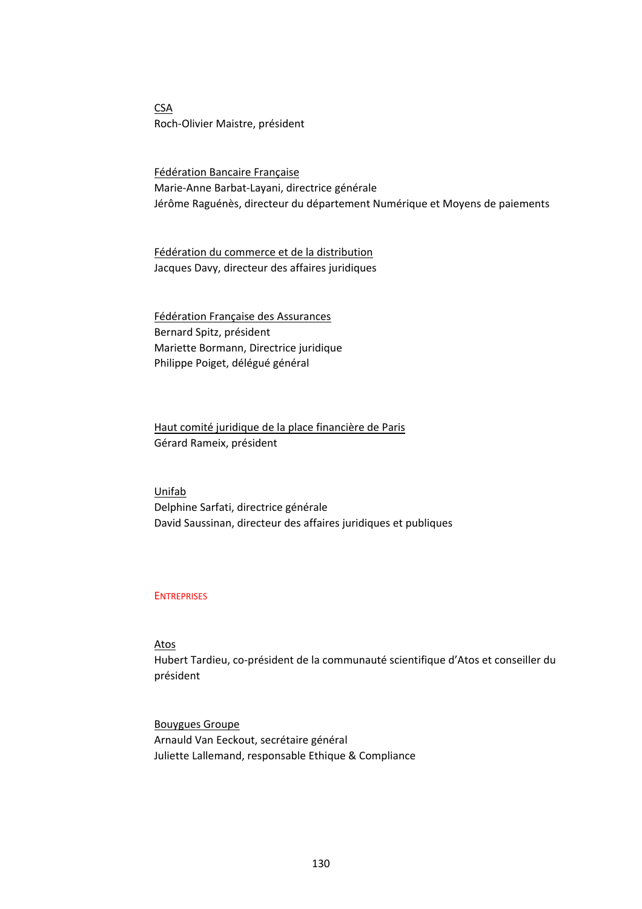<u>CSA</u>
Roch-Olivier Maistre, président

<u>Fédération Bancaire Française</u>
Marie-Anne Barbat-Layani, directrice générale
Jérôme Raguénès, directeur du département Numérique et Moyens de paiements

<u>Fédération du commerce et de la distribution</u>
Jacques Davy, directeur des affaires juridiques

<u>Fédération Française des Assurances</u>
Bernard Spitz, président
Mariette Bormann, Directrice juridique
Philippe Poiget, délégué général

<u>Haut comité juridique de la place financière de Paris</u>
Gérard Rameix, président

<u>Unifab</u>
Delphine Sarfati, directrice générale
David Saussinan, directeur des affaires juridiques et publiques

## ENTREPRISES

<u>Atos</u>
Hubert Tardieu, co-président de la communauté scientifique d'Atos et conseiller du président

<u>Bouygues Groupe</u>
Arnauld Van Eeckout, secrétaire général
Juliette Lallemand, responsable Ethique & Compliance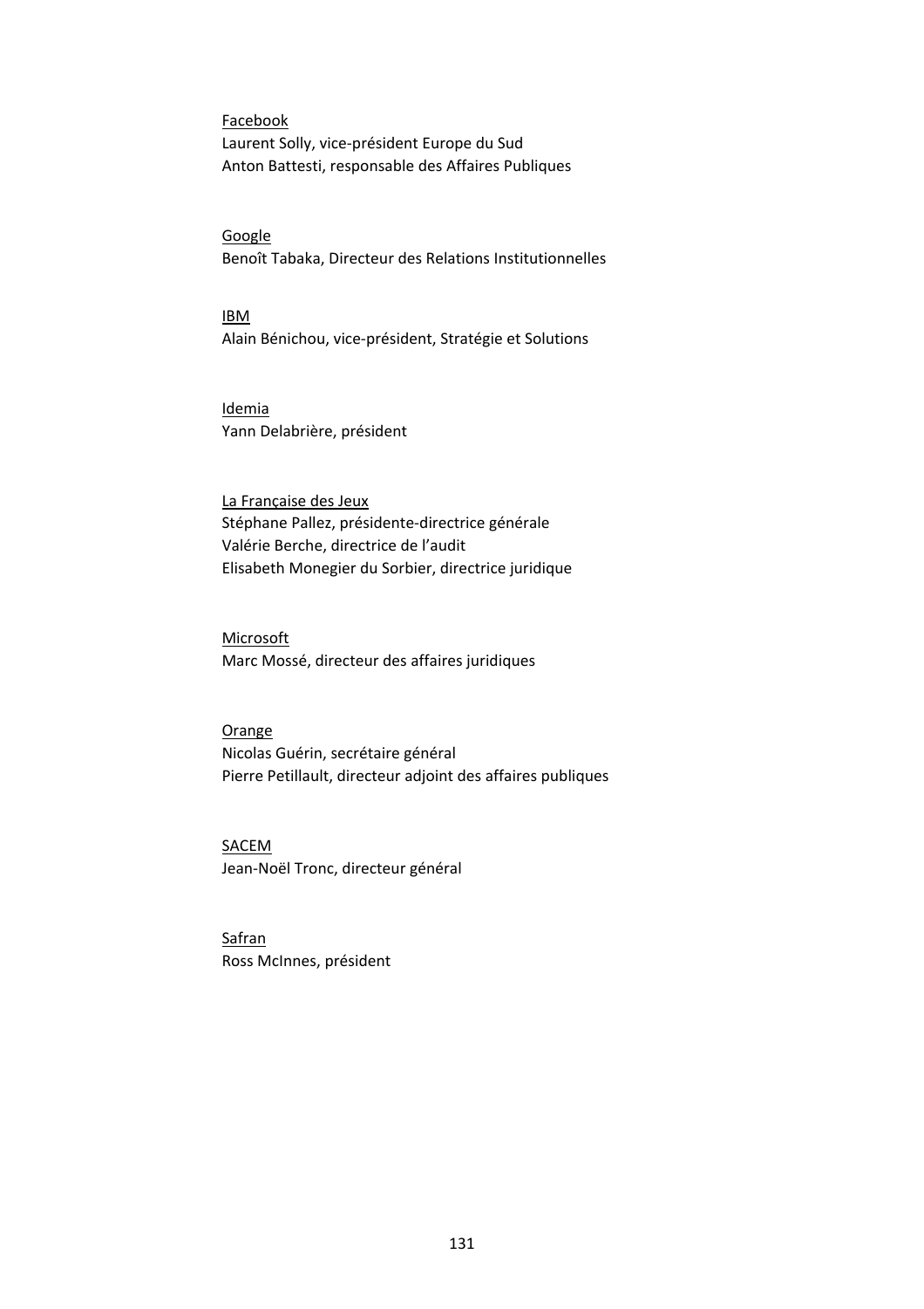<u>Facebook</u>
Laurent Solly, vice-président Europe du Sud
Anton Battesti, responsable des Affaires Publiques

<u>Google</u>
Benoît Tabaka, Directeur des Relations Institutionnelles

<u>IBM</u>
Alain Bénichou, vice-président, Stratégie et Solutions

<u>Idemia</u>
Yann Delabrière, président

<u>La Française des Jeux</u>
Stéphane Pallez, présidente-directrice générale
Valérie Berche, directrice de l'audit
Elisabeth Monegier du Sorbier, directrice juridique

<u>Microsoft</u>
Marc Mossé, directeur des affaires juridiques

<u>Orange</u>
Nicolas Guérin, secrétaire général
Pierre Petillault, directeur adjoint des affaires publiques

<u>SACEM</u>
Jean-Noël Tronc, directeur général

<u>Safran</u>
Ross McInnes, président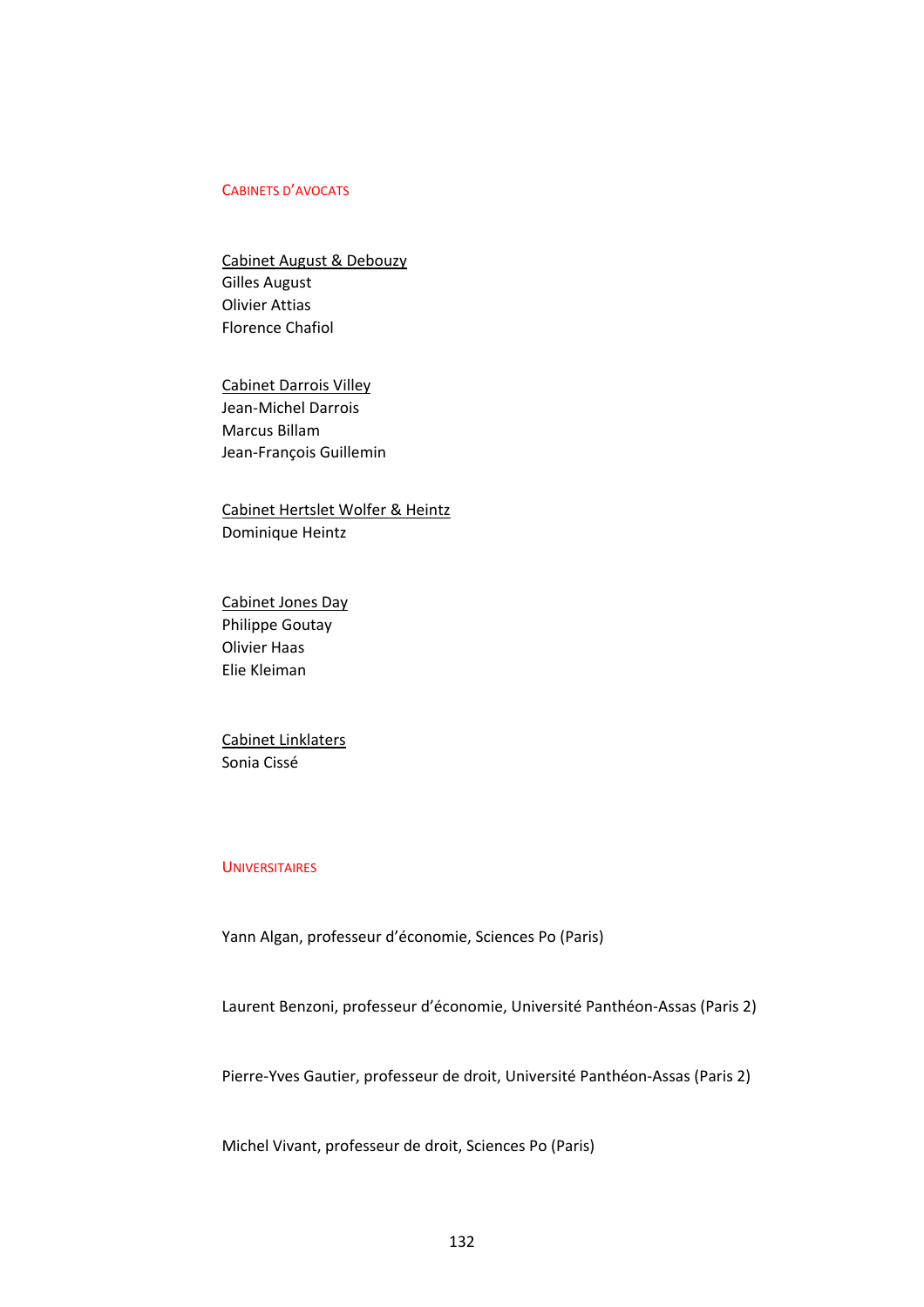## Cabinets d'avocats

Cabinet August & Debouzy
Gilles August
Olivier Attias
Florence Chafiol

Cabinet Darrois Villey
Jean-Michel Darrois
Marcus Billam
Jean-François Guillemin

Cabinet Hertslet Wolfer & Heintz
Dominique Heintz

Cabinet Jones Day
Philippe Goutay
Olivier Haas
Elie Kleiman

Cabinet Linklaters
Sonia Cissé

## Universitaires

Yann Algan, professeur d'économie, Sciences Po (Paris)

Laurent Benzoni, professeur d'économie, Université Panthéon-Assas (Paris 2)

Pierre-Yves Gautier, professeur de droit, Université Panthéon-Assas (Paris 2)

Michel Vivant, professeur de droit, Sciences Po (Paris)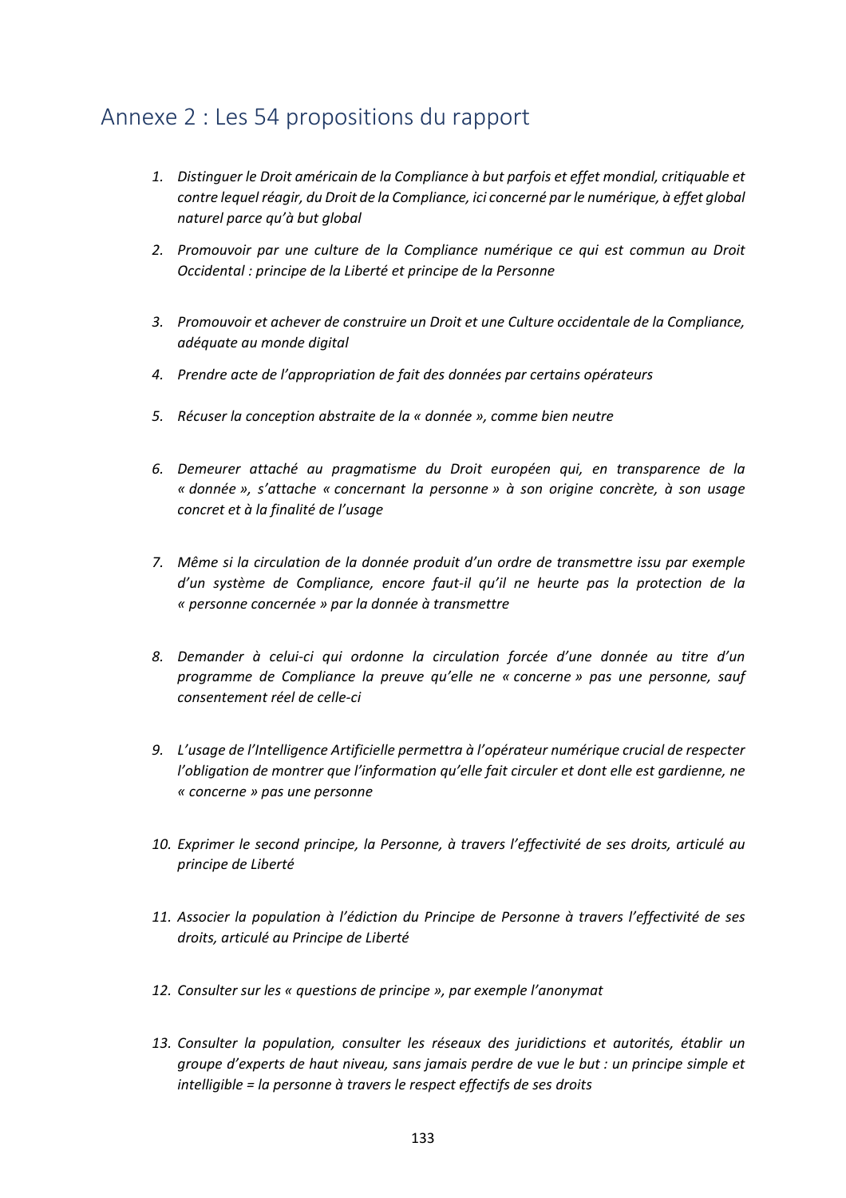## Annexe 2 : Les 54 propositions du rapport

1. *Distinguer le Droit américain de la Compliance à but parfois et effet mondial, critiquable et contre lequel réagir, du Droit de la Compliance, ici concerné par le numérique, à effet global naturel parce qu'à but global*

2. *Promouvoir par une culture de la Compliance numérique ce qui est commun au Droit Occidental : principe de la Liberté et principe de la Personne*

3. *Promouvoir et achever de construire un Droit et une Culture occidentale de la Compliance, adéquate au monde digital*

4. *Prendre acte de l'appropriation de fait des données par certains opérateurs*

5. *Récuser la conception abstraite de la « donnée », comme bien neutre*

6. *Demeurer attaché au pragmatisme du Droit européen qui, en transparence de la « donnée », s'attache « concernant la personne » à son origine concrète, à son usage concret et à la finalité de l'usage*

7. *Même si la circulation de la donnée produit d'un ordre de transmettre issu par exemple d'un système de Compliance, encore faut-il qu'il ne heurte pas la protection de la « personne concernée » par la donnée à transmettre*

8. *Demander à celui-ci qui ordonne la circulation forcée d'une donnée au titre d'un programme de Compliance la preuve qu'elle ne « concerne » pas une personne, sauf consentement réel de celle-ci*

9. *L'usage de l'Intelligence Artificielle permettra à l'opérateur numérique crucial de respecter l'obligation de montrer que l'information qu'elle fait circuler et dont elle est gardienne, ne « concerne » pas une personne*

10. *Exprimer le second principe, la Personne, à travers l'effectivité de ses droits, articulé au principe de Liberté*

11. *Associer la population à l'édiction du Principe de Personne à travers l'effectivité de ses droits, articulé au Principe de Liberté*

12. *Consulter sur les « questions de principe », par exemple l'anonymat*

13. *Consulter la population, consulter les réseaux des juridictions et autorités, établir un groupe d'experts de haut niveau, sans jamais perdre de vue le but : un principe simple et intelligible = la personne à travers le respect effectifs de ses droits*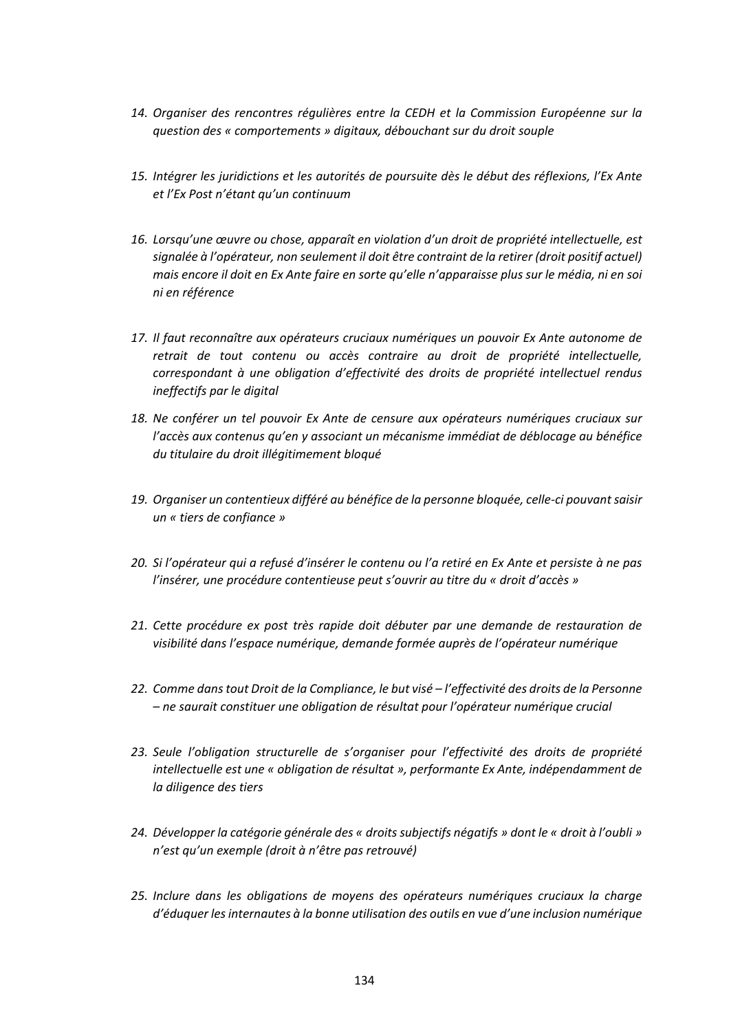14. *Organiser des rencontres régulières entre la CEDH et la Commission Européenne sur la question des « comportements » digitaux, débouchant sur du droit souple*

15. *Intégrer les juridictions et les autorités de poursuite dès le début des réflexions, l'Ex Ante et l'Ex Post n'étant qu'un continuum*

16. *Lorsqu'une œuvre ou chose, apparaît en violation d'un droit de propriété intellectuelle, est signalée à l'opérateur, non seulement il doit être contraint de la retirer (droit positif actuel) mais encore il doit en Ex Ante faire en sorte qu'elle n'apparaisse plus sur le média, ni en soi ni en référence*

17. *Il faut reconnaître aux opérateurs cruciaux numériques un pouvoir Ex Ante autonome de retrait de tout contenu ou accès contraire au droit de propriété intellectuelle, correspondant à une obligation d'effectivité des droits de propriété intellectuel rendus ineffectifs par le digital*

18. *Ne conférer un tel pouvoir Ex Ante de censure aux opérateurs numériques cruciaux sur l'accès aux contenus qu'en y associant un mécanisme immédiat de déblocage au bénéfice du titulaire du droit illégitimement bloqué*

19. *Organiser un contentieux différé au bénéfice de la personne bloquée, celle-ci pouvant saisir un « tiers de confiance »*

20. *Si l'opérateur qui a refusé d'insérer le contenu ou l'a retiré en Ex Ante et persiste à ne pas l'insérer, une procédure contentieuse peut s'ouvrir au titre du « droit d'accès »*

21. *Cette procédure ex post très rapide doit débuter par une demande de restauration de visibilité dans l'espace numérique, demande formée auprès de l'opérateur numérique*

22. *Comme dans tout Droit de la Compliance, le but visé – l'effectivité des droits de la Personne – ne saurait constituer une obligation de résultat pour l'opérateur numérique crucial*

23. *Seule l'obligation structurelle de s'organiser pour l'effectivité des droits de propriété intellectuelle est une « obligation de résultat », performante Ex Ante, indépendamment de la diligence des tiers*

24. *Développer la catégorie générale des « droits subjectifs négatifs » dont le « droit à l'oubli » n'est qu'un exemple (droit à n'être pas retrouvé)*

25. *Inclure dans les obligations de moyens des opérateurs numériques cruciaux la charge d'éduquer les internautes à la bonne utilisation des outils en vue d'une inclusion numérique*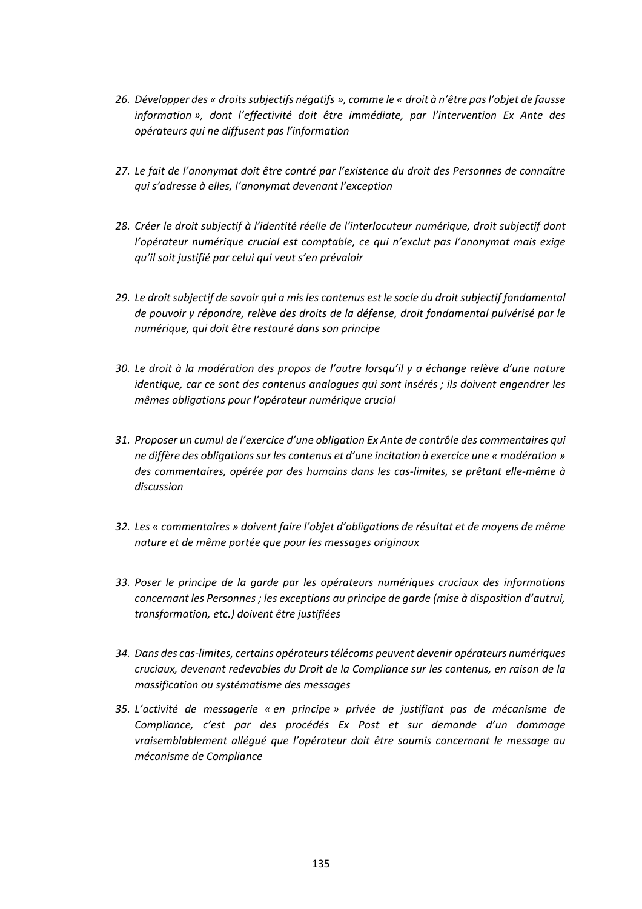26. *Développer des « droits subjectifs négatifs », comme le « droit à n'être pas l'objet de fausse information », dont l'effectivité doit être immédiate, par l'intervention Ex Ante des opérateurs qui ne diffusent pas l'information*

27. *Le fait de l'anonymat doit être contré par l'existence du droit des Personnes de connaître qui s'adresse à elles, l'anonymat devenant l'exception*

28. *Créer le droit subjectif à l'identité réelle de l'interlocuteur numérique, droit subjectif dont l'opérateur numérique crucial est comptable, ce qui n'exclut pas l'anonymat mais exige qu'il soit justifié par celui qui veut s'en prévaloir*

29. *Le droit subjectif de savoir qui a mis les contenus est le socle du droit subjectif fondamental de pouvoir y répondre, relève des droits de la défense, droit fondamental pulvérisé par le numérique, qui doit être restauré dans son principe*

30. *Le droit à la modération des propos de l'autre lorsqu'il y a échange relève d'une nature identique, car ce sont des contenus analogues qui sont insérés ; ils doivent engendrer les mêmes obligations pour l'opérateur numérique crucial*

31. *Proposer un cumul de l'exercice d'une obligation Ex Ante de contrôle des commentaires qui ne diffère des obligations sur les contenus et d'une incitation à exercice une « modération » des commentaires, opérée par des humains dans les cas-limites, se prêtant elle-même à discussion*

32. *Les « commentaires » doivent faire l'objet d'obligations de résultat et de moyens de même nature et de même portée que pour les messages originaux*

33. *Poser le principe de la garde par les opérateurs numériques cruciaux des informations concernant les Personnes ; les exceptions au principe de garde (mise à disposition d'autrui, transformation, etc.) doivent être justifiées*

34. *Dans des cas-limites, certains opérateurs télécoms peuvent devenir opérateurs numériques cruciaux, devenant redevables du Droit de la Compliance sur les contenus, en raison de la massification ou systématisme des messages*

35. *L'activité de messagerie « en principe » privée de justifiant pas de mécanisme de Compliance, c'est par des procédés Ex Post et sur demande d'un dommage vraisemblablement allégué que l'opérateur doit être soumis concernant le message au mécanisme de Compliance*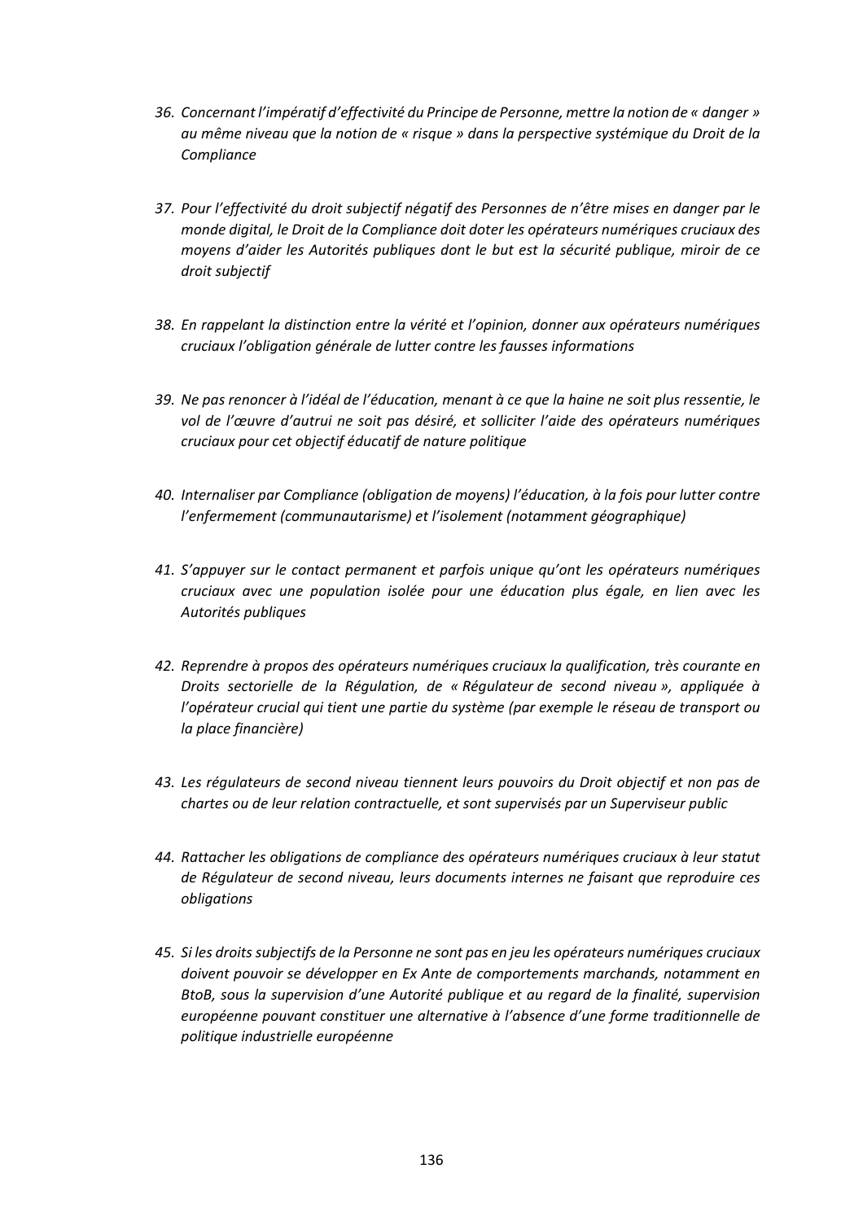36. *Concernant l'impératif d'effectivité du Principe de Personne, mettre la notion de « danger » au même niveau que la notion de « risque » dans la perspective systémique du Droit de la Compliance*

37. *Pour l'effectivité du droit subjectif négatif des Personnes de n'être mises en danger par le monde digital, le Droit de la Compliance doit doter les opérateurs numériques cruciaux des moyens d'aider les Autorités publiques dont le but est la sécurité publique, miroir de ce droit subjectif*

38. *En rappelant la distinction entre la vérité et l'opinion, donner aux opérateurs numériques cruciaux l'obligation générale de lutter contre les fausses informations*

39. *Ne pas renoncer à l'idéal de l'éducation, menant à ce que la haine ne soit plus ressentie, le vol de l'œuvre d'autrui ne soit pas désiré, et solliciter l'aide des opérateurs numériques cruciaux pour cet objectif éducatif de nature politique*

40. *Internaliser par Compliance (obligation de moyens) l'éducation, à la fois pour lutter contre l'enfermement (communautarisme) et l'isolement (notamment géographique)*

41. *S'appuyer sur le contact permanent et parfois unique qu'ont les opérateurs numériques cruciaux avec une population isolée pour une éducation plus égale, en lien avec les Autorités publiques*

42. *Reprendre à propos des opérateurs numériques cruciaux la qualification, très courante en Droits sectorielle de la Régulation, de « Régulateur de second niveau », appliquée à l'opérateur crucial qui tient une partie du système (par exemple le réseau de transport ou la place financière)*

43. *Les régulateurs de second niveau tiennent leurs pouvoirs du Droit objectif et non pas de chartes ou de leur relation contractuelle, et sont supervisés par un Superviseur public*

44. *Rattacher les obligations de compliance des opérateurs numériques cruciaux à leur statut de Régulateur de second niveau, leurs documents internes ne faisant que reproduire ces obligations*

45. *Si les droits subjectifs de la Personne ne sont pas en jeu les opérateurs numériques cruciaux doivent pouvoir se développer en Ex Ante de comportements marchands, notamment en BtoB, sous la supervision d'une Autorité publique et au regard de la finalité, supervision européenne pouvant constituer une alternative à l'absence d'une forme traditionnelle de politique industrielle européenne*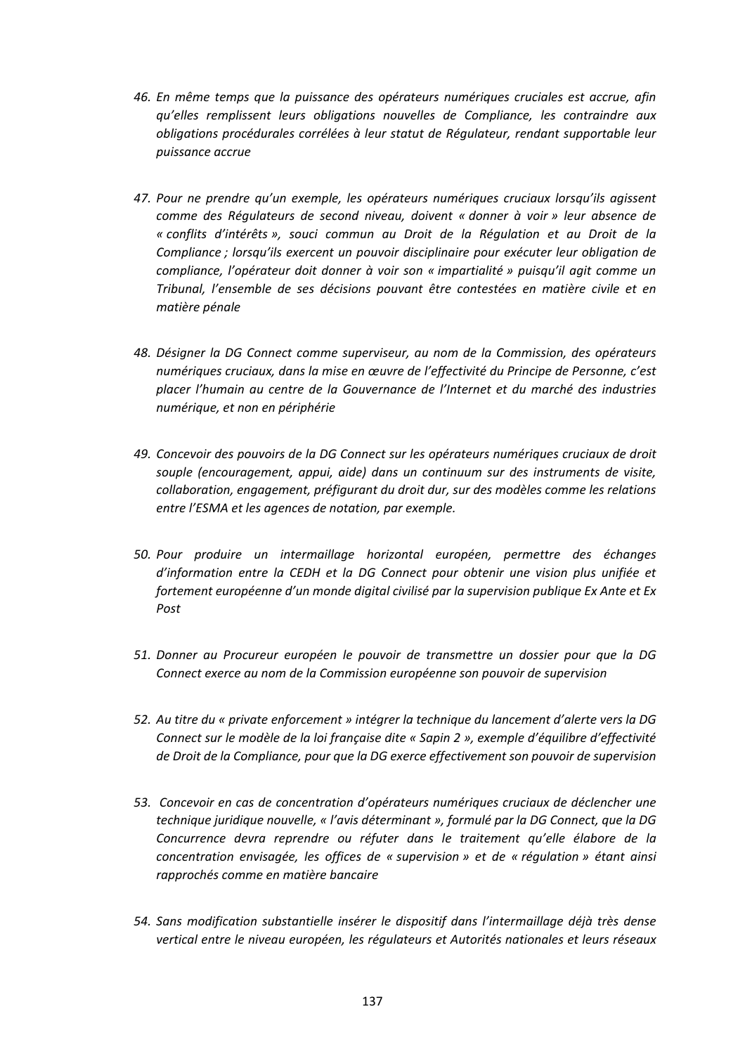46. *En même temps que la puissance des opérateurs numériques cruciales est accrue, afin qu'elles remplissent leurs obligations nouvelles de Compliance, les contraindre aux obligations procédurales corrélées à leur statut de Régulateur, rendant supportable leur puissance accrue*

47. *Pour ne prendre qu'un exemple, les opérateurs numériques cruciaux lorsqu'ils agissent comme des Régulateurs de second niveau, doivent « donner à voir » leur absence de « conflits d'intérêts », souci commun au Droit de la Régulation et au Droit de la Compliance ; lorsqu'ils exercent un pouvoir disciplinaire pour exécuter leur obligation de compliance, l'opérateur doit donner à voir son « impartialité » puisqu'il agit comme un Tribunal, l'ensemble de ses décisions pouvant être contestées en matière civile et en matière pénale*

48. *Désigner la DG Connect comme superviseur, au nom de la Commission, des opérateurs numériques cruciaux, dans la mise en œuvre de l'effectivité du Principe de Personne, c'est placer l'humain au centre de la Gouvernance de l'Internet et du marché des industries numérique, et non en périphérie*

49. *Concevoir des pouvoirs de la DG Connect sur les opérateurs numériques cruciaux de droit souple (encouragement, appui, aide) dans un continuum sur des instruments de visite, collaboration, engagement, préfigurant du droit dur, sur des modèles comme les relations entre l'ESMA et les agences de notation, par exemple.*

50. *Pour produire un intermaillage horizontal européen, permettre des échanges d'information entre la CEDH et la DG Connect pour obtenir une vision plus unifiée et fortement européenne d'un monde digital civilisé par la supervision publique Ex Ante et Ex Post*

51. *Donner au Procureur européen le pouvoir de transmettre un dossier pour que la DG Connect exerce au nom de la Commission européenne son pouvoir de supervision*

52. *Au titre du « private enforcement » intégrer la technique du lancement d'alerte vers la DG Connect sur le modèle de la loi française dite « Sapin 2 », exemple d'équilibre d'effectivité de Droit de la Compliance, pour que la DG exerce effectivement son pouvoir de supervision*

53. *Concevoir en cas de concentration d'opérateurs numériques cruciaux de déclencher une technique juridique nouvelle, « l'avis déterminant », formulé par la DG Connect, que la DG Concurrence devra reprendre ou réfuter dans le traitement qu'elle élabore de la concentration envisagée, les offices de « supervision » et de « régulation » étant ainsi rapprochés comme en matière bancaire*

54. *Sans modification substantielle insérer le dispositif dans l'intermaillage déjà très dense vertical entre le niveau européen, les régulateurs et Autorités nationales et leurs réseaux*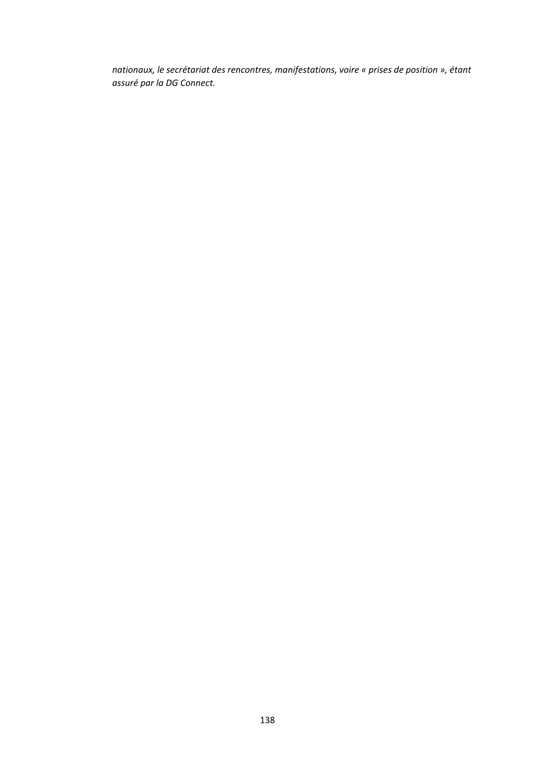*nationaux, le secrétariat des rencontres, manifestations, voire « prises de position », étant assuré par la DG Connect.*